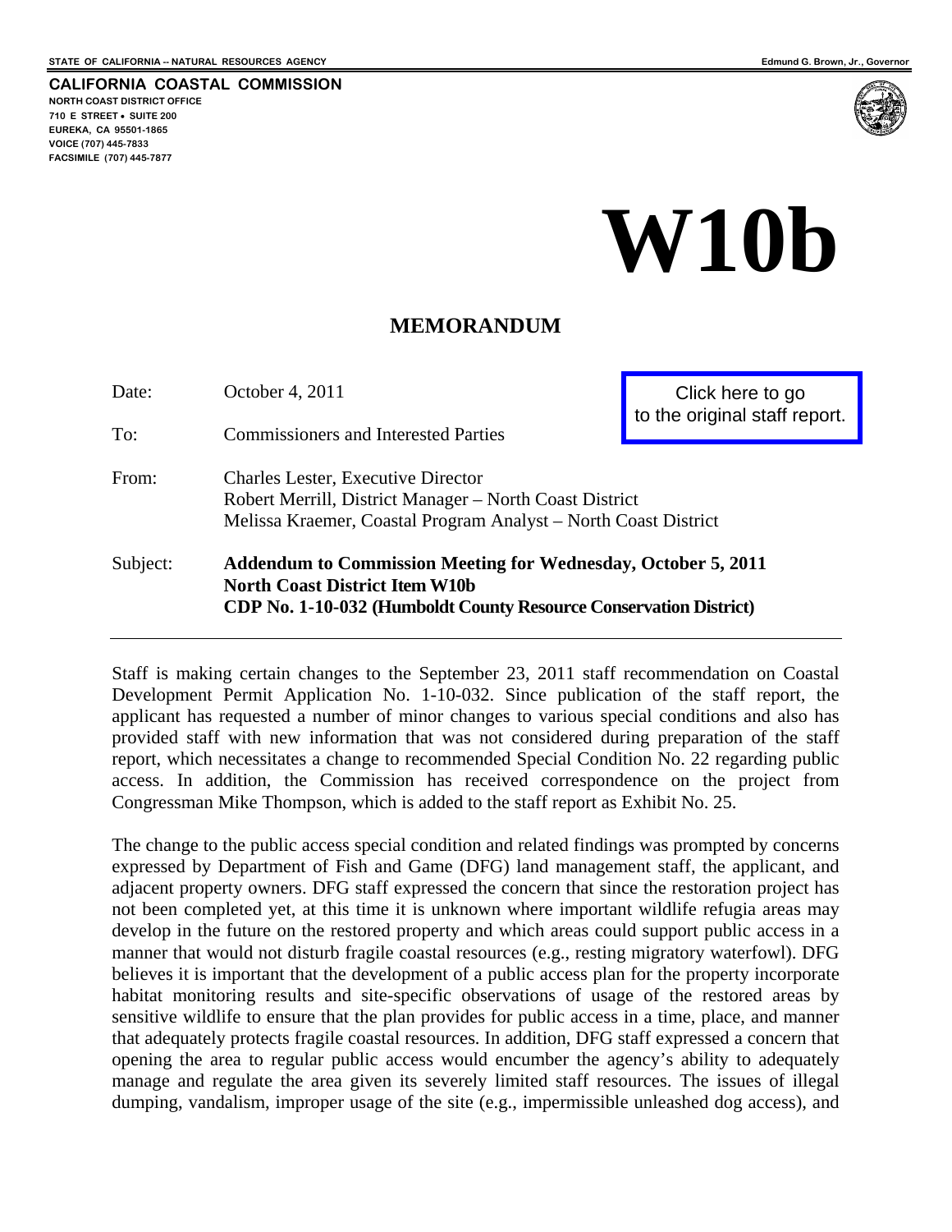STATE OF CALIFORNIA -- NATURAL RESOURCES AGENCY

Edmund G. Brown, Jr., Governor

**CALIFORNIA COASTAL COMMISSION**
NORTH COAST DISTRICT OFFICE
710 E STREET • SUITE 200
EUREKA, CA 95501-1865
VOICE (707) 445-7833
FACSIMILE (707) 445-7877

# W10b

## MEMORANDUM

Click here to go to the original staff report.

| | |
|---|---|
| Date: | October 4, 2011 |
| To: | Commissioners and Interested Parties |
| From: | Charles Lester, Executive Director<br>Robert Merrill, District Manager – North Coast District<br>Melissa Kraemer, Coastal Program Analyst – North Coast District |
| Subject: | **Addendum to Commission Meeting for Wednesday, October 5, 2011**<br>**North Coast District Item W10b**<br>**CDP No. 1-10-032 (Humboldt County Resource Conservation District)** |

Staff is making certain changes to the September 23, 2011 staff recommendation on Coastal Development Permit Application No. 1-10-032. Since publication of the staff report, the applicant has requested a number of minor changes to various special conditions and also has provided staff with new information that was not considered during preparation of the staff report, which necessitates a change to recommended Special Condition No. 22 regarding public access. In addition, the Commission has received correspondence on the project from Congressman Mike Thompson, which is added to the staff report as Exhibit No. 25.

The change to the public access special condition and related findings was prompted by concerns expressed by Department of Fish and Game (DFG) land management staff, the applicant, and adjacent property owners. DFG staff expressed the concern that since the restoration project has not been completed yet, at this time it is unknown where important wildlife refugia areas may develop in the future on the restored property and which areas could support public access in a manner that would not disturb fragile coastal resources (e.g., resting migratory waterfowl). DFG believes it is important that the development of a public access plan for the property incorporate habitat monitoring results and site-specific observations of usage of the restored areas by sensitive wildlife to ensure that the plan provides for public access in a time, place, and manner that adequately protects fragile coastal resources. In addition, DFG staff expressed a concern that opening the area to regular public access would encumber the agency's ability to adequately manage and regulate the area given its severely limited staff resources. The issues of illegal dumping, vandalism, improper usage of the site (e.g., impermissible unleashed dog access), and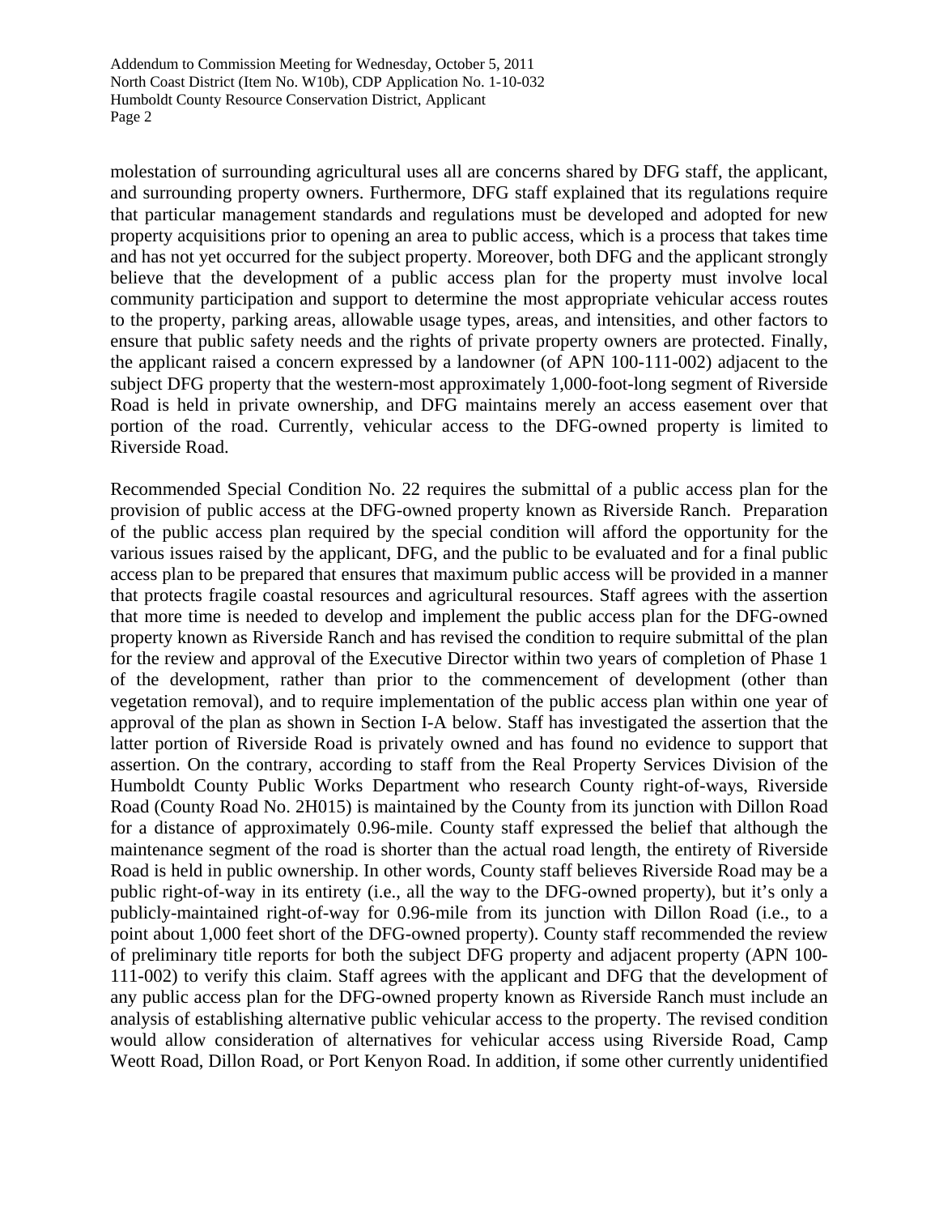molestation of surrounding agricultural uses all are concerns shared by DFG staff, the applicant, and surrounding property owners. Furthermore, DFG staff explained that its regulations require that particular management standards and regulations must be developed and adopted for new property acquisitions prior to opening an area to public access, which is a process that takes time and has not yet occurred for the subject property. Moreover, both DFG and the applicant strongly believe that the development of a public access plan for the property must involve local community participation and support to determine the most appropriate vehicular access routes to the property, parking areas, allowable usage types, areas, and intensities, and other factors to ensure that public safety needs and the rights of private property owners are protected. Finally, the applicant raised a concern expressed by a landowner (of APN 100-111-002) adjacent to the subject DFG property that the western-most approximately 1,000-foot-long segment of Riverside Road is held in private ownership, and DFG maintains merely an access easement over that portion of the road. Currently, vehicular access to the DFG-owned property is limited to Riverside Road.

Recommended Special Condition No. 22 requires the submittal of a public access plan for the provision of public access at the DFG-owned property known as Riverside Ranch. Preparation of the public access plan required by the special condition will afford the opportunity for the various issues raised by the applicant, DFG, and the public to be evaluated and for a final public access plan to be prepared that ensures that maximum public access will be provided in a manner that protects fragile coastal resources and agricultural resources. Staff agrees with the assertion that more time is needed to develop and implement the public access plan for the DFG-owned property known as Riverside Ranch and has revised the condition to require submittal of the plan for the review and approval of the Executive Director within two years of completion of Phase 1 of the development, rather than prior to the commencement of development (other than vegetation removal), and to require implementation of the public access plan within one year of approval of the plan as shown in Section I-A below. Staff has investigated the assertion that the latter portion of Riverside Road is privately owned and has found no evidence to support that assertion. On the contrary, according to staff from the Real Property Services Division of the Humboldt County Public Works Department who research County right-of-ways, Riverside Road (County Road No. 2H015) is maintained by the County from its junction with Dillon Road for a distance of approximately 0.96-mile. County staff expressed the belief that although the maintenance segment of the road is shorter than the actual road length, the entirety of Riverside Road is held in public ownership. In other words, County staff believes Riverside Road may be a public right-of-way in its entirety (i.e., all the way to the DFG-owned property), but it's only a publicly-maintained right-of-way for 0.96-mile from its junction with Dillon Road (i.e., to a point about 1,000 feet short of the DFG-owned property). County staff recommended the review of preliminary title reports for both the subject DFG property and adjacent property (APN 100-111-002) to verify this claim. Staff agrees with the applicant and DFG that the development of any public access plan for the DFG-owned property known as Riverside Ranch must include an analysis of establishing alternative public vehicular access to the property. The revised condition would allow consideration of alternatives for vehicular access using Riverside Road, Camp Weott Road, Dillon Road, or Port Kenyon Road. In addition, if some other currently unidentified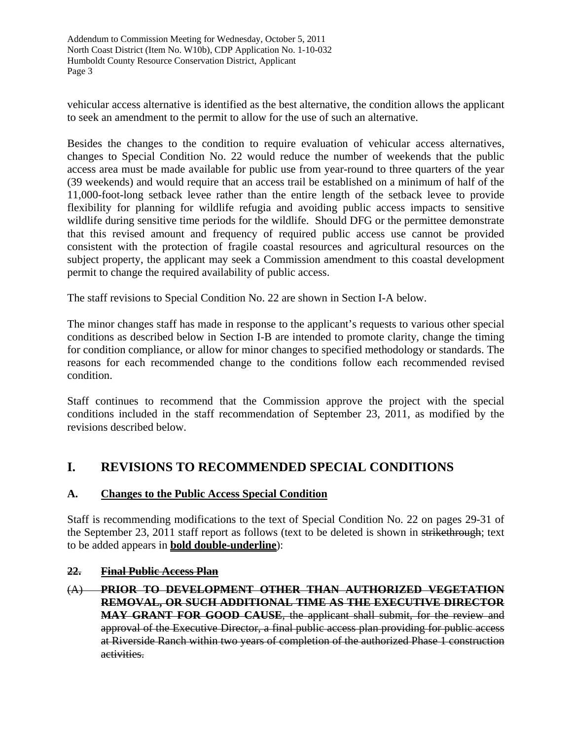vehicular access alternative is identified as the best alternative, the condition allows the applicant to seek an amendment to the permit to allow for the use of such an alternative.

Besides the changes to the condition to require evaluation of vehicular access alternatives, changes to Special Condition No. 22 would reduce the number of weekends that the public access area must be made available for public use from year-round to three quarters of the year (39 weekends) and would require that an access trail be established on a minimum of half of the 11,000-foot-long setback levee rather than the entire length of the setback levee to provide flexibility for planning for wildlife refugia and avoiding public access impacts to sensitive wildlife during sensitive time periods for the wildlife. Should DFG or the permittee demonstrate that this revised amount and frequency of required public access use cannot be provided consistent with the protection of fragile coastal resources and agricultural resources on the subject property, the applicant may seek a Commission amendment to this coastal development permit to change the required availability of public access.

The staff revisions to Special Condition No. 22 are shown in Section I-A below.

The minor changes staff has made in response to the applicant's requests to various other special conditions as described below in Section I-B are intended to promote clarity, change the timing for condition compliance, or allow for minor changes to specified methodology or standards. The reasons for each recommended change to the conditions follow each recommended revised condition.

Staff continues to recommend that the Commission approve the project with the special conditions included in the staff recommendation of September 23, 2011, as modified by the revisions described below.

# I. REVISIONS TO RECOMMENDED SPECIAL CONDITIONS

## A. Changes to the Public Access Special Condition

Staff is recommending modifications to the text of Special Condition No. 22 on pages 29-31 of the September 23, 2011 staff report as follows (text to be deleted is shown in ~~strikethrough~~; text to be added appears in **bold double-underline**):

~~**22. Final Public Access Plan**~~

~~(A) **PRIOR TO DEVELOPMENT OTHER THAN AUTHORIZED VEGETATION REMOVAL, OR SUCH ADDITIONAL TIME AS THE EXECUTIVE DIRECTOR MAY GRANT FOR GOOD CAUSE**, the applicant shall submit, for the review and approval of the Executive Director, a final public access plan providing for public access at Riverside Ranch within two years of completion of the authorized Phase 1 construction activities.~~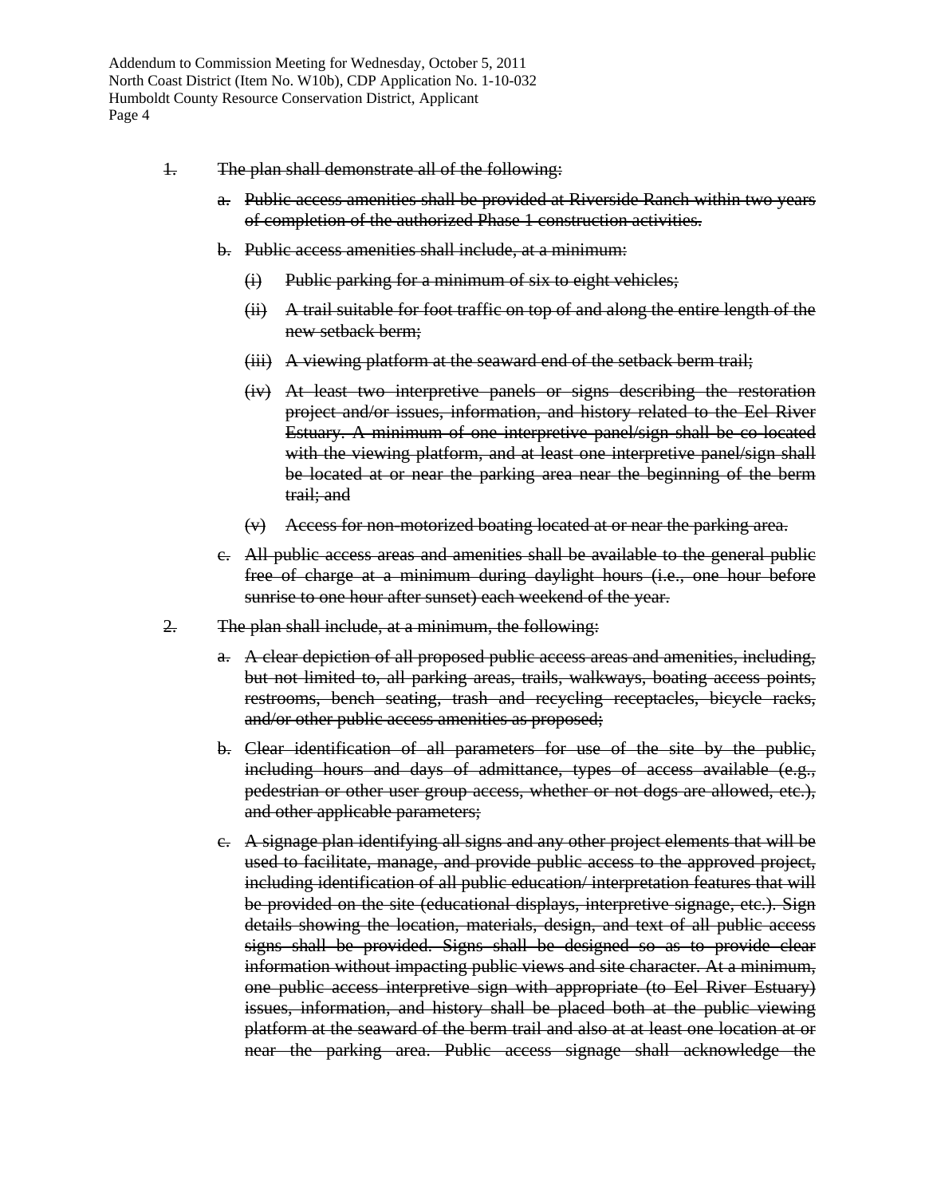1. ~~The plan shall demonstrate all of the following:~~

   a. ~~Public access amenities shall be provided at Riverside Ranch within two years of completion of the authorized Phase 1 construction activities.~~

   b. ~~Public access amenities shall include, at a minimum:~~

      (i) ~~Public parking for a minimum of six to eight vehicles;~~

      (ii) ~~A trail suitable for foot traffic on top of and along the entire length of the new setback berm;~~

      (iii) ~~A viewing platform at the seaward end of the setback berm trail;~~

      (iv) ~~At least two interpretive panels or signs describing the restoration project and/or issues, information, and history related to the Eel River Estuary. A minimum of one interpretive panel/sign shall be co-located with the viewing platform, and at least one interpretive panel/sign shall be located at or near the parking area near the beginning of the berm trail; and~~

      (v) ~~Access for non-motorized boating located at or near the parking area.~~

   c. ~~All public access areas and amenities shall be available to the general public free of charge at a minimum during daylight hours (i.e., one hour before sunrise to one hour after sunset) each weekend of the year.~~

2. ~~The plan shall include, at a minimum, the following:~~

   a. ~~A clear depiction of all proposed public access areas and amenities, including, but not limited to, all parking areas, trails, walkways, boating access points, restrooms, bench seating, trash and recycling receptacles, bicycle racks, and/or other public access amenities as proposed;~~

   b. ~~Clear identification of all parameters for use of the site by the public, including hours and days of admittance, types of access available (e.g., pedestrian or other user group access, whether or not dogs are allowed, etc.), and other applicable parameters;~~

   c. ~~A signage plan identifying all signs and any other project elements that will be used to facilitate, manage, and provide public access to the approved project, including identification of all public education/ interpretation features that will be provided on the site (educational displays, interpretive signage, etc.). Sign details showing the location, materials, design, and text of all public access signs shall be provided. Signs shall be designed so as to provide clear information without impacting public views and site character. At a minimum, one public access interpretive sign with appropriate (to Eel River Estuary) issues, information, and history shall be placed both at the public viewing platform at the seaward of the berm trail and also at at least one location at or near the parking area. Public access signage shall acknowledge the~~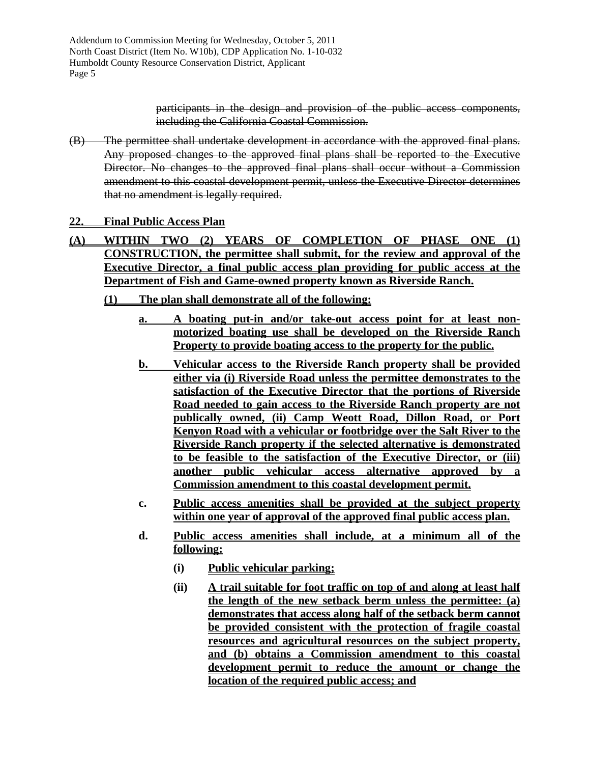~~participants in the design and provision of the public access components, including the California Coastal Commission.~~

~~(B) The permittee shall undertake development in accordance with the approved final plans. Any proposed changes to the approved final plans shall be reported to the Executive Director. No changes to the approved final plans shall occur without a Commission amendment to this coastal development permit, unless the Executive Director determines that no amendment is legally required.~~

**<u>22. Final Public Access Plan</u>**

**<u>(A) WITHIN TWO (2) YEARS OF COMPLETION OF PHASE ONE (1) CONSTRUCTION, the permittee shall submit, for the review and approval of the Executive Director, a final public access plan providing for public access at the Department of Fish and Game-owned property known as Riverside Ranch.</u>**

**<u>(1) The plan shall demonstrate all of the following:</u>**

**<u>a. A boating put-in and/or take-out access point for at least non-motorized boating use shall be developed on the Riverside Ranch Property to provide boating access to the property for the public.</u>**

**<u>b. Vehicular access to the Riverside Ranch property shall be provided either via (i) Riverside Road unless the permittee demonstrates to the satisfaction of the Executive Director that the portions of Riverside Road needed to gain access to the Riverside Ranch property are not publically owned, (ii) Camp Weott Road, Dillon Road, or Port Kenyon Road with a vehicular or footbridge over the Salt River to the Riverside Ranch property if the selected alternative is demonstrated to be feasible to the satisfaction of the Executive Director, or (iii) another public vehicular access alternative approved by a Commission amendment to this coastal development permit.</u>**

**c. <u>Public access amenities shall be provided at the subject property within one year of approval of the approved final public access plan.</u>**

**d. <u>Public access amenities shall include, at a minimum all of the following:</u>**

**(i) <u>Public vehicular parking;</u>**

**(ii) <u>A trail suitable for foot traffic on top of and along at least half the length of the new setback berm unless the permittee: (a) demonstrates that access along half of the setback berm cannot be provided consistent with the protection of fragile coastal resources and agricultural resources on the subject property, and (b) obtains a Commission amendment to this coastal development permit to reduce the amount or change the location of the required public access; and</u>**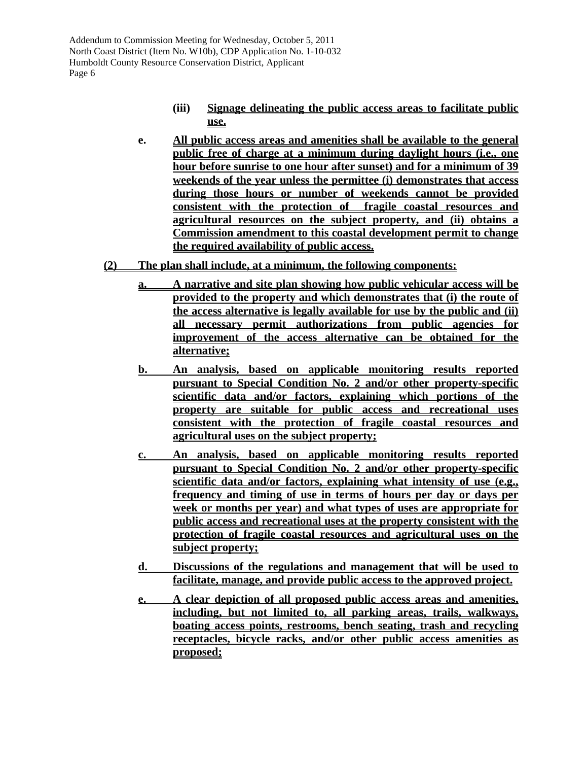**(iii) Signage delineating the public access areas to facilitate public use.**

**e. All public access areas and amenities shall be available to the general public free of charge at a minimum during daylight hours (i.e., one hour before sunrise to one hour after sunset) and for a minimum of 39 weekends of the year unless the permittee (i) demonstrates that access during those hours or number of weekends cannot be provided consistent with the protection of fragile coastal resources and agricultural resources on the subject property, and (ii) obtains a Commission amendment to this coastal development permit to change the required availability of public access.**

**(2) The plan shall include, at a minimum, the following components:**

**a. A narrative and site plan showing how public vehicular access will be provided to the property and which demonstrates that (i) the route of the access alternative is legally available for use by the public and (ii) all necessary permit authorizations from public agencies for improvement of the access alternative can be obtained for the alternative;**

**b. An analysis, based on applicable monitoring results reported pursuant to Special Condition No. 2 and/or other property-specific scientific data and/or factors, explaining which portions of the property are suitable for public access and recreational uses consistent with the protection of fragile coastal resources and agricultural uses on the subject property;**

**c. An analysis, based on applicable monitoring results reported pursuant to Special Condition No. 2 and/or other property-specific scientific data and/or factors, explaining what intensity of use (e.g., frequency and timing of use in terms of hours per day or days per week or months per year) and what types of uses are appropriate for public access and recreational uses at the property consistent with the protection of fragile coastal resources and agricultural uses on the subject property;**

**d. Discussions of the regulations and management that will be used to facilitate, manage, and provide public access to the approved project.**

**e. A clear depiction of all proposed public access areas and amenities, including, but not limited to, all parking areas, trails, walkways, boating access points, restrooms, bench seating, trash and recycling receptacles, bicycle racks, and/or other public access amenities as proposed;**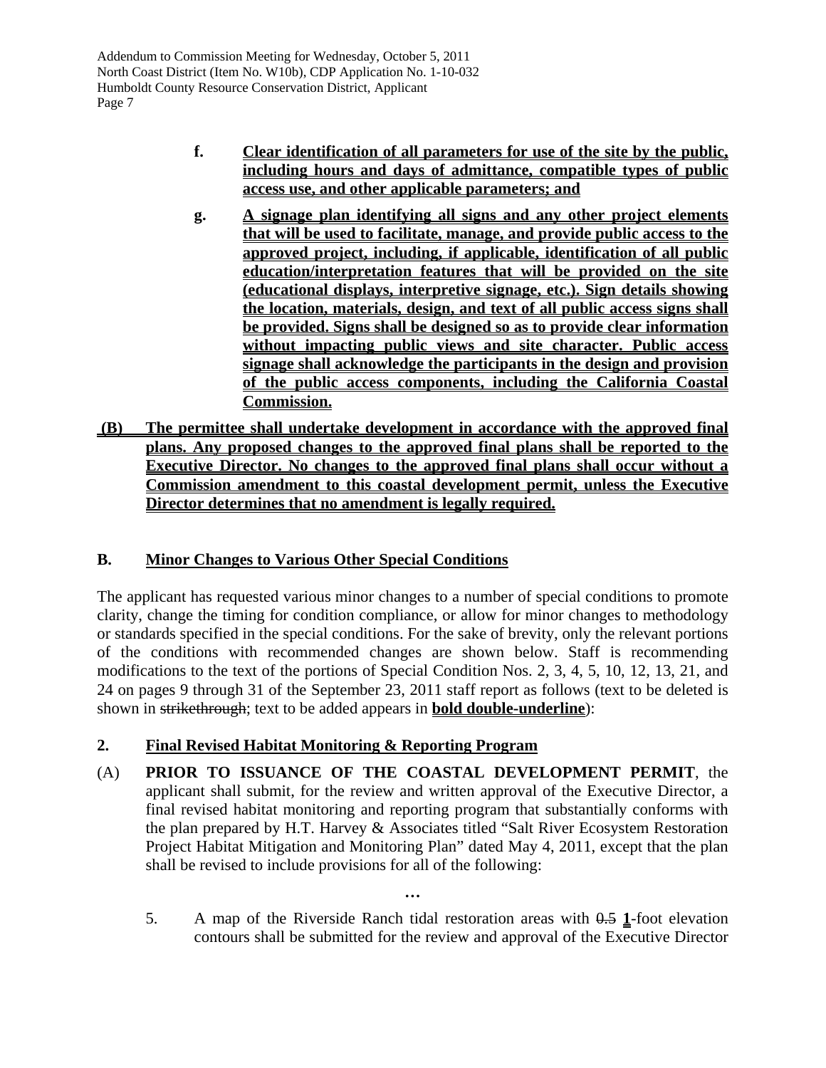f. **<u>Clear identification of all parameters for use of the site by the public, including hours and days of admittance, compatible types of public access use, and other applicable parameters; and</u>**

g. **<u>A signage plan identifying all signs and any other project elements that will be used to facilitate, manage, and provide public access to the approved project, including, if applicable, identification of all public education/interpretation features that will be provided on the site (educational displays, interpretive signage, etc.). Sign details showing the location, materials, design, and text of all public access signs shall be provided. Signs shall be designed so as to provide clear information without impacting public views and site character. Public access signage shall acknowledge the participants in the design and provision of the public access components, including the California Coastal Commission.</u>**

**<u>(B) The permittee shall undertake development in accordance with the approved final plans. Any proposed changes to the approved final plans shall be reported to the Executive Director. No changes to the approved final plans shall occur without a Commission amendment to this coastal development permit, unless the Executive Director determines that no amendment is legally required.</u>**

## B. Minor Changes to Various Other Special Conditions

The applicant has requested various minor changes to a number of special conditions to promote clarity, change the timing for condition compliance, or allow for minor changes to methodology or standards specified in the special conditions. For the sake of brevity, only the relevant portions of the conditions with recommended changes are shown below. Staff is recommending modifications to the text of the portions of Special Condition Nos. 2, 3, 4, 5, 10, 12, 13, 21, and 24 on pages 9 through 31 of the September 23, 2011 staff report as follows (text to be deleted is shown in ~~strikethrough~~; text to be added appears in **<u>bold double-underline</u>**):

## 2. Final Revised Habitat Monitoring & Reporting Program

(A) **PRIOR TO ISSUANCE OF THE COASTAL DEVELOPMENT PERMIT**, the applicant shall submit, for the review and written approval of the Executive Director, a final revised habitat monitoring and reporting program that substantially conforms with the plan prepared by H.T. Harvey & Associates titled "Salt River Ecosystem Restoration Project Habitat Mitigation and Monitoring Plan" dated May 4, 2011, except that the plan shall be revised to include provisions for all of the following:

…

5. A map of the Riverside Ranch tidal restoration areas with ~~0.5~~ **<u>1</u>**-foot elevation contours shall be submitted for the review and approval of the Executive Director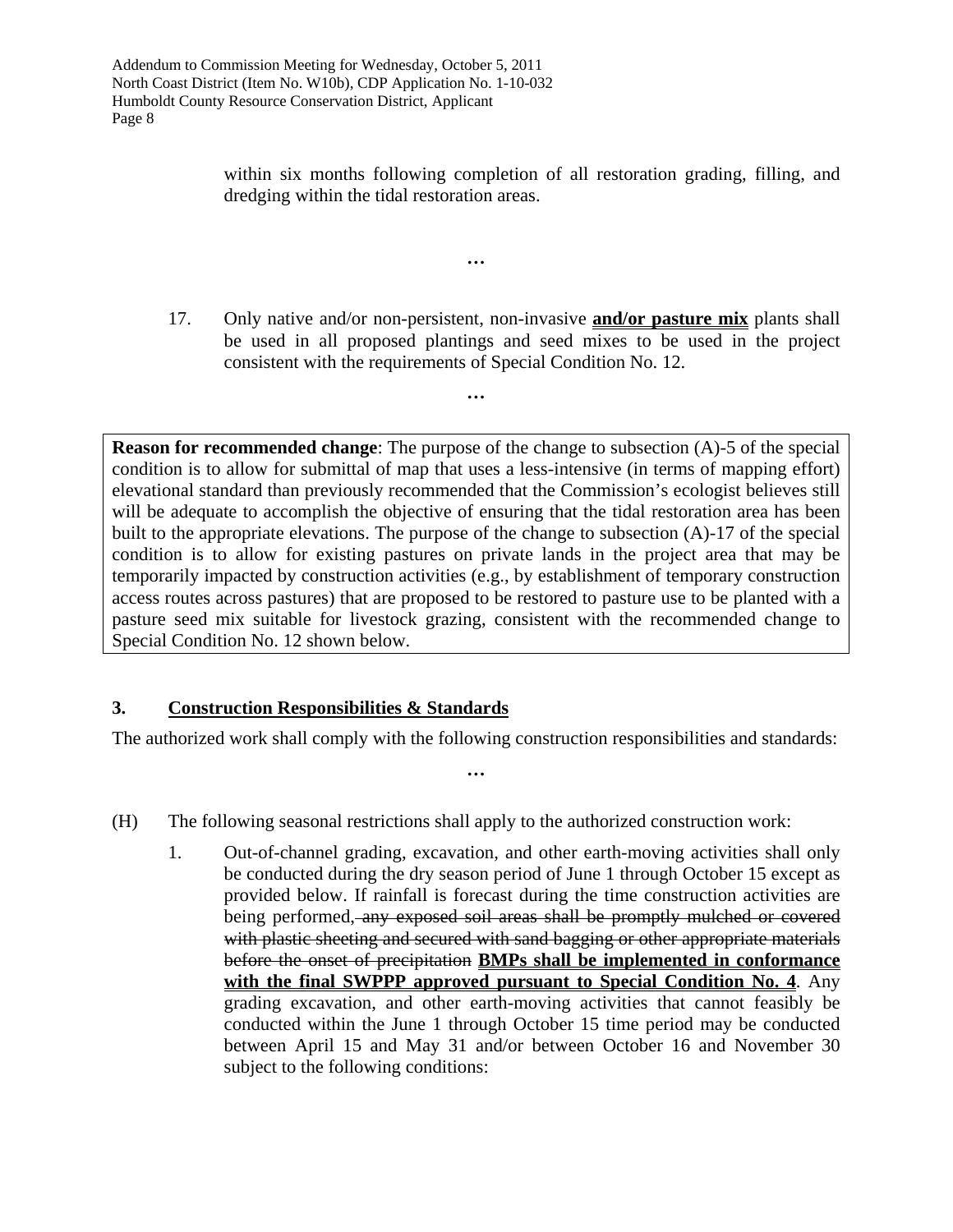within six months following completion of all restoration grading, filling, and dredging within the tidal restoration areas.

…

17. Only native and/or non-persistent, non-invasive **<u>and/or pasture mix</u>** plants shall be used in all proposed plantings and seed mixes to be used in the project consistent with the requirements of Special Condition No. 12.

…

**Reason for recommended change**: The purpose of the change to subsection (A)-5 of the special condition is to allow for submittal of map that uses a less-intensive (in terms of mapping effort) elevational standard than previously recommended that the Commission's ecologist believes still will be adequate to accomplish the objective of ensuring that the tidal restoration area has been built to the appropriate elevations. The purpose of the change to subsection (A)-17 of the special condition is to allow for existing pastures on private lands in the project area that may be temporarily impacted by construction activities (e.g., by establishment of temporary construction access routes across pastures) that are proposed to be restored to pasture use to be planted with a pasture seed mix suitable for livestock grazing, consistent with the recommended change to Special Condition No. 12 shown below.

**3. <u>Construction Responsibilities & Standards</u>**

The authorized work shall comply with the following construction responsibilities and standards:

…

(H) The following seasonal restrictions shall apply to the authorized construction work:

1. Out-of-channel grading, excavation, and other earth-moving activities shall only be conducted during the dry season period of June 1 through October 15 except as provided below. If rainfall is forecast during the time construction activities are being performed~~, any exposed soil areas shall be promptly mulched or covered with plastic sheeting and secured with sand bagging or other appropriate materials before the onset of precipitation~~ **<u>BMPs shall be implemented in conformance with the final SWPPP approved pursuant to Special Condition No. 4</u>**. Any grading excavation, and other earth-moving activities that cannot feasibly be conducted within the June 1 through October 15 time period may be conducted between April 15 and May 31 and/or between October 16 and November 30 subject to the following conditions: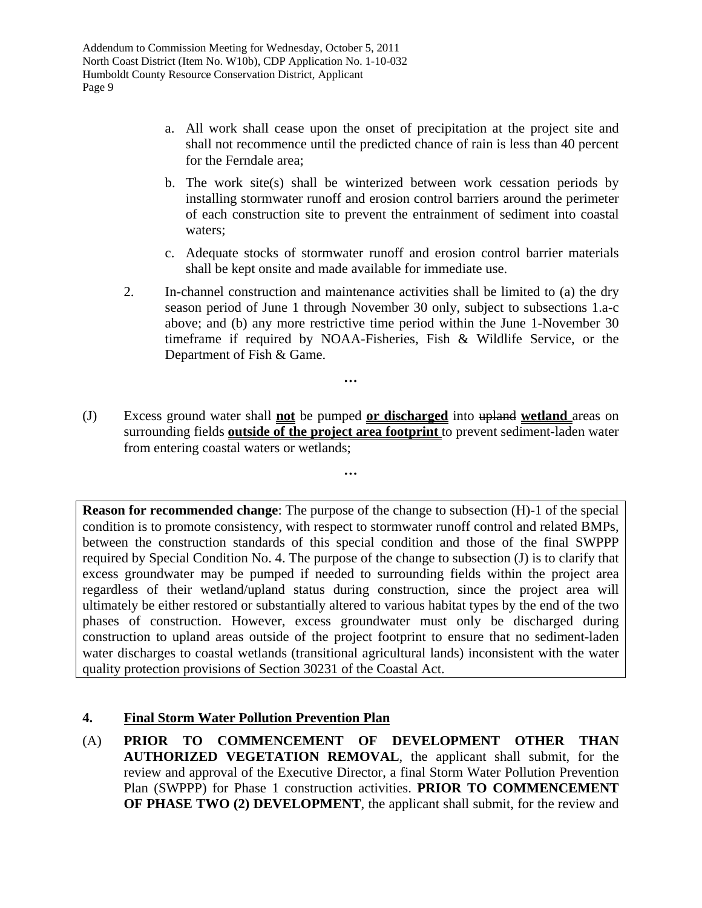a. All work shall cease upon the onset of precipitation at the project site and shall not recommence until the predicted chance of rain is less than 40 percent for the Ferndale area;

b. The work site(s) shall be winterized between work cessation periods by installing stormwater runoff and erosion control barriers around the perimeter of each construction site to prevent the entrainment of sediment into coastal waters;

c. Adequate stocks of stormwater runoff and erosion control barrier materials shall be kept onsite and made available for immediate use.

2. In-channel construction and maintenance activities shall be limited to (a) the dry season period of June 1 through November 30 only, subject to subsections 1.a-c above; and (b) any more restrictive time period within the June 1-November 30 timeframe if required by NOAA-Fisheries, Fish & Wildlife Service, or the Department of Fish & Game.

…

(J) Excess ground water shall **<u>not</u>** be pumped **<u>or discharged</u>** into ~~upland~~ **<u>wetland</u>** areas on surrounding fields **<u>outside of the project area footprint</u>** to prevent sediment-laden water from entering coastal waters or wetlands;

…

**Reason for recommended change**: The purpose of the change to subsection (H)-1 of the special condition is to promote consistency, with respect to stormwater runoff control and related BMPs, between the construction standards of this special condition and those of the final SWPPP required by Special Condition No. 4. The purpose of the change to subsection (J) is to clarify that excess groundwater may be pumped if needed to surrounding fields within the project area regardless of their wetland/upland status during construction, since the project area will ultimately be either restored or substantially altered to various habitat types by the end of the two phases of construction. However, excess groundwater must only be discharged during construction to upland areas outside of the project footprint to ensure that no sediment-laden water discharges to coastal wetlands (transitional agricultural lands) inconsistent with the water quality protection provisions of Section 30231 of the Coastal Act.

**4. <u>Final Storm Water Pollution Prevention Plan</u>**

(A) **PRIOR TO COMMENCEMENT OF DEVELOPMENT OTHER THAN AUTHORIZED VEGETATION REMOVAL**, the applicant shall submit, for the review and approval of the Executive Director, a final Storm Water Pollution Prevention Plan (SWPPP) for Phase 1 construction activities. **PRIOR TO COMMENCEMENT OF PHASE TWO (2) DEVELOPMENT**, the applicant shall submit, for the review and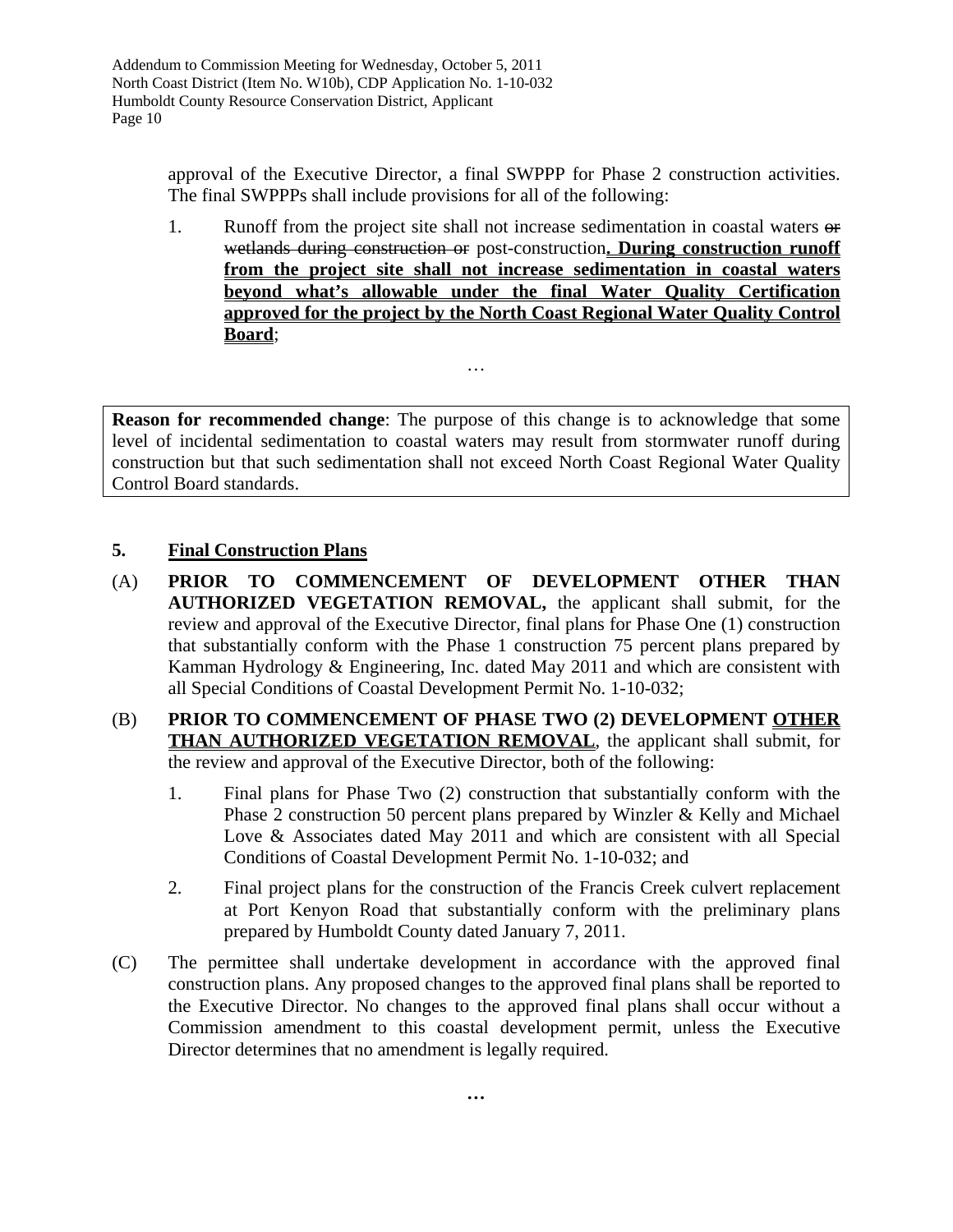approval of the Executive Director, a final SWPPP for Phase 2 construction activities. The final SWPPPs shall include provisions for all of the following:

1. Runoff from the project site shall not increase sedimentation in coastal waters ~~or wetlands during construction or~~ post-construction**. During construction runoff from the project site shall not increase sedimentation in coastal waters beyond what's allowable under the final Water Quality Certification approved for the project by the North Coast Regional Water Quality Control Board**;

…

**Reason for recommended change**: The purpose of this change is to acknowledge that some level of incidental sedimentation to coastal waters may result from stormwater runoff during construction but that such sedimentation shall not exceed North Coast Regional Water Quality Control Board standards.

**5. Final Construction Plans**

(A) **PRIOR TO COMMENCEMENT OF DEVELOPMENT OTHER THAN AUTHORIZED VEGETATION REMOVAL,** the applicant shall submit, for the review and approval of the Executive Director, final plans for Phase One (1) construction that substantially conform with the Phase 1 construction 75 percent plans prepared by Kamman Hydrology & Engineering, Inc. dated May 2011 and which are consistent with all Special Conditions of Coastal Development Permit No. 1-10-032;

(B) **PRIOR TO COMMENCEMENT OF PHASE TWO (2) DEVELOPMENT OTHER THAN AUTHORIZED VEGETATION REMOVAL**, the applicant shall submit, for the review and approval of the Executive Director, both of the following:

1. Final plans for Phase Two (2) construction that substantially conform with the Phase 2 construction 50 percent plans prepared by Winzler & Kelly and Michael Love & Associates dated May 2011 and which are consistent with all Special Conditions of Coastal Development Permit No. 1-10-032; and

2. Final project plans for the construction of the Francis Creek culvert replacement at Port Kenyon Road that substantially conform with the preliminary plans prepared by Humboldt County dated January 7, 2011.

(C) The permittee shall undertake development in accordance with the approved final construction plans. Any proposed changes to the approved final plans shall be reported to the Executive Director. No changes to the approved final plans shall occur without a Commission amendment to this coastal development permit, unless the Executive Director determines that no amendment is legally required.

…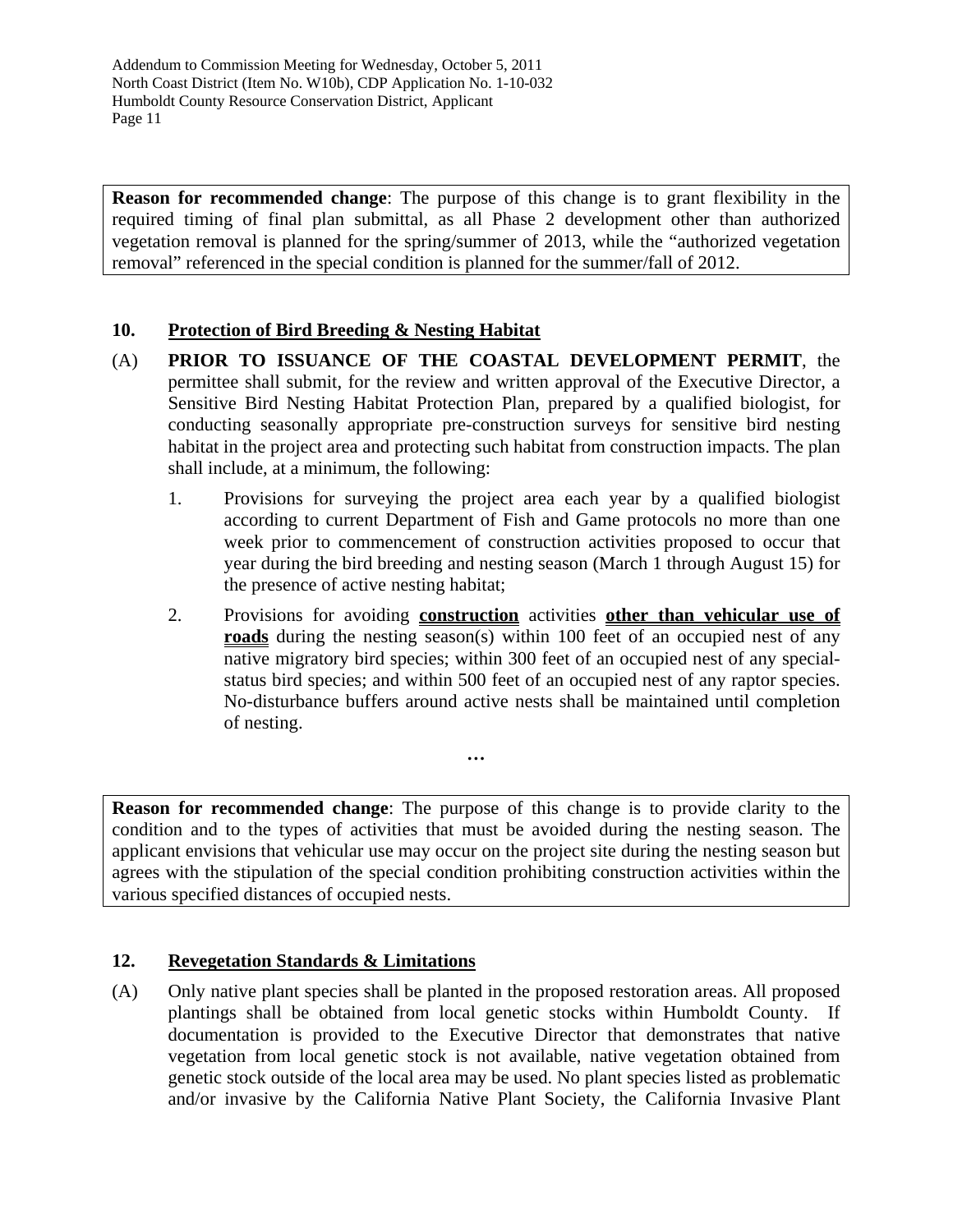**Reason for recommended change**: The purpose of this change is to grant flexibility in the required timing of final plan submittal, as all Phase 2 development other than authorized vegetation removal is planned for the spring/summer of 2013, while the "authorized vegetation removal" referenced in the special condition is planned for the summer/fall of 2012.

## 10. Protection of Bird Breeding & Nesting Habitat

(A) **PRIOR TO ISSUANCE OF THE COASTAL DEVELOPMENT PERMIT**, the permittee shall submit, for the review and written approval of the Executive Director, a Sensitive Bird Nesting Habitat Protection Plan, prepared by a qualified biologist, for conducting seasonally appropriate pre-construction surveys for sensitive bird nesting habitat in the project area and protecting such habitat from construction impacts. The plan shall include, at a minimum, the following:

1. Provisions for surveying the project area each year by a qualified biologist according to current Department of Fish and Game protocols no more than one week prior to commencement of construction activities proposed to occur that year during the bird breeding and nesting season (March 1 through August 15) for the presence of active nesting habitat;

2. Provisions for avoiding **construction** activities **other than vehicular use of roads** during the nesting season(s) within 100 feet of an occupied nest of any native migratory bird species; within 300 feet of an occupied nest of any special-status bird species; and within 500 feet of an occupied nest of any raptor species. No-disturbance buffers around active nests shall be maintained until completion of nesting.

…

**Reason for recommended change**: The purpose of this change is to provide clarity to the condition and to the types of activities that must be avoided during the nesting season. The applicant envisions that vehicular use may occur on the project site during the nesting season but agrees with the stipulation of the special condition prohibiting construction activities within the various specified distances of occupied nests.

## 12. Revegetation Standards & Limitations

(A) Only native plant species shall be planted in the proposed restoration areas. All proposed plantings shall be obtained from local genetic stocks within Humboldt County. If documentation is provided to the Executive Director that demonstrates that native vegetation from local genetic stock is not available, native vegetation obtained from genetic stock outside of the local area may be used. No plant species listed as problematic and/or invasive by the California Native Plant Society, the California Invasive Plant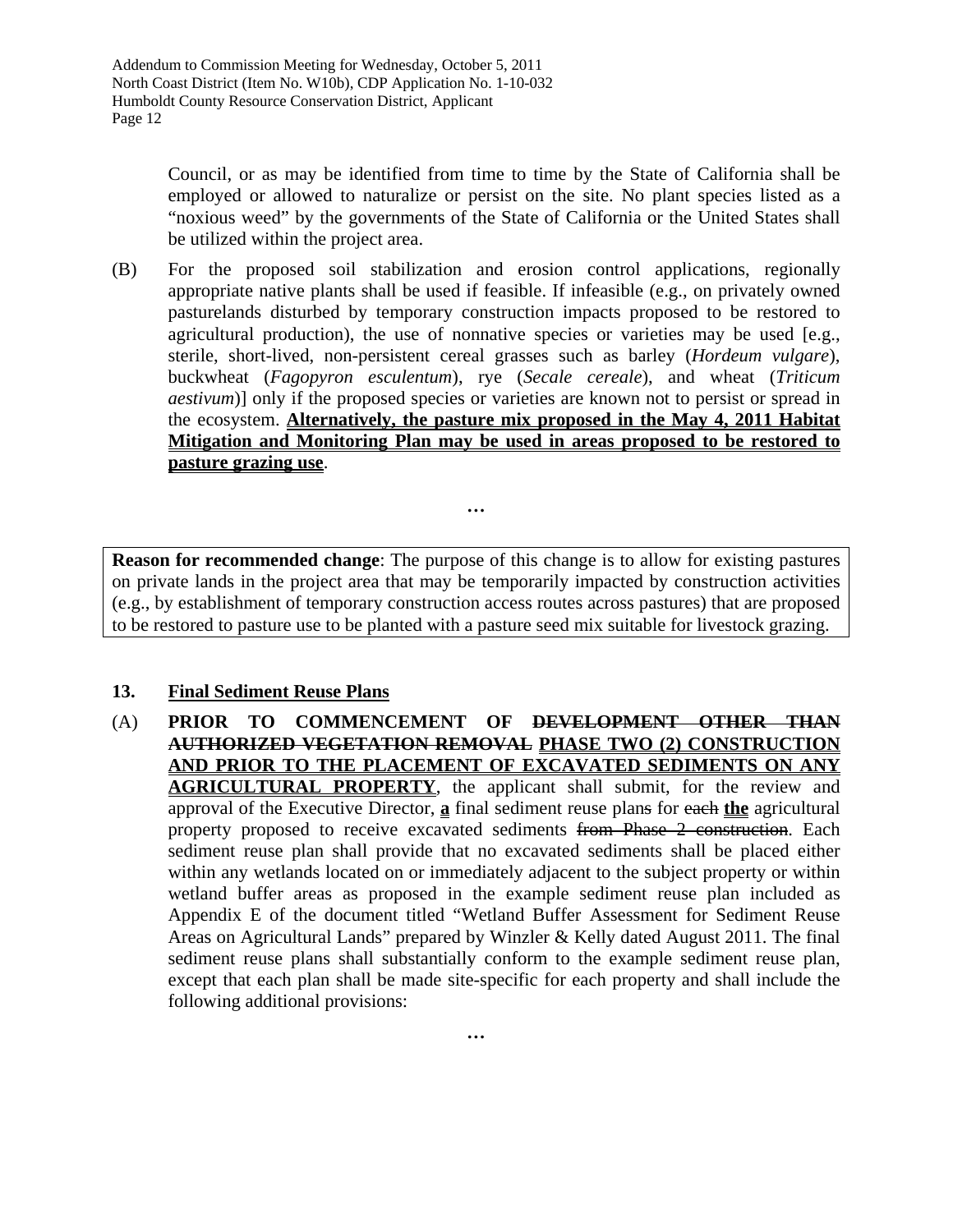Council, or as may be identified from time to time by the State of California shall be employed or allowed to naturalize or persist on the site. No plant species listed as a "noxious weed" by the governments of the State of California or the United States shall be utilized within the project area.

(B) For the proposed soil stabilization and erosion control applications, regionally appropriate native plants shall be used if feasible. If infeasible (e.g., on privately owned pasturelands disturbed by temporary construction impacts proposed to be restored to agricultural production), the use of nonnative species or varieties may be used [e.g., sterile, short-lived, non-persistent cereal grasses such as barley (*Hordeum vulgare*), buckwheat (*Fagopyron esculentum*), rye (*Secale cereale*), and wheat (*Triticum aestivum*)] only if the proposed species or varieties are known not to persist or spread in the ecosystem. <u>**Alternatively, the pasture mix proposed in the May 4, 2011 Habitat Mitigation and Monitoring Plan may be used in areas proposed to be restored to pasture grazing use**</u>.

…

**Reason for recommended change**: The purpose of this change is to allow for existing pastures on private lands in the project area that may be temporarily impacted by construction activities (e.g., by establishment of temporary construction access routes across pastures) that are proposed to be restored to pasture use to be planted with a pasture seed mix suitable for livestock grazing.

**13. <u>Final Sediment Reuse Plans</u>**

(A) **PRIOR TO COMMENCEMENT OF ~~DEVELOPMENT OTHER THAN AUTHORIZED VEGETATION REMOVAL~~ <u>PHASE TWO (2) CONSTRUCTION AND PRIOR TO THE PLACEMENT OF EXCAVATED SEDIMENTS ON ANY AGRICULTURAL PROPERTY</u>**, the applicant shall submit, for the review and approval of the Executive Director, <u>**a**</u> final sediment reuse plan~~s~~ for ~~each~~ <u>**the**</u> agricultural property proposed to receive excavated sediments ~~from Phase 2 construction~~. Each sediment reuse plan shall provide that no excavated sediments shall be placed either within any wetlands located on or immediately adjacent to the subject property or within wetland buffer areas as proposed in the example sediment reuse plan included as Appendix E of the document titled "Wetland Buffer Assessment for Sediment Reuse Areas on Agricultural Lands" prepared by Winzler & Kelly dated August 2011. The final sediment reuse plans shall substantially conform to the example sediment reuse plan, except that each plan shall be made site-specific for each property and shall include the following additional provisions:

…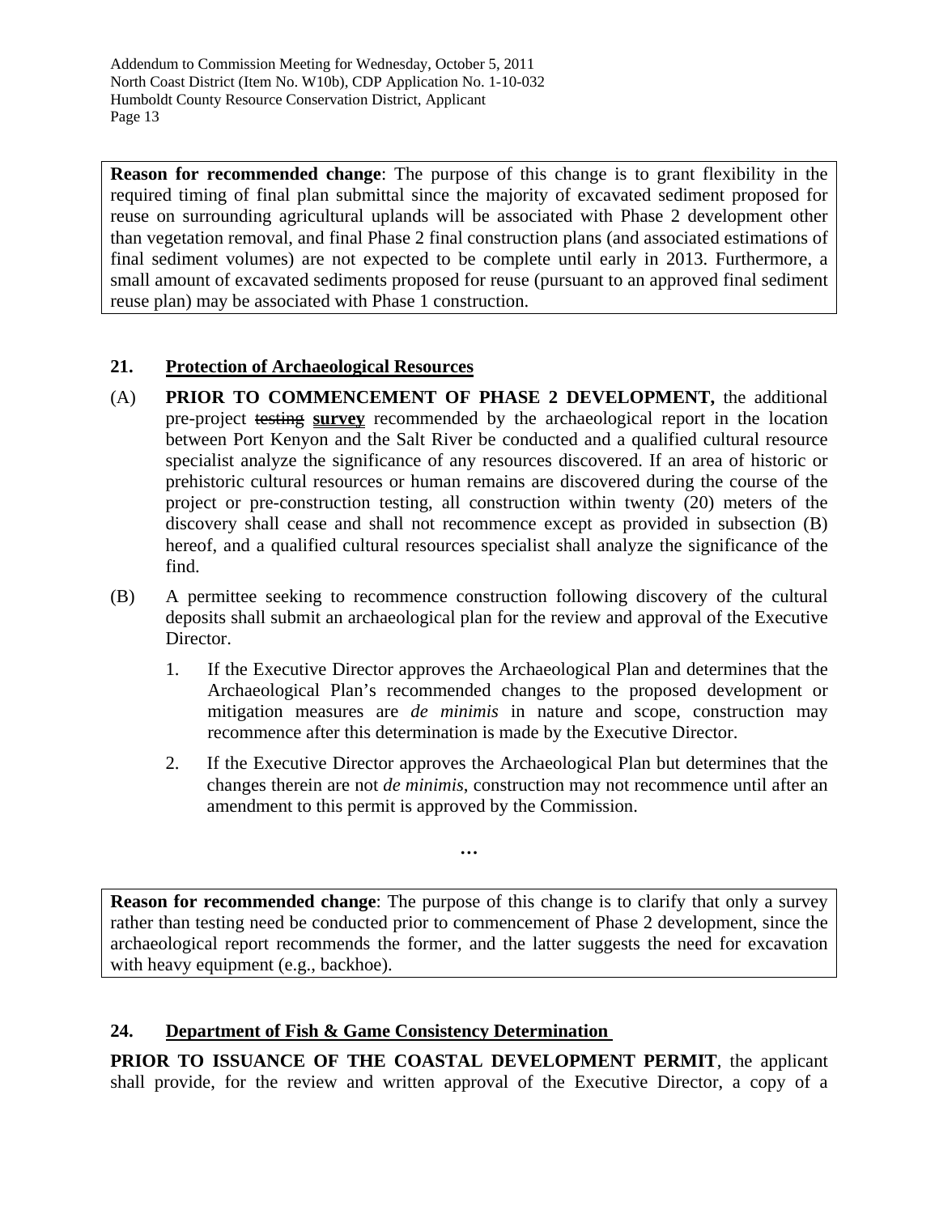**Reason for recommended change**: The purpose of this change is to grant flexibility in the required timing of final plan submittal since the majority of excavated sediment proposed for reuse on surrounding agricultural uplands will be associated with Phase 2 development other than vegetation removal, and final Phase 2 final construction plans (and associated estimations of final sediment volumes) are not expected to be complete until early in 2013. Furthermore, a small amount of excavated sediments proposed for reuse (pursuant to an approved final sediment reuse plan) may be associated with Phase 1 construction.

**21. Protection of Archaeological Resources**

(A) **PRIOR TO COMMENCEMENT OF PHASE 2 DEVELOPMENT,** the additional pre-project ~~testing~~ **survey** recommended by the archaeological report in the location between Port Kenyon and the Salt River be conducted and a qualified cultural resource specialist analyze the significance of any resources discovered. If an area of historic or prehistoric cultural resources or human remains are discovered during the course of the project or pre-construction testing, all construction within twenty (20) meters of the discovery shall cease and shall not recommence except as provided in subsection (B) hereof, and a qualified cultural resources specialist shall analyze the significance of the find.

(B) A permittee seeking to recommence construction following discovery of the cultural deposits shall submit an archaeological plan for the review and approval of the Executive Director.

1. If the Executive Director approves the Archaeological Plan and determines that the Archaeological Plan's recommended changes to the proposed development or mitigation measures are *de minimis* in nature and scope, construction may recommence after this determination is made by the Executive Director.

2. If the Executive Director approves the Archaeological Plan but determines that the changes therein are not *de minimis*, construction may not recommence until after an amendment to this permit is approved by the Commission.

**…**

**Reason for recommended change**: The purpose of this change is to clarify that only a survey rather than testing need be conducted prior to commencement of Phase 2 development, since the archaeological report recommends the former, and the latter suggests the need for excavation with heavy equipment (e.g., backhoe).

**24. Department of Fish & Game Consistency Determination**

**PRIOR TO ISSUANCE OF THE COASTAL DEVELOPMENT PERMIT**, the applicant shall provide, for the review and written approval of the Executive Director, a copy of a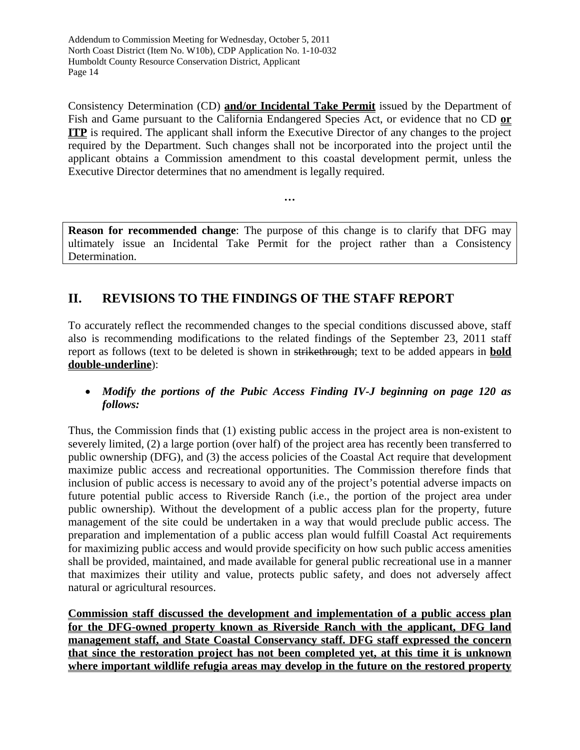Consistency Determination (CD) **<u>and/or Incidental Take Permit</u>** issued by the Department of Fish and Game pursuant to the California Endangered Species Act, or evidence that no CD **<u>or ITP</u>** is required. The applicant shall inform the Executive Director of any changes to the project required by the Department. Such changes shall not be incorporated into the project until the applicant obtains a Commission amendment to this coastal development permit, unless the Executive Director determines that no amendment is legally required.

…

**Reason for recommended change**: The purpose of this change is to clarify that DFG may ultimately issue an Incidental Take Permit for the project rather than a Consistency Determination.

## II. REVISIONS TO THE FINDINGS OF THE STAFF REPORT

To accurately reflect the recommended changes to the special conditions discussed above, staff also is recommending modifications to the related findings of the September 23, 2011 staff report as follows (text to be deleted is shown in ~~strikethrough~~; text to be added appears in **<u>bold double-underline</u>**):

- ***Modify the portions of the Pubic Access Finding IV-J beginning on page 120 as follows:***

Thus, the Commission finds that (1) existing public access in the project area is non-existent to severely limited, (2) a large portion (over half) of the project area has recently been transferred to public ownership (DFG), and (3) the access policies of the Coastal Act require that development maximize public access and recreational opportunities. The Commission therefore finds that inclusion of public access is necessary to avoid any of the project's potential adverse impacts on future potential public access to Riverside Ranch (i.e., the portion of the project area under public ownership). Without the development of a public access plan for the property, future management of the site could be undertaken in a way that would preclude public access. The preparation and implementation of a public access plan would fulfill Coastal Act requirements for maximizing public access and would provide specificity on how such public access amenities shall be provided, maintained, and made available for general public recreational use in a manner that maximizes their utility and value, protects public safety, and does not adversely affect natural or agricultural resources.

**<u>Commission staff discussed the development and implementation of a public access plan for the DFG-owned property known as Riverside Ranch with the applicant, DFG land management staff, and State Coastal Conservancy staff. DFG staff expressed the concern that since the restoration project has not been completed yet, at this time it is unknown where important wildlife refugia areas may develop in the future on the restored property</u>**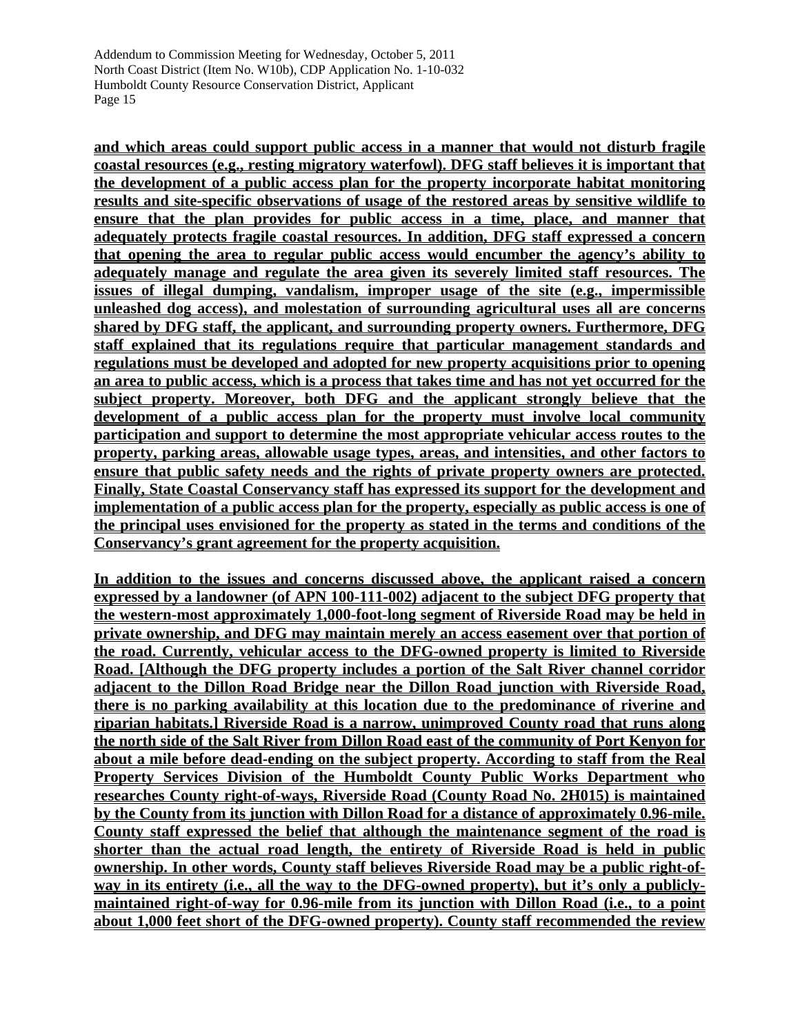**and which areas could support public access in a manner that would not disturb fragile coastal resources (e.g., resting migratory waterfowl). DFG staff believes it is important that the development of a public access plan for the property incorporate habitat monitoring results and site-specific observations of usage of the restored areas by sensitive wildlife to ensure that the plan provides for public access in a time, place, and manner that adequately protects fragile coastal resources. In addition, DFG staff expressed a concern that opening the area to regular public access would encumber the agency's ability to adequately manage and regulate the area given its severely limited staff resources. The issues of illegal dumping, vandalism, improper usage of the site (e.g., impermissible unleashed dog access), and molestation of surrounding agricultural uses all are concerns shared by DFG staff, the applicant, and surrounding property owners. Furthermore, DFG staff explained that its regulations require that particular management standards and regulations must be developed and adopted for new property acquisitions prior to opening an area to public access, which is a process that takes time and has not yet occurred for the subject property. Moreover, both DFG and the applicant strongly believe that the development of a public access plan for the property must involve local community participation and support to determine the most appropriate vehicular access routes to the property, parking areas, allowable usage types, areas, and intensities, and other factors to ensure that public safety needs and the rights of private property owners are protected. Finally, State Coastal Conservancy staff has expressed its support for the development and implementation of a public access plan for the property, especially as public access is one of the principal uses envisioned for the property as stated in the terms and conditions of the Conservancy's grant agreement for the property acquisition.**

**In addition to the issues and concerns discussed above, the applicant raised a concern expressed by a landowner (of APN 100-111-002) adjacent to the subject DFG property that the western-most approximately 1,000-foot-long segment of Riverside Road may be held in private ownership, and DFG may maintain merely an access easement over that portion of the road. Currently, vehicular access to the DFG-owned property is limited to Riverside Road. [Although the DFG property includes a portion of the Salt River channel corridor adjacent to the Dillon Road Bridge near the Dillon Road junction with Riverside Road, there is no parking availability at this location due to the predominance of riverine and riparian habitats.] Riverside Road is a narrow, unimproved County road that runs along the north side of the Salt River from Dillon Road east of the community of Port Kenyon for about a mile before dead-ending on the subject property. According to staff from the Real Property Services Division of the Humboldt County Public Works Department who researches County right-of-ways, Riverside Road (County Road No. 2H015) is maintained by the County from its junction with Dillon Road for a distance of approximately 0.96-mile. County staff expressed the belief that although the maintenance segment of the road is shorter than the actual road length, the entirety of Riverside Road is held in public ownership. In other words, County staff believes Riverside Road may be a public right-of-way in its entirety (i.e., all the way to the DFG-owned property), but it's only a publicly-maintained right-of-way for 0.96-mile from its junction with Dillon Road (i.e., to a point about 1,000 feet short of the DFG-owned property). County staff recommended the review**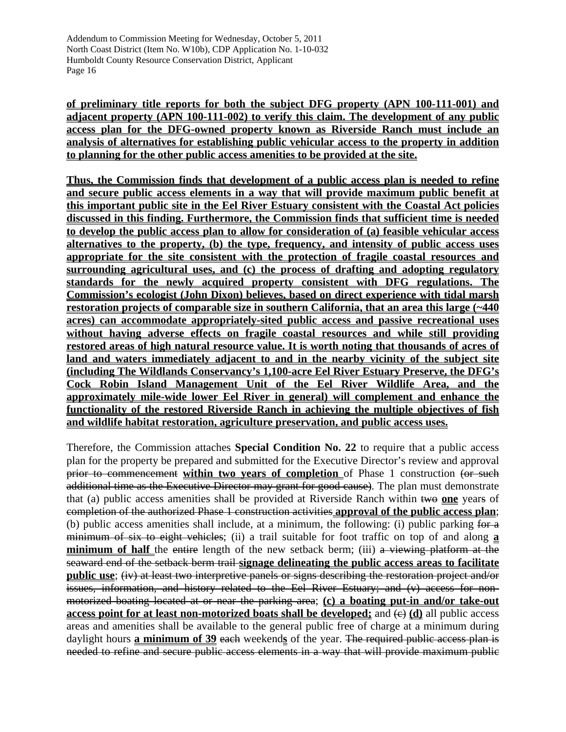**of preliminary title reports for both the subject DFG property (APN 100-111-001) and adjacent property (APN 100-111-002) to verify this claim. The development of any public access plan for the DFG-owned property known as Riverside Ranch must include an analysis of alternatives for establishing public vehicular access to the property in addition to planning for the other public access amenities to be provided at the site.**

**Thus, the Commission finds that development of a public access plan is needed to refine and secure public access elements in a way that will provide maximum public benefit at this important public site in the Eel River Estuary consistent with the Coastal Act policies discussed in this finding. Furthermore, the Commission finds that sufficient time is needed to develop the public access plan to allow for consideration of (a) feasible vehicular access alternatives to the property, (b) the type, frequency, and intensity of public access uses appropriate for the site consistent with the protection of fragile coastal resources and surrounding agricultural uses, and (c) the process of drafting and adopting regulatory standards for the newly acquired property consistent with DFG regulations. The Commission's ecologist (John Dixon) believes, based on direct experience with tidal marsh restoration projects of comparable size in southern California, that an area this large (~440 acres) can accommodate appropriately-sited public access and passive recreational uses without having adverse effects on fragile coastal resources and while still providing restored areas of high natural resource value. It is worth noting that thousands of acres of land and waters immediately adjacent to and in the nearby vicinity of the subject site (including The Wildlands Conservancy's 1,100-acre Eel River Estuary Preserve, the DFG's Cock Robin Island Management Unit of the Eel River Wildlife Area, and the approximately mile-wide lower Eel River in general) will complement and enhance the functionality of the restored Riverside Ranch in achieving the multiple objectives of fish and wildlife habitat restoration, agriculture preservation, and public access uses.**

Therefore, the Commission attaches **Special Condition No. 22** to require that a public access plan for the property be prepared and submitted for the Executive Director's review and approval ~~prior to commencement~~ **within two years of completion** of Phase 1 construction ~~(or such additional time as the Executive Director may grant for good cause)~~. The plan must demonstrate that (a) public access amenities shall be provided at Riverside Ranch within ~~two~~ **one** years of ~~completion of the authorized Phase 1 construction activities~~ **approval of the public access plan**; (b) public access amenities shall include, at a minimum, the following: (i) public parking ~~for a minimum of six to eight vehicles~~; (ii) a trail suitable for foot traffic on top of and along **a minimum of half** the ~~entire~~ length of the new setback berm; (iii) ~~a viewing platform at the seaward end of the setback berm trail~~ **signage delineating the public access areas to facilitate public use**; ~~(iv) at least two interpretive panels or signs describing the restoration project and/or issues, information, and history related to the Eel River Estuary; and (v) access for non-motorized boating located at or near the parking area~~; **(c) a boating put-in and/or take-out access point for at least non-motorized boats shall be developed;** and ~~(c)~~ **(d)** all public access areas and amenities shall be available to the general public free of charge at a minimum during daylight hours **a minimum of 39** ~~each~~ weekend**s** of the year. ~~The required public access plan is needed to refine and secure public access elements in a way that will provide maximum public~~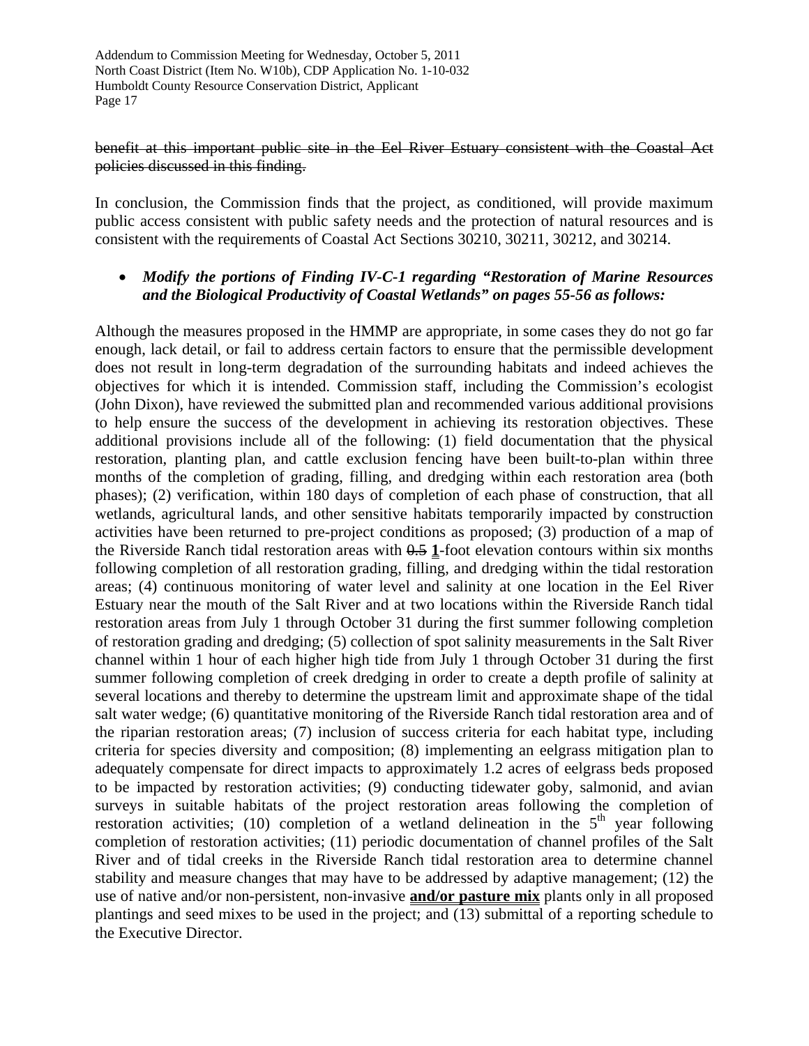~~benefit at this important public site in the Eel River Estuary consistent with the Coastal Act policies discussed in this finding.~~

In conclusion, the Commission finds that the project, as conditioned, will provide maximum public access consistent with public safety needs and the protection of natural resources and is consistent with the requirements of Coastal Act Sections 30210, 30211, 30212, and 30214.

- ***Modify the portions of Finding IV-C-1 regarding "Restoration of Marine Resources and the Biological Productivity of Coastal Wetlands" on pages 55-56 as follows:***

Although the measures proposed in the HMMP are appropriate, in some cases they do not go far enough, lack detail, or fail to address certain factors to ensure that the permissible development does not result in long-term degradation of the surrounding habitats and indeed achieves the objectives for which it is intended. Commission staff, including the Commission's ecologist (John Dixon), have reviewed the submitted plan and recommended various additional provisions to help ensure the success of the development in achieving its restoration objectives. These additional provisions include all of the following: (1) field documentation that the physical restoration, planting plan, and cattle exclusion fencing have been built-to-plan within three months of the completion of grading, filling, and dredging within each restoration area (both phases); (2) verification, within 180 days of completion of each phase of construction, that all wetlands, agricultural lands, and other sensitive habitats temporarily impacted by construction activities have been returned to pre-project conditions as proposed; (3) production of a map of the Riverside Ranch tidal restoration areas with ~~0.5~~ **1**-foot elevation contours within six months following completion of all restoration grading, filling, and dredging within the tidal restoration areas; (4) continuous monitoring of water level and salinity at one location in the Eel River Estuary near the mouth of the Salt River and at two locations within the Riverside Ranch tidal restoration areas from July 1 through October 31 during the first summer following completion of restoration grading and dredging; (5) collection of spot salinity measurements in the Salt River channel within 1 hour of each higher high tide from July 1 through October 31 during the first summer following completion of creek dredging in order to create a depth profile of salinity at several locations and thereby to determine the upstream limit and approximate shape of the tidal salt water wedge; (6) quantitative monitoring of the Riverside Ranch tidal restoration area and of the riparian restoration areas; (7) inclusion of success criteria for each habitat type, including criteria for species diversity and composition; (8) implementing an eelgrass mitigation plan to adequately compensate for direct impacts to approximately 1.2 acres of eelgrass beds proposed to be impacted by restoration activities; (9) conducting tidewater goby, salmonid, and avian surveys in suitable habitats of the project restoration areas following the completion of restoration activities; (10) completion of a wetland delineation in the 5th year following completion of restoration activities; (11) periodic documentation of channel profiles of the Salt River and of tidal creeks in the Riverside Ranch tidal restoration area to determine channel stability and measure changes that may have to be addressed by adaptive management; (12) the use of native and/or non-persistent, non-invasive **and/or pasture mix** plants only in all proposed plantings and seed mixes to be used in the project; and (13) submittal of a reporting schedule to the Executive Director.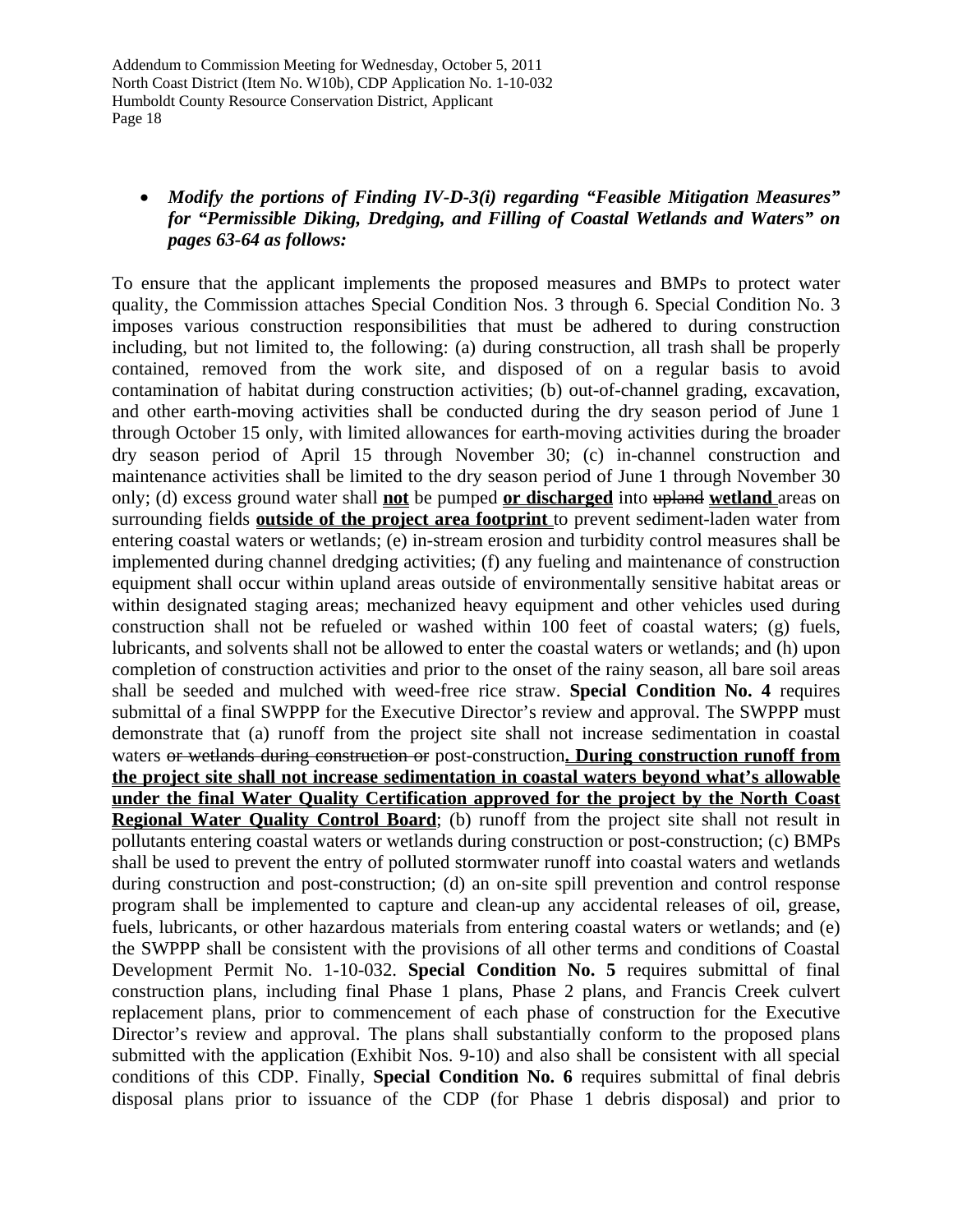- ***Modify the portions of Finding IV-D-3(i) regarding "Feasible Mitigation Measures" for "Permissible Diking, Dredging, and Filling of Coastal Wetlands and Waters" on pages 63-64 as follows:***

To ensure that the applicant implements the proposed measures and BMPs to protect water quality, the Commission attaches Special Condition Nos. 3 through 6. Special Condition No. 3 imposes various construction responsibilities that must be adhered to during construction including, but not limited to, the following: (a) during construction, all trash shall be properly contained, removed from the work site, and disposed of on a regular basis to avoid contamination of habitat during construction activities; (b) out-of-channel grading, excavation, and other earth-moving activities shall be conducted during the dry season period of June 1 through October 15 only, with limited allowances for earth-moving activities during the broader dry season period of April 15 through November 30; (c) in-channel construction and maintenance activities shall be limited to the dry season period of June 1 through November 30 only; (d) excess ground water shall <u>**not**</u> be pumped <u>**or discharged**</u> into ~~upland~~ <u>**wetland**</u> areas on surrounding fields <u>**outside of the project area footprint**</u> to prevent sediment-laden water from entering coastal waters or wetlands; (e) in-stream erosion and turbidity control measures shall be implemented during channel dredging activities; (f) any fueling and maintenance of construction equipment shall occur within upland areas outside of environmentally sensitive habitat areas or within designated staging areas; mechanized heavy equipment and other vehicles used during construction shall not be refueled or washed within 100 feet of coastal waters; (g) fuels, lubricants, and solvents shall not be allowed to enter the coastal waters or wetlands; and (h) upon completion of construction activities and prior to the onset of the rainy season, all bare soil areas shall be seeded and mulched with weed-free rice straw. **Special Condition No. 4** requires submittal of a final SWPPP for the Executive Director's review and approval. The SWPPP must demonstrate that (a) runoff from the project site shall not increase sedimentation in coastal waters ~~or wetlands during construction or~~ post-construction<u>**. During construction runoff from the project site shall not increase sedimentation in coastal waters beyond what's allowable under the final Water Quality Certification approved for the project by the North Coast Regional Water Quality Control Board**</u>; (b) runoff from the project site shall not result in pollutants entering coastal waters or wetlands during construction or post-construction; (c) BMPs shall be used to prevent the entry of polluted stormwater runoff into coastal waters and wetlands during construction and post-construction; (d) an on-site spill prevention and control response program shall be implemented to capture and clean-up any accidental releases of oil, grease, fuels, lubricants, or other hazardous materials from entering coastal waters or wetlands; and (e) the SWPPP shall be consistent with the provisions of all other terms and conditions of Coastal Development Permit No. 1-10-032. **Special Condition No. 5** requires submittal of final construction plans, including final Phase 1 plans, Phase 2 plans, and Francis Creek culvert replacement plans, prior to commencement of each phase of construction for the Executive Director's review and approval. The plans shall substantially conform to the proposed plans submitted with the application (Exhibit Nos. 9-10) and also shall be consistent with all special conditions of this CDP. Finally, **Special Condition No. 6** requires submittal of final debris disposal plans prior to issuance of the CDP (for Phase 1 debris disposal) and prior to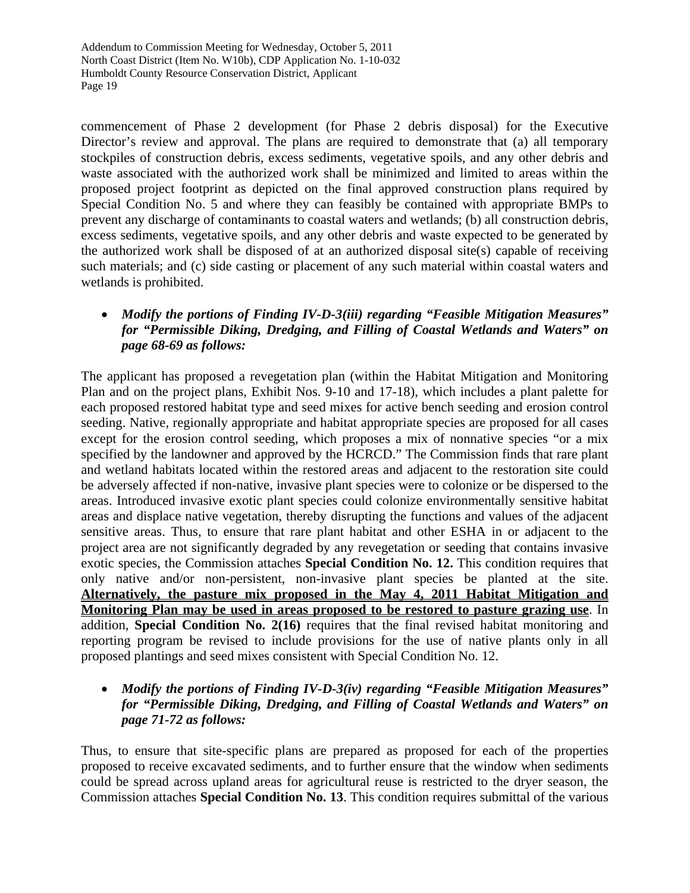commencement of Phase 2 development (for Phase 2 debris disposal) for the Executive Director's review and approval. The plans are required to demonstrate that (a) all temporary stockpiles of construction debris, excess sediments, vegetative spoils, and any other debris and waste associated with the authorized work shall be minimized and limited to areas within the proposed project footprint as depicted on the final approved construction plans required by Special Condition No. 5 and where they can feasibly be contained with appropriate BMPs to prevent any discharge of contaminants to coastal waters and wetlands; (b) all construction debris, excess sediments, vegetative spoils, and any other debris and waste expected to be generated by the authorized work shall be disposed of at an authorized disposal site(s) capable of receiving such materials; and (c) side casting or placement of any such material within coastal waters and wetlands is prohibited.

- ***Modify the portions of Finding IV-D-3(iii) regarding "Feasible Mitigation Measures" for "Permissible Diking, Dredging, and Filling of Coastal Wetlands and Waters" on page 68-69 as follows:***

The applicant has proposed a revegetation plan (within the Habitat Mitigation and Monitoring Plan and on the project plans, Exhibit Nos. 9-10 and 17-18), which includes a plant palette for each proposed restored habitat type and seed mixes for active bench seeding and erosion control seeding. Native, regionally appropriate and habitat appropriate species are proposed for all cases except for the erosion control seeding, which proposes a mix of nonnative species "or a mix specified by the landowner and approved by the HCRCD." The Commission finds that rare plant and wetland habitats located within the restored areas and adjacent to the restoration site could be adversely affected if non-native, invasive plant species were to colonize or be dispersed to the areas. Introduced invasive exotic plant species could colonize environmentally sensitive habitat areas and displace native vegetation, thereby disrupting the functions and values of the adjacent sensitive areas. Thus, to ensure that rare plant habitat and other ESHA in or adjacent to the project area are not significantly degraded by any revegetation or seeding that contains invasive exotic species, the Commission attaches **Special Condition No. 12.** This condition requires that only native and/or non-persistent, non-invasive plant species be planted at the site. <u>**Alternatively, the pasture mix proposed in the May 4, 2011 Habitat Mitigation and Monitoring Plan may be used in areas proposed to be restored to pasture grazing use**</u>. In addition, **Special Condition No. 2(16)** requires that the final revised habitat monitoring and reporting program be revised to include provisions for the use of native plants only in all proposed plantings and seed mixes consistent with Special Condition No. 12.

- ***Modify the portions of Finding IV-D-3(iv) regarding "Feasible Mitigation Measures" for "Permissible Diking, Dredging, and Filling of Coastal Wetlands and Waters" on page 71-72 as follows:***

Thus, to ensure that site-specific plans are prepared as proposed for each of the properties proposed to receive excavated sediments, and to further ensure that the window when sediments could be spread across upland areas for agricultural reuse is restricted to the dryer season, the Commission attaches **Special Condition No. 13**. This condition requires submittal of the various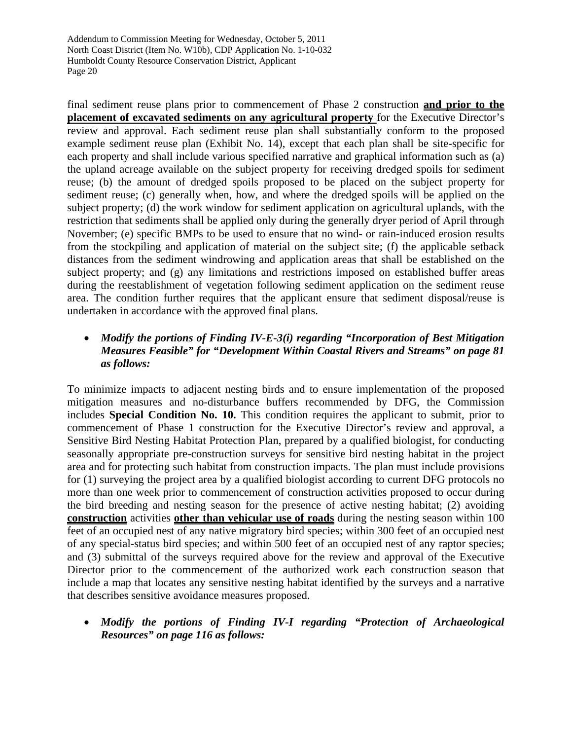final sediment reuse plans prior to commencement of Phase 2 construction <u>**and prior to the placement of excavated sediments on any agricultural property**</u> for the Executive Director's review and approval. Each sediment reuse plan shall substantially conform to the proposed example sediment reuse plan (Exhibit No. 14), except that each plan shall be site-specific for each property and shall include various specified narrative and graphical information such as (a) the upland acreage available on the subject property for receiving dredged spoils for sediment reuse; (b) the amount of dredged spoils proposed to be placed on the subject property for sediment reuse; (c) generally when, how, and where the dredged spoils will be applied on the subject property; (d) the work window for sediment application on agricultural uplands, with the restriction that sediments shall be applied only during the generally dryer period of April through November; (e) specific BMPs to be used to ensure that no wind- or rain-induced erosion results from the stockpiling and application of material on the subject site; (f) the applicable setback distances from the sediment windrowing and application areas that shall be established on the subject property; and (g) any limitations and restrictions imposed on established buffer areas during the reestablishment of vegetation following sediment application on the sediment reuse area. The condition further requires that the applicant ensure that sediment disposal/reuse is undertaken in accordance with the approved final plans.

- ***Modify the portions of Finding IV-E-3(i) regarding "Incorporation of Best Mitigation Measures Feasible" for "Development Within Coastal Rivers and Streams" on page 81 as follows:***

To minimize impacts to adjacent nesting birds and to ensure implementation of the proposed mitigation measures and no-disturbance buffers recommended by DFG, the Commission includes **Special Condition No. 10.** This condition requires the applicant to submit, prior to commencement of Phase 1 construction for the Executive Director's review and approval, a Sensitive Bird Nesting Habitat Protection Plan, prepared by a qualified biologist, for conducting seasonally appropriate pre-construction surveys for sensitive bird nesting habitat in the project area and for protecting such habitat from construction impacts. The plan must include provisions for (1) surveying the project area by a qualified biologist according to current DFG protocols no more than one week prior to commencement of construction activities proposed to occur during the bird breeding and nesting season for the presence of active nesting habitat; (2) avoiding <u>**construction**</u> activities <u>**other than vehicular use of roads**</u> during the nesting season within 100 feet of an occupied nest of any native migratory bird species; within 300 feet of an occupied nest of any special-status bird species; and within 500 feet of an occupied nest of any raptor species; and (3) submittal of the surveys required above for the review and approval of the Executive Director prior to the commencement of the authorized work each construction season that include a map that locates any sensitive nesting habitat identified by the surveys and a narrative that describes sensitive avoidance measures proposed.

- ***Modify the portions of Finding IV-I regarding "Protection of Archaeological Resources" on page 116 as follows:***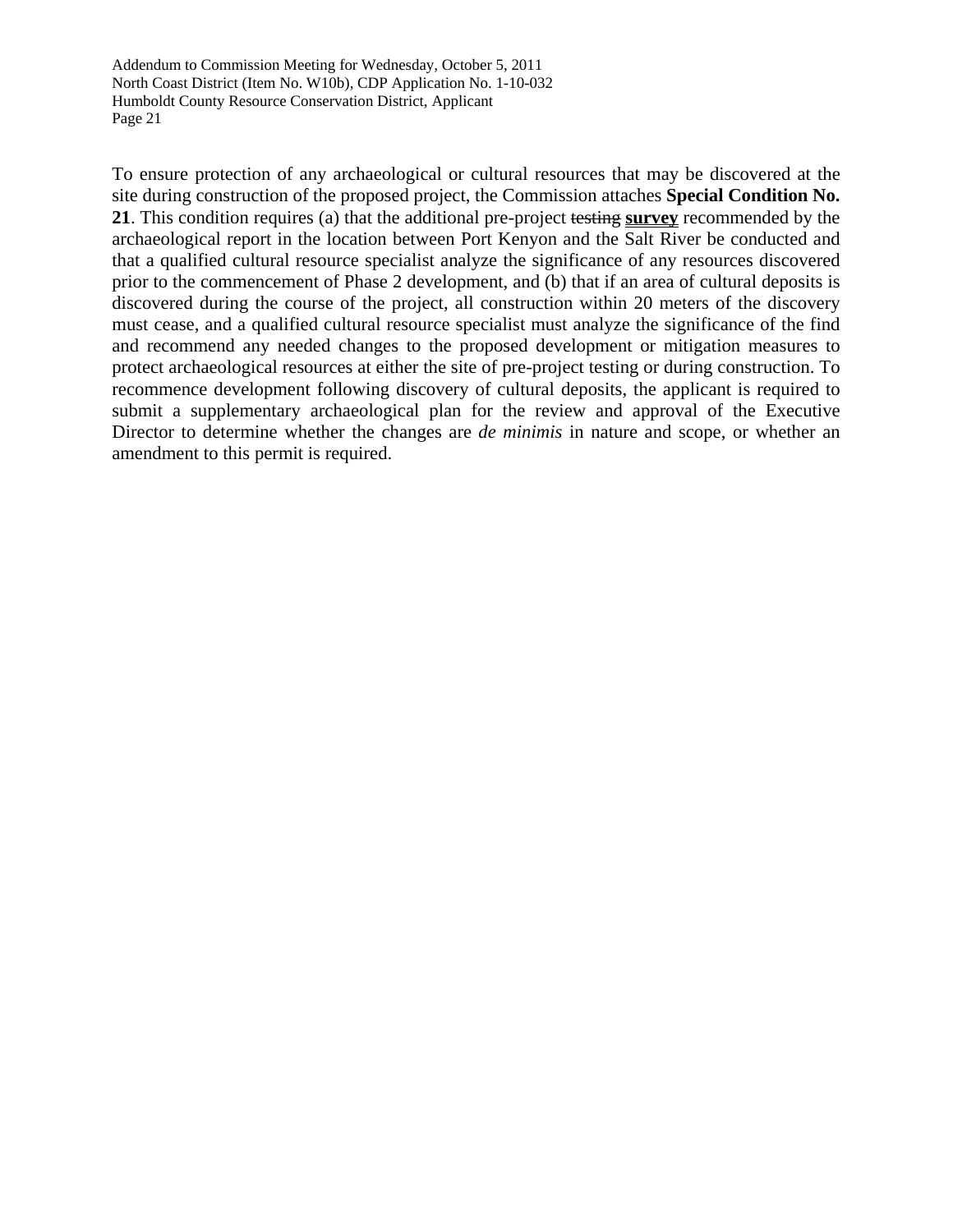To ensure protection of any archaeological or cultural resources that may be discovered at the site during construction of the proposed project, the Commission attaches **Special Condition No. 21**. This condition requires (a) that the additional pre-project ~~testing~~ **<u>survey</u>** recommended by the archaeological report in the location between Port Kenyon and the Salt River be conducted and that a qualified cultural resource specialist analyze the significance of any resources discovered prior to the commencement of Phase 2 development, and (b) that if an area of cultural deposits is discovered during the course of the project, all construction within 20 meters of the discovery must cease, and a qualified cultural resource specialist must analyze the significance of the find and recommend any needed changes to the proposed development or mitigation measures to protect archaeological resources at either the site of pre-project testing or during construction. To recommence development following discovery of cultural deposits, the applicant is required to submit a supplementary archaeological plan for the review and approval of the Executive Director to determine whether the changes are *de minimis* in nature and scope, or whether an amendment to this permit is required.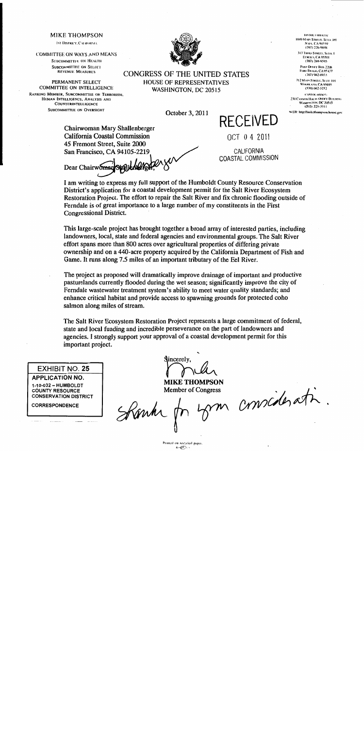MIKE THOMPSON

1ST DISTRICT, CALIFORNIA

COMMITTEE ON WAYS AND MEANS

SUBCOMMITTEE ON HEALTH

SUBCOMMITTEE ON SELECT REVENUE MEASURES

PERMANENT SELECT COMMITTEE ON INTELLIGENCE

RANKING MEMBER, SUBCOMMITTEE ON TERRORISM, HUMAN INTELLIGENCE, ANALYSIS AND COUNTERINTELLIGENCE

SUBCOMMITTEE ON OVERSIGHT

CONGRESS OF THE UNITED STATES
HOUSE OF REPRESENTATIVES
WASHINGTON, DC 20515

DISTRICT OFFICES:
1040 MAIN STREET, SUITE 101
NAPA, CA 94559
(707) 226-9898

317 THIRD STREET, SUITE 1
EUREKA, CA 95501
(707) 269-9595

POST OFFICE BOX 2208
FORT BRAGG, CA 95437
(707) 962-0933

712 MAIN STREET, SUITE 101
WOODLAND, CA 95695
(530) 662-5272

CAPITOL OFFICE:
231 CANNON HOUSE OFFICE BUILDING
WASHINGTON, DC 20515
(202) 225-3311

WEB: http://mikethompson.house.gov

October 3, 2011

RECEIVED

OCT 0 4 2011

CALIFORNIA COASTAL COMMISSION

Chairwoman Mary Shallenberger
California Coastal Commission
45 Fremont Street, Suite 2000
San Francisco, CA 94105-2219

Dear Chairwoman Shallenberger,

I am writing to express my full support of the Humboldt County Resource Conservation District's application for a coastal development permit for the Salt River Ecosystem Restoration Project. The effort to repair the Salt River and fix chronic flooding outside of Ferndale is of great importance to a large number of my constituents in the First Congressional District.

This large-scale project has brought together a broad array of interested parties, including landowners, local, state and federal agencies and environmental groups. The Salt River effort spans more than 800 acres over agricultural properties of differing private ownership and on a 440-acre property acquired by the California Department of Fish and Game. It runs along 7.5 miles of an important tributary of the Eel River.

The project as proposed will dramatically improve drainage of important and productive pasturelands currently flooded during the wet season; significantly improve the city of Ferndale wastewater treatment system's ability to meet water quality standards; and enhance critical habitat and provide access to spawning grounds for protected coho salmon along miles of stream.

The Salt River Ecosystem Restoration Project represents a large commitment of federal, state and local funding and incredible perseverance on the part of landowners and agencies. I strongly support your approval of a coastal development permit for this important project.

Sincerely,

MIKE THOMPSON
Member of Congress

Thanks for your consideration.

EXHIBIT NO. 25

APPLICATION NO.
1-10-032 – HUMBOLDT COUNTY RESOURCE CONSERVATION DISTRICT

CORRESPONDENCE

Printed on recycled paper.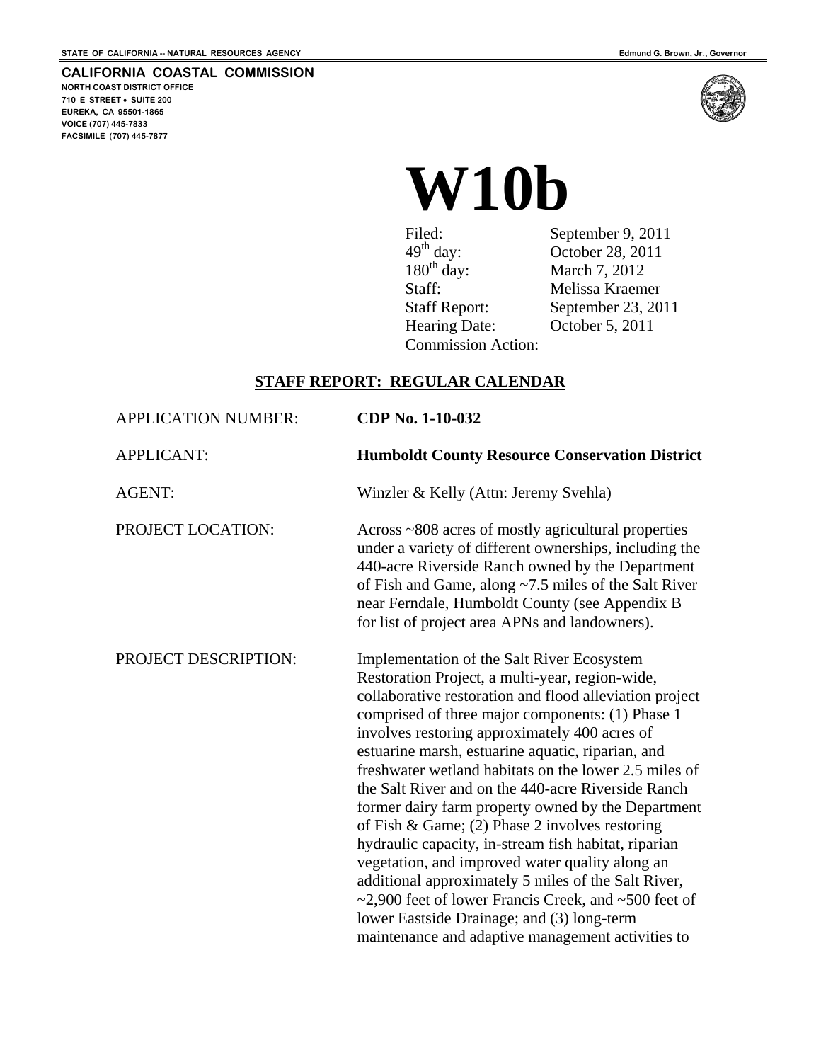STATE OF CALIFORNIA -- NATURAL RESOURCES AGENCY

Edmund G. Brown, Jr., Governor

**CALIFORNIA COASTAL COMMISSION**
NORTH COAST DISTRICT OFFICE
710 E STREET • SUITE 200
EUREKA, CA 95501-1865
VOICE (707) 445-7833
FACSIMILE (707) 445-7877

# W10b

| | |
|---|---|
| Filed: | September 9, 2011 |
| 49th day: | October 28, 2011 |
| 180th day: | March 7, 2012 |
| Staff: | Melissa Kraemer |
| Staff Report: | September 23, 2011 |
| Hearing Date: | October 5, 2011 |
| Commission Action: | |

## STAFF REPORT: REGULAR CALENDAR

| | |
|---|---|
| APPLICATION NUMBER: | **CDP No. 1-10-032** |
| APPLICANT: | **Humboldt County Resource Conservation District** |
| AGENT: | Winzler & Kelly (Attn: Jeremy Svehla) |
| PROJECT LOCATION: | Across ~808 acres of mostly agricultural properties under a variety of different ownerships, including the 440-acre Riverside Ranch owned by the Department of Fish and Game, along ~7.5 miles of the Salt River near Ferndale, Humboldt County (see Appendix B for list of project area APNs and landowners). |
| PROJECT DESCRIPTION: | Implementation of the Salt River Ecosystem Restoration Project, a multi-year, region-wide, collaborative restoration and flood alleviation project comprised of three major components: (1) Phase 1 involves restoring approximately 400 acres of estuarine marsh, estuarine aquatic, riparian, and freshwater wetland habitats on the lower 2.5 miles of the Salt River and on the 440-acre Riverside Ranch former dairy farm property owned by the Department of Fish & Game; (2) Phase 2 involves restoring hydraulic capacity, in-stream fish habitat, riparian vegetation, and improved water quality along an additional approximately 5 miles of the Salt River, ~2,900 feet of lower Francis Creek, and ~500 feet of lower Eastside Drainage; and (3) long-term maintenance and adaptive management activities to |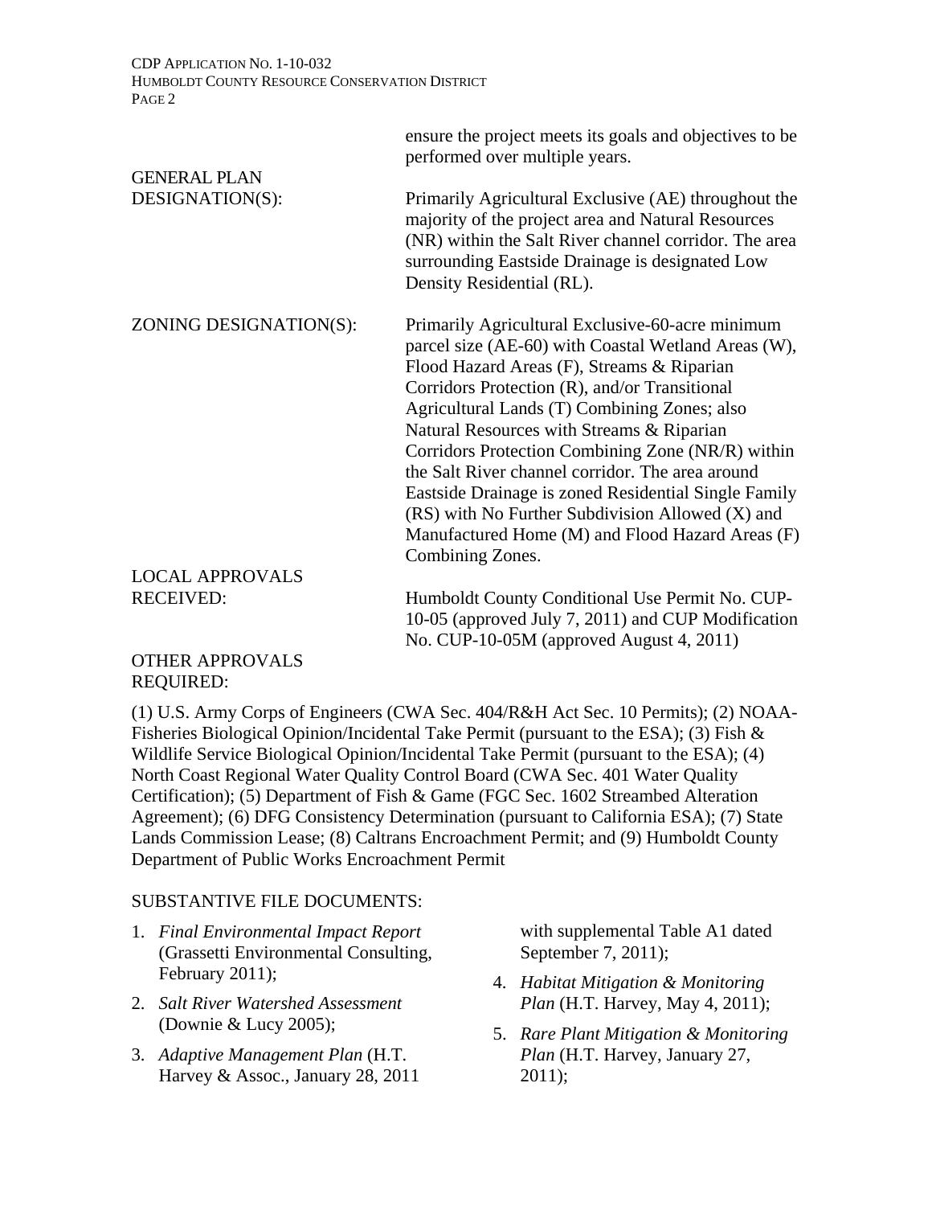ensure the project meets its goals and objectives to be performed over multiple years.

| | |
|---|---|
| GENERAL PLAN DESIGNATION(S): | Primarily Agricultural Exclusive (AE) throughout the majority of the project area and Natural Resources (NR) within the Salt River channel corridor. The area surrounding Eastside Drainage is designated Low Density Residential (RL). |
| ZONING DESIGNATION(S): | Primarily Agricultural Exclusive-60-acre minimum parcel size (AE-60) with Coastal Wetland Areas (W), Flood Hazard Areas (F), Streams & Riparian Corridors Protection (R), and/or Transitional Agricultural Lands (T) Combining Zones; also Natural Resources with Streams & Riparian Corridors Protection Combining Zone (NR/R) within the Salt River channel corridor. The area around Eastside Drainage is zoned Residential Single Family (RS) with No Further Subdivision Allowed (X) and Manufactured Home (M) and Flood Hazard Areas (F) Combining Zones. |
| LOCAL APPROVALS RECEIVED: | Humboldt County Conditional Use Permit No. CUP-10-05 (approved July 7, 2011) and CUP Modification No. CUP-10-05M (approved August 4, 2011) |

OTHER APPROVALS REQUIRED:

(1) U.S. Army Corps of Engineers (CWA Sec. 404/R&H Act Sec. 10 Permits); (2) NOAA-Fisheries Biological Opinion/Incidental Take Permit (pursuant to the ESA); (3) Fish & Wildlife Service Biological Opinion/Incidental Take Permit (pursuant to the ESA); (4) North Coast Regional Water Quality Control Board (CWA Sec. 401 Water Quality Certification); (5) Department of Fish & Game (FGC Sec. 1602 Streambed Alteration Agreement); (6) DFG Consistency Determination (pursuant to California ESA); (7) State Lands Commission Lease; (8) Caltrans Encroachment Permit; and (9) Humboldt County Department of Public Works Encroachment Permit

SUBSTANTIVE FILE DOCUMENTS:

1. *Final Environmental Impact Report* (Grassetti Environmental Consulting, February 2011);
2. *Salt River Watershed Assessment* (Downie & Lucy 2005);
3. *Adaptive Management Plan* (H.T. Harvey & Assoc., January 28, 2011 with supplemental Table A1 dated September 7, 2011);
4. *Habitat Mitigation & Monitoring Plan* (H.T. Harvey, May 4, 2011);
5. *Rare Plant Mitigation & Monitoring Plan* (H.T. Harvey, January 27, 2011);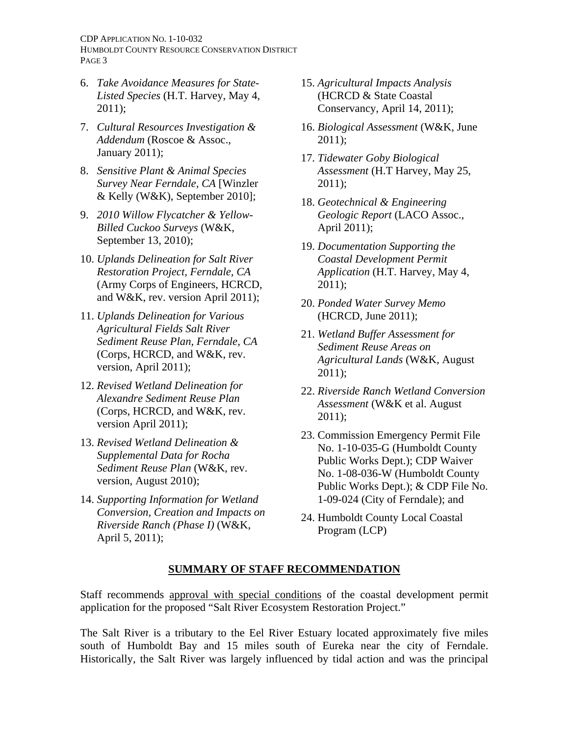6. *Take Avoidance Measures for State-Listed Species* (H.T. Harvey, May 4, 2011);
7. *Cultural Resources Investigation & Addendum* (Roscoe & Assoc., January 2011);
8. *Sensitive Plant & Animal Species Survey Near Ferndale, CA* [Winzler & Kelly (W&K), September 2010];
9. *2010 Willow Flycatcher & Yellow-Billed Cuckoo Surveys* (W&K, September 13, 2010);
10. *Uplands Delineation for Salt River Restoration Project, Ferndale, CA* (Army Corps of Engineers, HCRCD, and W&K, rev. version April 2011);
11. *Uplands Delineation for Various Agricultural Fields Salt River Sediment Reuse Plan, Ferndale, CA* (Corps, HCRCD, and W&K, rev. version, April 2011);
12. *Revised Wetland Delineation for Alexandre Sediment Reuse Plan* (Corps, HCRCD, and W&K, rev. version April 2011);
13. *Revised Wetland Delineation & Supplemental Data for Rocha Sediment Reuse Plan* (W&K, rev. version, August 2010);
14. *Supporting Information for Wetland Conversion, Creation and Impacts on Riverside Ranch (Phase I)* (W&K, April 5, 2011);
15. *Agricultural Impacts Analysis* (HCRCD & State Coastal Conservancy, April 14, 2011);
16. *Biological Assessment* (W&K, June 2011);
17. *Tidewater Goby Biological Assessment* (H.T Harvey, May 25, 2011);
18. *Geotechnical & Engineering Geologic Report* (LACO Assoc., April 2011);
19. *Documentation Supporting the Coastal Development Permit Application* (H.T. Harvey, May 4, 2011);
20. *Ponded Water Survey Memo* (HCRCD, June 2011);
21. *Wetland Buffer Assessment for Sediment Reuse Areas on Agricultural Lands* (W&K, August 2011);
22. *Riverside Ranch Wetland Conversion Assessment* (W&K et al. August 2011);
23. Commission Emergency Permit File No. 1-10-035-G (Humboldt County Public Works Dept.); CDP Waiver No. 1-08-036-W (Humboldt County Public Works Dept.); & CDP File No. 1-09-024 (City of Ferndale); and
24. Humboldt County Local Coastal Program (LCP)

## SUMMARY OF STAFF RECOMMENDATION

Staff recommends approval with special conditions of the coastal development permit application for the proposed "Salt River Ecosystem Restoration Project."

The Salt River is a tributary to the Eel River Estuary located approximately five miles south of Humboldt Bay and 15 miles south of Eureka near the city of Ferndale. Historically, the Salt River was largely influenced by tidal action and was the principal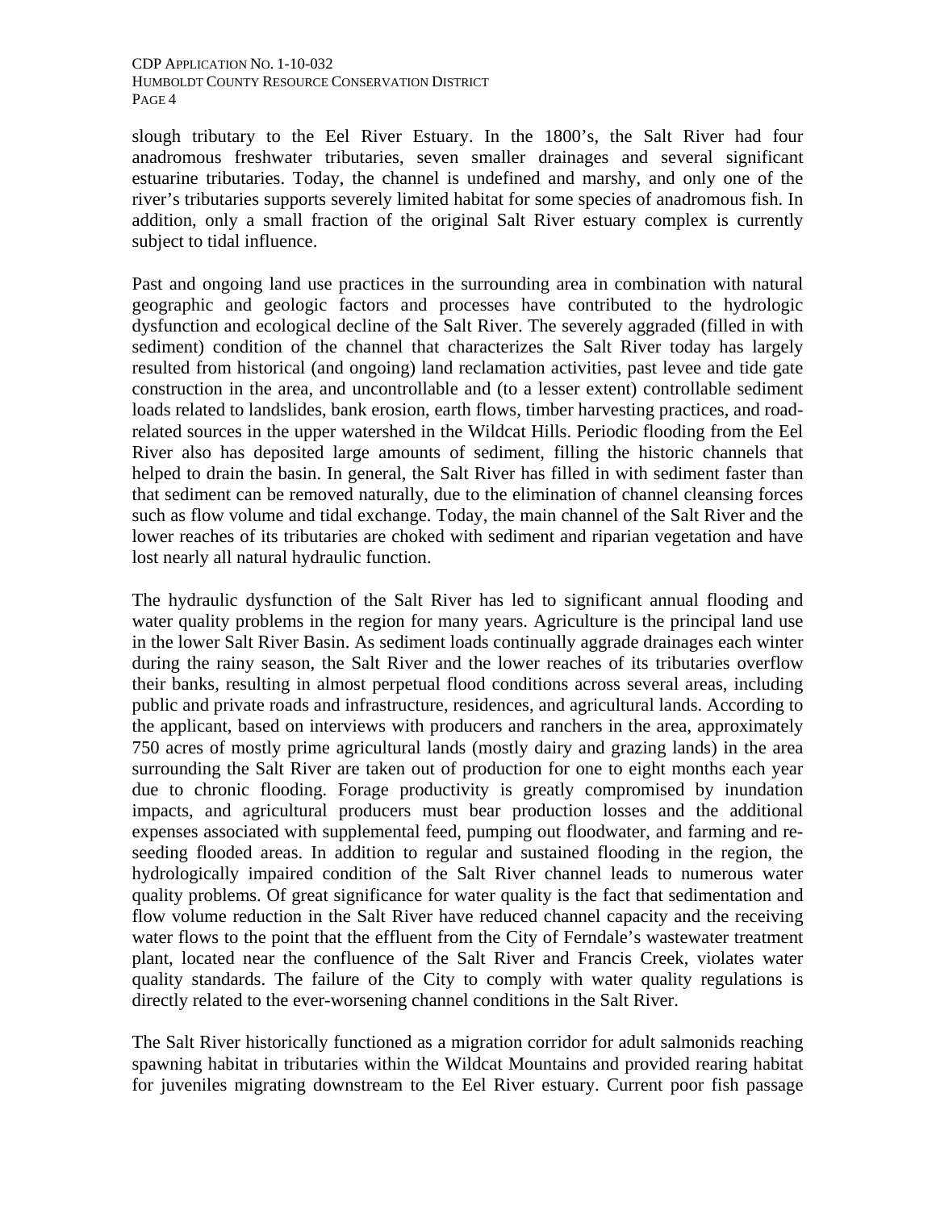slough tributary to the Eel River Estuary. In the 1800's, the Salt River had four anadromous freshwater tributaries, seven smaller drainages and several significant estuarine tributaries. Today, the channel is undefined and marshy, and only one of the river's tributaries supports severely limited habitat for some species of anadromous fish. In addition, only a small fraction of the original Salt River estuary complex is currently subject to tidal influence.

Past and ongoing land use practices in the surrounding area in combination with natural geographic and geologic factors and processes have contributed to the hydrologic dysfunction and ecological decline of the Salt River. The severely aggraded (filled in with sediment) condition of the channel that characterizes the Salt River today has largely resulted from historical (and ongoing) land reclamation activities, past levee and tide gate construction in the area, and uncontrollable and (to a lesser extent) controllable sediment loads related to landslides, bank erosion, earth flows, timber harvesting practices, and road-related sources in the upper watershed in the Wildcat Hills. Periodic flooding from the Eel River also has deposited large amounts of sediment, filling the historic channels that helped to drain the basin. In general, the Salt River has filled in with sediment faster than that sediment can be removed naturally, due to the elimination of channel cleansing forces such as flow volume and tidal exchange. Today, the main channel of the Salt River and the lower reaches of its tributaries are choked with sediment and riparian vegetation and have lost nearly all natural hydraulic function.

The hydraulic dysfunction of the Salt River has led to significant annual flooding and water quality problems in the region for many years. Agriculture is the principal land use in the lower Salt River Basin. As sediment loads continually aggrade drainages each winter during the rainy season, the Salt River and the lower reaches of its tributaries overflow their banks, resulting in almost perpetual flood conditions across several areas, including public and private roads and infrastructure, residences, and agricultural lands. According to the applicant, based on interviews with producers and ranchers in the area, approximately 750 acres of mostly prime agricultural lands (mostly dairy and grazing lands) in the area surrounding the Salt River are taken out of production for one to eight months each year due to chronic flooding. Forage productivity is greatly compromised by inundation impacts, and agricultural producers must bear production losses and the additional expenses associated with supplemental feed, pumping out floodwater, and farming and re-seeding flooded areas. In addition to regular and sustained flooding in the region, the hydrologically impaired condition of the Salt River channel leads to numerous water quality problems. Of great significance for water quality is the fact that sedimentation and flow volume reduction in the Salt River have reduced channel capacity and the receiving water flows to the point that the effluent from the City of Ferndale's wastewater treatment plant, located near the confluence of the Salt River and Francis Creek, violates water quality standards. The failure of the City to comply with water quality regulations is directly related to the ever-worsening channel conditions in the Salt River.

The Salt River historically functioned as a migration corridor for adult salmonids reaching spawning habitat in tributaries within the Wildcat Mountains and provided rearing habitat for juveniles migrating downstream to the Eel River estuary. Current poor fish passage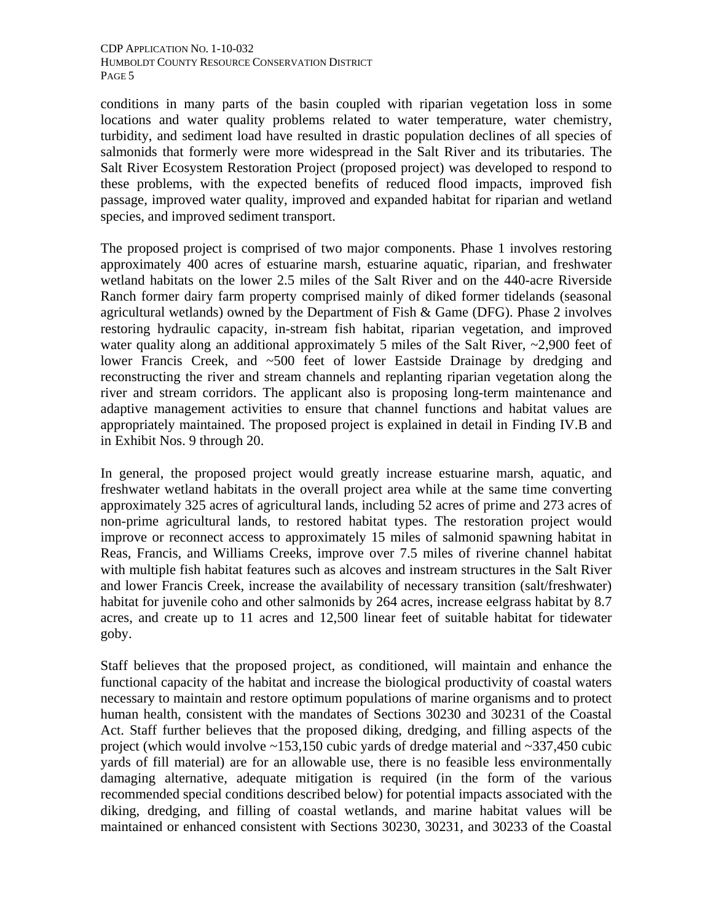conditions in many parts of the basin coupled with riparian vegetation loss in some locations and water quality problems related to water temperature, water chemistry, turbidity, and sediment load have resulted in drastic population declines of all species of salmonids that formerly were more widespread in the Salt River and its tributaries. The Salt River Ecosystem Restoration Project (proposed project) was developed to respond to these problems, with the expected benefits of reduced flood impacts, improved fish passage, improved water quality, improved and expanded habitat for riparian and wetland species, and improved sediment transport.

The proposed project is comprised of two major components. Phase 1 involves restoring approximately 400 acres of estuarine marsh, estuarine aquatic, riparian, and freshwater wetland habitats on the lower 2.5 miles of the Salt River and on the 440-acre Riverside Ranch former dairy farm property comprised mainly of diked former tidelands (seasonal agricultural wetlands) owned by the Department of Fish & Game (DFG). Phase 2 involves restoring hydraulic capacity, in-stream fish habitat, riparian vegetation, and improved water quality along an additional approximately 5 miles of the Salt River, ~2,900 feet of lower Francis Creek, and ~500 feet of lower Eastside Drainage by dredging and reconstructing the river and stream channels and replanting riparian vegetation along the river and stream corridors. The applicant also is proposing long-term maintenance and adaptive management activities to ensure that channel functions and habitat values are appropriately maintained. The proposed project is explained in detail in Finding IV.B and in Exhibit Nos. 9 through 20.

In general, the proposed project would greatly increase estuarine marsh, aquatic, and freshwater wetland habitats in the overall project area while at the same time converting approximately 325 acres of agricultural lands, including 52 acres of prime and 273 acres of non-prime agricultural lands, to restored habitat types. The restoration project would improve or reconnect access to approximately 15 miles of salmonid spawning habitat in Reas, Francis, and Williams Creeks, improve over 7.5 miles of riverine channel habitat with multiple fish habitat features such as alcoves and instream structures in the Salt River and lower Francis Creek, increase the availability of necessary transition (salt/freshwater) habitat for juvenile coho and other salmonids by 264 acres, increase eelgrass habitat by 8.7 acres, and create up to 11 acres and 12,500 linear feet of suitable habitat for tidewater goby.

Staff believes that the proposed project, as conditioned, will maintain and enhance the functional capacity of the habitat and increase the biological productivity of coastal waters necessary to maintain and restore optimum populations of marine organisms and to protect human health, consistent with the mandates of Sections 30230 and 30231 of the Coastal Act. Staff further believes that the proposed diking, dredging, and filling aspects of the project (which would involve ~153,150 cubic yards of dredge material and ~337,450 cubic yards of fill material) are for an allowable use, there is no feasible less environmentally damaging alternative, adequate mitigation is required (in the form of the various recommended special conditions described below) for potential impacts associated with the diking, dredging, and filling of coastal wetlands, and marine habitat values will be maintained or enhanced consistent with Sections 30230, 30231, and 30233 of the Coastal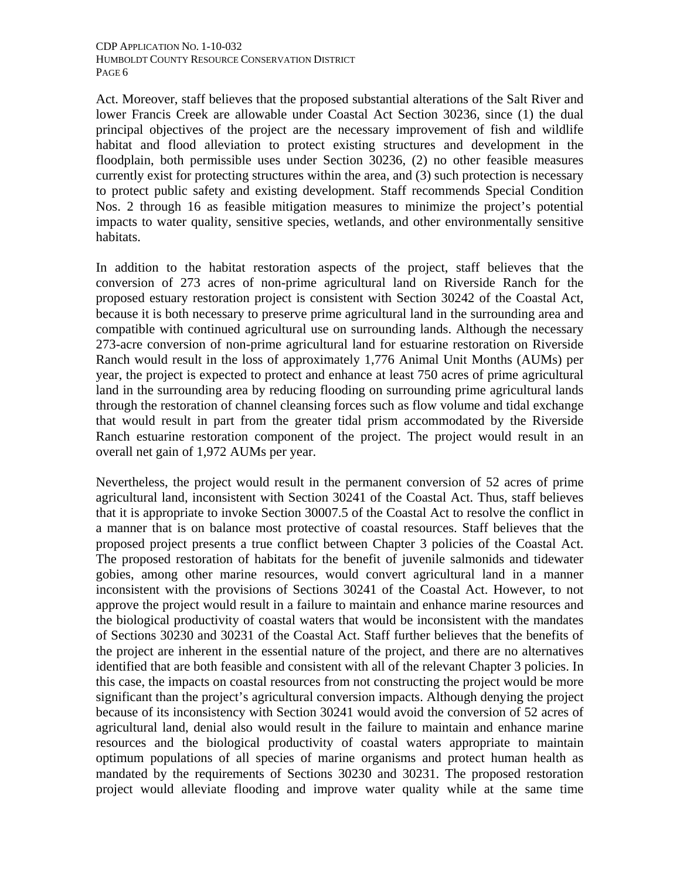Act. Moreover, staff believes that the proposed substantial alterations of the Salt River and lower Francis Creek are allowable under Coastal Act Section 30236, since (1) the dual principal objectives of the project are the necessary improvement of fish and wildlife habitat and flood alleviation to protect existing structures and development in the floodplain, both permissible uses under Section 30236, (2) no other feasible measures currently exist for protecting structures within the area, and (3) such protection is necessary to protect public safety and existing development. Staff recommends Special Condition Nos. 2 through 16 as feasible mitigation measures to minimize the project's potential impacts to water quality, sensitive species, wetlands, and other environmentally sensitive habitats.

In addition to the habitat restoration aspects of the project, staff believes that the conversion of 273 acres of non-prime agricultural land on Riverside Ranch for the proposed estuary restoration project is consistent with Section 30242 of the Coastal Act, because it is both necessary to preserve prime agricultural land in the surrounding area and compatible with continued agricultural use on surrounding lands. Although the necessary 273-acre conversion of non-prime agricultural land for estuarine restoration on Riverside Ranch would result in the loss of approximately 1,776 Animal Unit Months (AUMs) per year, the project is expected to protect and enhance at least 750 acres of prime agricultural land in the surrounding area by reducing flooding on surrounding prime agricultural lands through the restoration of channel cleansing forces such as flow volume and tidal exchange that would result in part from the greater tidal prism accommodated by the Riverside Ranch estuarine restoration component of the project. The project would result in an overall net gain of 1,972 AUMs per year.

Nevertheless, the project would result in the permanent conversion of 52 acres of prime agricultural land, inconsistent with Section 30241 of the Coastal Act. Thus, staff believes that it is appropriate to invoke Section 30007.5 of the Coastal Act to resolve the conflict in a manner that is on balance most protective of coastal resources. Staff believes that the proposed project presents a true conflict between Chapter 3 policies of the Coastal Act. The proposed restoration of habitats for the benefit of juvenile salmonids and tidewater gobies, among other marine resources, would convert agricultural land in a manner inconsistent with the provisions of Sections 30241 of the Coastal Act. However, to not approve the project would result in a failure to maintain and enhance marine resources and the biological productivity of coastal waters that would be inconsistent with the mandates of Sections 30230 and 30231 of the Coastal Act. Staff further believes that the benefits of the project are inherent in the essential nature of the project, and there are no alternatives identified that are both feasible and consistent with all of the relevant Chapter 3 policies. In this case, the impacts on coastal resources from not constructing the project would be more significant than the project's agricultural conversion impacts. Although denying the project because of its inconsistency with Section 30241 would avoid the conversion of 52 acres of agricultural land, denial also would result in the failure to maintain and enhance marine resources and the biological productivity of coastal waters appropriate to maintain optimum populations of all species of marine organisms and protect human health as mandated by the requirements of Sections 30230 and 30231. The proposed restoration project would alleviate flooding and improve water quality while at the same time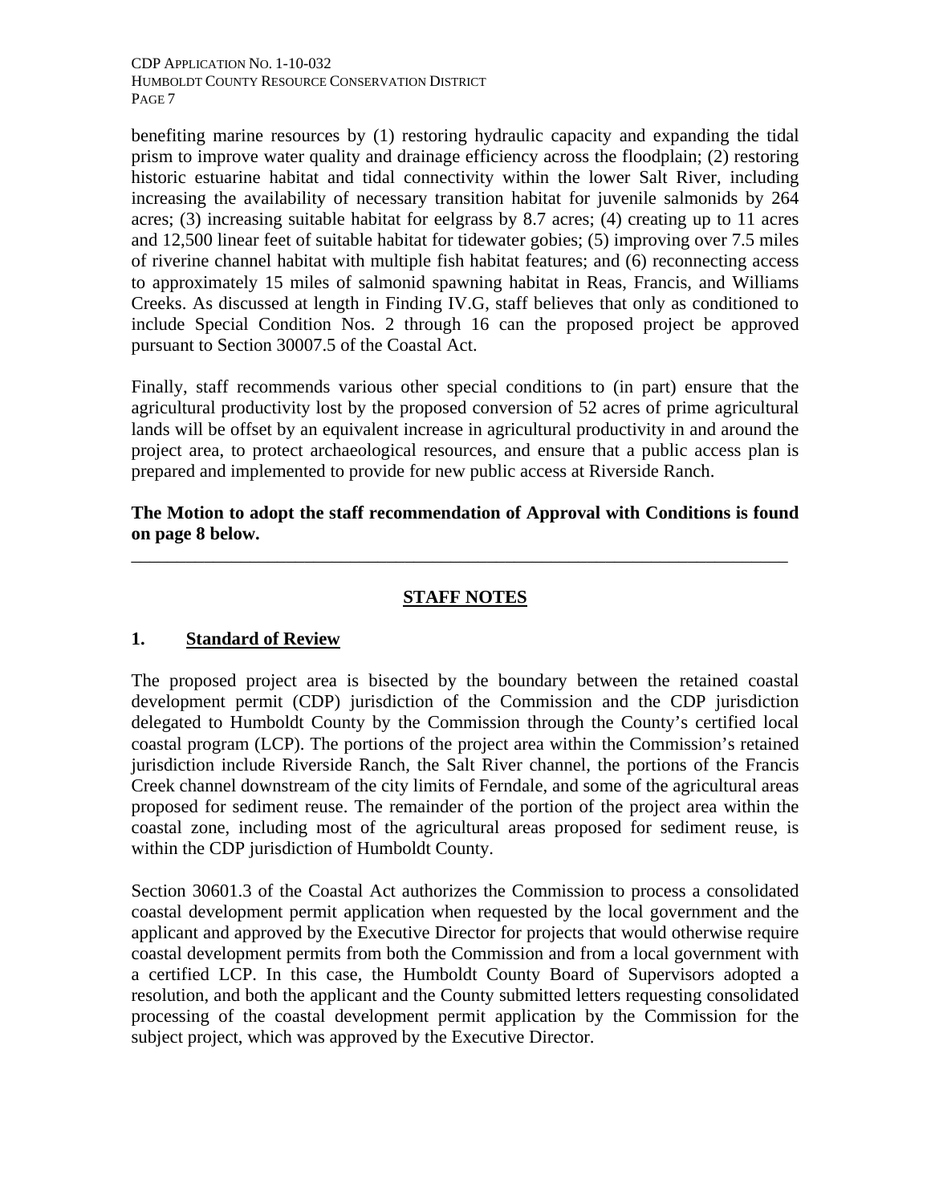benefiting marine resources by (1) restoring hydraulic capacity and expanding the tidal prism to improve water quality and drainage efficiency across the floodplain; (2) restoring historic estuarine habitat and tidal connectivity within the lower Salt River, including increasing the availability of necessary transition habitat for juvenile salmonids by 264 acres; (3) increasing suitable habitat for eelgrass by 8.7 acres; (4) creating up to 11 acres and 12,500 linear feet of suitable habitat for tidewater gobies; (5) improving over 7.5 miles of riverine channel habitat with multiple fish habitat features; and (6) reconnecting access to approximately 15 miles of salmonid spawning habitat in Reas, Francis, and Williams Creeks. As discussed at length in Finding IV.G, staff believes that only as conditioned to include Special Condition Nos. 2 through 16 can the proposed project be approved pursuant to Section 30007.5 of the Coastal Act.

Finally, staff recommends various other special conditions to (in part) ensure that the agricultural productivity lost by the proposed conversion of 52 acres of prime agricultural lands will be offset by an equivalent increase in agricultural productivity in and around the project area, to protect archaeological resources, and ensure that a public access plan is prepared and implemented to provide for new public access at Riverside Ranch.

**The Motion to adopt the staff recommendation of Approval with Conditions is found on page 8 below.**

---

## STAFF NOTES

### 1. Standard of Review

The proposed project area is bisected by the boundary between the retained coastal development permit (CDP) jurisdiction of the Commission and the CDP jurisdiction delegated to Humboldt County by the Commission through the County's certified local coastal program (LCP). The portions of the project area within the Commission's retained jurisdiction include Riverside Ranch, the Salt River channel, the portions of the Francis Creek channel downstream of the city limits of Ferndale, and some of the agricultural areas proposed for sediment reuse. The remainder of the portion of the project area within the coastal zone, including most of the agricultural areas proposed for sediment reuse, is within the CDP jurisdiction of Humboldt County.

Section 30601.3 of the Coastal Act authorizes the Commission to process a consolidated coastal development permit application when requested by the local government and the applicant and approved by the Executive Director for projects that would otherwise require coastal development permits from both the Commission and from a local government with a certified LCP. In this case, the Humboldt County Board of Supervisors adopted a resolution, and both the applicant and the County submitted letters requesting consolidated processing of the coastal development permit application by the Commission for the subject project, which was approved by the Executive Director.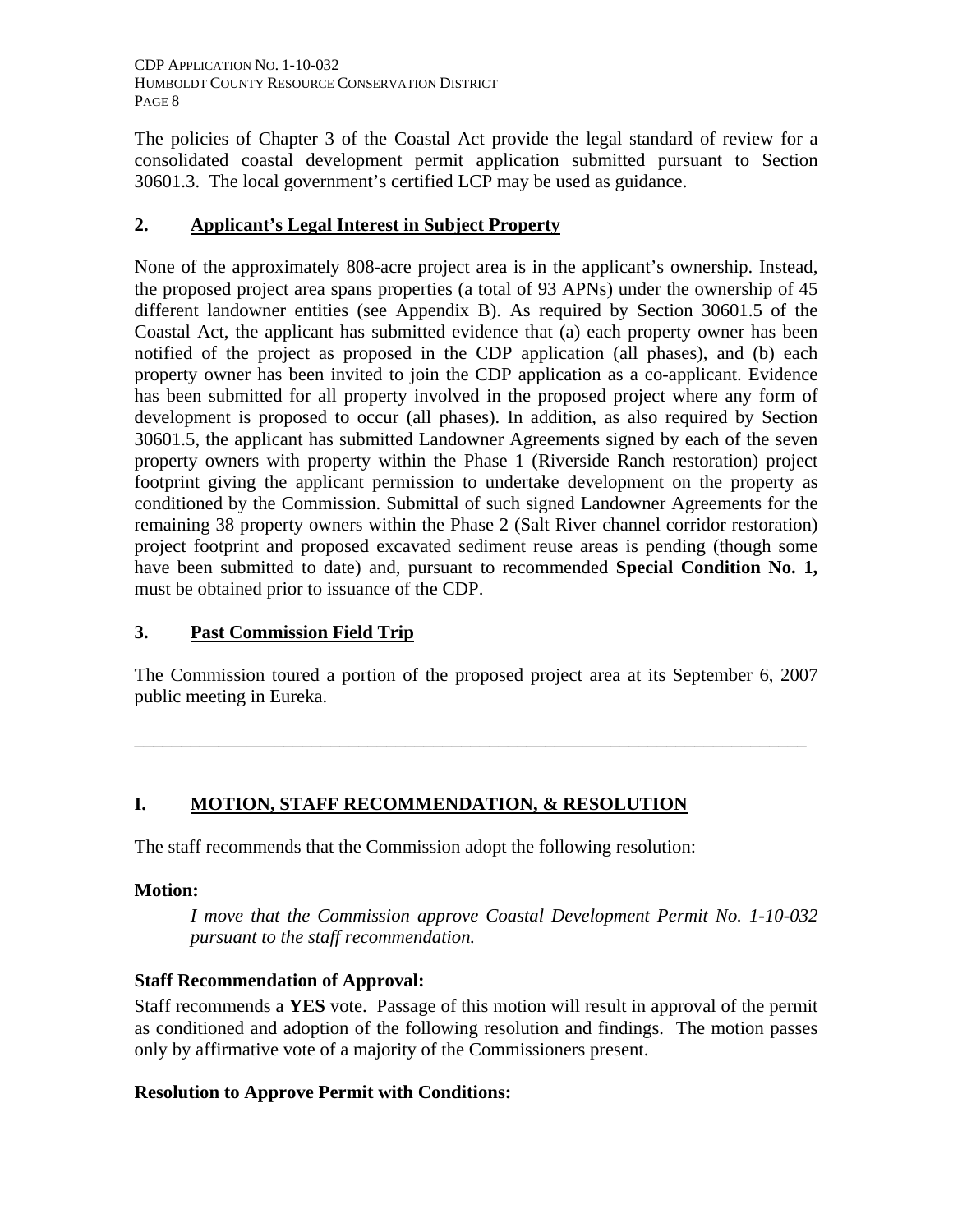The policies of Chapter 3 of the Coastal Act provide the legal standard of review for a consolidated coastal development permit application submitted pursuant to Section 30601.3. The local government's certified LCP may be used as guidance.

## 2. Applicant's Legal Interest in Subject Property

None of the approximately 808-acre project area is in the applicant's ownership. Instead, the proposed project area spans properties (a total of 93 APNs) under the ownership of 45 different landowner entities (see Appendix B). As required by Section 30601.5 of the Coastal Act, the applicant has submitted evidence that (a) each property owner has been notified of the project as proposed in the CDP application (all phases), and (b) each property owner has been invited to join the CDP application as a co-applicant. Evidence has been submitted for all property involved in the proposed project where any form of development is proposed to occur (all phases). In addition, as also required by Section 30601.5, the applicant has submitted Landowner Agreements signed by each of the seven property owners with property within the Phase 1 (Riverside Ranch restoration) project footprint giving the applicant permission to undertake development on the property as conditioned by the Commission. Submittal of such signed Landowner Agreements for the remaining 38 property owners within the Phase 2 (Salt River channel corridor restoration) project footprint and proposed excavated sediment reuse areas is pending (though some have been submitted to date) and, pursuant to recommended **Special Condition No. 1,** must be obtained prior to issuance of the CDP.

## 3. Past Commission Field Trip

The Commission toured a portion of the proposed project area at its September 6, 2007 public meeting in Eureka.

---

# I. MOTION, STAFF RECOMMENDATION, & RESOLUTION

The staff recommends that the Commission adopt the following resolution:

**Motion:**

*I move that the Commission approve Coastal Development Permit No. 1-10-032 pursuant to the staff recommendation.*

**Staff Recommendation of Approval:**

Staff recommends a **YES** vote. Passage of this motion will result in approval of the permit as conditioned and adoption of the following resolution and findings. The motion passes only by affirmative vote of a majority of the Commissioners present.

**Resolution to Approve Permit with Conditions:**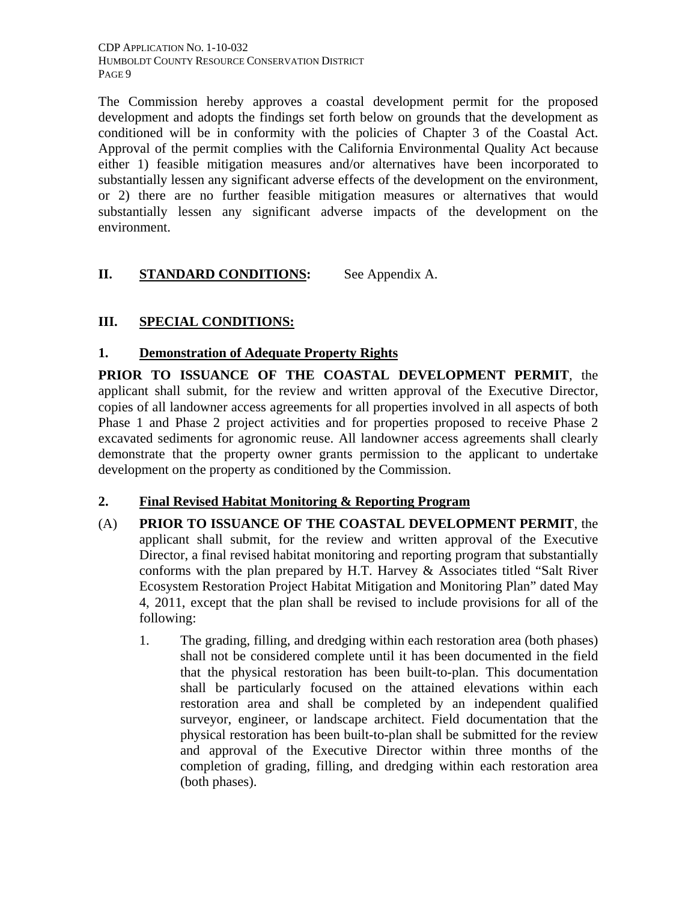The Commission hereby approves a coastal development permit for the proposed development and adopts the findings set forth below on grounds that the development as conditioned will be in conformity with the policies of Chapter 3 of the Coastal Act. Approval of the permit complies with the California Environmental Quality Act because either 1) feasible mitigation measures and/or alternatives have been incorporated to substantially lessen any significant adverse effects of the development on the environment, or 2) there are no further feasible mitigation measures or alternatives that would substantially lessen any significant adverse impacts of the development on the environment.

## II. <u>STANDARD CONDITIONS:</u> See Appendix A.

## III. <u>SPECIAL CONDITIONS:</u>

### 1. <u>Demonstration of Adequate Property Rights</u>

**PRIOR TO ISSUANCE OF THE COASTAL DEVELOPMENT PERMIT**, the applicant shall submit, for the review and written approval of the Executive Director, copies of all landowner access agreements for all properties involved in all aspects of both Phase 1 and Phase 2 project activities and for properties proposed to receive Phase 2 excavated sediments for agronomic reuse. All landowner access agreements shall clearly demonstrate that the property owner grants permission to the applicant to undertake development on the property as conditioned by the Commission.

### 2. <u>Final Revised Habitat Monitoring & Reporting Program</u>

(A) **PRIOR TO ISSUANCE OF THE COASTAL DEVELOPMENT PERMIT**, the applicant shall submit, for the review and written approval of the Executive Director, a final revised habitat monitoring and reporting program that substantially conforms with the plan prepared by H.T. Harvey & Associates titled "Salt River Ecosystem Restoration Project Habitat Mitigation and Monitoring Plan" dated May 4, 2011, except that the plan shall be revised to include provisions for all of the following:

1. The grading, filling, and dredging within each restoration area (both phases) shall not be considered complete until it has been documented in the field that the physical restoration has been built-to-plan. This documentation shall be particularly focused on the attained elevations within each restoration area and shall be completed by an independent qualified surveyor, engineer, or landscape architect. Field documentation that the physical restoration has been built-to-plan shall be submitted for the review and approval of the Executive Director within three months of the completion of grading, filling, and dredging within each restoration area (both phases).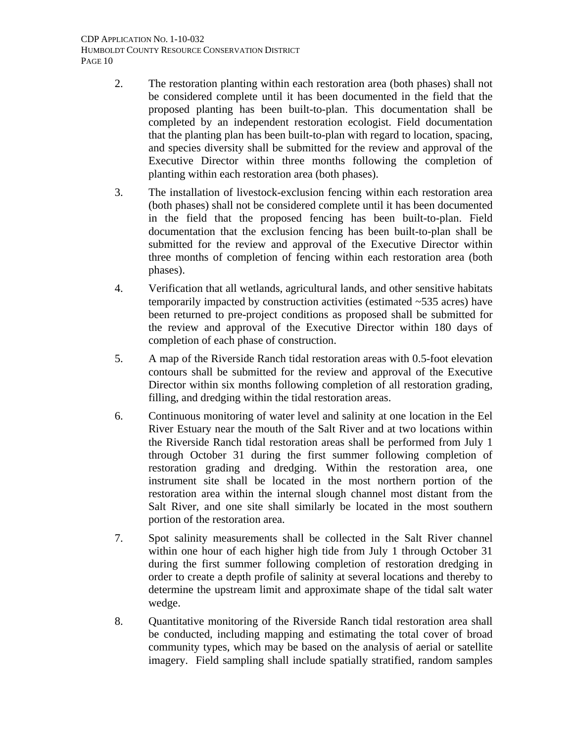2. The restoration planting within each restoration area (both phases) shall not be considered complete until it has been documented in the field that the proposed planting has been built-to-plan. This documentation shall be completed by an independent restoration ecologist. Field documentation that the planting plan has been built-to-plan with regard to location, spacing, and species diversity shall be submitted for the review and approval of the Executive Director within three months following the completion of planting within each restoration area (both phases).

3. The installation of livestock-exclusion fencing within each restoration area (both phases) shall not be considered complete until it has been documented in the field that the proposed fencing has been built-to-plan. Field documentation that the exclusion fencing has been built-to-plan shall be submitted for the review and approval of the Executive Director within three months of completion of fencing within each restoration area (both phases).

4. Verification that all wetlands, agricultural lands, and other sensitive habitats temporarily impacted by construction activities (estimated ~535 acres) have been returned to pre-project conditions as proposed shall be submitted for the review and approval of the Executive Director within 180 days of completion of each phase of construction.

5. A map of the Riverside Ranch tidal restoration areas with 0.5-foot elevation contours shall be submitted for the review and approval of the Executive Director within six months following completion of all restoration grading, filling, and dredging within the tidal restoration areas.

6. Continuous monitoring of water level and salinity at one location in the Eel River Estuary near the mouth of the Salt River and at two locations within the Riverside Ranch tidal restoration areas shall be performed from July 1 through October 31 during the first summer following completion of restoration grading and dredging. Within the restoration area, one instrument site shall be located in the most northern portion of the restoration area within the internal slough channel most distant from the Salt River, and one site shall similarly be located in the most southern portion of the restoration area.

7. Spot salinity measurements shall be collected in the Salt River channel within one hour of each higher high tide from July 1 through October 31 during the first summer following completion of restoration dredging in order to create a depth profile of salinity at several locations and thereby to determine the upstream limit and approximate shape of the tidal salt water wedge.

8. Quantitative monitoring of the Riverside Ranch tidal restoration area shall be conducted, including mapping and estimating the total cover of broad community types, which may be based on the analysis of aerial or satellite imagery. Field sampling shall include spatially stratified, random samples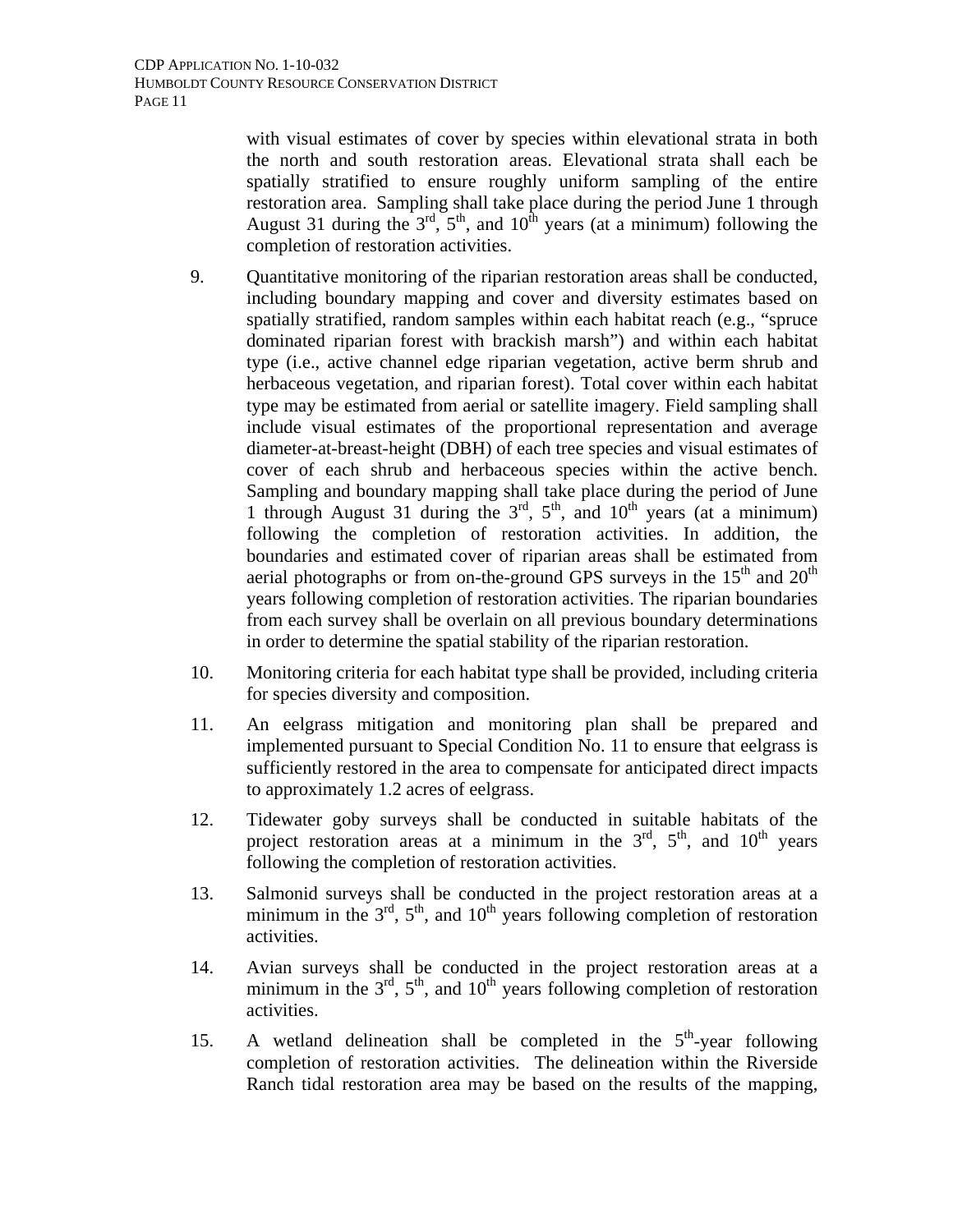with visual estimates of cover by species within elevational strata in both the north and south restoration areas. Elevational strata shall each be spatially stratified to ensure roughly uniform sampling of the entire restoration area. Sampling shall take place during the period June 1 through August 31 during the 3rd, 5th, and 10th years (at a minimum) following the completion of restoration activities.

9. Quantitative monitoring of the riparian restoration areas shall be conducted, including boundary mapping and cover and diversity estimates based on spatially stratified, random samples within each habitat reach (e.g., "spruce dominated riparian forest with brackish marsh") and within each habitat type (i.e., active channel edge riparian vegetation, active berm shrub and herbaceous vegetation, and riparian forest). Total cover within each habitat type may be estimated from aerial or satellite imagery. Field sampling shall include visual estimates of the proportional representation and average diameter-at-breast-height (DBH) of each tree species and visual estimates of cover of each shrub and herbaceous species within the active bench. Sampling and boundary mapping shall take place during the period of June 1 through August 31 during the 3rd, 5th, and 10th years (at a minimum) following the completion of restoration activities. In addition, the boundaries and estimated cover of riparian areas shall be estimated from aerial photographs or from on-the-ground GPS surveys in the 15th and 20th years following completion of restoration activities. The riparian boundaries from each survey shall be overlain on all previous boundary determinations in order to determine the spatial stability of the riparian restoration.

10. Monitoring criteria for each habitat type shall be provided, including criteria for species diversity and composition.

11. An eelgrass mitigation and monitoring plan shall be prepared and implemented pursuant to Special Condition No. 11 to ensure that eelgrass is sufficiently restored in the area to compensate for anticipated direct impacts to approximately 1.2 acres of eelgrass.

12. Tidewater goby surveys shall be conducted in suitable habitats of the project restoration areas at a minimum in the 3rd, 5th, and 10th years following the completion of restoration activities.

13. Salmonid surveys shall be conducted in the project restoration areas at a minimum in the 3rd, 5th, and 10th years following completion of restoration activities.

14. Avian surveys shall be conducted in the project restoration areas at a minimum in the 3rd, 5th, and 10th years following completion of restoration activities.

15. A wetland delineation shall be completed in the 5th-year following completion of restoration activities. The delineation within the Riverside Ranch tidal restoration area may be based on the results of the mapping,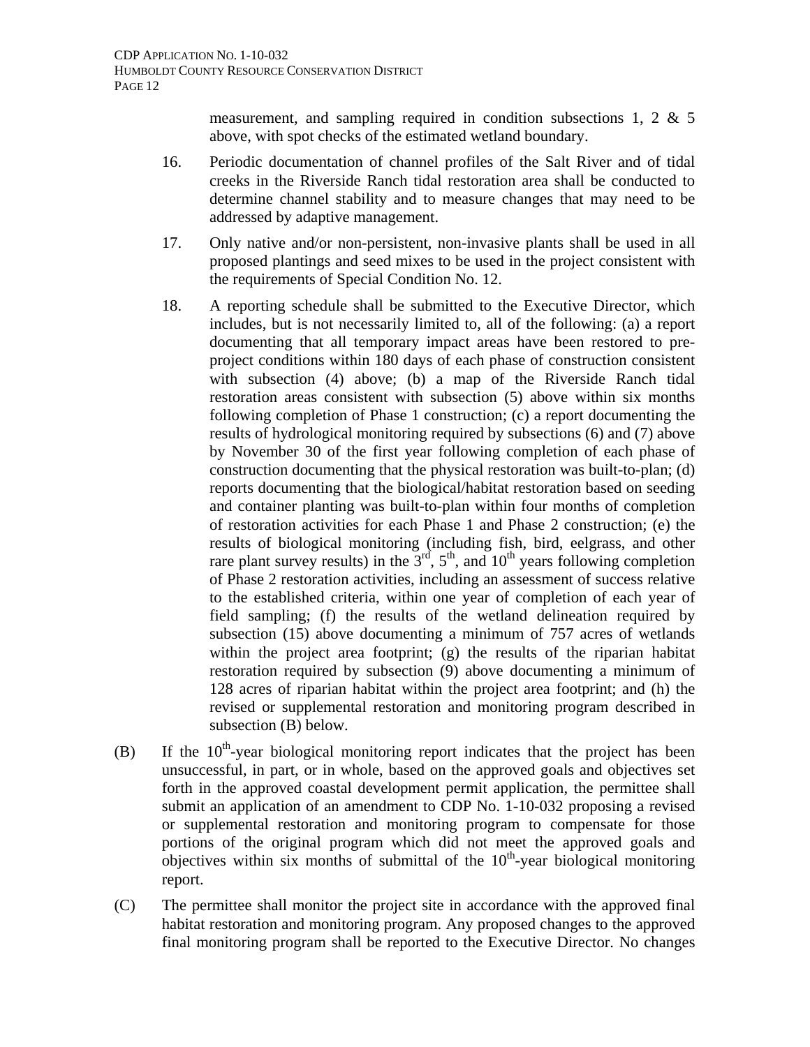measurement, and sampling required in condition subsections 1, 2 & 5 above, with spot checks of the estimated wetland boundary.

16. Periodic documentation of channel profiles of the Salt River and of tidal creeks in the Riverside Ranch tidal restoration area shall be conducted to determine channel stability and to measure changes that may need to be addressed by adaptive management.

17. Only native and/or non-persistent, non-invasive plants shall be used in all proposed plantings and seed mixes to be used in the project consistent with the requirements of Special Condition No. 12.

18. A reporting schedule shall be submitted to the Executive Director, which includes, but is not necessarily limited to, all of the following: (a) a report documenting that all temporary impact areas have been restored to pre-project conditions within 180 days of each phase of construction consistent with subsection (4) above; (b) a map of the Riverside Ranch tidal restoration areas consistent with subsection (5) above within six months following completion of Phase 1 construction; (c) a report documenting the results of hydrological monitoring required by subsections (6) and (7) above by November 30 of the first year following completion of each phase of construction documenting that the physical restoration was built-to-plan; (d) reports documenting that the biological/habitat restoration based on seeding and container planting was built-to-plan within four months of completion of restoration activities for each Phase 1 and Phase 2 construction; (e) the results of biological monitoring (including fish, bird, eelgrass, and other rare plant survey results) in the 3rd, 5th, and 10th years following completion of Phase 2 restoration activities, including an assessment of success relative to the established criteria, within one year of completion of each year of field sampling; (f) the results of the wetland delineation required by subsection (15) above documenting a minimum of 757 acres of wetlands within the project area footprint; (g) the results of the riparian habitat restoration required by subsection (9) above documenting a minimum of 128 acres of riparian habitat within the project area footprint; and (h) the revised or supplemental restoration and monitoring program described in subsection (B) below.

(B) If the 10th-year biological monitoring report indicates that the project has been unsuccessful, in part, or in whole, based on the approved goals and objectives set forth in the approved coastal development permit application, the permittee shall submit an application of an amendment to CDP No. 1-10-032 proposing a revised or supplemental restoration and monitoring program to compensate for those portions of the original program which did not meet the approved goals and objectives within six months of submittal of the 10th-year biological monitoring report.

(C) The permittee shall monitor the project site in accordance with the approved final habitat restoration and monitoring program. Any proposed changes to the approved final monitoring program shall be reported to the Executive Director. No changes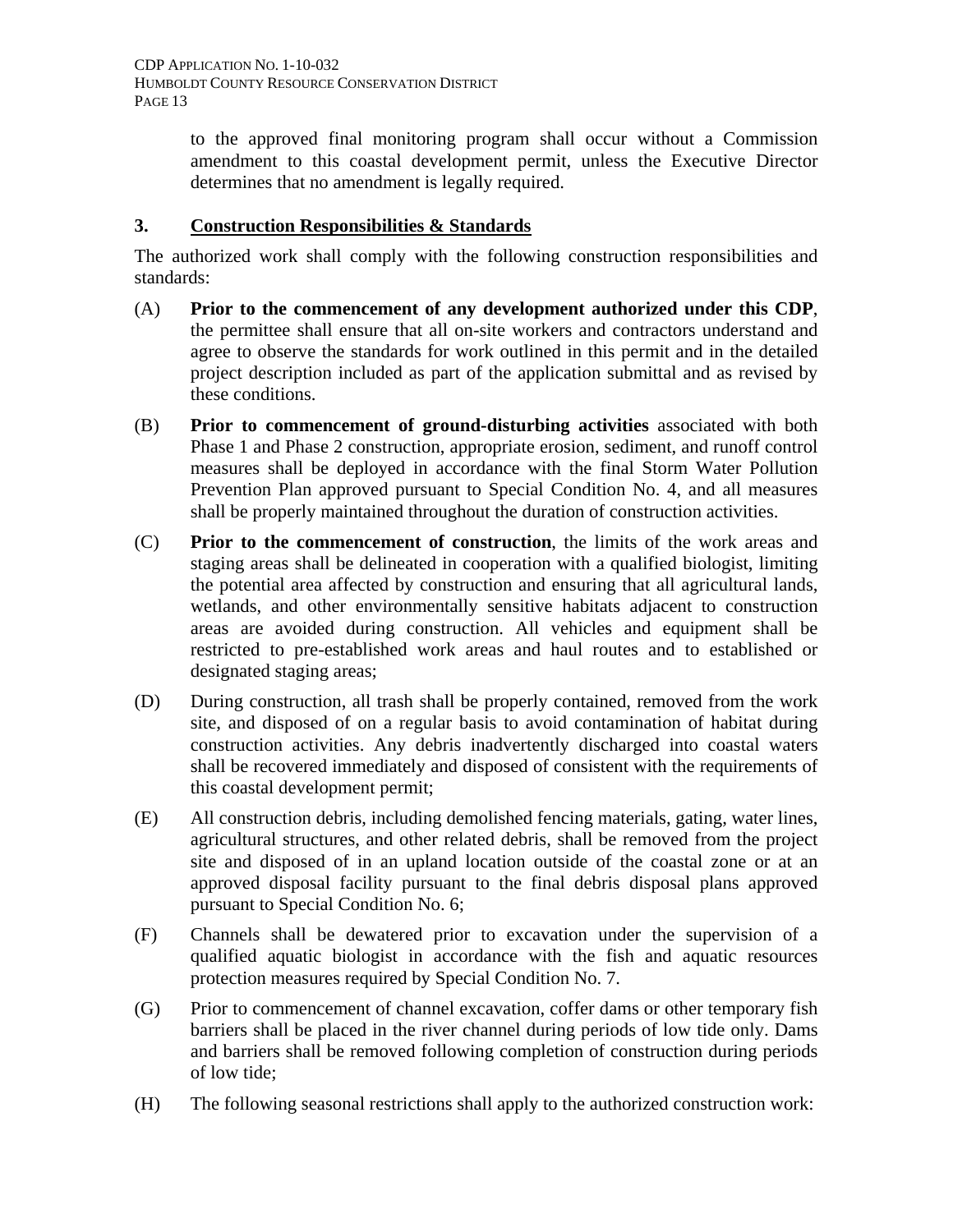to the approved final monitoring program shall occur without a Commission amendment to this coastal development permit, unless the Executive Director determines that no amendment is legally required.

**3. Construction Responsibilities & Standards**

The authorized work shall comply with the following construction responsibilities and standards:

(A) **Prior to the commencement of any development authorized under this CDP**, the permittee shall ensure that all on-site workers and contractors understand and agree to observe the standards for work outlined in this permit and in the detailed project description included as part of the application submittal and as revised by these conditions.

(B) **Prior to commencement of ground-disturbing activities** associated with both Phase 1 and Phase 2 construction, appropriate erosion, sediment, and runoff control measures shall be deployed in accordance with the final Storm Water Pollution Prevention Plan approved pursuant to Special Condition No. 4, and all measures shall be properly maintained throughout the duration of construction activities.

(C) **Prior to the commencement of construction**, the limits of the work areas and staging areas shall be delineated in cooperation with a qualified biologist, limiting the potential area affected by construction and ensuring that all agricultural lands, wetlands, and other environmentally sensitive habitats adjacent to construction areas are avoided during construction. All vehicles and equipment shall be restricted to pre-established work areas and haul routes and to established or designated staging areas;

(D) During construction, all trash shall be properly contained, removed from the work site, and disposed of on a regular basis to avoid contamination of habitat during construction activities. Any debris inadvertently discharged into coastal waters shall be recovered immediately and disposed of consistent with the requirements of this coastal development permit;

(E) All construction debris, including demolished fencing materials, gating, water lines, agricultural structures, and other related debris, shall be removed from the project site and disposed of in an upland location outside of the coastal zone or at an approved disposal facility pursuant to the final debris disposal plans approved pursuant to Special Condition No. 6;

(F) Channels shall be dewatered prior to excavation under the supervision of a qualified aquatic biologist in accordance with the fish and aquatic resources protection measures required by Special Condition No. 7.

(G) Prior to commencement of channel excavation, coffer dams or other temporary fish barriers shall be placed in the river channel during periods of low tide only. Dams and barriers shall be removed following completion of construction during periods of low tide;

(H) The following seasonal restrictions shall apply to the authorized construction work: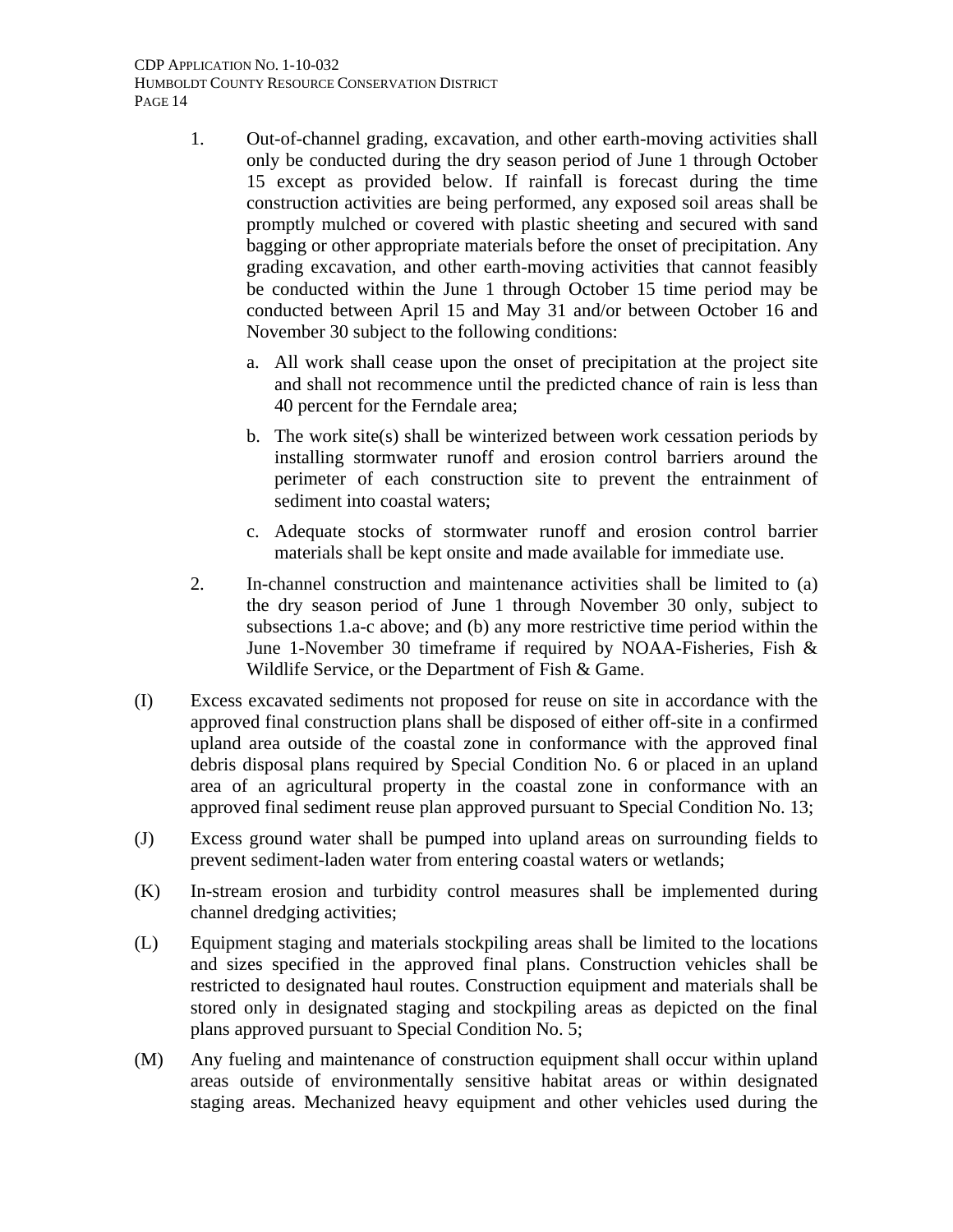1. Out-of-channel grading, excavation, and other earth-moving activities shall only be conducted during the dry season period of June 1 through October 15 except as provided below. If rainfall is forecast during the time construction activities are being performed, any exposed soil areas shall be promptly mulched or covered with plastic sheeting and secured with sand bagging or other appropriate materials before the onset of precipitation. Any grading excavation, and other earth-moving activities that cannot feasibly be conducted within the June 1 through October 15 time period may be conducted between April 15 and May 31 and/or between October 16 and November 30 subject to the following conditions:

   a. All work shall cease upon the onset of precipitation at the project site and shall not recommence until the predicted chance of rain is less than 40 percent for the Ferndale area;

   b. The work site(s) shall be winterized between work cessation periods by installing stormwater runoff and erosion control barriers around the perimeter of each construction site to prevent the entrainment of sediment into coastal waters;

   c. Adequate stocks of stormwater runoff and erosion control barrier materials shall be kept onsite and made available for immediate use.

2. In-channel construction and maintenance activities shall be limited to (a) the dry season period of June 1 through November 30 only, subject to subsections 1.a-c above; and (b) any more restrictive time period within the June 1-November 30 timeframe if required by NOAA-Fisheries, Fish & Wildlife Service, or the Department of Fish & Game.

(I) Excess excavated sediments not proposed for reuse on site in accordance with the approved final construction plans shall be disposed of either off-site in a confirmed upland area outside of the coastal zone in conformance with the approved final debris disposal plans required by Special Condition No. 6 or placed in an upland area of an agricultural property in the coastal zone in conformance with an approved final sediment reuse plan approved pursuant to Special Condition No. 13;

(J) Excess ground water shall be pumped into upland areas on surrounding fields to prevent sediment-laden water from entering coastal waters or wetlands;

(K) In-stream erosion and turbidity control measures shall be implemented during channel dredging activities;

(L) Equipment staging and materials stockpiling areas shall be limited to the locations and sizes specified in the approved final plans. Construction vehicles shall be restricted to designated haul routes. Construction equipment and materials shall be stored only in designated staging and stockpiling areas as depicted on the final plans approved pursuant to Special Condition No. 5;

(M) Any fueling and maintenance of construction equipment shall occur within upland areas outside of environmentally sensitive habitat areas or within designated staging areas. Mechanized heavy equipment and other vehicles used during the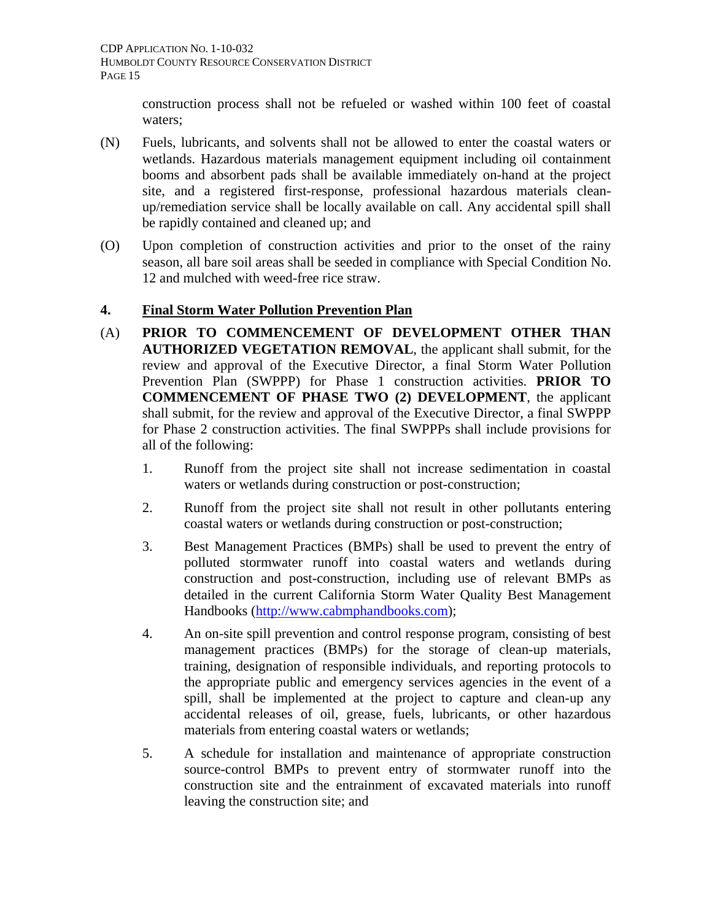construction process shall not be refueled or washed within 100 feet of coastal waters;

(N) Fuels, lubricants, and solvents shall not be allowed to enter the coastal waters or wetlands. Hazardous materials management equipment including oil containment booms and absorbent pads shall be available immediately on-hand at the project site, and a registered first-response, professional hazardous materials clean-up/remediation service shall be locally available on call. Any accidental spill shall be rapidly contained and cleaned up; and

(O) Upon completion of construction activities and prior to the onset of the rainy season, all bare soil areas shall be seeded in compliance with Special Condition No. 12 and mulched with weed-free rice straw.

## 4. Final Storm Water Pollution Prevention Plan

(A) **PRIOR TO COMMENCEMENT OF DEVELOPMENT OTHER THAN AUTHORIZED VEGETATION REMOVAL**, the applicant shall submit, for the review and approval of the Executive Director, a final Storm Water Pollution Prevention Plan (SWPPP) for Phase 1 construction activities. **PRIOR TO COMMENCEMENT OF PHASE TWO (2) DEVELOPMENT**, the applicant shall submit, for the review and approval of the Executive Director, a final SWPPP for Phase 2 construction activities. The final SWPPPs shall include provisions for all of the following:

1. Runoff from the project site shall not increase sedimentation in coastal waters or wetlands during construction or post-construction;

2. Runoff from the project site shall not result in other pollutants entering coastal waters or wetlands during construction or post-construction;

3. Best Management Practices (BMPs) shall be used to prevent the entry of polluted stormwater runoff into coastal waters and wetlands during construction and post-construction, including use of relevant BMPs as detailed in the current California Storm Water Quality Best Management Handbooks (http://www.cabmphandbooks.com);

4. An on-site spill prevention and control response program, consisting of best management practices (BMPs) for the storage of clean-up materials, training, designation of responsible individuals, and reporting protocols to the appropriate public and emergency services agencies in the event of a spill, shall be implemented at the project to capture and clean-up any accidental releases of oil, grease, fuels, lubricants, or other hazardous materials from entering coastal waters or wetlands;

5. A schedule for installation and maintenance of appropriate construction source-control BMPs to prevent entry of stormwater runoff into the construction site and the entrainment of excavated materials into runoff leaving the construction site; and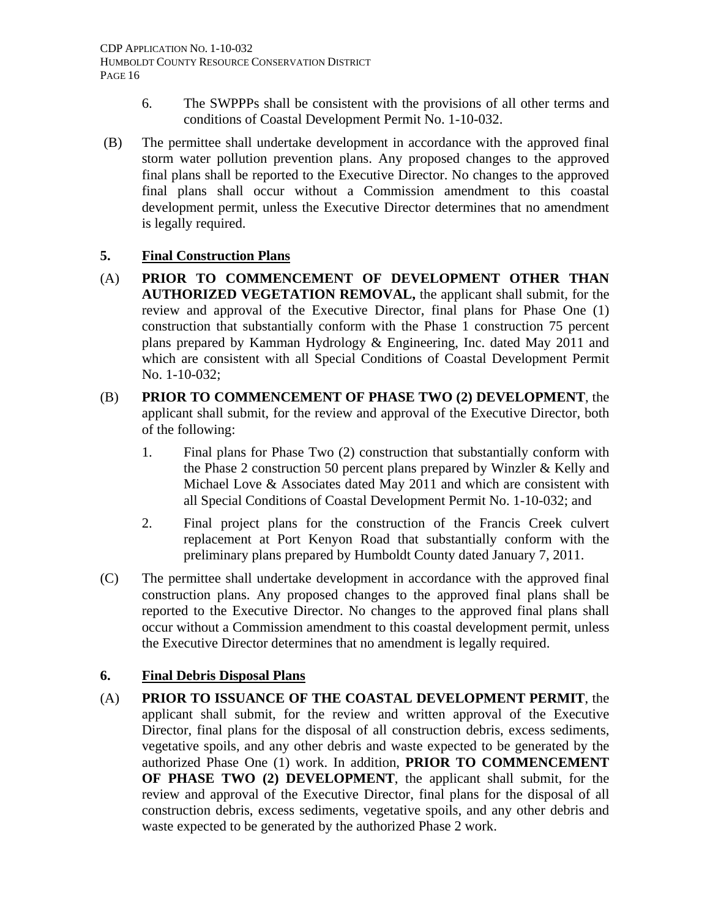6. The SWPPPs shall be consistent with the provisions of all other terms and conditions of Coastal Development Permit No. 1-10-032.

(B) The permittee shall undertake development in accordance with the approved final storm water pollution prevention plans. Any proposed changes to the approved final plans shall be reported to the Executive Director. No changes to the approved final plans shall occur without a Commission amendment to this coastal development permit, unless the Executive Director determines that no amendment is legally required.

**5. Final Construction Plans**

(A) **PRIOR TO COMMENCEMENT OF DEVELOPMENT OTHER THAN AUTHORIZED VEGETATION REMOVAL,** the applicant shall submit, for the review and approval of the Executive Director, final plans for Phase One (1) construction that substantially conform with the Phase 1 construction 75 percent plans prepared by Kamman Hydrology & Engineering, Inc. dated May 2011 and which are consistent with all Special Conditions of Coastal Development Permit No. 1-10-032;

(B) **PRIOR TO COMMENCEMENT OF PHASE TWO (2) DEVELOPMENT**, the applicant shall submit, for the review and approval of the Executive Director, both of the following:

1. Final plans for Phase Two (2) construction that substantially conform with the Phase 2 construction 50 percent plans prepared by Winzler & Kelly and Michael Love & Associates dated May 2011 and which are consistent with all Special Conditions of Coastal Development Permit No. 1-10-032; and

2. Final project plans for the construction of the Francis Creek culvert replacement at Port Kenyon Road that substantially conform with the preliminary plans prepared by Humboldt County dated January 7, 2011.

(C) The permittee shall undertake development in accordance with the approved final construction plans. Any proposed changes to the approved final plans shall be reported to the Executive Director. No changes to the approved final plans shall occur without a Commission amendment to this coastal development permit, unless the Executive Director determines that no amendment is legally required.

**6. Final Debris Disposal Plans**

(A) **PRIOR TO ISSUANCE OF THE COASTAL DEVELOPMENT PERMIT**, the applicant shall submit, for the review and written approval of the Executive Director, final plans for the disposal of all construction debris, excess sediments, vegetative spoils, and any other debris and waste expected to be generated by the authorized Phase One (1) work. In addition, **PRIOR TO COMMENCEMENT OF PHASE TWO (2) DEVELOPMENT**, the applicant shall submit, for the review and approval of the Executive Director, final plans for the disposal of all construction debris, excess sediments, vegetative spoils, and any other debris and waste expected to be generated by the authorized Phase 2 work.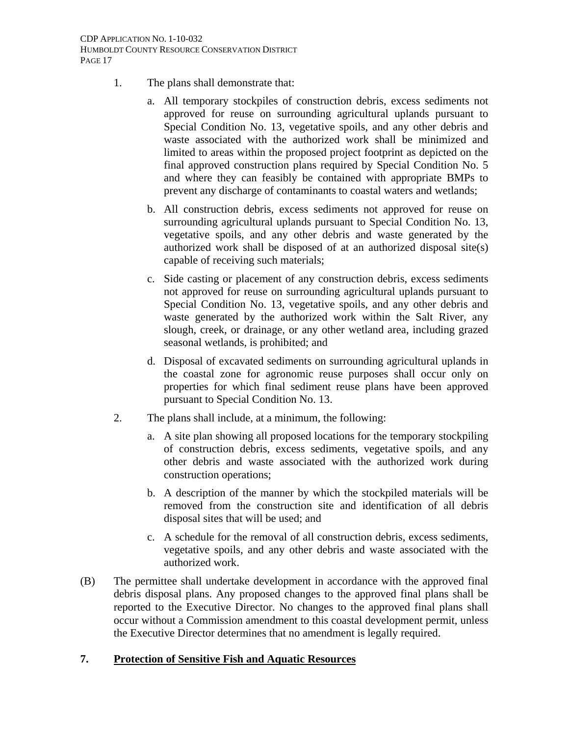1. The plans shall demonstrate that:

   a. All temporary stockpiles of construction debris, excess sediments not approved for reuse on surrounding agricultural uplands pursuant to Special Condition No. 13, vegetative spoils, and any other debris and waste associated with the authorized work shall be minimized and limited to areas within the proposed project footprint as depicted on the final approved construction plans required by Special Condition No. 5 and where they can feasibly be contained with appropriate BMPs to prevent any discharge of contaminants to coastal waters and wetlands;

   b. All construction debris, excess sediments not approved for reuse on surrounding agricultural uplands pursuant to Special Condition No. 13, vegetative spoils, and any other debris and waste generated by the authorized work shall be disposed of at an authorized disposal site(s) capable of receiving such materials;

   c. Side casting or placement of any construction debris, excess sediments not approved for reuse on surrounding agricultural uplands pursuant to Special Condition No. 13, vegetative spoils, and any other debris and waste generated by the authorized work within the Salt River, any slough, creek, or drainage, or any other wetland area, including grazed seasonal wetlands, is prohibited; and

   d. Disposal of excavated sediments on surrounding agricultural uplands in the coastal zone for agronomic reuse purposes shall occur only on properties for which final sediment reuse plans have been approved pursuant to Special Condition No. 13.

2. The plans shall include, at a minimum, the following:

   a. A site plan showing all proposed locations for the temporary stockpiling of construction debris, excess sediments, vegetative spoils, and any other debris and waste associated with the authorized work during construction operations;

   b. A description of the manner by which the stockpiled materials will be removed from the construction site and identification of all debris disposal sites that will be used; and

   c. A schedule for the removal of all construction debris, excess sediments, vegetative spoils, and any other debris and waste associated with the authorized work.

(B) The permittee shall undertake development in accordance with the approved final debris disposal plans. Any proposed changes to the approved final plans shall be reported to the Executive Director. No changes to the approved final plans shall occur without a Commission amendment to this coastal development permit, unless the Executive Director determines that no amendment is legally required.

**7. <u>Protection of Sensitive Fish and Aquatic Resources</u>**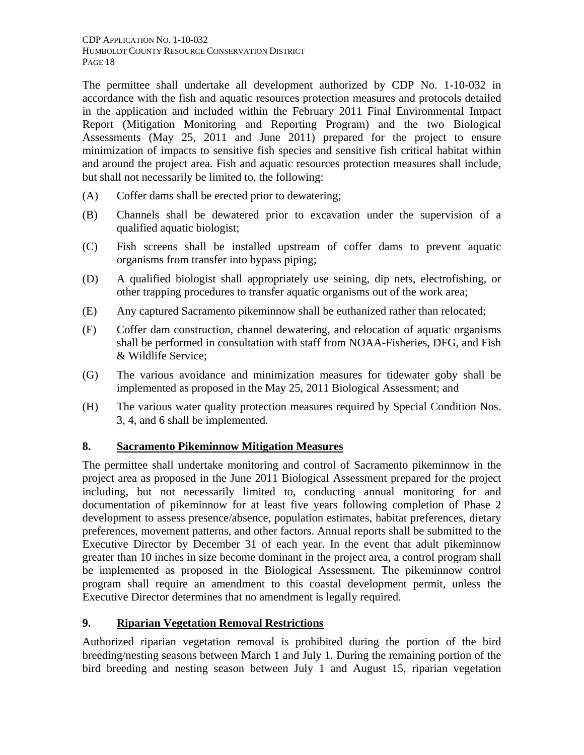The permittee shall undertake all development authorized by CDP No. 1-10-032 in accordance with the fish and aquatic resources protection measures and protocols detailed in the application and included within the February 2011 Final Environmental Impact Report (Mitigation Monitoring and Reporting Program) and the two Biological Assessments (May 25, 2011 and June 2011) prepared for the project to ensure minimization of impacts to sensitive fish species and sensitive fish critical habitat within and around the project area. Fish and aquatic resources protection measures shall include, but shall not necessarily be limited to, the following:

(A) Coffer dams shall be erected prior to dewatering;

(B) Channels shall be dewatered prior to excavation under the supervision of a qualified aquatic biologist;

(C) Fish screens shall be installed upstream of coffer dams to prevent aquatic organisms from transfer into bypass piping;

(D) A qualified biologist shall appropriately use seining, dip nets, electrofishing, or other trapping procedures to transfer aquatic organisms out of the work area;

(E) Any captured Sacramento pikeminnow shall be euthanized rather than relocated;

(F) Coffer dam construction, channel dewatering, and relocation of aquatic organisms shall be performed in consultation with staff from NOAA-Fisheries, DFG, and Fish & Wildlife Service;

(G) The various avoidance and minimization measures for tidewater goby shall be implemented as proposed in the May 25, 2011 Biological Assessment; and

(H) The various water quality protection measures required by Special Condition Nos. 3, 4, and 6 shall be implemented.

## 8. <u>Sacramento Pikeminnow Mitigation Measures</u>

The permittee shall undertake monitoring and control of Sacramento pikeminnow in the project area as proposed in the June 2011 Biological Assessment prepared for the project including, but not necessarily limited to, conducting annual monitoring for and documentation of pikeminnow for at least five years following completion of Phase 2 development to assess presence/absence, population estimates, habitat preferences, dietary preferences, movement patterns, and other factors. Annual reports shall be submitted to the Executive Director by December 31 of each year. In the event that adult pikeminnow greater than 10 inches in size become dominant in the project area, a control program shall be implemented as proposed in the Biological Assessment. The pikeminnow control program shall require an amendment to this coastal development permit, unless the Executive Director determines that no amendment is legally required.

## 9. <u>Riparian Vegetation Removal Restrictions</u>

Authorized riparian vegetation removal is prohibited during the portion of the bird breeding/nesting seasons between March 1 and July 1. During the remaining portion of the bird breeding and nesting season between July 1 and August 15, riparian vegetation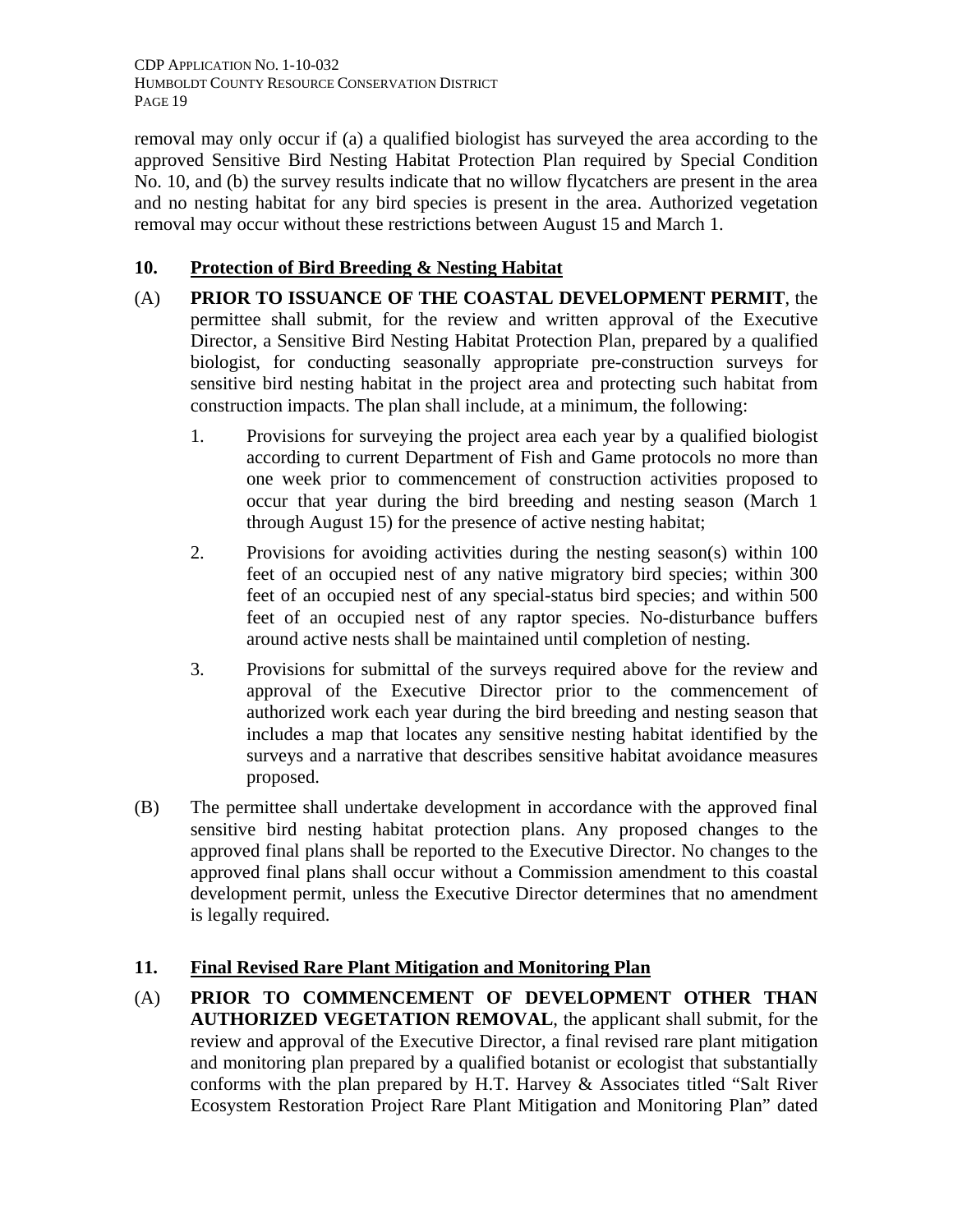removal may only occur if (a) a qualified biologist has surveyed the area according to the approved Sensitive Bird Nesting Habitat Protection Plan required by Special Condition No. 10, and (b) the survey results indicate that no willow flycatchers are present in the area and no nesting habitat for any bird species is present in the area. Authorized vegetation removal may occur without these restrictions between August 15 and March 1.

**10. Protection of Bird Breeding & Nesting Habitat**

(A) **PRIOR TO ISSUANCE OF THE COASTAL DEVELOPMENT PERMIT**, the permittee shall submit, for the review and written approval of the Executive Director, a Sensitive Bird Nesting Habitat Protection Plan, prepared by a qualified biologist, for conducting seasonally appropriate pre-construction surveys for sensitive bird nesting habitat in the project area and protecting such habitat from construction impacts. The plan shall include, at a minimum, the following:

1. Provisions for surveying the project area each year by a qualified biologist according to current Department of Fish and Game protocols no more than one week prior to commencement of construction activities proposed to occur that year during the bird breeding and nesting season (March 1 through August 15) for the presence of active nesting habitat;
2. Provisions for avoiding activities during the nesting season(s) within 100 feet of an occupied nest of any native migratory bird species; within 300 feet of an occupied nest of any special-status bird species; and within 500 feet of an occupied nest of any raptor species. No-disturbance buffers around active nests shall be maintained until completion of nesting.
3. Provisions for submittal of the surveys required above for the review and approval of the Executive Director prior to the commencement of authorized work each year during the bird breeding and nesting season that includes a map that locates any sensitive nesting habitat identified by the surveys and a narrative that describes sensitive habitat avoidance measures proposed.

(B) The permittee shall undertake development in accordance with the approved final sensitive bird nesting habitat protection plans. Any proposed changes to the approved final plans shall be reported to the Executive Director. No changes to the approved final plans shall occur without a Commission amendment to this coastal development permit, unless the Executive Director determines that no amendment is legally required.

**11. Final Revised Rare Plant Mitigation and Monitoring Plan**

(A) **PRIOR TO COMMENCEMENT OF DEVELOPMENT OTHER THAN AUTHORIZED VEGETATION REMOVAL**, the applicant shall submit, for the review and approval of the Executive Director, a final revised rare plant mitigation and monitoring plan prepared by a qualified botanist or ecologist that substantially conforms with the plan prepared by H.T. Harvey & Associates titled "Salt River Ecosystem Restoration Project Rare Plant Mitigation and Monitoring Plan" dated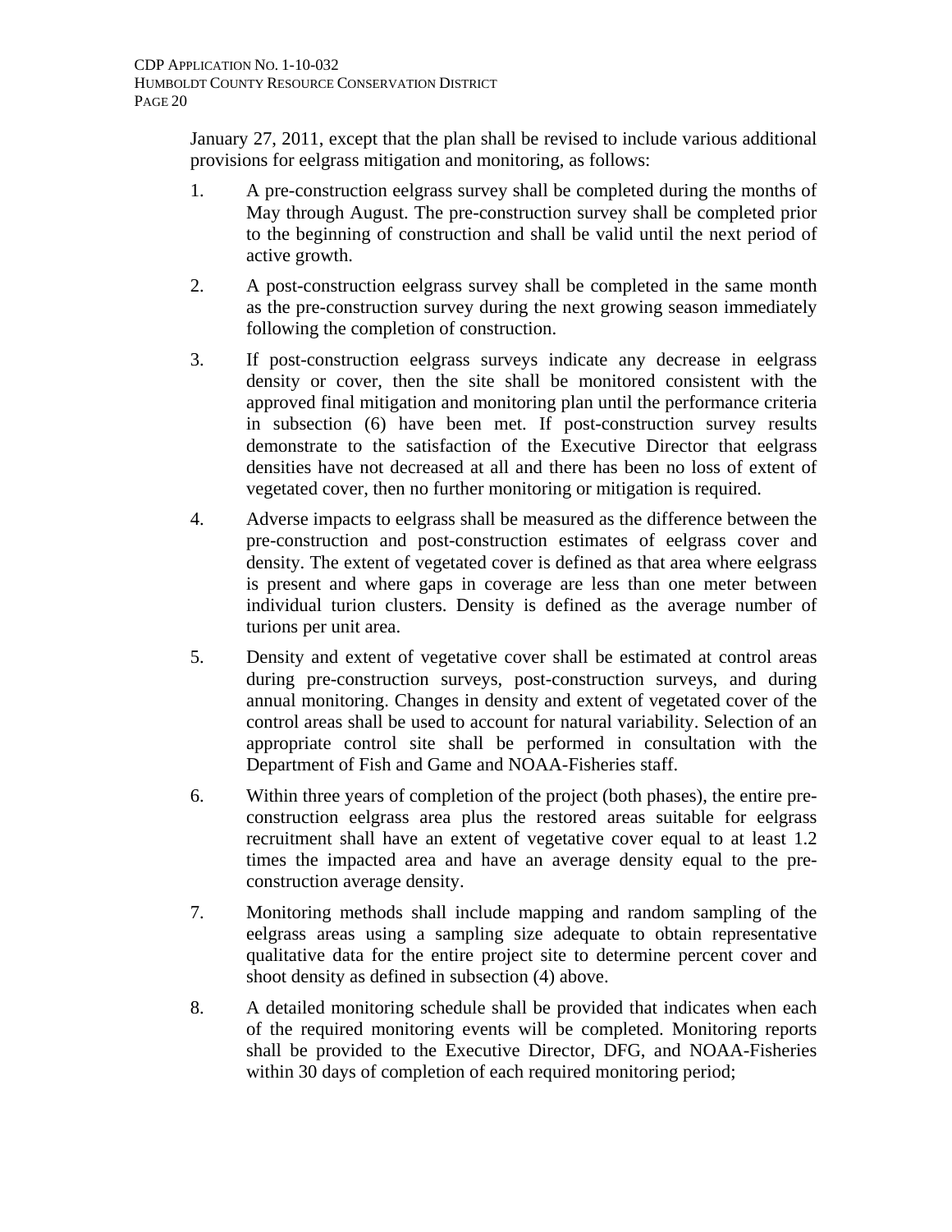January 27, 2011, except that the plan shall be revised to include various additional provisions for eelgrass mitigation and monitoring, as follows:

1. A pre-construction eelgrass survey shall be completed during the months of May through August. The pre-construction survey shall be completed prior to the beginning of construction and shall be valid until the next period of active growth.

2. A post-construction eelgrass survey shall be completed in the same month as the pre-construction survey during the next growing season immediately following the completion of construction.

3. If post-construction eelgrass surveys indicate any decrease in eelgrass density or cover, then the site shall be monitored consistent with the approved final mitigation and monitoring plan until the performance criteria in subsection (6) have been met. If post-construction survey results demonstrate to the satisfaction of the Executive Director that eelgrass densities have not decreased at all and there has been no loss of extent of vegetated cover, then no further monitoring or mitigation is required.

4. Adverse impacts to eelgrass shall be measured as the difference between the pre-construction and post-construction estimates of eelgrass cover and density. The extent of vegetated cover is defined as that area where eelgrass is present and where gaps in coverage are less than one meter between individual turion clusters. Density is defined as the average number of turions per unit area.

5. Density and extent of vegetative cover shall be estimated at control areas during pre-construction surveys, post-construction surveys, and during annual monitoring. Changes in density and extent of vegetated cover of the control areas shall be used to account for natural variability. Selection of an appropriate control site shall be performed in consultation with the Department of Fish and Game and NOAA-Fisheries staff.

6. Within three years of completion of the project (both phases), the entire pre-construction eelgrass area plus the restored areas suitable for eelgrass recruitment shall have an extent of vegetative cover equal to at least 1.2 times the impacted area and have an average density equal to the pre-construction average density.

7. Monitoring methods shall include mapping and random sampling of the eelgrass areas using a sampling size adequate to obtain representative qualitative data for the entire project site to determine percent cover and shoot density as defined in subsection (4) above.

8. A detailed monitoring schedule shall be provided that indicates when each of the required monitoring events will be completed. Monitoring reports shall be provided to the Executive Director, DFG, and NOAA-Fisheries within 30 days of completion of each required monitoring period;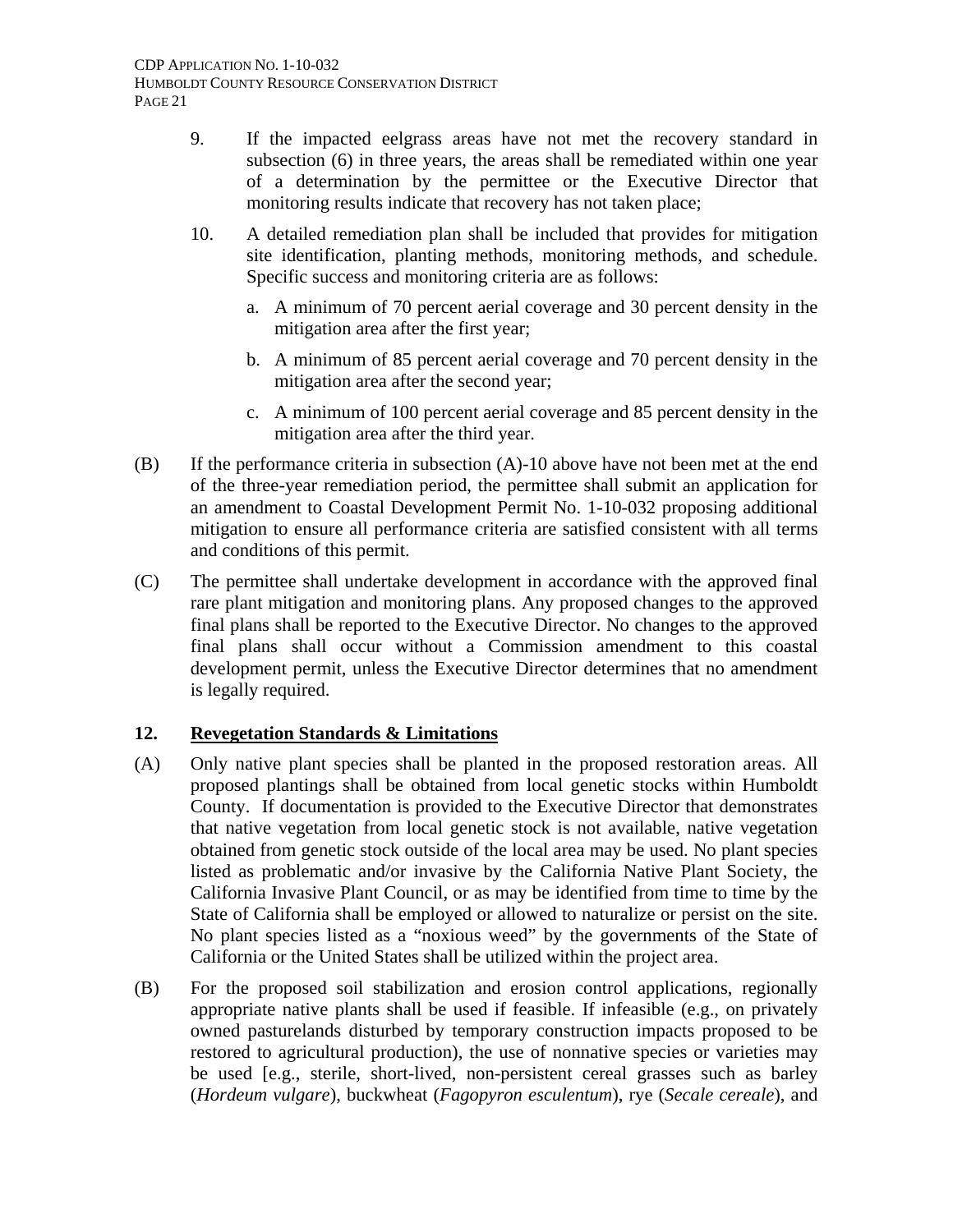9. If the impacted eelgrass areas have not met the recovery standard in subsection (6) in three years, the areas shall be remediated within one year of a determination by the permittee or the Executive Director that monitoring results indicate that recovery has not taken place;

10. A detailed remediation plan shall be included that provides for mitigation site identification, planting methods, monitoring methods, and schedule. Specific success and monitoring criteria are as follows:

    a. A minimum of 70 percent aerial coverage and 30 percent density in the mitigation area after the first year;

    b. A minimum of 85 percent aerial coverage and 70 percent density in the mitigation area after the second year;

    c. A minimum of 100 percent aerial coverage and 85 percent density in the mitigation area after the third year.

(B) If the performance criteria in subsection (A)-10 above have not been met at the end of the three-year remediation period, the permittee shall submit an application for an amendment to Coastal Development Permit No. 1-10-032 proposing additional mitigation to ensure all performance criteria are satisfied consistent with all terms and conditions of this permit.

(C) The permittee shall undertake development in accordance with the approved final rare plant mitigation and monitoring plans. Any proposed changes to the approved final plans shall be reported to the Executive Director. No changes to the approved final plans shall occur without a Commission amendment to this coastal development permit, unless the Executive Director determines that no amendment is legally required.

**12. <u>Revegetation Standards & Limitations</u>**

(A) Only native plant species shall be planted in the proposed restoration areas. All proposed plantings shall be obtained from local genetic stocks within Humboldt County. If documentation is provided to the Executive Director that demonstrates that native vegetation from local genetic stock is not available, native vegetation obtained from genetic stock outside of the local area may be used. No plant species listed as problematic and/or invasive by the California Native Plant Society, the California Invasive Plant Council, or as may be identified from time to time by the State of California shall be employed or allowed to naturalize or persist on the site. No plant species listed as a "noxious weed" by the governments of the State of California or the United States shall be utilized within the project area.

(B) For the proposed soil stabilization and erosion control applications, regionally appropriate native plants shall be used if feasible. If infeasible (e.g., on privately owned pasturelands disturbed by temporary construction impacts proposed to be restored to agricultural production), the use of nonnative species or varieties may be used [e.g., sterile, short-lived, non-persistent cereal grasses such as barley (*Hordeum vulgare*), buckwheat (*Fagopyron esculentum*), rye (*Secale cereale*), and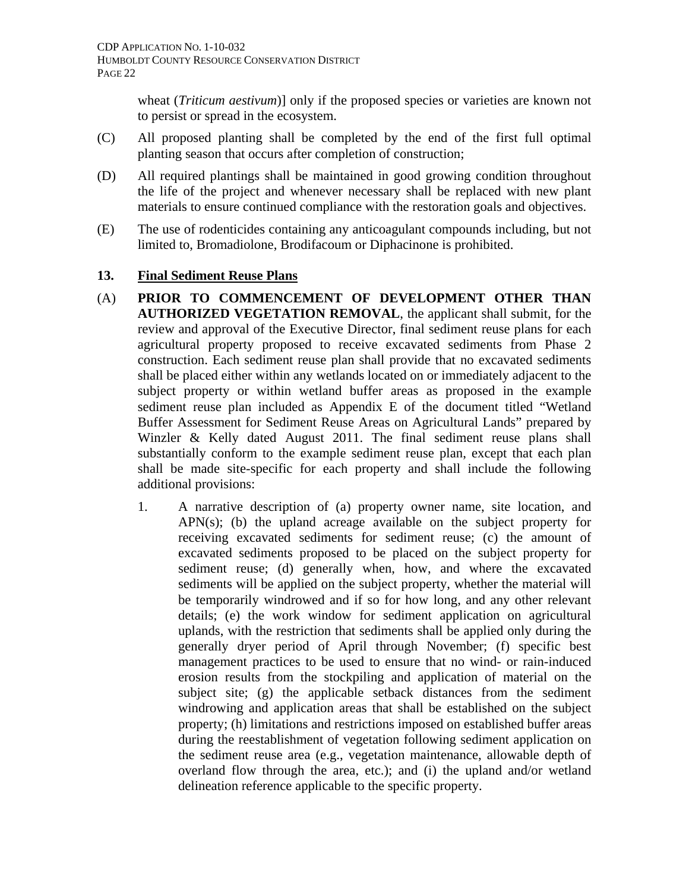wheat (*Triticum aestivum*)] only if the proposed species or varieties are known not to persist or spread in the ecosystem.

(C) All proposed planting shall be completed by the end of the first full optimal planting season that occurs after completion of construction;

(D) All required plantings shall be maintained in good growing condition throughout the life of the project and whenever necessary shall be replaced with new plant materials to ensure continued compliance with the restoration goals and objectives.

(E) The use of rodenticides containing any anticoagulant compounds including, but not limited to, Bromadiolone, Brodifacoum or Diphacinone is prohibited.

### 13. Final Sediment Reuse Plans

(A) **PRIOR TO COMMENCEMENT OF DEVELOPMENT OTHER THAN AUTHORIZED VEGETATION REMOVAL**, the applicant shall submit, for the review and approval of the Executive Director, final sediment reuse plans for each agricultural property proposed to receive excavated sediments from Phase 2 construction. Each sediment reuse plan shall provide that no excavated sediments shall be placed either within any wetlands located on or immediately adjacent to the subject property or within wetland buffer areas as proposed in the example sediment reuse plan included as Appendix E of the document titled "Wetland Buffer Assessment for Sediment Reuse Areas on Agricultural Lands" prepared by Winzler & Kelly dated August 2011. The final sediment reuse plans shall substantially conform to the example sediment reuse plan, except that each plan shall be made site-specific for each property and shall include the following additional provisions:

1. A narrative description of (a) property owner name, site location, and APN(s); (b) the upland acreage available on the subject property for receiving excavated sediments for sediment reuse; (c) the amount of excavated sediments proposed to be placed on the subject property for sediment reuse; (d) generally when, how, and where the excavated sediments will be applied on the subject property, whether the material will be temporarily windrowed and if so for how long, and any other relevant details; (e) the work window for sediment application on agricultural uplands, with the restriction that sediments shall be applied only during the generally dryer period of April through November; (f) specific best management practices to be used to ensure that no wind- or rain-induced erosion results from the stockpiling and application of material on the subject site; (g) the applicable setback distances from the sediment windrowing and application areas that shall be established on the subject property; (h) limitations and restrictions imposed on established buffer areas during the reestablishment of vegetation following sediment application on the sediment reuse area (e.g., vegetation maintenance, allowable depth of overland flow through the area, etc.); and (i) the upland and/or wetland delineation reference applicable to the specific property.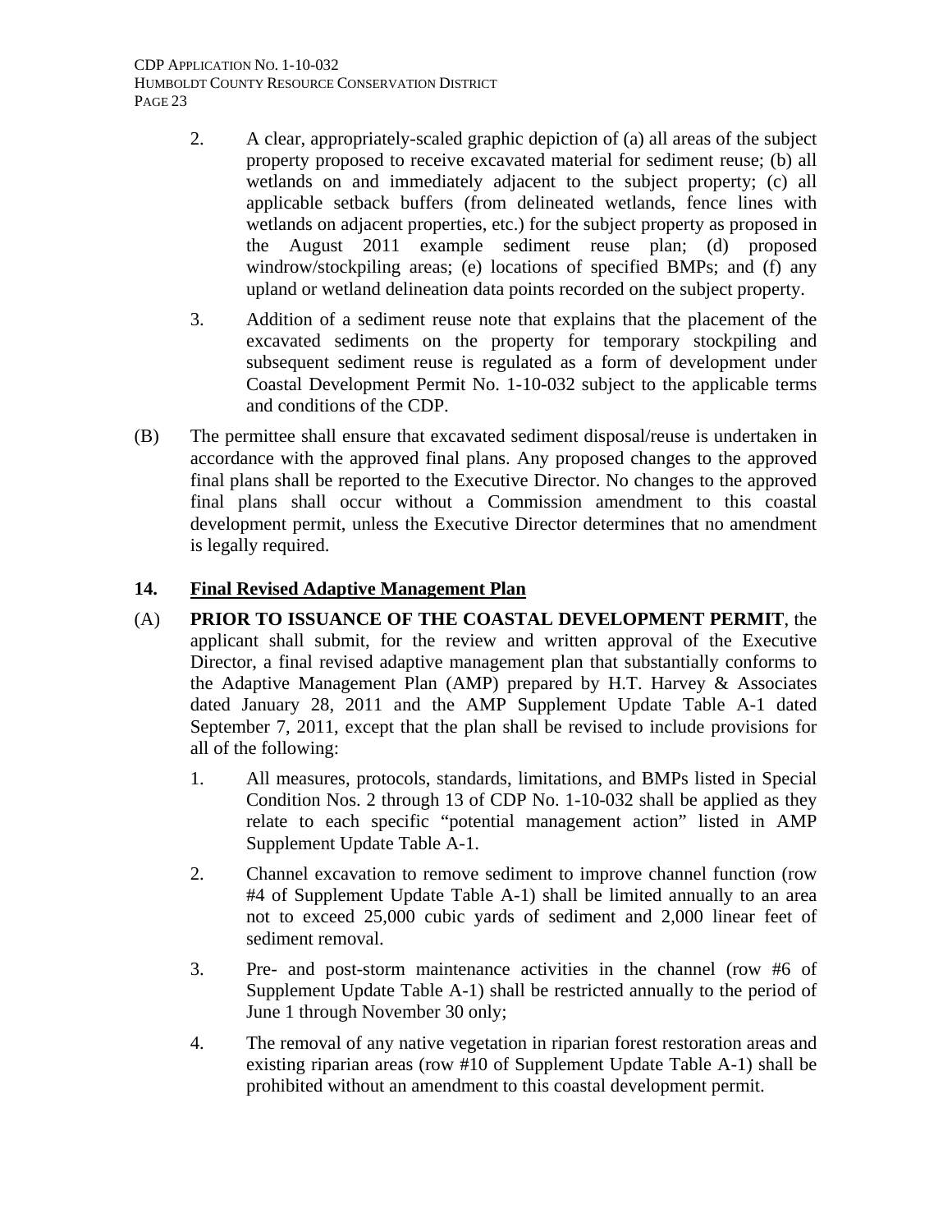2. A clear, appropriately-scaled graphic depiction of (a) all areas of the subject property proposed to receive excavated material for sediment reuse; (b) all wetlands on and immediately adjacent to the subject property; (c) all applicable setback buffers (from delineated wetlands, fence lines with wetlands on adjacent properties, etc.) for the subject property as proposed in the August 2011 example sediment reuse plan; (d) proposed windrow/stockpiling areas; (e) locations of specified BMPs; and (f) any upland or wetland delineation data points recorded on the subject property.

3. Addition of a sediment reuse note that explains that the placement of the excavated sediments on the property for temporary stockpiling and subsequent sediment reuse is regulated as a form of development under Coastal Development Permit No. 1-10-032 subject to the applicable terms and conditions of the CDP.

(B) The permittee shall ensure that excavated sediment disposal/reuse is undertaken in accordance with the approved final plans. Any proposed changes to the approved final plans shall be reported to the Executive Director. No changes to the approved final plans shall occur without a Commission amendment to this coastal development permit, unless the Executive Director determines that no amendment is legally required.

**14. <u>Final Revised Adaptive Management Plan</u>**

(A) **PRIOR TO ISSUANCE OF THE COASTAL DEVELOPMENT PERMIT**, the applicant shall submit, for the review and written approval of the Executive Director, a final revised adaptive management plan that substantially conforms to the Adaptive Management Plan (AMP) prepared by H.T. Harvey & Associates dated January 28, 2011 and the AMP Supplement Update Table A-1 dated September 7, 2011, except that the plan shall be revised to include provisions for all of the following:

1. All measures, protocols, standards, limitations, and BMPs listed in Special Condition Nos. 2 through 13 of CDP No. 1-10-032 shall be applied as they relate to each specific "potential management action" listed in AMP Supplement Update Table A-1.

2. Channel excavation to remove sediment to improve channel function (row #4 of Supplement Update Table A-1) shall be limited annually to an area not to exceed 25,000 cubic yards of sediment and 2,000 linear feet of sediment removal.

3. Pre- and post-storm maintenance activities in the channel (row #6 of Supplement Update Table A-1) shall be restricted annually to the period of June 1 through November 30 only;

4. The removal of any native vegetation in riparian forest restoration areas and existing riparian areas (row #10 of Supplement Update Table A-1) shall be prohibited without an amendment to this coastal development permit.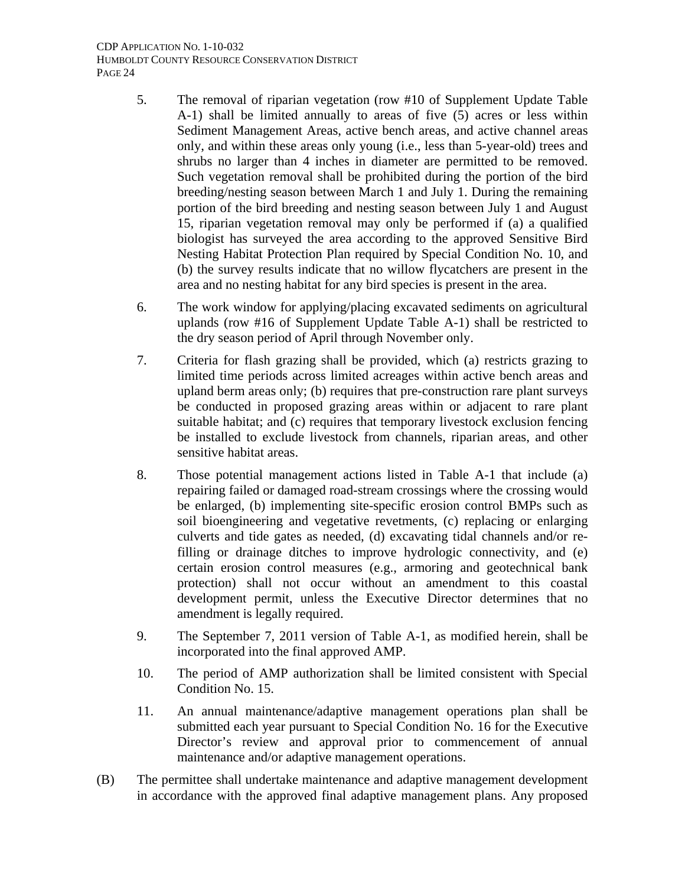5. The removal of riparian vegetation (row #10 of Supplement Update Table A-1) shall be limited annually to areas of five (5) acres or less within Sediment Management Areas, active bench areas, and active channel areas only, and within these areas only young (i.e., less than 5-year-old) trees and shrubs no larger than 4 inches in diameter are permitted to be removed. Such vegetation removal shall be prohibited during the portion of the bird breeding/nesting season between March 1 and July 1. During the remaining portion of the bird breeding and nesting season between July 1 and August 15, riparian vegetation removal may only be performed if (a) a qualified biologist has surveyed the area according to the approved Sensitive Bird Nesting Habitat Protection Plan required by Special Condition No. 10, and (b) the survey results indicate that no willow flycatchers are present in the area and no nesting habitat for any bird species is present in the area.

6. The work window for applying/placing excavated sediments on agricultural uplands (row #16 of Supplement Update Table A-1) shall be restricted to the dry season period of April through November only.

7. Criteria for flash grazing shall be provided, which (a) restricts grazing to limited time periods across limited acreages within active bench areas and upland berm areas only; (b) requires that pre-construction rare plant surveys be conducted in proposed grazing areas within or adjacent to rare plant suitable habitat; and (c) requires that temporary livestock exclusion fencing be installed to exclude livestock from channels, riparian areas, and other sensitive habitat areas.

8. Those potential management actions listed in Table A-1 that include (a) repairing failed or damaged road-stream crossings where the crossing would be enlarged, (b) implementing site-specific erosion control BMPs such as soil bioengineering and vegetative revetments, (c) replacing or enlarging culverts and tide gates as needed, (d) excavating tidal channels and/or re-filling or drainage ditches to improve hydrologic connectivity, and (e) certain erosion control measures (e.g., armoring and geotechnical bank protection) shall not occur without an amendment to this coastal development permit, unless the Executive Director determines that no amendment is legally required.

9. The September 7, 2011 version of Table A-1, as modified herein, shall be incorporated into the final approved AMP.

10. The period of AMP authorization shall be limited consistent with Special Condition No. 15.

11. An annual maintenance/adaptive management operations plan shall be submitted each year pursuant to Special Condition No. 16 for the Executive Director's review and approval prior to commencement of annual maintenance and/or adaptive management operations.

(B) The permittee shall undertake maintenance and adaptive management development in accordance with the approved final adaptive management plans. Any proposed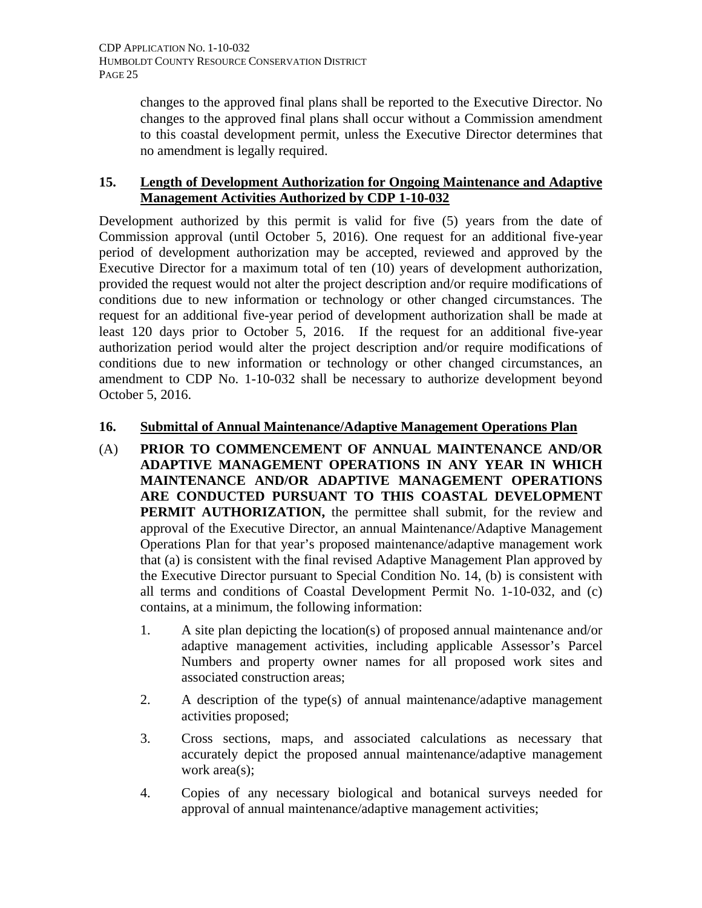changes to the approved final plans shall be reported to the Executive Director. No changes to the approved final plans shall occur without a Commission amendment to this coastal development permit, unless the Executive Director determines that no amendment is legally required.

**15. Length of Development Authorization for Ongoing Maintenance and Adaptive Management Activities Authorized by CDP 1-10-032**

Development authorized by this permit is valid for five (5) years from the date of Commission approval (until October 5, 2016). One request for an additional five-year period of development authorization may be accepted, reviewed and approved by the Executive Director for a maximum total of ten (10) years of development authorization, provided the request would not alter the project description and/or require modifications of conditions due to new information or technology or other changed circumstances. The request for an additional five-year period of development authorization shall be made at least 120 days prior to October 5, 2016. If the request for an additional five-year authorization period would alter the project description and/or require modifications of conditions due to new information or technology or other changed circumstances, an amendment to CDP No. 1-10-032 shall be necessary to authorize development beyond October 5, 2016.

**16. Submittal of Annual Maintenance/Adaptive Management Operations Plan**

(A) **PRIOR TO COMMENCEMENT OF ANNUAL MAINTENANCE AND/OR ADAPTIVE MANAGEMENT OPERATIONS IN ANY YEAR IN WHICH MAINTENANCE AND/OR ADAPTIVE MANAGEMENT OPERATIONS ARE CONDUCTED PURSUANT TO THIS COASTAL DEVELOPMENT PERMIT AUTHORIZATION,** the permittee shall submit, for the review and approval of the Executive Director, an annual Maintenance/Adaptive Management Operations Plan for that year's proposed maintenance/adaptive management work that (a) is consistent with the final revised Adaptive Management Plan approved by the Executive Director pursuant to Special Condition No. 14, (b) is consistent with all terms and conditions of Coastal Development Permit No. 1-10-032, and (c) contains, at a minimum, the following information:

1. A site plan depicting the location(s) of proposed annual maintenance and/or adaptive management activities, including applicable Assessor's Parcel Numbers and property owner names for all proposed work sites and associated construction areas;
2. A description of the type(s) of annual maintenance/adaptive management activities proposed;
3. Cross sections, maps, and associated calculations as necessary that accurately depict the proposed annual maintenance/adaptive management work area(s);
4. Copies of any necessary biological and botanical surveys needed for approval of annual maintenance/adaptive management activities;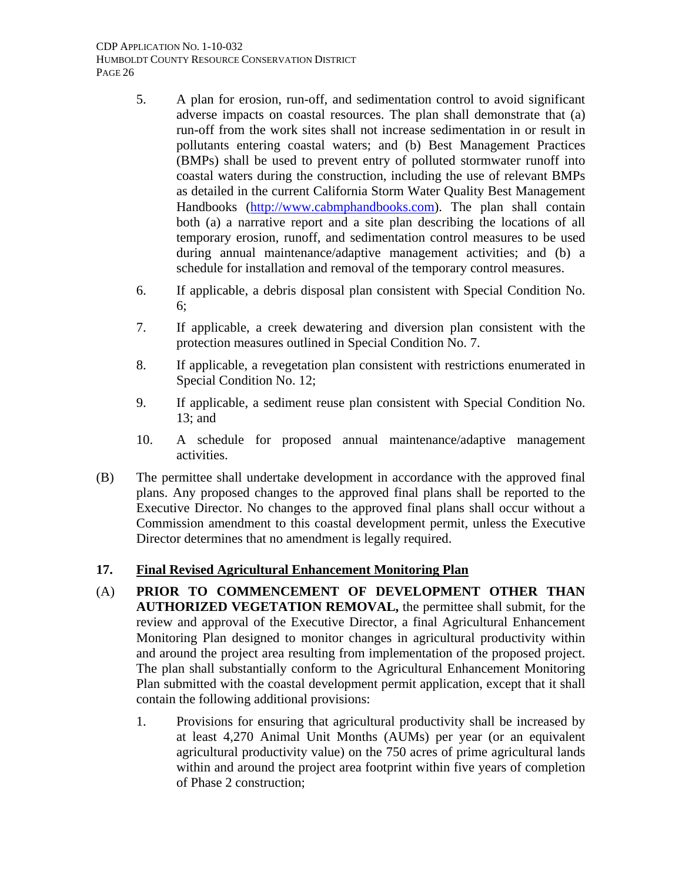5. A plan for erosion, run-off, and sedimentation control to avoid significant adverse impacts on coastal resources. The plan shall demonstrate that (a) run-off from the work sites shall not increase sedimentation in or result in pollutants entering coastal waters; and (b) Best Management Practices (BMPs) shall be used to prevent entry of polluted stormwater runoff into coastal waters during the construction, including the use of relevant BMPs as detailed in the current California Storm Water Quality Best Management Handbooks (http://www.cabmphandbooks.com). The plan shall contain both (a) a narrative report and a site plan describing the locations of all temporary erosion, runoff, and sedimentation control measures to be used during annual maintenance/adaptive management activities; and (b) a schedule for installation and removal of the temporary control measures.

6. If applicable, a debris disposal plan consistent with Special Condition No. 6;

7. If applicable, a creek dewatering and diversion plan consistent with the protection measures outlined in Special Condition No. 7.

8. If applicable, a revegetation plan consistent with restrictions enumerated in Special Condition No. 12;

9. If applicable, a sediment reuse plan consistent with Special Condition No. 13; and

10. A schedule for proposed annual maintenance/adaptive management activities.

(B) The permittee shall undertake development in accordance with the approved final plans. Any proposed changes to the approved final plans shall be reported to the Executive Director. No changes to the approved final plans shall occur without a Commission amendment to this coastal development permit, unless the Executive Director determines that no amendment is legally required.

**17. <u>Final Revised Agricultural Enhancement Monitoring Plan</u>**

(A) **PRIOR TO COMMENCEMENT OF DEVELOPMENT OTHER THAN AUTHORIZED VEGETATION REMOVAL,** the permittee shall submit, for the review and approval of the Executive Director, a final Agricultural Enhancement Monitoring Plan designed to monitor changes in agricultural productivity within and around the project area resulting from implementation of the proposed project. The plan shall substantially conform to the Agricultural Enhancement Monitoring Plan submitted with the coastal development permit application, except that it shall contain the following additional provisions:

1. Provisions for ensuring that agricultural productivity shall be increased by at least 4,270 Animal Unit Months (AUMs) per year (or an equivalent agricultural productivity value) on the 750 acres of prime agricultural lands within and around the project area footprint within five years of completion of Phase 2 construction;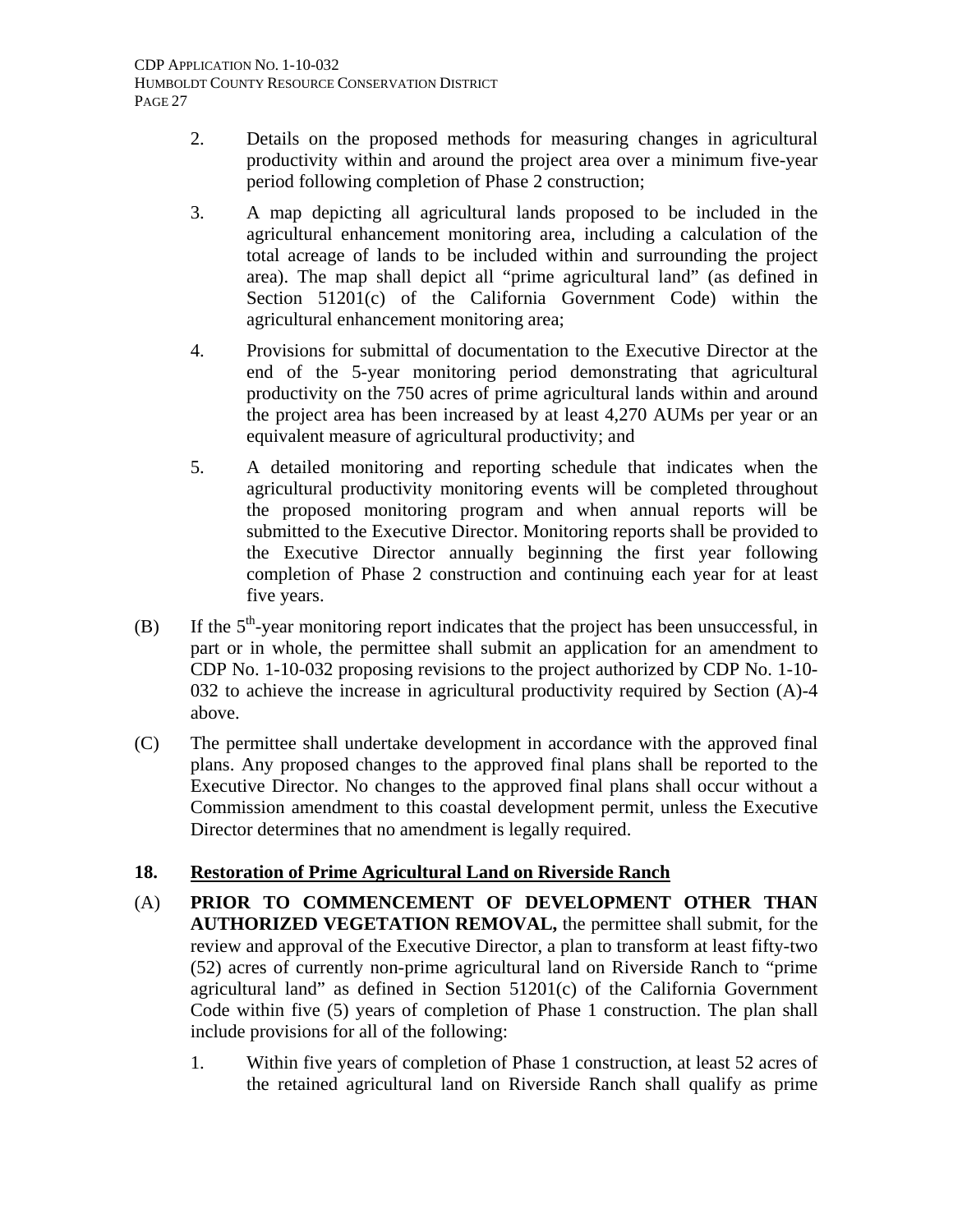2. Details on the proposed methods for measuring changes in agricultural productivity within and around the project area over a minimum five-year period following completion of Phase 2 construction;

3. A map depicting all agricultural lands proposed to be included in the agricultural enhancement monitoring area, including a calculation of the total acreage of lands to be included within and surrounding the project area). The map shall depict all "prime agricultural land" (as defined in Section 51201(c) of the California Government Code) within the agricultural enhancement monitoring area;

4. Provisions for submittal of documentation to the Executive Director at the end of the 5-year monitoring period demonstrating that agricultural productivity on the 750 acres of prime agricultural lands within and around the project area has been increased by at least 4,270 AUMs per year or an equivalent measure of agricultural productivity; and

5. A detailed monitoring and reporting schedule that indicates when the agricultural productivity monitoring events will be completed throughout the proposed monitoring program and when annual reports will be submitted to the Executive Director. Monitoring reports shall be provided to the Executive Director annually beginning the first year following completion of Phase 2 construction and continuing each year for at least five years.

(B) If the 5th-year monitoring report indicates that the project has been unsuccessful, in part or in whole, the permittee shall submit an application for an amendment to CDP No. 1-10-032 proposing revisions to the project authorized by CDP No. 1-10-032 to achieve the increase in agricultural productivity required by Section (A)-4 above.

(C) The permittee shall undertake development in accordance with the approved final plans. Any proposed changes to the approved final plans shall be reported to the Executive Director. No changes to the approved final plans shall occur without a Commission amendment to this coastal development permit, unless the Executive Director determines that no amendment is legally required.

## 18. Restoration of Prime Agricultural Land on Riverside Ranch

(A) **PRIOR TO COMMENCEMENT OF DEVELOPMENT OTHER THAN AUTHORIZED VEGETATION REMOVAL,** the permittee shall submit, for the review and approval of the Executive Director, a plan to transform at least fifty-two (52) acres of currently non-prime agricultural land on Riverside Ranch to "prime agricultural land" as defined in Section 51201(c) of the California Government Code within five (5) years of completion of Phase 1 construction. The plan shall include provisions for all of the following:

1. Within five years of completion of Phase 1 construction, at least 52 acres of the retained agricultural land on Riverside Ranch shall qualify as prime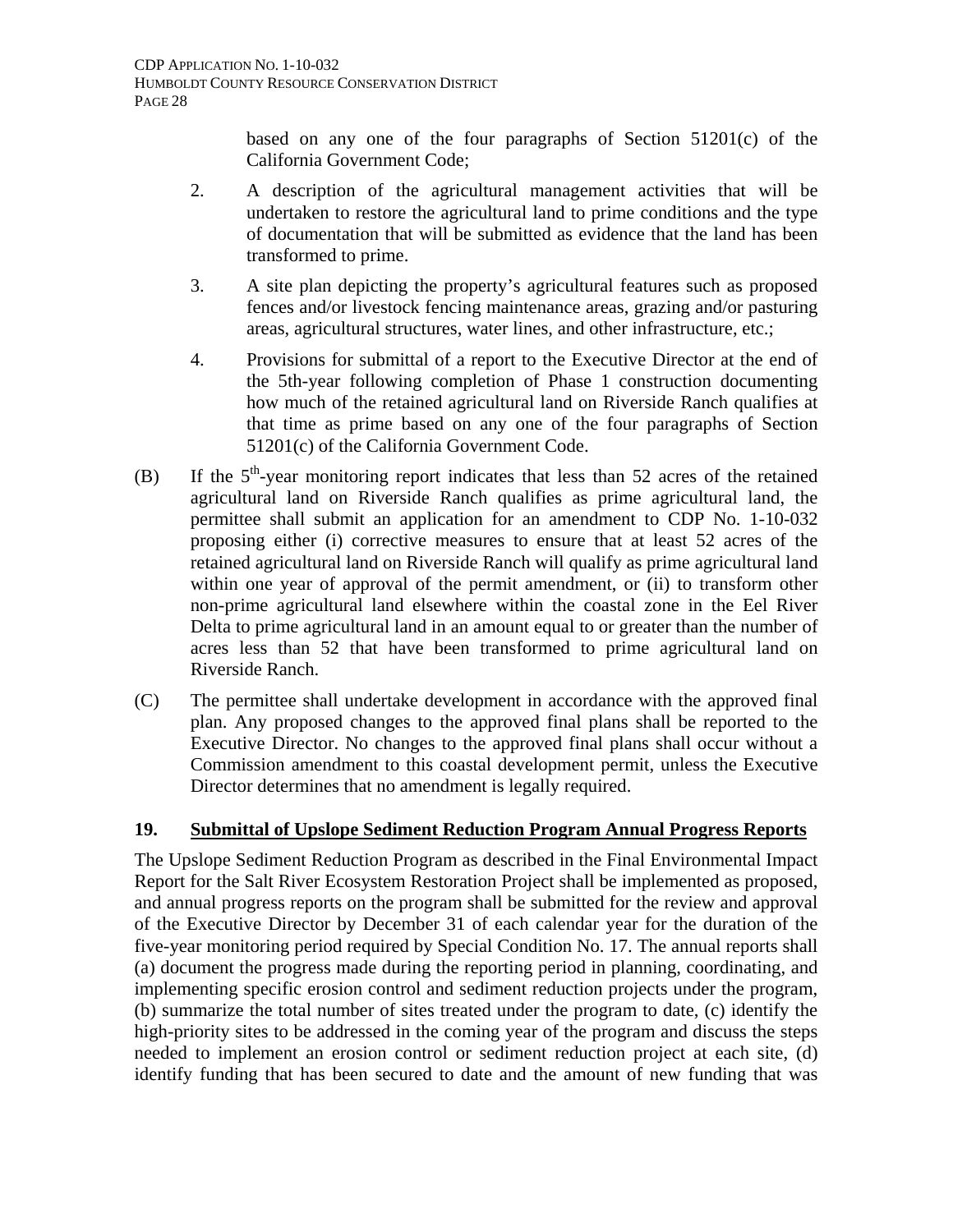based on any one of the four paragraphs of Section 51201(c) of the California Government Code;

2. A description of the agricultural management activities that will be undertaken to restore the agricultural land to prime conditions and the type of documentation that will be submitted as evidence that the land has been transformed to prime.

3. A site plan depicting the property's agricultural features such as proposed fences and/or livestock fencing maintenance areas, grazing and/or pasturing areas, agricultural structures, water lines, and other infrastructure, etc.;

4. Provisions for submittal of a report to the Executive Director at the end of the 5th-year following completion of Phase 1 construction documenting how much of the retained agricultural land on Riverside Ranch qualifies at that time as prime based on any one of the four paragraphs of Section 51201(c) of the California Government Code.

(B) If the 5th-year monitoring report indicates that less than 52 acres of the retained agricultural land on Riverside Ranch qualifies as prime agricultural land, the permittee shall submit an application for an amendment to CDP No. 1-10-032 proposing either (i) corrective measures to ensure that at least 52 acres of the retained agricultural land on Riverside Ranch will qualify as prime agricultural land within one year of approval of the permit amendment, or (ii) to transform other non-prime agricultural land elsewhere within the coastal zone in the Eel River Delta to prime agricultural land in an amount equal to or greater than the number of acres less than 52 that have been transformed to prime agricultural land on Riverside Ranch.

(C) The permittee shall undertake development in accordance with the approved final plan. Any proposed changes to the approved final plans shall be reported to the Executive Director. No changes to the approved final plans shall occur without a Commission amendment to this coastal development permit, unless the Executive Director determines that no amendment is legally required.

**19. Submittal of Upslope Sediment Reduction Program Annual Progress Reports**

The Upslope Sediment Reduction Program as described in the Final Environmental Impact Report for the Salt River Ecosystem Restoration Project shall be implemented as proposed, and annual progress reports on the program shall be submitted for the review and approval of the Executive Director by December 31 of each calendar year for the duration of the five-year monitoring period required by Special Condition No. 17. The annual reports shall (a) document the progress made during the reporting period in planning, coordinating, and implementing specific erosion control and sediment reduction projects under the program, (b) summarize the total number of sites treated under the program to date, (c) identify the high-priority sites to be addressed in the coming year of the program and discuss the steps needed to implement an erosion control or sediment reduction project at each site, (d) identify funding that has been secured to date and the amount of new funding that was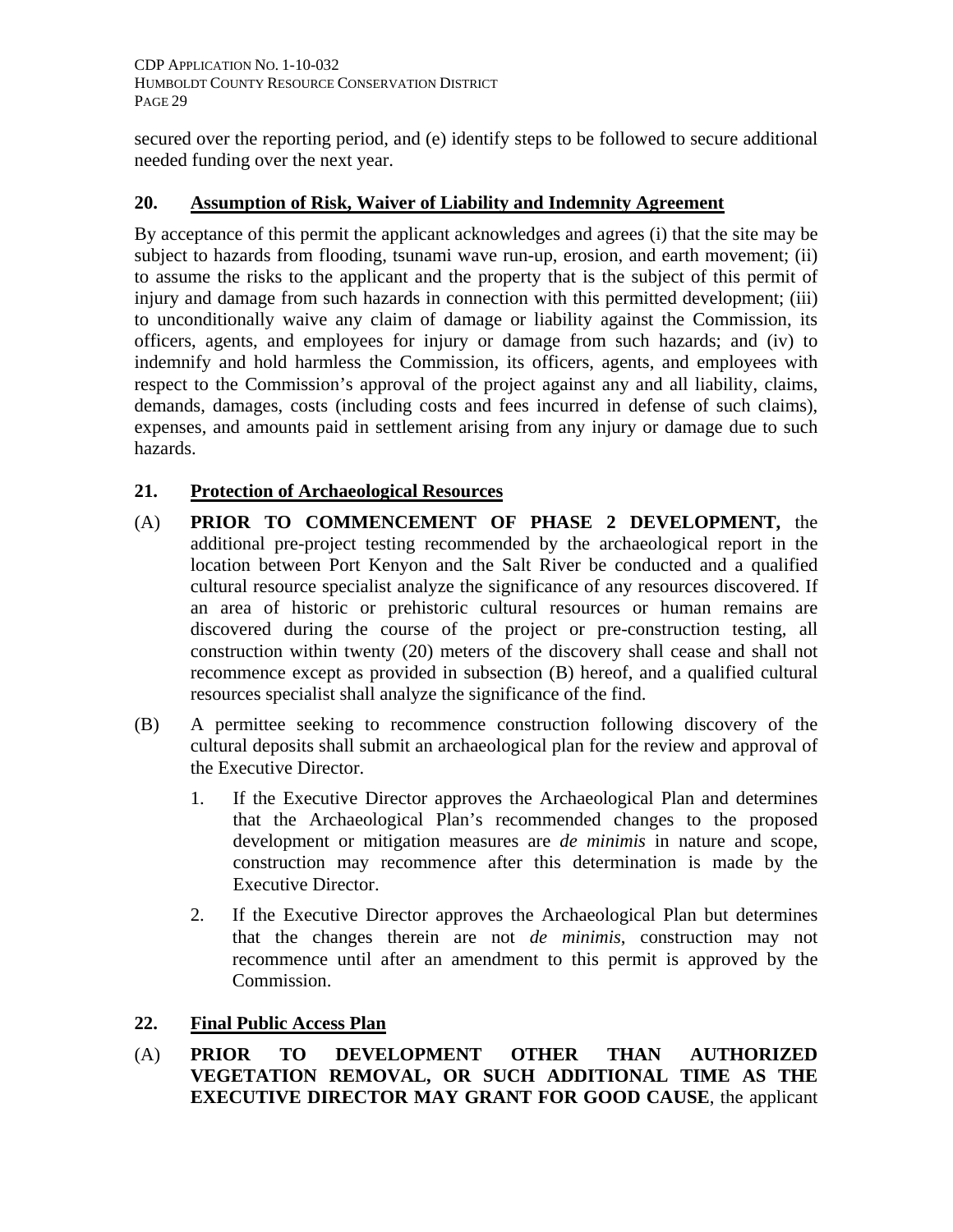secured over the reporting period, and (e) identify steps to be followed to secure additional needed funding over the next year.

**20. Assumption of Risk, Waiver of Liability and Indemnity Agreement**

By acceptance of this permit the applicant acknowledges and agrees (i) that the site may be subject to hazards from flooding, tsunami wave run-up, erosion, and earth movement; (ii) to assume the risks to the applicant and the property that is the subject of this permit of injury and damage from such hazards in connection with this permitted development; (iii) to unconditionally waive any claim of damage or liability against the Commission, its officers, agents, and employees for injury or damage from such hazards; and (iv) to indemnify and hold harmless the Commission, its officers, agents, and employees with respect to the Commission's approval of the project against any and all liability, claims, demands, damages, costs (including costs and fees incurred in defense of such claims), expenses, and amounts paid in settlement arising from any injury or damage due to such hazards.

**21. Protection of Archaeological Resources**

(A) **PRIOR TO COMMENCEMENT OF PHASE 2 DEVELOPMENT,** the additional pre-project testing recommended by the archaeological report in the location between Port Kenyon and the Salt River be conducted and a qualified cultural resource specialist analyze the significance of any resources discovered. If an area of historic or prehistoric cultural resources or human remains are discovered during the course of the project or pre-construction testing, all construction within twenty (20) meters of the discovery shall cease and shall not recommence except as provided in subsection (B) hereof, and a qualified cultural resources specialist shall analyze the significance of the find.

(B) A permittee seeking to recommence construction following discovery of the cultural deposits shall submit an archaeological plan for the review and approval of the Executive Director.

1. If the Executive Director approves the Archaeological Plan and determines that the Archaeological Plan's recommended changes to the proposed development or mitigation measures are *de minimis* in nature and scope, construction may recommence after this determination is made by the Executive Director.

2. If the Executive Director approves the Archaeological Plan but determines that the changes therein are not *de minimis*, construction may not recommence until after an amendment to this permit is approved by the Commission.

**22. Final Public Access Plan**

(A) **PRIOR TO DEVELOPMENT OTHER THAN AUTHORIZED VEGETATION REMOVAL, OR SUCH ADDITIONAL TIME AS THE EXECUTIVE DIRECTOR MAY GRANT FOR GOOD CAUSE**, the applicant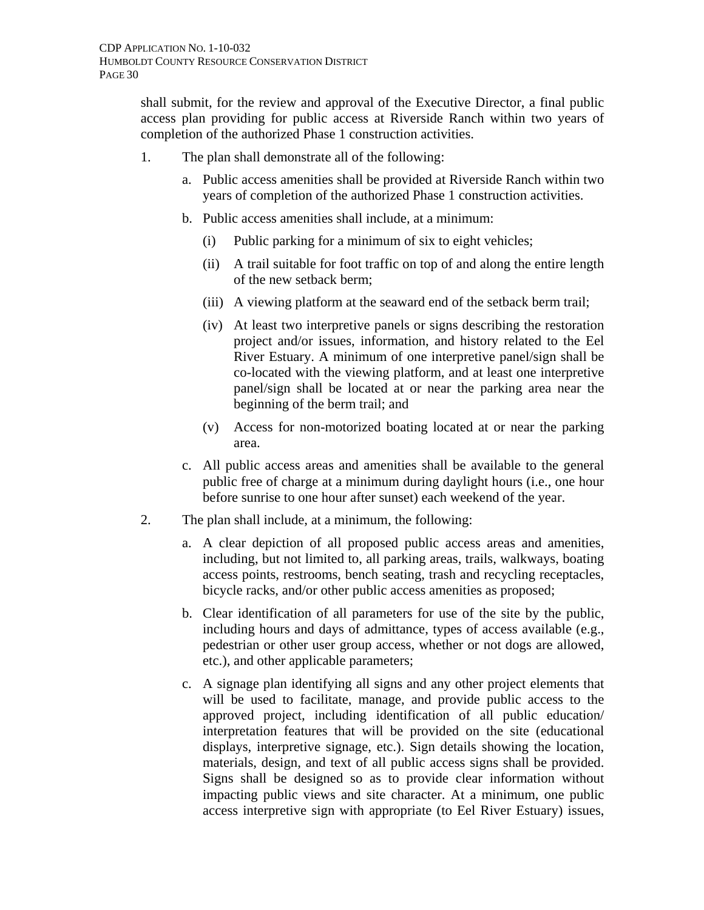shall submit, for the review and approval of the Executive Director, a final public access plan providing for public access at Riverside Ranch within two years of completion of the authorized Phase 1 construction activities.

1. The plan shall demonstrate all of the following:

   a. Public access amenities shall be provided at Riverside Ranch within two years of completion of the authorized Phase 1 construction activities.

   b. Public access amenities shall include, at a minimum:

      (i) Public parking for a minimum of six to eight vehicles;

      (ii) A trail suitable for foot traffic on top of and along the entire length of the new setback berm;

      (iii) A viewing platform at the seaward end of the setback berm trail;

      (iv) At least two interpretive panels or signs describing the restoration project and/or issues, information, and history related to the Eel River Estuary. A minimum of one interpretive panel/sign shall be co-located with the viewing platform, and at least one interpretive panel/sign shall be located at or near the parking area near the beginning of the berm trail; and

      (v) Access for non-motorized boating located at or near the parking area.

   c. All public access areas and amenities shall be available to the general public free of charge at a minimum during daylight hours (i.e., one hour before sunrise to one hour after sunset) each weekend of the year.

2. The plan shall include, at a minimum, the following:

   a. A clear depiction of all proposed public access areas and amenities, including, but not limited to, all parking areas, trails, walkways, boating access points, restrooms, bench seating, trash and recycling receptacles, bicycle racks, and/or other public access amenities as proposed;

   b. Clear identification of all parameters for use of the site by the public, including hours and days of admittance, types of access available (e.g., pedestrian or other user group access, whether or not dogs are allowed, etc.), and other applicable parameters;

   c. A signage plan identifying all signs and any other project elements that will be used to facilitate, manage, and provide public access to the approved project, including identification of all public education/ interpretation features that will be provided on the site (educational displays, interpretive signage, etc.). Sign details showing the location, materials, design, and text of all public access signs shall be provided. Signs shall be designed so as to provide clear information without impacting public views and site character. At a minimum, one public access interpretive sign with appropriate (to Eel River Estuary) issues,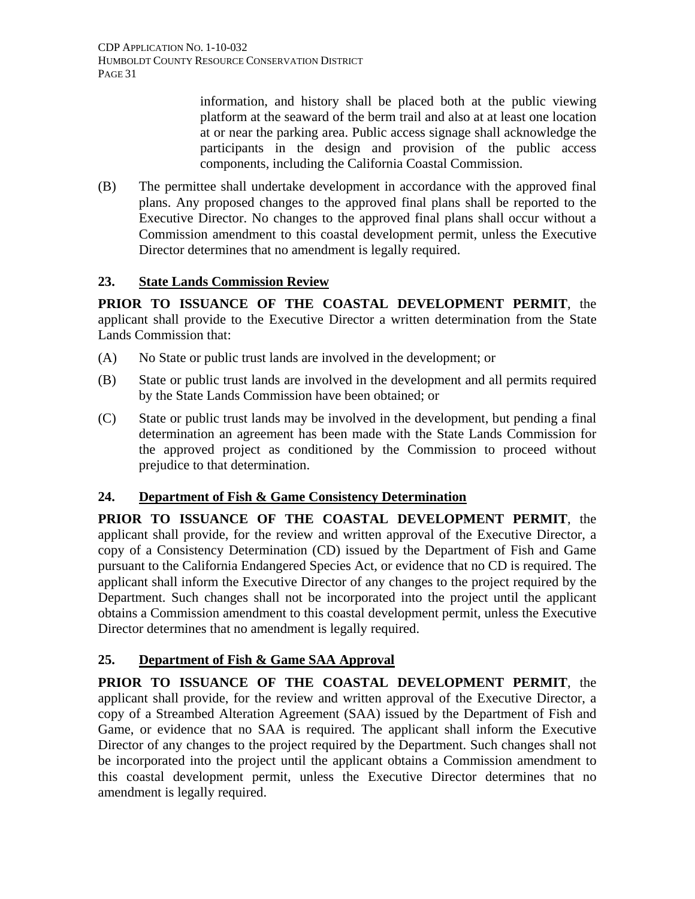information, and history shall be placed both at the public viewing platform at the seaward of the berm trail and also at at least one location at or near the parking area. Public access signage shall acknowledge the participants in the design and provision of the public access components, including the California Coastal Commission.

(B) The permittee shall undertake development in accordance with the approved final plans. Any proposed changes to the approved final plans shall be reported to the Executive Director. No changes to the approved final plans shall occur without a Commission amendment to this coastal development permit, unless the Executive Director determines that no amendment is legally required.

## 23. State Lands Commission Review

**PRIOR TO ISSUANCE OF THE COASTAL DEVELOPMENT PERMIT**, the applicant shall provide to the Executive Director a written determination from the State Lands Commission that:

(A) No State or public trust lands are involved in the development; or

(B) State or public trust lands are involved in the development and all permits required by the State Lands Commission have been obtained; or

(C) State or public trust lands may be involved in the development, but pending a final determination an agreement has been made with the State Lands Commission for the approved project as conditioned by the Commission to proceed without prejudice to that determination.

## 24. Department of Fish & Game Consistency Determination

**PRIOR TO ISSUANCE OF THE COASTAL DEVELOPMENT PERMIT**, the applicant shall provide, for the review and written approval of the Executive Director, a copy of a Consistency Determination (CD) issued by the Department of Fish and Game pursuant to the California Endangered Species Act, or evidence that no CD is required. The applicant shall inform the Executive Director of any changes to the project required by the Department. Such changes shall not be incorporated into the project until the applicant obtains a Commission amendment to this coastal development permit, unless the Executive Director determines that no amendment is legally required.

## 25. Department of Fish & Game SAA Approval

**PRIOR TO ISSUANCE OF THE COASTAL DEVELOPMENT PERMIT**, the applicant shall provide, for the review and written approval of the Executive Director, a copy of a Streambed Alteration Agreement (SAA) issued by the Department of Fish and Game, or evidence that no SAA is required. The applicant shall inform the Executive Director of any changes to the project required by the Department. Such changes shall not be incorporated into the project until the applicant obtains a Commission amendment to this coastal development permit, unless the Executive Director determines that no amendment is legally required.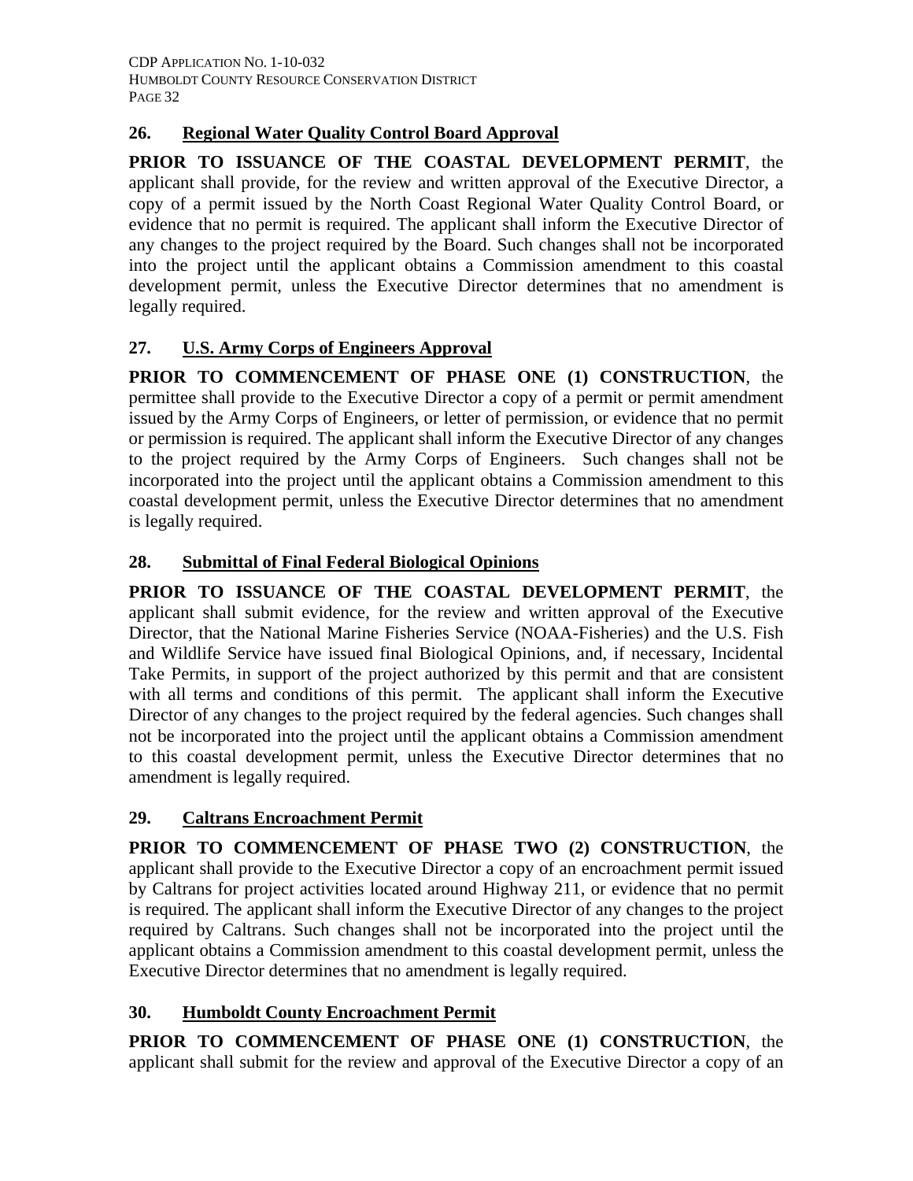### 26. Regional Water Quality Control Board Approval

**PRIOR TO ISSUANCE OF THE COASTAL DEVELOPMENT PERMIT**, the applicant shall provide, for the review and written approval of the Executive Director, a copy of a permit issued by the North Coast Regional Water Quality Control Board, or evidence that no permit is required. The applicant shall inform the Executive Director of any changes to the project required by the Board. Such changes shall not be incorporated into the project until the applicant obtains a Commission amendment to this coastal development permit, unless the Executive Director determines that no amendment is legally required.

### 27. U.S. Army Corps of Engineers Approval

**PRIOR TO COMMENCEMENT OF PHASE ONE (1) CONSTRUCTION**, the permittee shall provide to the Executive Director a copy of a permit or permit amendment issued by the Army Corps of Engineers, or letter of permission, or evidence that no permit or permission is required. The applicant shall inform the Executive Director of any changes to the project required by the Army Corps of Engineers. Such changes shall not be incorporated into the project until the applicant obtains a Commission amendment to this coastal development permit, unless the Executive Director determines that no amendment is legally required.

### 28. Submittal of Final Federal Biological Opinions

**PRIOR TO ISSUANCE OF THE COASTAL DEVELOPMENT PERMIT**, the applicant shall submit evidence, for the review and written approval of the Executive Director, that the National Marine Fisheries Service (NOAA-Fisheries) and the U.S. Fish and Wildlife Service have issued final Biological Opinions, and, if necessary, Incidental Take Permits, in support of the project authorized by this permit and that are consistent with all terms and conditions of this permit. The applicant shall inform the Executive Director of any changes to the project required by the federal agencies. Such changes shall not be incorporated into the project until the applicant obtains a Commission amendment to this coastal development permit, unless the Executive Director determines that no amendment is legally required.

### 29. Caltrans Encroachment Permit

**PRIOR TO COMMENCEMENT OF PHASE TWO (2) CONSTRUCTION**, the applicant shall provide to the Executive Director a copy of an encroachment permit issued by Caltrans for project activities located around Highway 211, or evidence that no permit is required. The applicant shall inform the Executive Director of any changes to the project required by Caltrans. Such changes shall not be incorporated into the project until the applicant obtains a Commission amendment to this coastal development permit, unless the Executive Director determines that no amendment is legally required.

### 30. Humboldt County Encroachment Permit

**PRIOR TO COMMENCEMENT OF PHASE ONE (1) CONSTRUCTION**, the applicant shall submit for the review and approval of the Executive Director a copy of an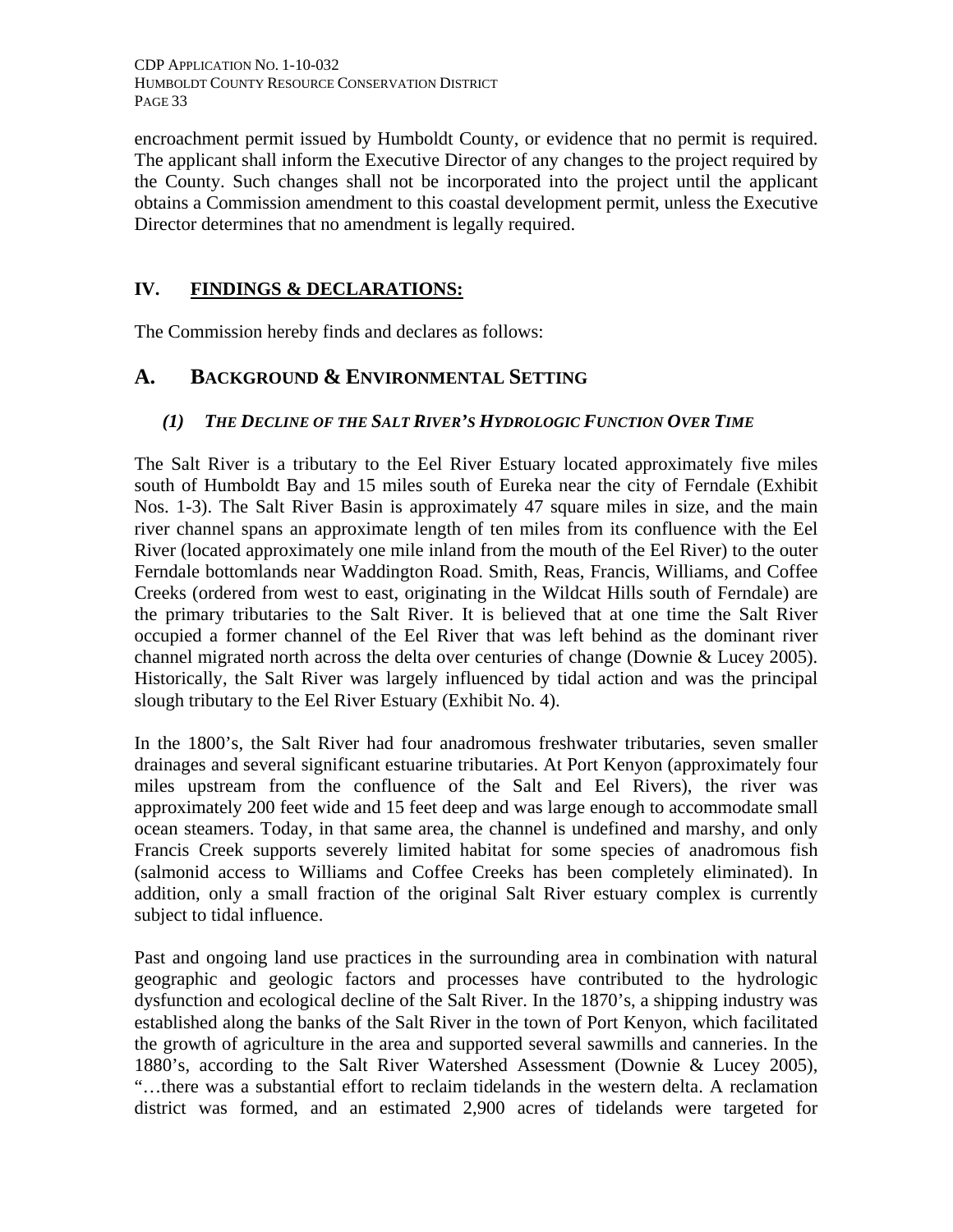encroachment permit issued by Humboldt County, or evidence that no permit is required. The applicant shall inform the Executive Director of any changes to the project required by the County. Such changes shall not be incorporated into the project until the applicant obtains a Commission amendment to this coastal development permit, unless the Executive Director determines that no amendment is legally required.

## IV. FINDINGS & DECLARATIONS:

The Commission hereby finds and declares as follows:

## A. BACKGROUND & ENVIRONMENTAL SETTING

### *(1) THE DECLINE OF THE SALT RIVER'S HYDROLOGIC FUNCTION OVER TIME*

The Salt River is a tributary to the Eel River Estuary located approximately five miles south of Humboldt Bay and 15 miles south of Eureka near the city of Ferndale (Exhibit Nos. 1-3). The Salt River Basin is approximately 47 square miles in size, and the main river channel spans an approximate length of ten miles from its confluence with the Eel River (located approximately one mile inland from the mouth of the Eel River) to the outer Ferndale bottomlands near Waddington Road. Smith, Reas, Francis, Williams, and Coffee Creeks (ordered from west to east, originating in the Wildcat Hills south of Ferndale) are the primary tributaries to the Salt River. It is believed that at one time the Salt River occupied a former channel of the Eel River that was left behind as the dominant river channel migrated north across the delta over centuries of change (Downie & Lucey 2005). Historically, the Salt River was largely influenced by tidal action and was the principal slough tributary to the Eel River Estuary (Exhibit No. 4).

In the 1800's, the Salt River had four anadromous freshwater tributaries, seven smaller drainages and several significant estuarine tributaries. At Port Kenyon (approximately four miles upstream from the confluence of the Salt and Eel Rivers), the river was approximately 200 feet wide and 15 feet deep and was large enough to accommodate small ocean steamers. Today, in that same area, the channel is undefined and marshy, and only Francis Creek supports severely limited habitat for some species of anadromous fish (salmonid access to Williams and Coffee Creeks has been completely eliminated). In addition, only a small fraction of the original Salt River estuary complex is currently subject to tidal influence.

Past and ongoing land use practices in the surrounding area in combination with natural geographic and geologic factors and processes have contributed to the hydrologic dysfunction and ecological decline of the Salt River. In the 1870's, a shipping industry was established along the banks of the Salt River in the town of Port Kenyon, which facilitated the growth of agriculture in the area and supported several sawmills and canneries. In the 1880's, according to the Salt River Watershed Assessment (Downie & Lucey 2005), "…there was a substantial effort to reclaim tidelands in the western delta. A reclamation district was formed, and an estimated 2,900 acres of tidelands were targeted for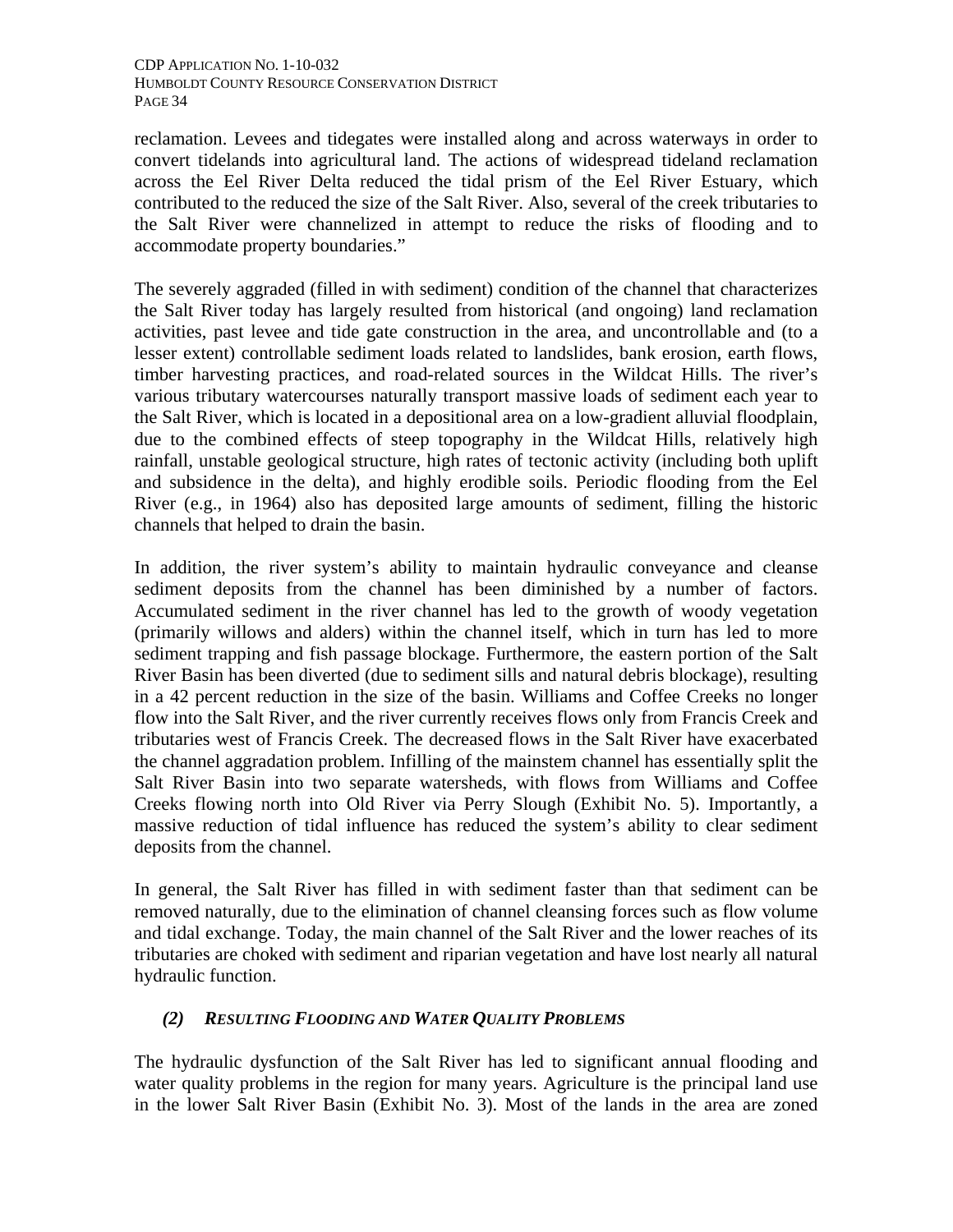reclamation. Levees and tidegates were installed along and across waterways in order to convert tidelands into agricultural land. The actions of widespread tideland reclamation across the Eel River Delta reduced the tidal prism of the Eel River Estuary, which contributed to the reduced the size of the Salt River. Also, several of the creek tributaries to the Salt River were channelized in attempt to reduce the risks of flooding and to accommodate property boundaries."

The severely aggraded (filled in with sediment) condition of the channel that characterizes the Salt River today has largely resulted from historical (and ongoing) land reclamation activities, past levee and tide gate construction in the area, and uncontrollable and (to a lesser extent) controllable sediment loads related to landslides, bank erosion, earth flows, timber harvesting practices, and road-related sources in the Wildcat Hills. The river's various tributary watercourses naturally transport massive loads of sediment each year to the Salt River, which is located in a depositional area on a low-gradient alluvial floodplain, due to the combined effects of steep topography in the Wildcat Hills, relatively high rainfall, unstable geological structure, high rates of tectonic activity (including both uplift and subsidence in the delta), and highly erodible soils. Periodic flooding from the Eel River (e.g., in 1964) also has deposited large amounts of sediment, filling the historic channels that helped to drain the basin.

In addition, the river system's ability to maintain hydraulic conveyance and cleanse sediment deposits from the channel has been diminished by a number of factors. Accumulated sediment in the river channel has led to the growth of woody vegetation (primarily willows and alders) within the channel itself, which in turn has led to more sediment trapping and fish passage blockage. Furthermore, the eastern portion of the Salt River Basin has been diverted (due to sediment sills and natural debris blockage), resulting in a 42 percent reduction in the size of the basin. Williams and Coffee Creeks no longer flow into the Salt River, and the river currently receives flows only from Francis Creek and tributaries west of Francis Creek. The decreased flows in the Salt River have exacerbated the channel aggradation problem. Infilling of the mainstem channel has essentially split the Salt River Basin into two separate watersheds, with flows from Williams and Coffee Creeks flowing north into Old River via Perry Slough (Exhibit No. 5). Importantly, a massive reduction of tidal influence has reduced the system's ability to clear sediment deposits from the channel.

In general, the Salt River has filled in with sediment faster than that sediment can be removed naturally, due to the elimination of channel cleansing forces such as flow volume and tidal exchange. Today, the main channel of the Salt River and the lower reaches of its tributaries are choked with sediment and riparian vegetation and have lost nearly all natural hydraulic function.

### *(2) Resulting Flooding and Water Quality Problems*

The hydraulic dysfunction of the Salt River has led to significant annual flooding and water quality problems in the region for many years. Agriculture is the principal land use in the lower Salt River Basin (Exhibit No. 3). Most of the lands in the area are zoned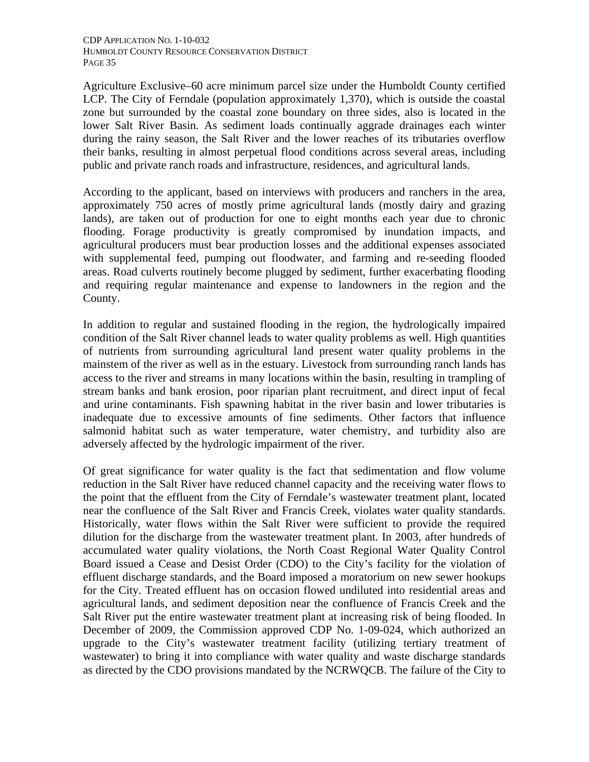Agriculture Exclusive–60 acre minimum parcel size under the Humboldt County certified LCP. The City of Ferndale (population approximately 1,370), which is outside the coastal zone but surrounded by the coastal zone boundary on three sides, also is located in the lower Salt River Basin. As sediment loads continually aggrade drainages each winter during the rainy season, the Salt River and the lower reaches of its tributaries overflow their banks, resulting in almost perpetual flood conditions across several areas, including public and private ranch roads and infrastructure, residences, and agricultural lands.

According to the applicant, based on interviews with producers and ranchers in the area, approximately 750 acres of mostly prime agricultural lands (mostly dairy and grazing lands), are taken out of production for one to eight months each year due to chronic flooding. Forage productivity is greatly compromised by inundation impacts, and agricultural producers must bear production losses and the additional expenses associated with supplemental feed, pumping out floodwater, and farming and re-seeding flooded areas. Road culverts routinely become plugged by sediment, further exacerbating flooding and requiring regular maintenance and expense to landowners in the region and the County.

In addition to regular and sustained flooding in the region, the hydrologically impaired condition of the Salt River channel leads to water quality problems as well. High quantities of nutrients from surrounding agricultural land present water quality problems in the mainstem of the river as well as in the estuary. Livestock from surrounding ranch lands has access to the river and streams in many locations within the basin, resulting in trampling of stream banks and bank erosion, poor riparian plant recruitment, and direct input of fecal and urine contaminants. Fish spawning habitat in the river basin and lower tributaries is inadequate due to excessive amounts of fine sediments. Other factors that influence salmonid habitat such as water temperature, water chemistry, and turbidity also are adversely affected by the hydrologic impairment of the river.

Of great significance for water quality is the fact that sedimentation and flow volume reduction in the Salt River have reduced channel capacity and the receiving water flows to the point that the effluent from the City of Ferndale's wastewater treatment plant, located near the confluence of the Salt River and Francis Creek, violates water quality standards. Historically, water flows within the Salt River were sufficient to provide the required dilution for the discharge from the wastewater treatment plant. In 2003, after hundreds of accumulated water quality violations, the North Coast Regional Water Quality Control Board issued a Cease and Desist Order (CDO) to the City's facility for the violation of effluent discharge standards, and the Board imposed a moratorium on new sewer hookups for the City. Treated effluent has on occasion flowed undiluted into residential areas and agricultural lands, and sediment deposition near the confluence of Francis Creek and the Salt River put the entire wastewater treatment plant at increasing risk of being flooded. In December of 2009, the Commission approved CDP No. 1-09-024, which authorized an upgrade to the City's wastewater treatment facility (utilizing tertiary treatment of wastewater) to bring it into compliance with water quality and waste discharge standards as directed by the CDO provisions mandated by the NCRWQCB. The failure of the City to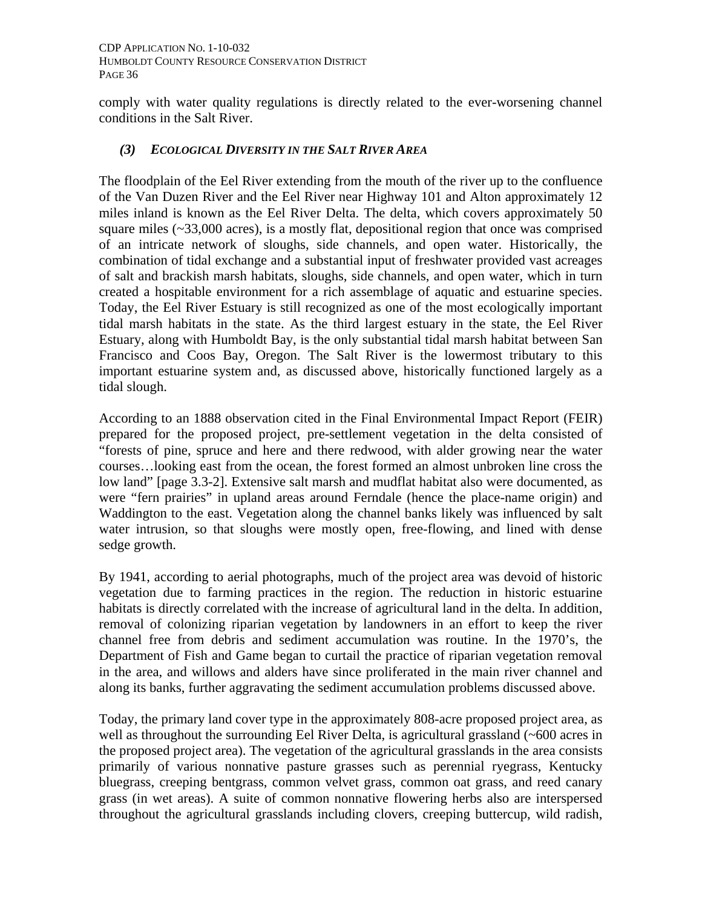comply with water quality regulations is directly related to the ever-worsening channel conditions in the Salt River.

### *(3) ECOLOGICAL DIVERSITY IN THE SALT RIVER AREA*

The floodplain of the Eel River extending from the mouth of the river up to the confluence of the Van Duzen River and the Eel River near Highway 101 and Alton approximately 12 miles inland is known as the Eel River Delta. The delta, which covers approximately 50 square miles (~33,000 acres), is a mostly flat, depositional region that once was comprised of an intricate network of sloughs, side channels, and open water. Historically, the combination of tidal exchange and a substantial input of freshwater provided vast acreages of salt and brackish marsh habitats, sloughs, side channels, and open water, which in turn created a hospitable environment for a rich assemblage of aquatic and estuarine species. Today, the Eel River Estuary is still recognized as one of the most ecologically important tidal marsh habitats in the state. As the third largest estuary in the state, the Eel River Estuary, along with Humboldt Bay, is the only substantial tidal marsh habitat between San Francisco and Coos Bay, Oregon. The Salt River is the lowermost tributary to this important estuarine system and, as discussed above, historically functioned largely as a tidal slough.

According to an 1888 observation cited in the Final Environmental Impact Report (FEIR) prepared for the proposed project, pre-settlement vegetation in the delta consisted of "forests of pine, spruce and here and there redwood, with alder growing near the water courses…looking east from the ocean, the forest formed an almost unbroken line cross the low land" [page 3.3-2]. Extensive salt marsh and mudflat habitat also were documented, as were "fern prairies" in upland areas around Ferndale (hence the place-name origin) and Waddington to the east. Vegetation along the channel banks likely was influenced by salt water intrusion, so that sloughs were mostly open, free-flowing, and lined with dense sedge growth.

By 1941, according to aerial photographs, much of the project area was devoid of historic vegetation due to farming practices in the region. The reduction in historic estuarine habitats is directly correlated with the increase of agricultural land in the delta. In addition, removal of colonizing riparian vegetation by landowners in an effort to keep the river channel free from debris and sediment accumulation was routine. In the 1970's, the Department of Fish and Game began to curtail the practice of riparian vegetation removal in the area, and willows and alders have since proliferated in the main river channel and along its banks, further aggravating the sediment accumulation problems discussed above.

Today, the primary land cover type in the approximately 808-acre proposed project area, as well as throughout the surrounding Eel River Delta, is agricultural grassland (~600 acres in the proposed project area). The vegetation of the agricultural grasslands in the area consists primarily of various nonnative pasture grasses such as perennial ryegrass, Kentucky bluegrass, creeping bentgrass, common velvet grass, common oat grass, and reed canary grass (in wet areas). A suite of common nonnative flowering herbs also are interspersed throughout the agricultural grasslands including clovers, creeping buttercup, wild radish,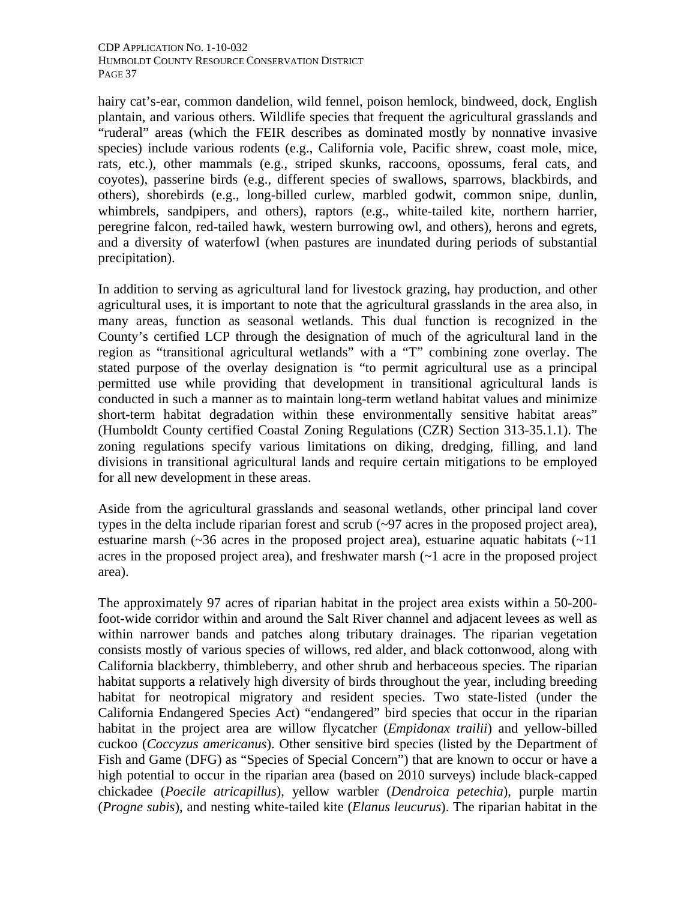hairy cat's-ear, common dandelion, wild fennel, poison hemlock, bindweed, dock, English plantain, and various others. Wildlife species that frequent the agricultural grasslands and "ruderal" areas (which the FEIR describes as dominated mostly by nonnative invasive species) include various rodents (e.g., California vole, Pacific shrew, coast mole, mice, rats, etc.), other mammals (e.g., striped skunks, raccoons, opossums, feral cats, and coyotes), passerine birds (e.g., different species of swallows, sparrows, blackbirds, and others), shorebirds (e.g., long-billed curlew, marbled godwit, common snipe, dunlin, whimbrels, sandpipers, and others), raptors (e.g., white-tailed kite, northern harrier, peregrine falcon, red-tailed hawk, western burrowing owl, and others), herons and egrets, and a diversity of waterfowl (when pastures are inundated during periods of substantial precipitation).

In addition to serving as agricultural land for livestock grazing, hay production, and other agricultural uses, it is important to note that the agricultural grasslands in the area also, in many areas, function as seasonal wetlands. This dual function is recognized in the County's certified LCP through the designation of much of the agricultural land in the region as "transitional agricultural wetlands" with a "T" combining zone overlay. The stated purpose of the overlay designation is "to permit agricultural use as a principal permitted use while providing that development in transitional agricultural lands is conducted in such a manner as to maintain long-term wetland habitat values and minimize short-term habitat degradation within these environmentally sensitive habitat areas" (Humboldt County certified Coastal Zoning Regulations (CZR) Section 313-35.1.1). The zoning regulations specify various limitations on diking, dredging, filling, and land divisions in transitional agricultural lands and require certain mitigations to be employed for all new development in these areas.

Aside from the agricultural grasslands and seasonal wetlands, other principal land cover types in the delta include riparian forest and scrub (~97 acres in the proposed project area), estuarine marsh (~36 acres in the proposed project area), estuarine aquatic habitats (~11 acres in the proposed project area), and freshwater marsh (~1 acre in the proposed project area).

The approximately 97 acres of riparian habitat in the project area exists within a 50-200-foot-wide corridor within and around the Salt River channel and adjacent levees as well as within narrower bands and patches along tributary drainages. The riparian vegetation consists mostly of various species of willows, red alder, and black cottonwood, along with California blackberry, thimbleberry, and other shrub and herbaceous species. The riparian habitat supports a relatively high diversity of birds throughout the year, including breeding habitat for neotropical migratory and resident species. Two state-listed (under the California Endangered Species Act) "endangered" bird species that occur in the riparian habitat in the project area are willow flycatcher (*Empidonax trailii*) and yellow-billed cuckoo (*Coccyzus americanus*). Other sensitive bird species (listed by the Department of Fish and Game (DFG) as "Species of Special Concern") that are known to occur or have a high potential to occur in the riparian area (based on 2010 surveys) include black-capped chickadee (*Poecile atricapillus*), yellow warbler (*Dendroica petechia*), purple martin (*Progne subis*), and nesting white-tailed kite (*Elanus leucurus*). The riparian habitat in the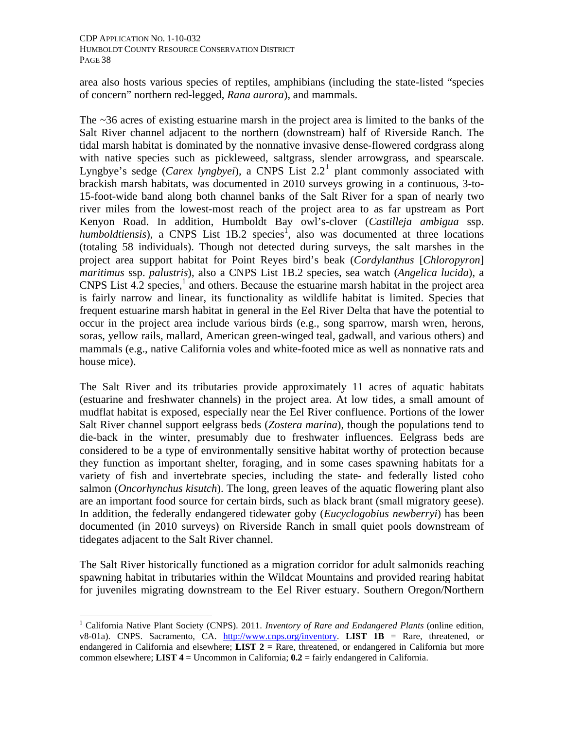area also hosts various species of reptiles, amphibians (including the state-listed "species of concern" northern red-legged, *Rana aurora*), and mammals.

The ~36 acres of existing estuarine marsh in the project area is limited to the banks of the Salt River channel adjacent to the northern (downstream) half of Riverside Ranch. The tidal marsh habitat is dominated by the nonnative invasive dense-flowered cordgrass along with native species such as pickleweed, saltgrass, slender arrowgrass, and spearscale. Lyngbye's sedge (*Carex lyngbyei*), a CNPS List 2.2[1] plant commonly associated with brackish marsh habitats, was documented in 2010 surveys growing in a continuous, 3-to-15-foot-wide band along both channel banks of the Salt River for a span of nearly two river miles from the lowest-most reach of the project area to as far upstream as Port Kenyon Road. In addition, Humboldt Bay owl's-clover (*Castilleja ambigua* ssp. *humboldtiensis*), a CNPS List 1B.2 species[1], also was documented at three locations (totaling 58 individuals). Though not detected during surveys, the salt marshes in the project area support habitat for Point Reyes bird's beak (*Cordylanthus* [*Chloropyron*] *maritimus* ssp. *palustris*), also a CNPS List 1B.2 species, sea watch (*Angelica lucida*), a CNPS List 4.2 species,[1] and others. Because the estuarine marsh habitat in the project area is fairly narrow and linear, its functionality as wildlife habitat is limited. Species that frequent estuarine marsh habitat in general in the Eel River Delta that have the potential to occur in the project area include various birds (e.g., song sparrow, marsh wren, herons, soras, yellow rails, mallard, American green-winged teal, gadwall, and various others) and mammals (e.g., native California voles and white-footed mice as well as nonnative rats and house mice).

The Salt River and its tributaries provide approximately 11 acres of aquatic habitats (estuarine and freshwater channels) in the project area. At low tides, a small amount of mudflat habitat is exposed, especially near the Eel River confluence. Portions of the lower Salt River channel support eelgrass beds (*Zostera marina*), though the populations tend to die-back in the winter, presumably due to freshwater influences. Eelgrass beds are considered to be a type of environmentally sensitive habitat worthy of protection because they function as important shelter, foraging, and in some cases spawning habitats for a variety of fish and invertebrate species, including the state- and federally listed coho salmon (*Oncorhynchus kisutch*). The long, green leaves of the aquatic flowering plant also are an important food source for certain birds, such as black brant (small migratory geese). In addition, the federally endangered tidewater goby (*Eucyclogobius newberryi*) has been documented (in 2010 surveys) on Riverside Ranch in small quiet pools downstream of tidegates adjacent to the Salt River channel.

The Salt River historically functioned as a migration corridor for adult salmonids reaching spawning habitat in tributaries within the Wildcat Mountains and provided rearing habitat for juveniles migrating downstream to the Eel River estuary. Southern Oregon/Northern

---

[1] California Native Plant Society (CNPS). 2011. *Inventory of Rare and Endangered Plants* (online edition, v8-01a). CNPS. Sacramento, CA. http://www.cnps.org/inventory. **LIST 1B** = Rare, threatened, or endangered in California and elsewhere; **LIST 2** = Rare, threatened, or endangered in California but more common elsewhere; **LIST 4** = Uncommon in California; **0.2** = fairly endangered in California.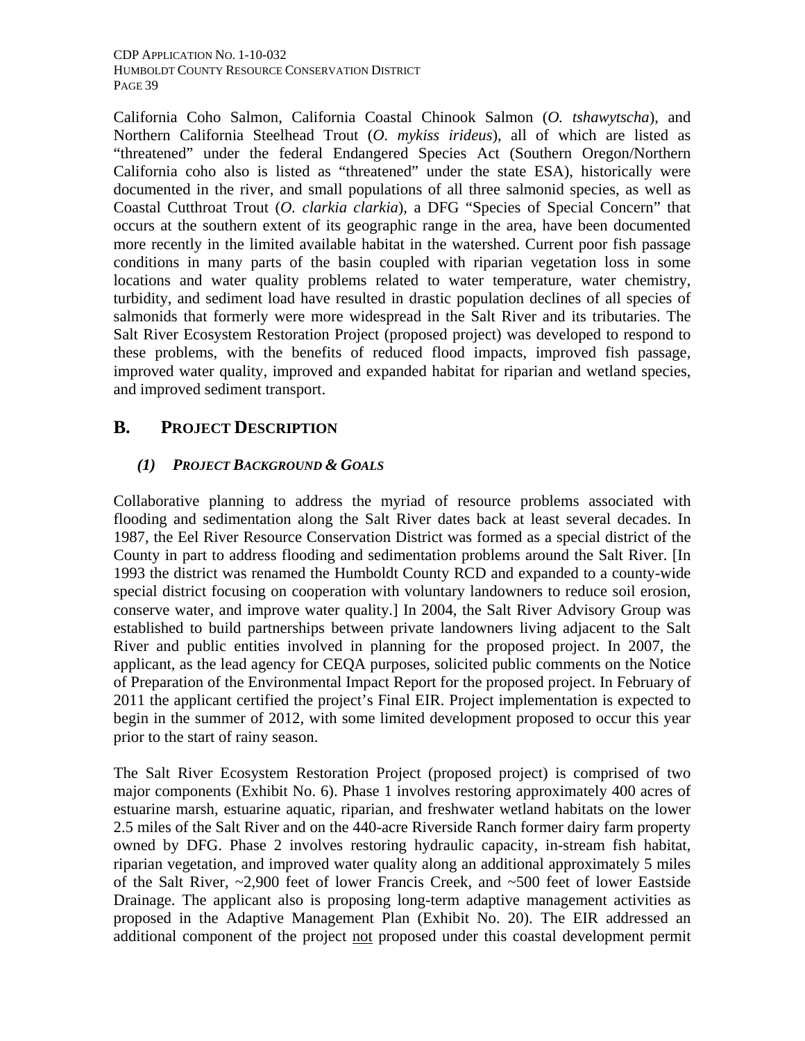California Coho Salmon, California Coastal Chinook Salmon (*O. tshawytscha*), and Northern California Steelhead Trout (*O. mykiss irideus*), all of which are listed as "threatened" under the federal Endangered Species Act (Southern Oregon/Northern California coho also is listed as "threatened" under the state ESA), historically were documented in the river, and small populations of all three salmonid species, as well as Coastal Cutthroat Trout (*O. clarkia clarkia*), a DFG "Species of Special Concern" that occurs at the southern extent of its geographic range in the area, have been documented more recently in the limited available habitat in the watershed. Current poor fish passage conditions in many parts of the basin coupled with riparian vegetation loss in some locations and water quality problems related to water temperature, water chemistry, turbidity, and sediment load have resulted in drastic population declines of all species of salmonids that formerly were more widespread in the Salt River and its tributaries. The Salt River Ecosystem Restoration Project (proposed project) was developed to respond to these problems, with the benefits of reduced flood impacts, improved fish passage, improved water quality, improved and expanded habitat for riparian and wetland species, and improved sediment transport.

## B. PROJECT DESCRIPTION

### *(1) PROJECT BACKGROUND & GOALS*

Collaborative planning to address the myriad of resource problems associated with flooding and sedimentation along the Salt River dates back at least several decades. In 1987, the Eel River Resource Conservation District was formed as a special district of the County in part to address flooding and sedimentation problems around the Salt River. [In 1993 the district was renamed the Humboldt County RCD and expanded to a county-wide special district focusing on cooperation with voluntary landowners to reduce soil erosion, conserve water, and improve water quality.] In 2004, the Salt River Advisory Group was established to build partnerships between private landowners living adjacent to the Salt River and public entities involved in planning for the proposed project. In 2007, the applicant, as the lead agency for CEQA purposes, solicited public comments on the Notice of Preparation of the Environmental Impact Report for the proposed project. In February of 2011 the applicant certified the project's Final EIR. Project implementation is expected to begin in the summer of 2012, with some limited development proposed to occur this year prior to the start of rainy season.

The Salt River Ecosystem Restoration Project (proposed project) is comprised of two major components (Exhibit No. 6). Phase 1 involves restoring approximately 400 acres of estuarine marsh, estuarine aquatic, riparian, and freshwater wetland habitats on the lower 2.5 miles of the Salt River and on the 440-acre Riverside Ranch former dairy farm property owned by DFG. Phase 2 involves restoring hydraulic capacity, in-stream fish habitat, riparian vegetation, and improved water quality along an additional approximately 5 miles of the Salt River, ~2,900 feet of lower Francis Creek, and ~500 feet of lower Eastside Drainage. The applicant also is proposing long-term adaptive management activities as proposed in the Adaptive Management Plan (Exhibit No. 20). The EIR addressed an additional component of the project <u>not</u> proposed under this coastal development permit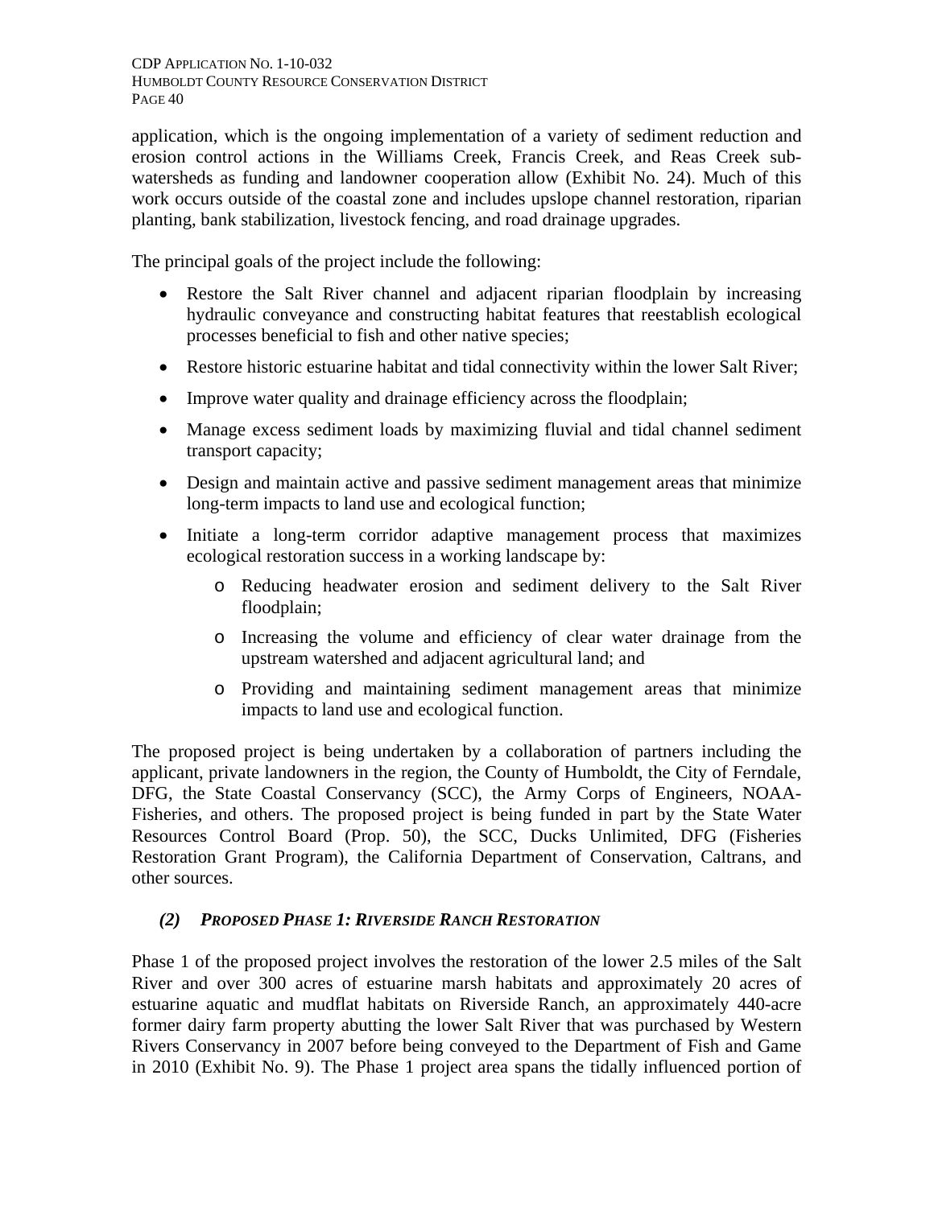application, which is the ongoing implementation of a variety of sediment reduction and erosion control actions in the Williams Creek, Francis Creek, and Reas Creek sub-watersheds as funding and landowner cooperation allow (Exhibit No. 24). Much of this work occurs outside of the coastal zone and includes upslope channel restoration, riparian planting, bank stabilization, livestock fencing, and road drainage upgrades.

The principal goals of the project include the following:

- Restore the Salt River channel and adjacent riparian floodplain by increasing hydraulic conveyance and constructing habitat features that reestablish ecological processes beneficial to fish and other native species;
- Restore historic estuarine habitat and tidal connectivity within the lower Salt River;
- Improve water quality and drainage efficiency across the floodplain;
- Manage excess sediment loads by maximizing fluvial and tidal channel sediment transport capacity;
- Design and maintain active and passive sediment management areas that minimize long-term impacts to land use and ecological function;
- Initiate a long-term corridor adaptive management process that maximizes ecological restoration success in a working landscape by:
  - Reducing headwater erosion and sediment delivery to the Salt River floodplain;
  - Increasing the volume and efficiency of clear water drainage from the upstream watershed and adjacent agricultural land; and
  - Providing and maintaining sediment management areas that minimize impacts to land use and ecological function.

The proposed project is being undertaken by a collaboration of partners including the applicant, private landowners in the region, the County of Humboldt, the City of Ferndale, DFG, the State Coastal Conservancy (SCC), the Army Corps of Engineers, NOAA-Fisheries, and others. The proposed project is being funded in part by the State Water Resources Control Board (Prop. 50), the SCC, Ducks Unlimited, DFG (Fisheries Restoration Grant Program), the California Department of Conservation, Caltrans, and other sources.

### *(2) PROPOSED PHASE 1: RIVERSIDE RANCH RESTORATION*

Phase 1 of the proposed project involves the restoration of the lower 2.5 miles of the Salt River and over 300 acres of estuarine marsh habitats and approximately 20 acres of estuarine aquatic and mudflat habitats on Riverside Ranch, an approximately 440-acre former dairy farm property abutting the lower Salt River that was purchased by Western Rivers Conservancy in 2007 before being conveyed to the Department of Fish and Game in 2010 (Exhibit No. 9). The Phase 1 project area spans the tidally influenced portion of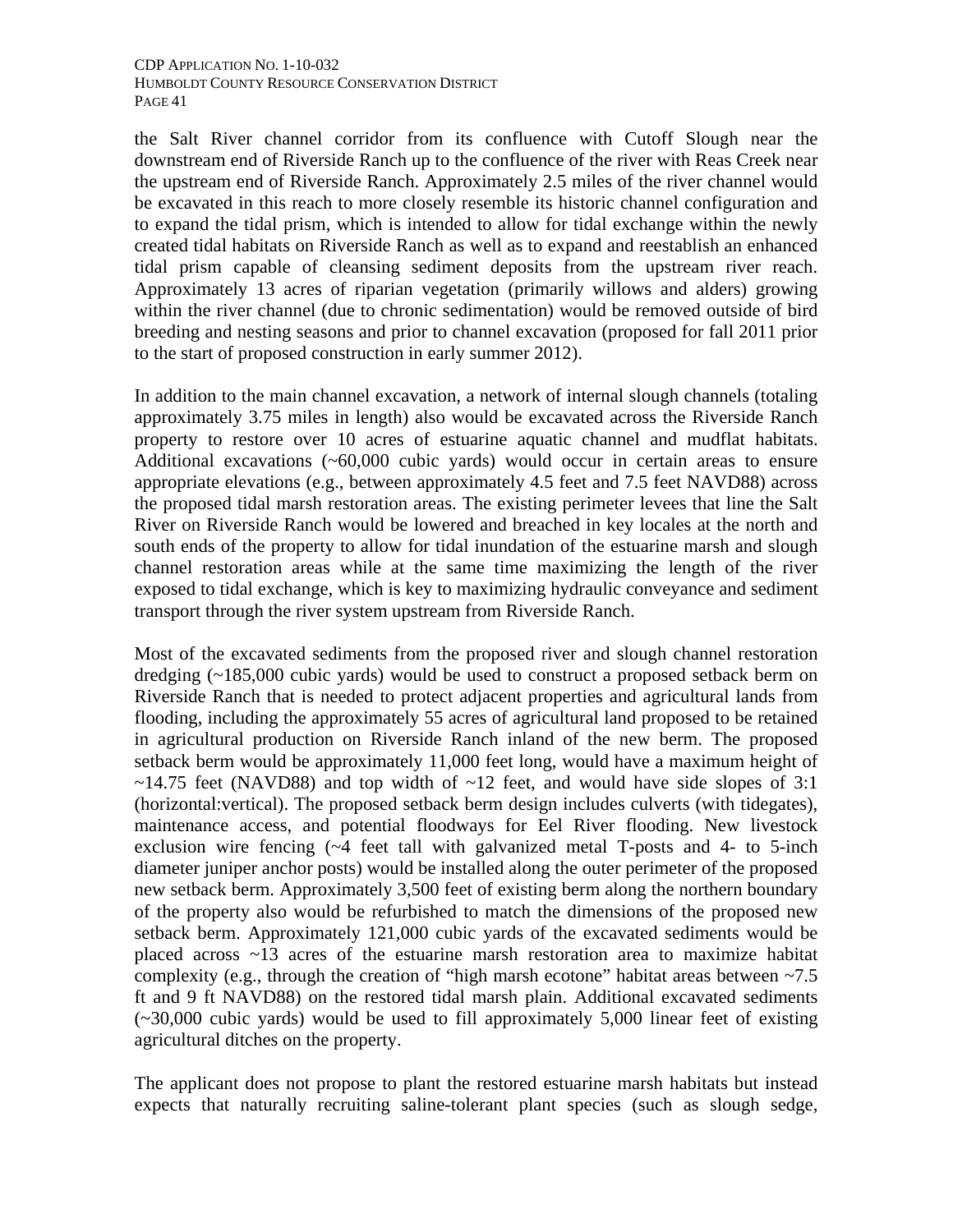the Salt River channel corridor from its confluence with Cutoff Slough near the downstream end of Riverside Ranch up to the confluence of the river with Reas Creek near the upstream end of Riverside Ranch. Approximately 2.5 miles of the river channel would be excavated in this reach to more closely resemble its historic channel configuration and to expand the tidal prism, which is intended to allow for tidal exchange within the newly created tidal habitats on Riverside Ranch as well as to expand and reestablish an enhanced tidal prism capable of cleansing sediment deposits from the upstream river reach. Approximately 13 acres of riparian vegetation (primarily willows and alders) growing within the river channel (due to chronic sedimentation) would be removed outside of bird breeding and nesting seasons and prior to channel excavation (proposed for fall 2011 prior to the start of proposed construction in early summer 2012).

In addition to the main channel excavation, a network of internal slough channels (totaling approximately 3.75 miles in length) also would be excavated across the Riverside Ranch property to restore over 10 acres of estuarine aquatic channel and mudflat habitats. Additional excavations (~60,000 cubic yards) would occur in certain areas to ensure appropriate elevations (e.g., between approximately 4.5 feet and 7.5 feet NAVD88) across the proposed tidal marsh restoration areas. The existing perimeter levees that line the Salt River on Riverside Ranch would be lowered and breached in key locales at the north and south ends of the property to allow for tidal inundation of the estuarine marsh and slough channel restoration areas while at the same time maximizing the length of the river exposed to tidal exchange, which is key to maximizing hydraulic conveyance and sediment transport through the river system upstream from Riverside Ranch.

Most of the excavated sediments from the proposed river and slough channel restoration dredging (~185,000 cubic yards) would be used to construct a proposed setback berm on Riverside Ranch that is needed to protect adjacent properties and agricultural lands from flooding, including the approximately 55 acres of agricultural land proposed to be retained in agricultural production on Riverside Ranch inland of the new berm. The proposed setback berm would be approximately 11,000 feet long, would have a maximum height of ~14.75 feet (NAVD88) and top width of ~12 feet, and would have side slopes of 3:1 (horizontal:vertical). The proposed setback berm design includes culverts (with tidegates), maintenance access, and potential floodways for Eel River flooding. New livestock exclusion wire fencing (~4 feet tall with galvanized metal T-posts and 4- to 5-inch diameter juniper anchor posts) would be installed along the outer perimeter of the proposed new setback berm. Approximately 3,500 feet of existing berm along the northern boundary of the property also would be refurbished to match the dimensions of the proposed new setback berm. Approximately 121,000 cubic yards of the excavated sediments would be placed across ~13 acres of the estuarine marsh restoration area to maximize habitat complexity (e.g., through the creation of "high marsh ecotone" habitat areas between ~7.5 ft and 9 ft NAVD88) on the restored tidal marsh plain. Additional excavated sediments (~30,000 cubic yards) would be used to fill approximately 5,000 linear feet of existing agricultural ditches on the property.

The applicant does not propose to plant the restored estuarine marsh habitats but instead expects that naturally recruiting saline-tolerant plant species (such as slough sedge,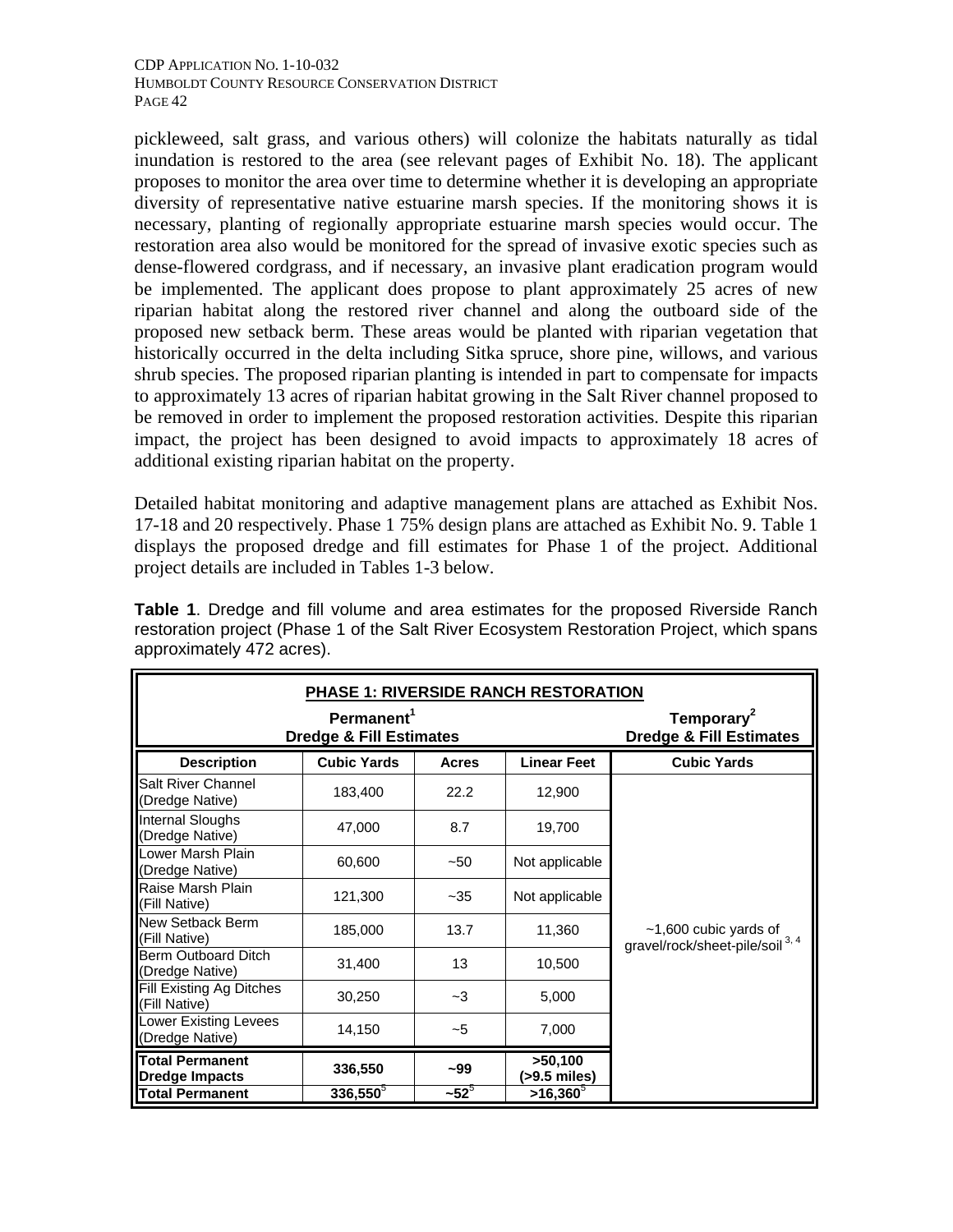pickleweed, salt grass, and various others) will colonize the habitats naturally as tidal inundation is restored to the area (see relevant pages of Exhibit No. 18). The applicant proposes to monitor the area over time to determine whether it is developing an appropriate diversity of representative native estuarine marsh species. If the monitoring shows it is necessary, planting of regionally appropriate estuarine marsh species would occur. The restoration area also would be monitored for the spread of invasive exotic species such as dense-flowered cordgrass, and if necessary, an invasive plant eradication program would be implemented. The applicant does propose to plant approximately 25 acres of new riparian habitat along the restored river channel and along the outboard side of the proposed new setback berm. These areas would be planted with riparian vegetation that historically occurred in the delta including Sitka spruce, shore pine, willows, and various shrub species. The proposed riparian planting is intended in part to compensate for impacts to approximately 13 acres of riparian habitat growing in the Salt River channel proposed to be removed in order to implement the proposed restoration activities. Despite this riparian impact, the project has been designed to avoid impacts to approximately 18 acres of additional existing riparian habitat on the property.

Detailed habitat monitoring and adaptive management plans are attached as Exhibit Nos. 17-18 and 20 respectively. Phase 1 75% design plans are attached as Exhibit No. 9. Table 1 displays the proposed dredge and fill estimates for Phase 1 of the project. Additional project details are included in Tables 1-3 below.

**Table 1**. Dredge and fill volume and area estimates for the proposed Riverside Ranch restoration project (Phase 1 of the Salt River Ecosystem Restoration Project, which spans approximately 472 acres).

| **PHASE 1: RIVERSIDE RANCH RESTORATION** | | | | |
|---|---|---|---|---|
| **Permanent[1] Dredge & Fill Estimates** | | | | **Temporary[2] Dredge & Fill Estimates** |
| **Description** | **Cubic Yards** | **Acres** | **Linear Feet** | **Cubic Yards** |
| Salt River Channel (Dredge Native) | 183,400 | 22.2 | 12,900 | ~1,600 cubic yards of gravel/rock/sheet-pile/soil [3, 4] |
| Internal Sloughs (Dredge Native) | 47,000 | 8.7 | 19,700 | |
| Lower Marsh Plain (Dredge Native) | 60,600 | ~50 | Not applicable | |
| Raise Marsh Plain (Fill Native) | 121,300 | ~35 | Not applicable | |
| New Setback Berm (Fill Native) | 185,000 | 13.7 | 11,360 | |
| Berm Outboard Ditch (Dredge Native) | 31,400 | 13 | 10,500 | |
| Fill Existing Ag Ditches (Fill Native) | 30,250 | ~3 | 5,000 | |
| Lower Existing Levees (Dredge Native) | 14,150 | ~5 | 7,000 | |
| **Total Permanent Dredge Impacts** | **336,550** | **~99** | **>50,100 (>9.5 miles)** | |
| **Total Permanent** | **336,550[5]** | **~52[5]** | **>16,360[5]** | |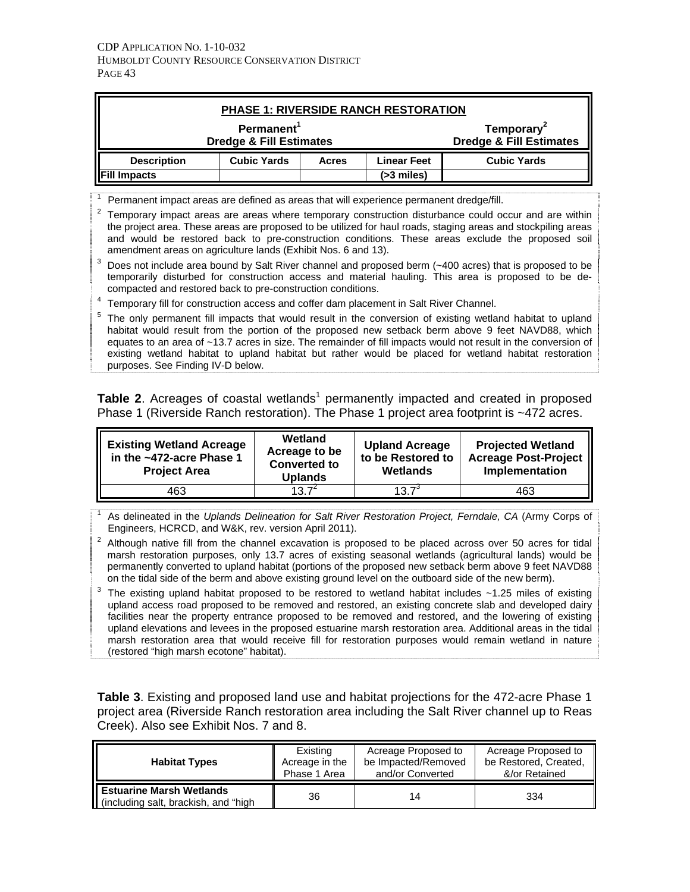| PHASE 1: RIVERSIDE RANCH RESTORATION | | | | |
|---|---|---|---|---|
| Permanent[1] Dredge & Fill Estimates | | | | Temporary[2] Dredge & Fill Estimates |
| Description | Cubic Yards | Acres | Linear Feet | Cubic Yards |
| Fill Impacts | | | (>3 miles) | |

[1] Permanent impact areas are defined as areas that will experience permanent dredge/fill.

[2] Temporary impact areas are areas where temporary construction disturbance could occur and are within the project area. These areas are proposed to be utilized for haul roads, staging areas and stockpiling areas and would be restored back to pre-construction conditions. These areas exclude the proposed soil amendment areas on agriculture lands (Exhibit Nos. 6 and 13).

[3] Does not include area bound by Salt River channel and proposed berm (~400 acres) that is proposed to be temporarily disturbed for construction access and material hauling. This area is proposed to be de-compacted and restored back to pre-construction conditions.

[4] Temporary fill for construction access and coffer dam placement in Salt River Channel.

[5] The only permanent fill impacts that would result in the conversion of existing wetland habitat to upland habitat would result from the portion of the proposed new setback berm above 9 feet NAVD88, which equates to an area of ~13.7 acres in size. The remainder of fill impacts would not result in the conversion of existing wetland habitat to upland habitat but rather would be placed for wetland habitat restoration purposes. See Finding IV-D below.

**Table 2**. Acreages of coastal wetlands[1] permanently impacted and created in proposed Phase 1 (Riverside Ranch restoration). The Phase 1 project area footprint is ~472 acres.

| Existing Wetland Acreage in the ~472-acre Phase 1 Project Area | Wetland Acreage to be Converted to Uplands | Upland Acreage to be Restored to Wetlands | Projected Wetland Acreage Post-Project Implementation |
|---|---|---|---|
| 463 | 13.7[2] | 13.7[3] | 463 |

[1] As delineated in the *Uplands Delineation for Salt River Restoration Project, Ferndale, CA* (Army Corps of Engineers, HCRCD, and W&K, rev. version April 2011).

[2] Although native fill from the channel excavation is proposed to be placed across over 50 acres for tidal marsh restoration purposes, only 13.7 acres of existing seasonal wetlands (agricultural lands) would be permanently converted to upland habitat (portions of the proposed new setback berm above 9 feet NAVD88 on the tidal side of the berm and above existing ground level on the outboard side of the new berm).

[3] The existing upland habitat proposed to be restored to wetland habitat includes ~1.25 miles of existing upland access road proposed to be removed and restored, an existing concrete slab and developed dairy facilities near the property entrance proposed to be removed and restored, and the lowering of existing upland elevations and levees in the proposed estuarine marsh restoration area. Additional areas in the tidal marsh restoration area that would receive fill for restoration purposes would remain wetland in nature (restored "high marsh ecotone" habitat).

**Table 3**. Existing and proposed land use and habitat projections for the 472-acre Phase 1 project area (Riverside Ranch restoration area including the Salt River channel up to Reas Creek). Also see Exhibit Nos. 7 and 8.

| Habitat Types | Existing Acreage in the Phase 1 Area | Acreage Proposed to be Impacted/Removed and/or Converted | Acreage Proposed to be Restored, Created, &/or Retained |
|---|---|---|---|
| **Estuarine Marsh Wetlands** (including salt, brackish, and "high | 36 | 14 | 334 |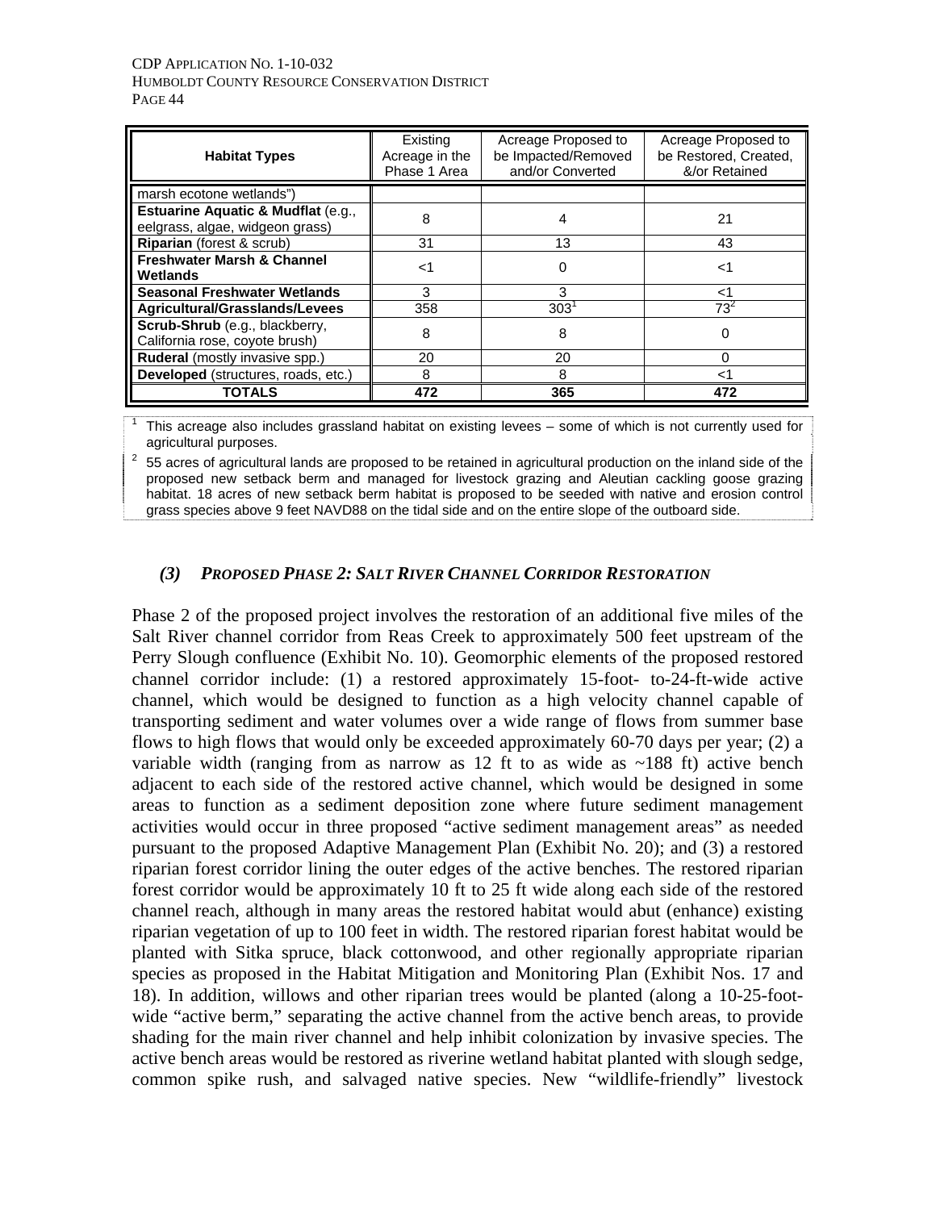| Habitat Types | Existing Acreage in the Phase 1 Area | Acreage Proposed to be Impacted/Removed and/or Converted | Acreage Proposed to be Restored, Created, &/or Retained |
|---|---|---|---|
| marsh ecotone wetlands") | | | |
| **Estuarine Aquatic & Mudflat** (e.g., eelgrass, algae, widgeon grass) | 8 | 4 | 21 |
| **Riparian** (forest & scrub) | 31 | 13 | 43 |
| **Freshwater Marsh & Channel Wetlands** | <1 | 0 | <1 |
| **Seasonal Freshwater Wetlands** | 3 | 3 | <1 |
| **Agricultural/Grasslands/Levees** | 358 | 303[1] | 73[2] |
| **Scrub-Shrub** (e.g., blackberry, California rose, coyote brush) | 8 | 8 | 0 |
| **Ruderal** (mostly invasive spp.) | 20 | 20 | 0 |
| **Developed** (structures, roads, etc.) | 8 | 8 | <1 |
| **TOTALS** | **472** | **365** | **472** |

[1] This acreage also includes grassland habitat on existing levees – some of which is not currently used for agricultural purposes.

[2] 55 acres of agricultural lands are proposed to be retained in agricultural production on the inland side of the proposed new setback berm and managed for livestock grazing and Aleutian cackling goose grazing habitat. 18 acres of new setback berm habitat is proposed to be seeded with native and erosion control grass species above 9 feet NAVD88 on the tidal side and on the entire slope of the outboard side.

### *(3) Proposed Phase 2: Salt River Channel Corridor Restoration*

Phase 2 of the proposed project involves the restoration of an additional five miles of the Salt River channel corridor from Reas Creek to approximately 500 feet upstream of the Perry Slough confluence (Exhibit No. 10). Geomorphic elements of the proposed restored channel corridor include: (1) a restored approximately 15-foot- to-24-ft-wide active channel, which would be designed to function as a high velocity channel capable of transporting sediment and water volumes over a wide range of flows from summer base flows to high flows that would only be exceeded approximately 60-70 days per year; (2) a variable width (ranging from as narrow as 12 ft to as wide as ~188 ft) active bench adjacent to each side of the restored active channel, which would be designed in some areas to function as a sediment deposition zone where future sediment management activities would occur in three proposed "active sediment management areas" as needed pursuant to the proposed Adaptive Management Plan (Exhibit No. 20); and (3) a restored riparian forest corridor lining the outer edges of the active benches. The restored riparian forest corridor would be approximately 10 ft to 25 ft wide along each side of the restored channel reach, although in many areas the restored habitat would abut (enhance) existing riparian vegetation of up to 100 feet in width. The restored riparian forest habitat would be planted with Sitka spruce, black cottonwood, and other regionally appropriate riparian species as proposed in the Habitat Mitigation and Monitoring Plan (Exhibit Nos. 17 and 18). In addition, willows and other riparian trees would be planted (along a 10-25-foot-wide "active berm," separating the active channel from the active bench areas, to provide shading for the main river channel and help inhibit colonization by invasive species. The active bench areas would be restored as riverine wetland habitat planted with slough sedge, common spike rush, and salvaged native species. New "wildlife-friendly" livestock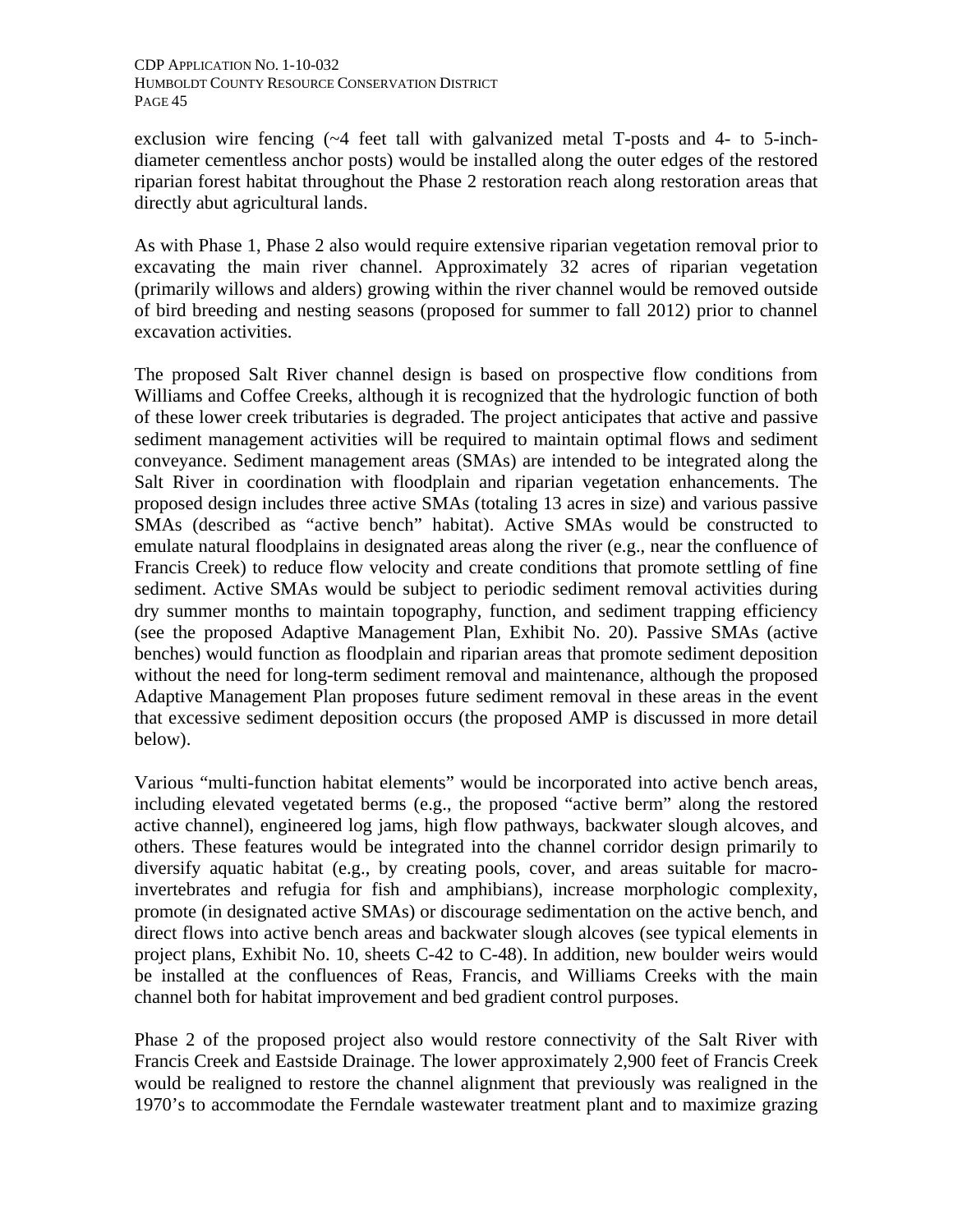exclusion wire fencing (~4 feet tall with galvanized metal T-posts and 4- to 5-inch-diameter cementless anchor posts) would be installed along the outer edges of the restored riparian forest habitat throughout the Phase 2 restoration reach along restoration areas that directly abut agricultural lands.

As with Phase 1, Phase 2 also would require extensive riparian vegetation removal prior to excavating the main river channel. Approximately 32 acres of riparian vegetation (primarily willows and alders) growing within the river channel would be removed outside of bird breeding and nesting seasons (proposed for summer to fall 2012) prior to channel excavation activities.

The proposed Salt River channel design is based on prospective flow conditions from Williams and Coffee Creeks, although it is recognized that the hydrologic function of both of these lower creek tributaries is degraded. The project anticipates that active and passive sediment management activities will be required to maintain optimal flows and sediment conveyance. Sediment management areas (SMAs) are intended to be integrated along the Salt River in coordination with floodplain and riparian vegetation enhancements. The proposed design includes three active SMAs (totaling 13 acres in size) and various passive SMAs (described as "active bench" habitat). Active SMAs would be constructed to emulate natural floodplains in designated areas along the river (e.g., near the confluence of Francis Creek) to reduce flow velocity and create conditions that promote settling of fine sediment. Active SMAs would be subject to periodic sediment removal activities during dry summer months to maintain topography, function, and sediment trapping efficiency (see the proposed Adaptive Management Plan, Exhibit No. 20). Passive SMAs (active benches) would function as floodplain and riparian areas that promote sediment deposition without the need for long-term sediment removal and maintenance, although the proposed Adaptive Management Plan proposes future sediment removal in these areas in the event that excessive sediment deposition occurs (the proposed AMP is discussed in more detail below).

Various "multi-function habitat elements" would be incorporated into active bench areas, including elevated vegetated berms (e.g., the proposed "active berm" along the restored active channel), engineered log jams, high flow pathways, backwater slough alcoves, and others. These features would be integrated into the channel corridor design primarily to diversify aquatic habitat (e.g., by creating pools, cover, and areas suitable for macro-invertebrates and refugia for fish and amphibians), increase morphologic complexity, promote (in designated active SMAs) or discourage sedimentation on the active bench, and direct flows into active bench areas and backwater slough alcoves (see typical elements in project plans, Exhibit No. 10, sheets C-42 to C-48). In addition, new boulder weirs would be installed at the confluences of Reas, Francis, and Williams Creeks with the main channel both for habitat improvement and bed gradient control purposes.

Phase 2 of the proposed project also would restore connectivity of the Salt River with Francis Creek and Eastside Drainage. The lower approximately 2,900 feet of Francis Creek would be realigned to restore the channel alignment that previously was realigned in the 1970's to accommodate the Ferndale wastewater treatment plant and to maximize grazing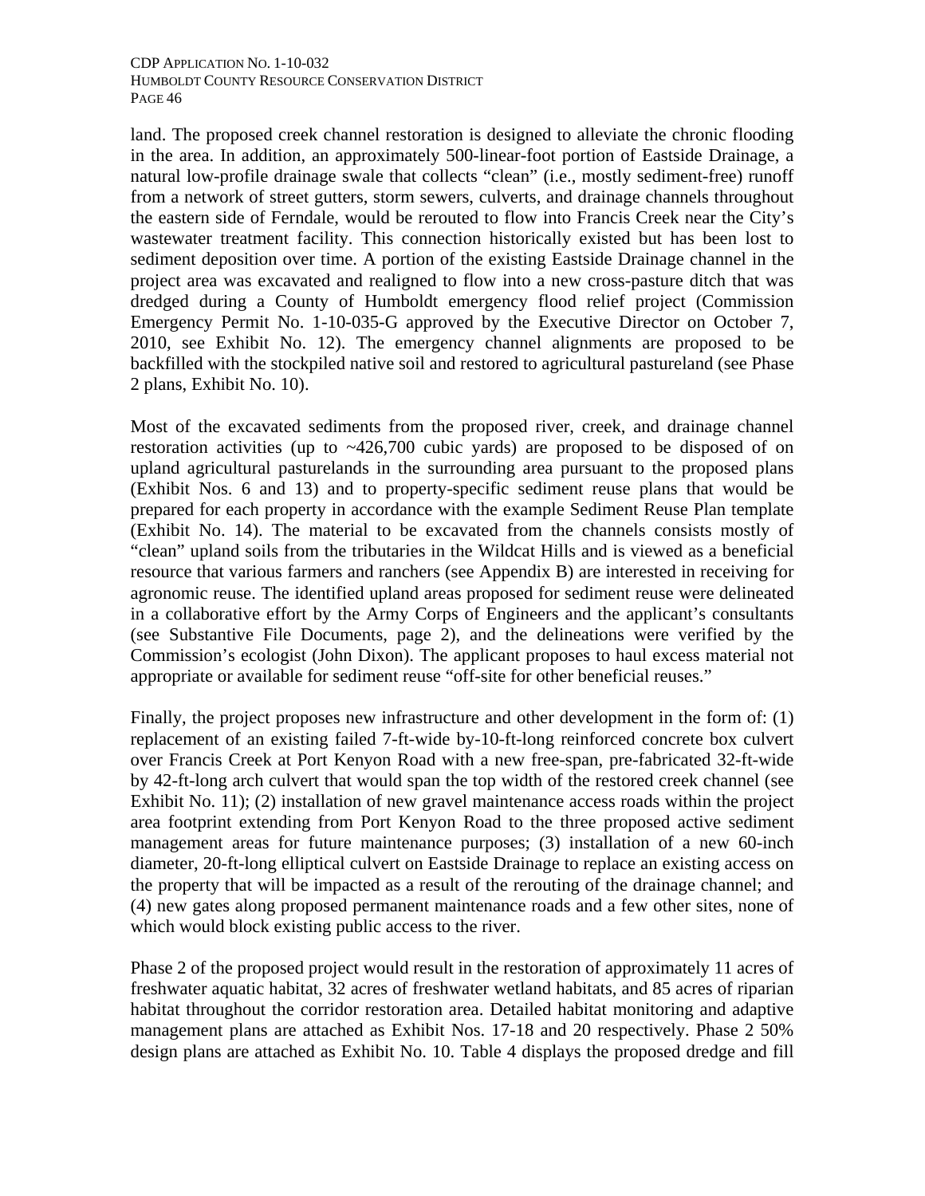land. The proposed creek channel restoration is designed to alleviate the chronic flooding in the area. In addition, an approximately 500-linear-foot portion of Eastside Drainage, a natural low-profile drainage swale that collects "clean" (i.e., mostly sediment-free) runoff from a network of street gutters, storm sewers, culverts, and drainage channels throughout the eastern side of Ferndale, would be rerouted to flow into Francis Creek near the City's wastewater treatment facility. This connection historically existed but has been lost to sediment deposition over time. A portion of the existing Eastside Drainage channel in the project area was excavated and realigned to flow into a new cross-pasture ditch that was dredged during a County of Humboldt emergency flood relief project (Commission Emergency Permit No. 1-10-035-G approved by the Executive Director on October 7, 2010, see Exhibit No. 12). The emergency channel alignments are proposed to be backfilled with the stockpiled native soil and restored to agricultural pastureland (see Phase 2 plans, Exhibit No. 10).

Most of the excavated sediments from the proposed river, creek, and drainage channel restoration activities (up to ~426,700 cubic yards) are proposed to be disposed of on upland agricultural pasturelands in the surrounding area pursuant to the proposed plans (Exhibit Nos. 6 and 13) and to property-specific sediment reuse plans that would be prepared for each property in accordance with the example Sediment Reuse Plan template (Exhibit No. 14). The material to be excavated from the channels consists mostly of "clean" upland soils from the tributaries in the Wildcat Hills and is viewed as a beneficial resource that various farmers and ranchers (see Appendix B) are interested in receiving for agronomic reuse. The identified upland areas proposed for sediment reuse were delineated in a collaborative effort by the Army Corps of Engineers and the applicant's consultants (see Substantive File Documents, page 2), and the delineations were verified by the Commission's ecologist (John Dixon). The applicant proposes to haul excess material not appropriate or available for sediment reuse "off-site for other beneficial reuses."

Finally, the project proposes new infrastructure and other development in the form of: (1) replacement of an existing failed 7-ft-wide by-10-ft-long reinforced concrete box culvert over Francis Creek at Port Kenyon Road with a new free-span, pre-fabricated 32-ft-wide by 42-ft-long arch culvert that would span the top width of the restored creek channel (see Exhibit No. 11); (2) installation of new gravel maintenance access roads within the project area footprint extending from Port Kenyon Road to the three proposed active sediment management areas for future maintenance purposes; (3) installation of a new 60-inch diameter, 20-ft-long elliptical culvert on Eastside Drainage to replace an existing access on the property that will be impacted as a result of the rerouting of the drainage channel; and (4) new gates along proposed permanent maintenance roads and a few other sites, none of which would block existing public access to the river.

Phase 2 of the proposed project would result in the restoration of approximately 11 acres of freshwater aquatic habitat, 32 acres of freshwater wetland habitats, and 85 acres of riparian habitat throughout the corridor restoration area. Detailed habitat monitoring and adaptive management plans are attached as Exhibit Nos. 17-18 and 20 respectively. Phase 2 50% design plans are attached as Exhibit No. 10. Table 4 displays the proposed dredge and fill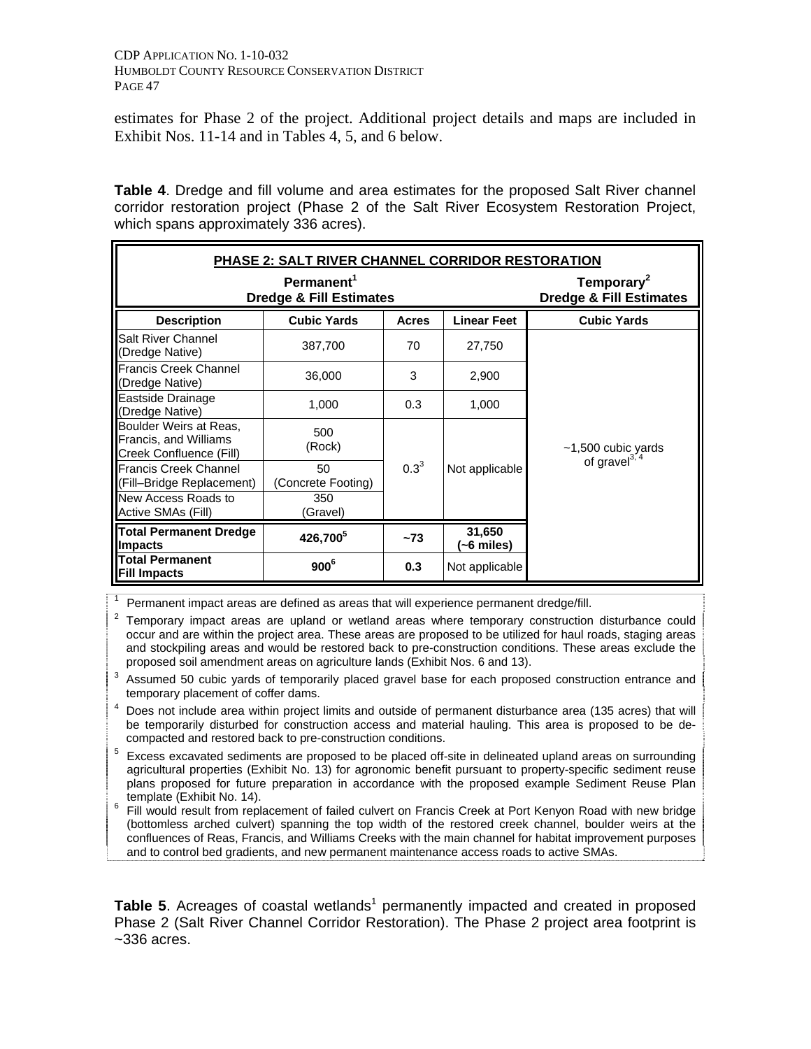estimates for Phase 2 of the project. Additional project details and maps are included in Exhibit Nos. 11-14 and in Tables 4, 5, and 6 below.

**Table 4**. Dredge and fill volume and area estimates for the proposed Salt River channel corridor restoration project (Phase 2 of the Salt River Ecosystem Restoration Project, which spans approximately 336 acres).

| **PHASE 2: SALT RIVER CHANNEL CORRIDOR RESTORATION** | | | | |
|---|---|---|---|---|
| **Permanent[1] Dredge & Fill Estimates** | | | | **Temporary[2] Dredge & Fill Estimates** |
| **Description** | **Cubic Yards** | **Acres** | **Linear Feet** | **Cubic Yards** |
| Salt River Channel (Dredge Native) | 387,700 | 70 | 27,750 | ~1,500 cubic yards of gravel[3, 4] |
| Francis Creek Channel (Dredge Native) | 36,000 | 3 | 2,900 | |
| Eastside Drainage (Dredge Native) | 1,000 | 0.3 | 1,000 | |
| Boulder Weirs at Reas, Francis, and Williams Creek Confluence (Fill) | 500 (Rock) | 0.3[3] | Not applicable | |
| Francis Creek Channel (Fill–Bridge Replacement) | 50 (Concrete Footing) | | | |
| New Access Roads to Active SMAs (Fill) | 350 (Gravel) | | | |
| **Total Permanent Dredge Impacts** | **426,700[5]** | **~73** | **31,650 (~6 miles)** | |
| **Total Permanent Fill Impacts** | **900[6]** | **0.3** | Not applicable | |

[1] Permanent impact areas are defined as areas that will experience permanent dredge/fill.

[2] Temporary impact areas are upland or wetland areas where temporary construction disturbance could occur and are within the project area. These areas are proposed to be utilized for haul roads, staging areas and stockpiling areas and would be restored back to pre-construction conditions. These areas exclude the proposed soil amendment areas on agriculture lands (Exhibit Nos. 6 and 13).

[3] Assumed 50 cubic yards of temporarily placed gravel base for each proposed construction entrance and temporary placement of coffer dams.

[4] Does not include area within project limits and outside of permanent disturbance area (135 acres) that will be temporarily disturbed for construction access and material hauling. This area is proposed to be de-compacted and restored back to pre-construction conditions.

[5] Excess excavated sediments are proposed to be placed off-site in delineated upland areas on surrounding agricultural properties (Exhibit No. 13) for agronomic benefit pursuant to property-specific sediment reuse plans proposed for future preparation in accordance with the proposed example Sediment Reuse Plan template (Exhibit No. 14).

[6] Fill would result from replacement of failed culvert on Francis Creek at Port Kenyon Road with new bridge (bottomless arched culvert) spanning the top width of the restored creek channel, boulder weirs at the confluences of Reas, Francis, and Williams Creeks with the main channel for habitat improvement purposes and to control bed gradients, and new permanent maintenance access roads to active SMAs.

**Table 5**. Acreages of coastal wetlands[1] permanently impacted and created in proposed Phase 2 (Salt River Channel Corridor Restoration). The Phase 2 project area footprint is ~336 acres.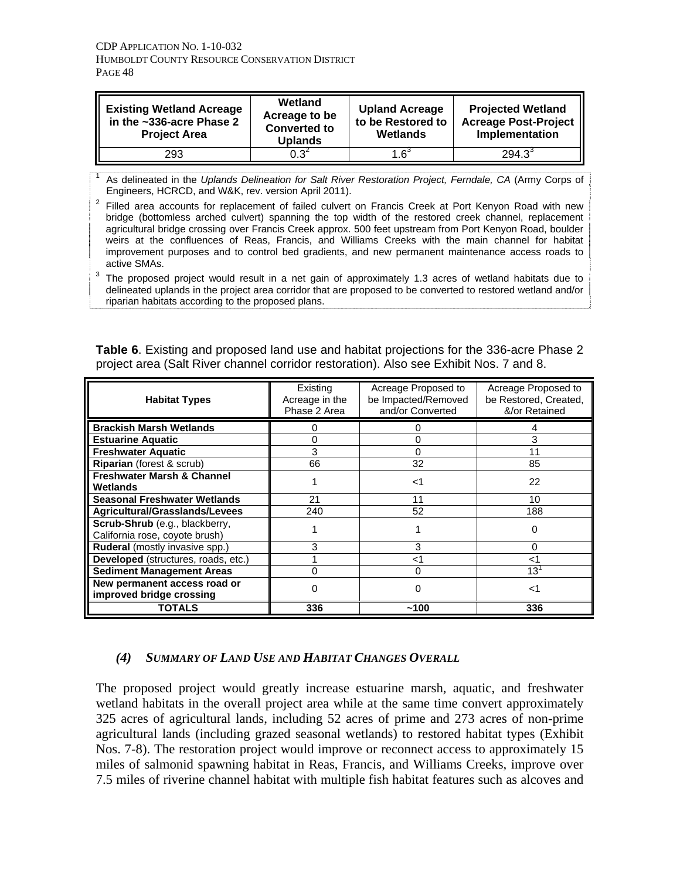| Existing Wetland Acreage in the ~336-acre Phase 2 Project Area | Wetland Acreage to be Converted to Uplands | Upland Acreage to be Restored to Wetlands | Projected Wetland Acreage Post-Project Implementation |
|---|---|---|---|
| 293 | 0.3[2] | 1.6[3] | 294.3[3] |

[1] As delineated in the *Uplands Delineation for Salt River Restoration Project, Ferndale, CA* (Army Corps of Engineers, HCRCD, and W&K, rev. version April 2011).

[2] Filled area accounts for replacement of failed culvert on Francis Creek at Port Kenyon Road with new bridge (bottomless arched culvert) spanning the top width of the restored creek channel, replacement agricultural bridge crossing over Francis Creek approx. 500 feet upstream from Port Kenyon Road, boulder weirs at the confluences of Reas, Francis, and Williams Creeks with the main channel for habitat improvement purposes and to control bed gradients, and new permanent maintenance access roads to active SMAs.

[3] The proposed project would result in a net gain of approximately 1.3 acres of wetland habitats due to delineated uplands in the project area corridor that are proposed to be converted to restored wetland and/or riparian habitats according to the proposed plans.

**Table 6**. Existing and proposed land use and habitat projections for the 336-acre Phase 2 project area (Salt River channel corridor restoration). Also see Exhibit Nos. 7 and 8.

| Habitat Types | Existing Acreage in the Phase 2 Area | Acreage Proposed to be Impacted/Removed and/or Converted | Acreage Proposed to be Restored, Created, &/or Retained |
|---|---|---|---|
| **Brackish Marsh Wetlands** | 0 | 0 | 4 |
| **Estuarine Aquatic** | 0 | 0 | 3 |
| **Freshwater Aquatic** | 3 | 0 | 11 |
| **Riparian** (forest & scrub) | 66 | 32 | 85 |
| **Freshwater Marsh & Channel Wetlands** | 1 | <1 | 22 |
| **Seasonal Freshwater Wetlands** | 21 | 11 | 10 |
| **Agricultural/Grasslands/Levees** | 240 | 52 | 188 |
| **Scrub-Shrub** (e.g., blackberry, California rose, coyote brush) | 1 | 1 | 0 |
| **Ruderal** (mostly invasive spp.) | 3 | 3 | 0 |
| **Developed** (structures, roads, etc.) | 1 | <1 | <1 |
| **Sediment Management Areas** | 0 | 0 | 13[1] |
| **New permanent access road or improved bridge crossing** | 0 | 0 | <1 |
| **TOTALS** | **336** | **~100** | **336** |

### *(4) SUMMARY OF LAND USE AND HABITAT CHANGES OVERALL*

The proposed project would greatly increase estuarine marsh, aquatic, and freshwater wetland habitats in the overall project area while at the same time convert approximately 325 acres of agricultural lands, including 52 acres of prime and 273 acres of non-prime agricultural lands (including grazed seasonal wetlands) to restored habitat types (Exhibit Nos. 7-8). The restoration project would improve or reconnect access to approximately 15 miles of salmonid spawning habitat in Reas, Francis, and Williams Creeks, improve over 7.5 miles of riverine channel habitat with multiple fish habitat features such as alcoves and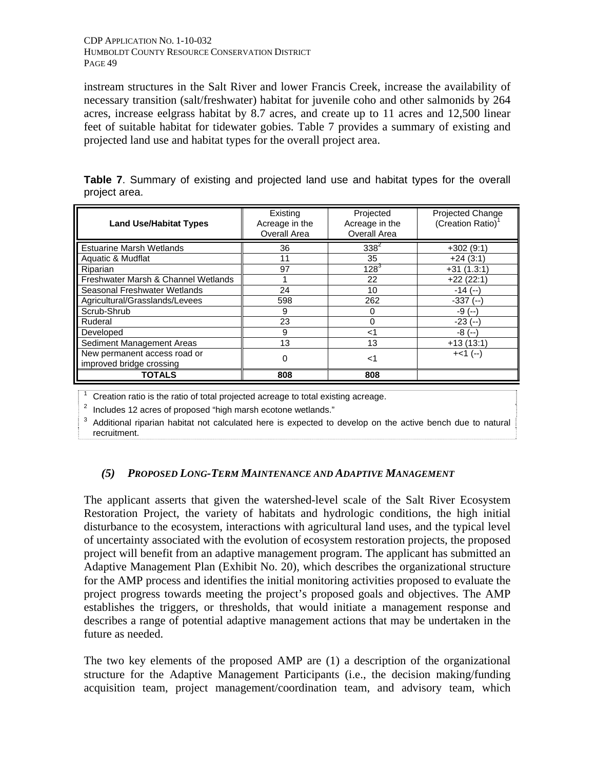instream structures in the Salt River and lower Francis Creek, increase the availability of necessary transition (salt/freshwater) habitat for juvenile coho and other salmonids by 264 acres, increase eelgrass habitat by 8.7 acres, and create up to 11 acres and 12,500 linear feet of suitable habitat for tidewater gobies. Table 7 provides a summary of existing and projected land use and habitat types for the overall project area.

**Table 7**. Summary of existing and projected land use and habitat types for the overall project area.

| Land Use/Habitat Types | Existing Acreage in the Overall Area | Projected Acreage in the Overall Area | Projected Change (Creation Ratio)[1] |
|---|---|---|---|
| Estuarine Marsh Wetlands | 36 | 338[2] | +302 (9:1) |
| Aquatic & Mudflat | 11 | 35 | +24 (3:1) |
| Riparian | 97 | 128[3] | +31 (1.3:1) |
| Freshwater Marsh & Channel Wetlands | 1 | 22 | +22 (22:1) |
| Seasonal Freshwater Wetlands | 24 | 10 | -14 (--) |
| Agricultural/Grasslands/Levees | 598 | 262 | -337 (--) |
| Scrub-Shrub | 9 | 0 | -9 (--) |
| Ruderal | 23 | 0 | -23 (--) |
| Developed | 9 | <1 | -8 (--) |
| Sediment Management Areas | 13 | 13 | +13 (13:1) |
| New permanent access road or improved bridge crossing | 0 | <1 | +<1 (--) |
| **TOTALS** | **808** | **808** | |

[1] Creation ratio is the ratio of total projected acreage to total existing acreage.

[2] Includes 12 acres of proposed "high marsh ecotone wetlands."

[3] Additional riparian habitat not calculated here is expected to develop on the active bench due to natural recruitment.

### *(5) Proposed Long-Term Maintenance and Adaptive Management*

The applicant asserts that given the watershed-level scale of the Salt River Ecosystem Restoration Project, the variety of habitats and hydrologic conditions, the high initial disturbance to the ecosystem, interactions with agricultural land uses, and the typical level of uncertainty associated with the evolution of ecosystem restoration projects, the proposed project will benefit from an adaptive management program. The applicant has submitted an Adaptive Management Plan (Exhibit No. 20), which describes the organizational structure for the AMP process and identifies the initial monitoring activities proposed to evaluate the project progress towards meeting the project's proposed goals and objectives. The AMP establishes the triggers, or thresholds, that would initiate a management response and describes a range of potential adaptive management actions that may be undertaken in the future as needed.

The two key elements of the proposed AMP are (1) a description of the organizational structure for the Adaptive Management Participants (i.e., the decision making/funding acquisition team, project management/coordination team, and advisory team, which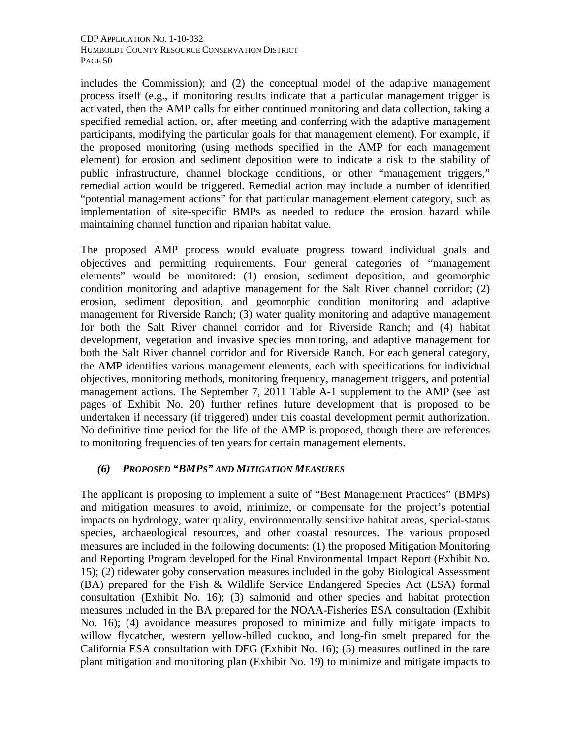includes the Commission); and (2) the conceptual model of the adaptive management process itself (e.g., if monitoring results indicate that a particular management trigger is activated, then the AMP calls for either continued monitoring and data collection, taking a specified remedial action, or, after meeting and conferring with the adaptive management participants, modifying the particular goals for that management element). For example, if the proposed monitoring (using methods specified in the AMP for each management element) for erosion and sediment deposition were to indicate a risk to the stability of public infrastructure, channel blockage conditions, or other "management triggers," remedial action would be triggered. Remedial action may include a number of identified "potential management actions" for that particular management element category, such as implementation of site-specific BMPs as needed to reduce the erosion hazard while maintaining channel function and riparian habitat value.

The proposed AMP process would evaluate progress toward individual goals and objectives and permitting requirements. Four general categories of "management elements" would be monitored: (1) erosion, sediment deposition, and geomorphic condition monitoring and adaptive management for the Salt River channel corridor; (2) erosion, sediment deposition, and geomorphic condition monitoring and adaptive management for Riverside Ranch; (3) water quality monitoring and adaptive management for both the Salt River channel corridor and for Riverside Ranch; and (4) habitat development, vegetation and invasive species monitoring, and adaptive management for both the Salt River channel corridor and for Riverside Ranch. For each general category, the AMP identifies various management elements, each with specifications for individual objectives, monitoring methods, monitoring frequency, management triggers, and potential management actions. The September 7, 2011 Table A-1 supplement to the AMP (see last pages of Exhibit No. 20) further refines future development that is proposed to be undertaken if necessary (if triggered) under this coastal development permit authorization. No definitive time period for the life of the AMP is proposed, though there are references to monitoring frequencies of ten years for certain management elements.

### *(6) PROPOSED "BMPS" AND MITIGATION MEASURES*

The applicant is proposing to implement a suite of "Best Management Practices" (BMPs) and mitigation measures to avoid, minimize, or compensate for the project's potential impacts on hydrology, water quality, environmentally sensitive habitat areas, special-status species, archaeological resources, and other coastal resources. The various proposed measures are included in the following documents: (1) the proposed Mitigation Monitoring and Reporting Program developed for the Final Environmental Impact Report (Exhibit No. 15); (2) tidewater goby conservation measures included in the goby Biological Assessment (BA) prepared for the Fish & Wildlife Service Endangered Species Act (ESA) formal consultation (Exhibit No. 16); (3) salmonid and other species and habitat protection measures included in the BA prepared for the NOAA-Fisheries ESA consultation (Exhibit No. 16); (4) avoidance measures proposed to minimize and fully mitigate impacts to willow flycatcher, western yellow-billed cuckoo, and long-fin smelt prepared for the California ESA consultation with DFG (Exhibit No. 16); (5) measures outlined in the rare plant mitigation and monitoring plan (Exhibit No. 19) to minimize and mitigate impacts to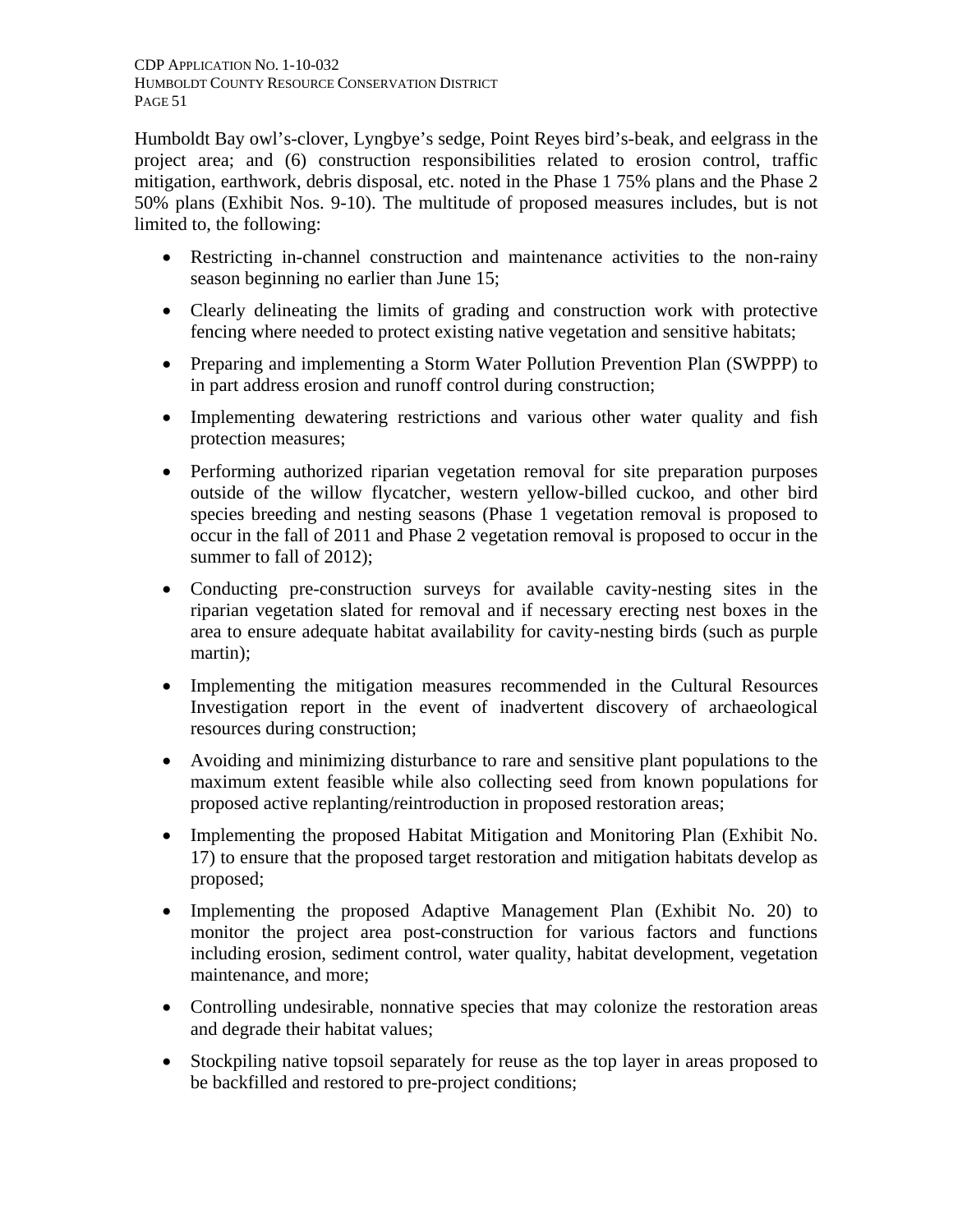Humboldt Bay owl's-clover, Lyngbye's sedge, Point Reyes bird's-beak, and eelgrass in the project area; and (6) construction responsibilities related to erosion control, traffic mitigation, earthwork, debris disposal, etc. noted in the Phase 1 75% plans and the Phase 2 50% plans (Exhibit Nos. 9-10). The multitude of proposed measures includes, but is not limited to, the following:

- Restricting in-channel construction and maintenance activities to the non-rainy season beginning no earlier than June 15;
- Clearly delineating the limits of grading and construction work with protective fencing where needed to protect existing native vegetation and sensitive habitats;
- Preparing and implementing a Storm Water Pollution Prevention Plan (SWPPP) to in part address erosion and runoff control during construction;
- Implementing dewatering restrictions and various other water quality and fish protection measures;
- Performing authorized riparian vegetation removal for site preparation purposes outside of the willow flycatcher, western yellow-billed cuckoo, and other bird species breeding and nesting seasons (Phase 1 vegetation removal is proposed to occur in the fall of 2011 and Phase 2 vegetation removal is proposed to occur in the summer to fall of 2012);
- Conducting pre-construction surveys for available cavity-nesting sites in the riparian vegetation slated for removal and if necessary erecting nest boxes in the area to ensure adequate habitat availability for cavity-nesting birds (such as purple martin);
- Implementing the mitigation measures recommended in the Cultural Resources Investigation report in the event of inadvertent discovery of archaeological resources during construction;
- Avoiding and minimizing disturbance to rare and sensitive plant populations to the maximum extent feasible while also collecting seed from known populations for proposed active replanting/reintroduction in proposed restoration areas;
- Implementing the proposed Habitat Mitigation and Monitoring Plan (Exhibit No. 17) to ensure that the proposed target restoration and mitigation habitats develop as proposed;
- Implementing the proposed Adaptive Management Plan (Exhibit No. 20) to monitor the project area post-construction for various factors and functions including erosion, sediment control, water quality, habitat development, vegetation maintenance, and more;
- Controlling undesirable, nonnative species that may colonize the restoration areas and degrade their habitat values;
- Stockpiling native topsoil separately for reuse as the top layer in areas proposed to be backfilled and restored to pre-project conditions;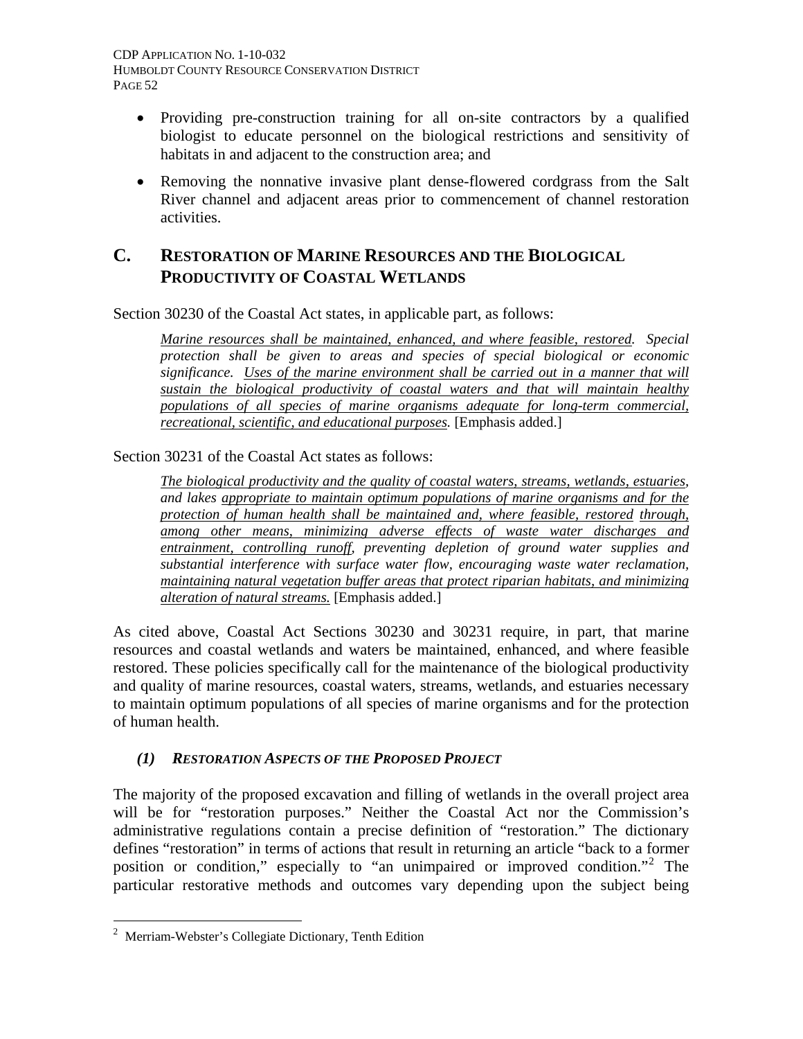- Providing pre-construction training for all on-site contractors by a qualified biologist to educate personnel on the biological restrictions and sensitivity of habitats in and adjacent to the construction area; and
- Removing the nonnative invasive plant dense-flowered cordgrass from the Salt River channel and adjacent areas prior to commencement of channel restoration activities.

## C. RESTORATION OF MARINE RESOURCES AND THE BIOLOGICAL PRODUCTIVITY OF COASTAL WETLANDS

Section 30230 of the Coastal Act states, in applicable part, as follows:

> *Marine resources shall be maintained, enhanced, and where feasible, restored. Special protection shall be given to areas and species of special biological or economic significance. Uses of the marine environment shall be carried out in a manner that will sustain the biological productivity of coastal waters and that will maintain healthy populations of all species of marine organisms adequate for long-term commercial, recreational, scientific, and educational purposes.* [Emphasis added.]

Section 30231 of the Coastal Act states as follows:

> *The biological productivity and the quality of coastal waters, streams, wetlands, estuaries, and lakes appropriate to maintain optimum populations of marine organisms and for the protection of human health shall be maintained and, where feasible, restored through, among other means, minimizing adverse effects of waste water discharges and entrainment, controlling runoff, preventing depletion of ground water supplies and substantial interference with surface water flow, encouraging waste water reclamation, maintaining natural vegetation buffer areas that protect riparian habitats, and minimizing alteration of natural streams.* [Emphasis added.]

As cited above, Coastal Act Sections 30230 and 30231 require, in part, that marine resources and coastal wetlands and waters be maintained, enhanced, and where feasible restored. These policies specifically call for the maintenance of the biological productivity and quality of marine resources, coastal waters, streams, wetlands, and estuaries necessary to maintain optimum populations of all species of marine organisms and for the protection of human health.

### *(1) RESTORATION ASPECTS OF THE PROPOSED PROJECT*

The majority of the proposed excavation and filling of wetlands in the overall project area will be for "restoration purposes." Neither the Coastal Act nor the Commission's administrative regulations contain a precise definition of "restoration." The dictionary defines "restoration" in terms of actions that result in returning an article "back to a former position or condition," especially to "an unimpaired or improved condition."[2] The particular restorative methods and outcomes vary depending upon the subject being

---

[2] Merriam-Webster's Collegiate Dictionary, Tenth Edition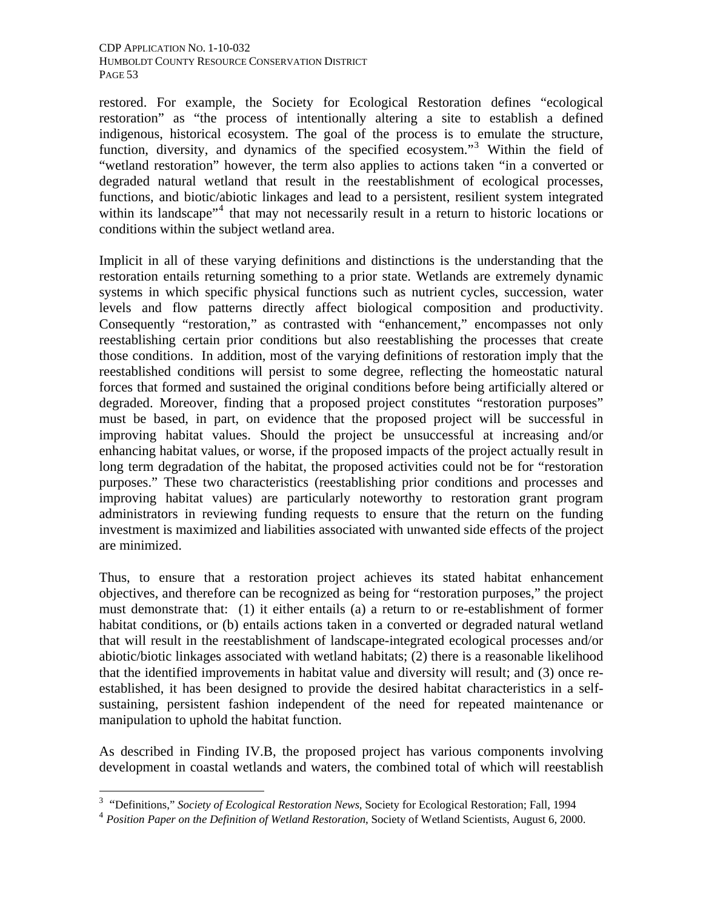restored. For example, the Society for Ecological Restoration defines "ecological restoration" as "the process of intentionally altering a site to establish a defined indigenous, historical ecosystem. The goal of the process is to emulate the structure, function, diversity, and dynamics of the specified ecosystem."[3] Within the field of "wetland restoration" however, the term also applies to actions taken "in a converted or degraded natural wetland that result in the reestablishment of ecological processes, functions, and biotic/abiotic linkages and lead to a persistent, resilient system integrated within its landscape"[4] that may not necessarily result in a return to historic locations or conditions within the subject wetland area.

Implicit in all of these varying definitions and distinctions is the understanding that the restoration entails returning something to a prior state. Wetlands are extremely dynamic systems in which specific physical functions such as nutrient cycles, succession, water levels and flow patterns directly affect biological composition and productivity. Consequently "restoration," as contrasted with "enhancement," encompasses not only reestablishing certain prior conditions but also reestablishing the processes that create those conditions. In addition, most of the varying definitions of restoration imply that the reestablished conditions will persist to some degree, reflecting the homeostatic natural forces that formed and sustained the original conditions before being artificially altered or degraded. Moreover, finding that a proposed project constitutes "restoration purposes" must be based, in part, on evidence that the proposed project will be successful in improving habitat values. Should the project be unsuccessful at increasing and/or enhancing habitat values, or worse, if the proposed impacts of the project actually result in long term degradation of the habitat, the proposed activities could not be for "restoration purposes." These two characteristics (reestablishing prior conditions and processes and improving habitat values) are particularly noteworthy to restoration grant program administrators in reviewing funding requests to ensure that the return on the funding investment is maximized and liabilities associated with unwanted side effects of the project are minimized.

Thus, to ensure that a restoration project achieves its stated habitat enhancement objectives, and therefore can be recognized as being for "restoration purposes," the project must demonstrate that: (1) it either entails (a) a return to or re-establishment of former habitat conditions, or (b) entails actions taken in a converted or degraded natural wetland that will result in the reestablishment of landscape-integrated ecological processes and/or abiotic/biotic linkages associated with wetland habitats; (2) there is a reasonable likelihood that the identified improvements in habitat value and diversity will result; and (3) once re-established, it has been designed to provide the desired habitat characteristics in a self-sustaining, persistent fashion independent of the need for repeated maintenance or manipulation to uphold the habitat function.

As described in Finding IV.B, the proposed project has various components involving development in coastal wetlands and waters, the combined total of which will reestablish

---

[3] "Definitions," *Society of Ecological Restoration News*, Society for Ecological Restoration; Fall, 1994

[4] *Position Paper on the Definition of Wetland Restoration*, Society of Wetland Scientists, August 6, 2000.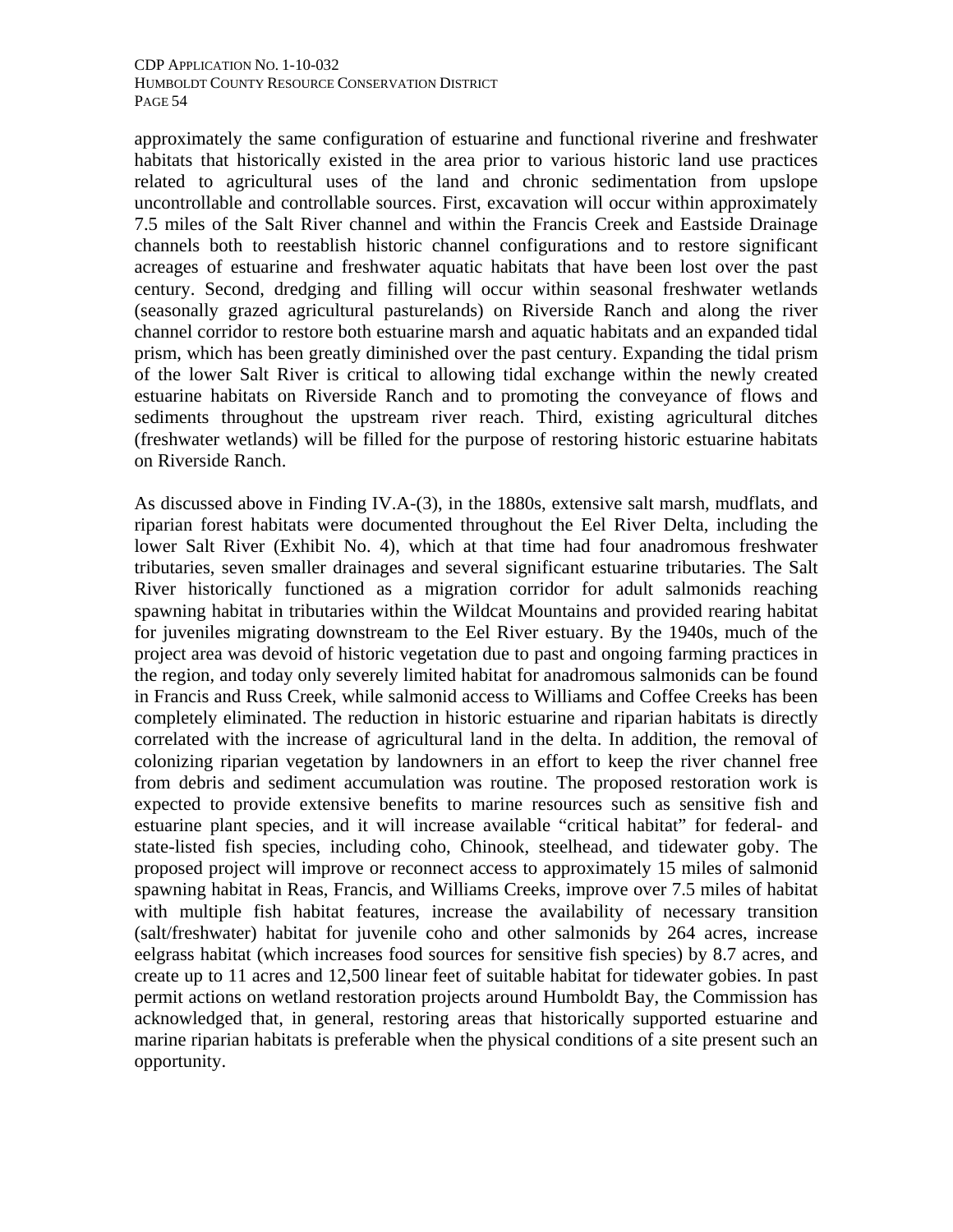approximately the same configuration of estuarine and functional riverine and freshwater habitats that historically existed in the area prior to various historic land use practices related to agricultural uses of the land and chronic sedimentation from upslope uncontrollable and controllable sources. First, excavation will occur within approximately 7.5 miles of the Salt River channel and within the Francis Creek and Eastside Drainage channels both to reestablish historic channel configurations and to restore significant acreages of estuarine and freshwater aquatic habitats that have been lost over the past century. Second, dredging and filling will occur within seasonal freshwater wetlands (seasonally grazed agricultural pasturelands) on Riverside Ranch and along the river channel corridor to restore both estuarine marsh and aquatic habitats and an expanded tidal prism, which has been greatly diminished over the past century. Expanding the tidal prism of the lower Salt River is critical to allowing tidal exchange within the newly created estuarine habitats on Riverside Ranch and to promoting the conveyance of flows and sediments throughout the upstream river reach. Third, existing agricultural ditches (freshwater wetlands) will be filled for the purpose of restoring historic estuarine habitats on Riverside Ranch.

As discussed above in Finding IV.A-(3), in the 1880s, extensive salt marsh, mudflats, and riparian forest habitats were documented throughout the Eel River Delta, including the lower Salt River (Exhibit No. 4), which at that time had four anadromous freshwater tributaries, seven smaller drainages and several significant estuarine tributaries. The Salt River historically functioned as a migration corridor for adult salmonids reaching spawning habitat in tributaries within the Wildcat Mountains and provided rearing habitat for juveniles migrating downstream to the Eel River estuary. By the 1940s, much of the project area was devoid of historic vegetation due to past and ongoing farming practices in the region, and today only severely limited habitat for anadromous salmonids can be found in Francis and Russ Creek, while salmonid access to Williams and Coffee Creeks has been completely eliminated. The reduction in historic estuarine and riparian habitats is directly correlated with the increase of agricultural land in the delta. In addition, the removal of colonizing riparian vegetation by landowners in an effort to keep the river channel free from debris and sediment accumulation was routine. The proposed restoration work is expected to provide extensive benefits to marine resources such as sensitive fish and estuarine plant species, and it will increase available "critical habitat" for federal- and state-listed fish species, including coho, Chinook, steelhead, and tidewater goby. The proposed project will improve or reconnect access to approximately 15 miles of salmonid spawning habitat in Reas, Francis, and Williams Creeks, improve over 7.5 miles of habitat with multiple fish habitat features, increase the availability of necessary transition (salt/freshwater) habitat for juvenile coho and other salmonids by 264 acres, increase eelgrass habitat (which increases food sources for sensitive fish species) by 8.7 acres, and create up to 11 acres and 12,500 linear feet of suitable habitat for tidewater gobies. In past permit actions on wetland restoration projects around Humboldt Bay, the Commission has acknowledged that, in general, restoring areas that historically supported estuarine and marine riparian habitats is preferable when the physical conditions of a site present such an opportunity.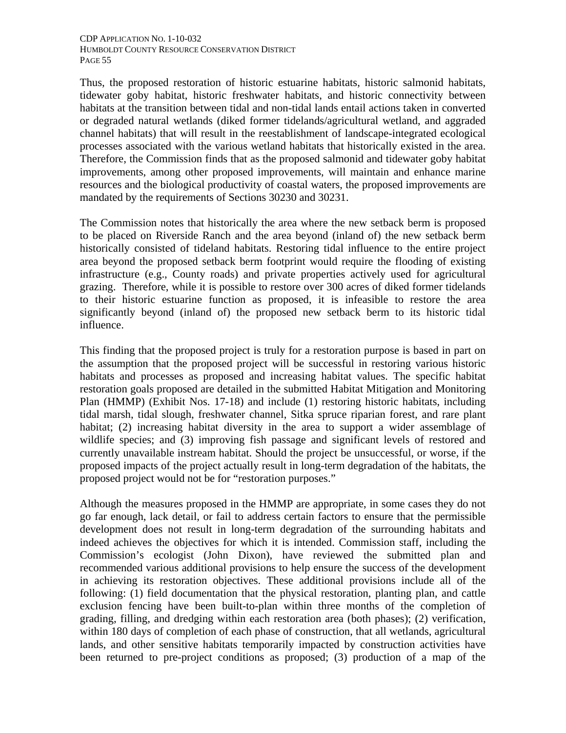Thus, the proposed restoration of historic estuarine habitats, historic salmonid habitats, tidewater goby habitat, historic freshwater habitats, and historic connectivity between habitats at the transition between tidal and non-tidal lands entail actions taken in converted or degraded natural wetlands (diked former tidelands/agricultural wetland, and aggraded channel habitats) that will result in the reestablishment of landscape-integrated ecological processes associated with the various wetland habitats that historically existed in the area. Therefore, the Commission finds that as the proposed salmonid and tidewater goby habitat improvements, among other proposed improvements, will maintain and enhance marine resources and the biological productivity of coastal waters, the proposed improvements are mandated by the requirements of Sections 30230 and 30231.

The Commission notes that historically the area where the new setback berm is proposed to be placed on Riverside Ranch and the area beyond (inland of) the new setback berm historically consisted of tideland habitats. Restoring tidal influence to the entire project area beyond the proposed setback berm footprint would require the flooding of existing infrastructure (e.g., County roads) and private properties actively used for agricultural grazing. Therefore, while it is possible to restore over 300 acres of diked former tidelands to their historic estuarine function as proposed, it is infeasible to restore the area significantly beyond (inland of) the proposed new setback berm to its historic tidal influence.

This finding that the proposed project is truly for a restoration purpose is based in part on the assumption that the proposed project will be successful in restoring various historic habitats and processes as proposed and increasing habitat values. The specific habitat restoration goals proposed are detailed in the submitted Habitat Mitigation and Monitoring Plan (HMMP) (Exhibit Nos. 17-18) and include (1) restoring historic habitats, including tidal marsh, tidal slough, freshwater channel, Sitka spruce riparian forest, and rare plant habitat; (2) increasing habitat diversity in the area to support a wider assemblage of wildlife species; and (3) improving fish passage and significant levels of restored and currently unavailable instream habitat. Should the project be unsuccessful, or worse, if the proposed impacts of the project actually result in long-term degradation of the habitats, the proposed project would not be for "restoration purposes."

Although the measures proposed in the HMMP are appropriate, in some cases they do not go far enough, lack detail, or fail to address certain factors to ensure that the permissible development does not result in long-term degradation of the surrounding habitats and indeed achieves the objectives for which it is intended. Commission staff, including the Commission's ecologist (John Dixon), have reviewed the submitted plan and recommended various additional provisions to help ensure the success of the development in achieving its restoration objectives. These additional provisions include all of the following: (1) field documentation that the physical restoration, planting plan, and cattle exclusion fencing have been built-to-plan within three months of the completion of grading, filling, and dredging within each restoration area (both phases); (2) verification, within 180 days of completion of each phase of construction, that all wetlands, agricultural lands, and other sensitive habitats temporarily impacted by construction activities have been returned to pre-project conditions as proposed; (3) production of a map of the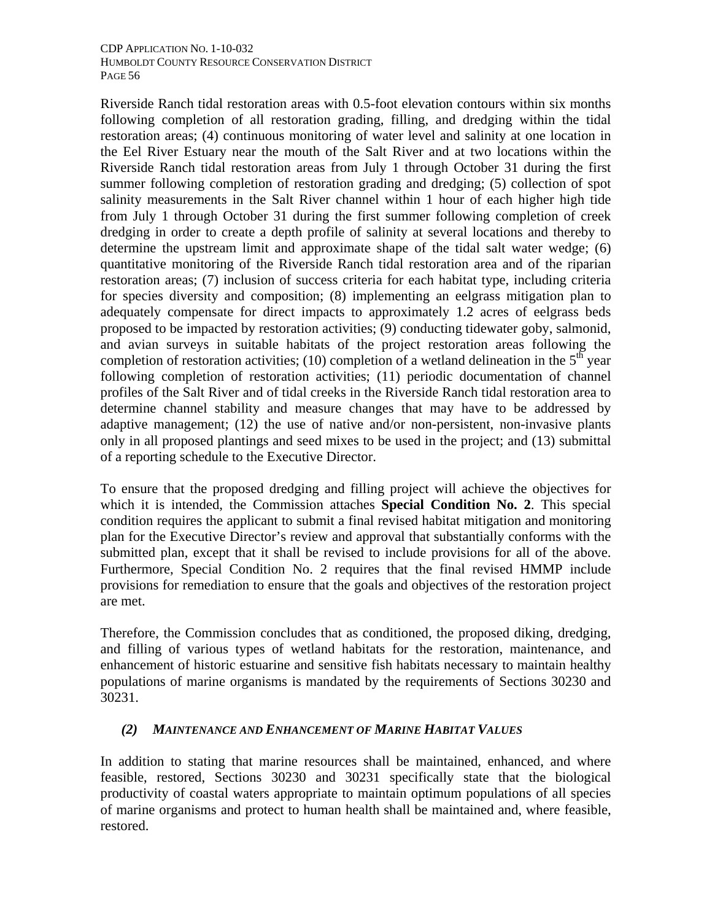Riverside Ranch tidal restoration areas with 0.5-foot elevation contours within six months following completion of all restoration grading, filling, and dredging within the tidal restoration areas; (4) continuous monitoring of water level and salinity at one location in the Eel River Estuary near the mouth of the Salt River and at two locations within the Riverside Ranch tidal restoration areas from July 1 through October 31 during the first summer following completion of restoration grading and dredging; (5) collection of spot salinity measurements in the Salt River channel within 1 hour of each higher high tide from July 1 through October 31 during the first summer following completion of creek dredging in order to create a depth profile of salinity at several locations and thereby to determine the upstream limit and approximate shape of the tidal salt water wedge; (6) quantitative monitoring of the Riverside Ranch tidal restoration area and of the riparian restoration areas; (7) inclusion of success criteria for each habitat type, including criteria for species diversity and composition; (8) implementing an eelgrass mitigation plan to adequately compensate for direct impacts to approximately 1.2 acres of eelgrass beds proposed to be impacted by restoration activities; (9) conducting tidewater goby, salmonid, and avian surveys in suitable habitats of the project restoration areas following the completion of restoration activities; (10) completion of a wetland delineation in the 5th year following completion of restoration activities; (11) periodic documentation of channel profiles of the Salt River and of tidal creeks in the Riverside Ranch tidal restoration area to determine channel stability and measure changes that may have to be addressed by adaptive management; (12) the use of native and/or non-persistent, non-invasive plants only in all proposed plantings and seed mixes to be used in the project; and (13) submittal of a reporting schedule to the Executive Director.

To ensure that the proposed dredging and filling project will achieve the objectives for which it is intended, the Commission attaches **Special Condition No. 2**. This special condition requires the applicant to submit a final revised habitat mitigation and monitoring plan for the Executive Director's review and approval that substantially conforms with the submitted plan, except that it shall be revised to include provisions for all of the above. Furthermore, Special Condition No. 2 requires that the final revised HMMP include provisions for remediation to ensure that the goals and objectives of the restoration project are met.

Therefore, the Commission concludes that as conditioned, the proposed diking, dredging, and filling of various types of wetland habitats for the restoration, maintenance, and enhancement of historic estuarine and sensitive fish habitats necessary to maintain healthy populations of marine organisms is mandated by the requirements of Sections 30230 and 30231.

### *(2) MAINTENANCE AND ENHANCEMENT OF MARINE HABITAT VALUES*

In addition to stating that marine resources shall be maintained, enhanced, and where feasible, restored, Sections 30230 and 30231 specifically state that the biological productivity of coastal waters appropriate to maintain optimum populations of all species of marine organisms and protect to human health shall be maintained and, where feasible, restored.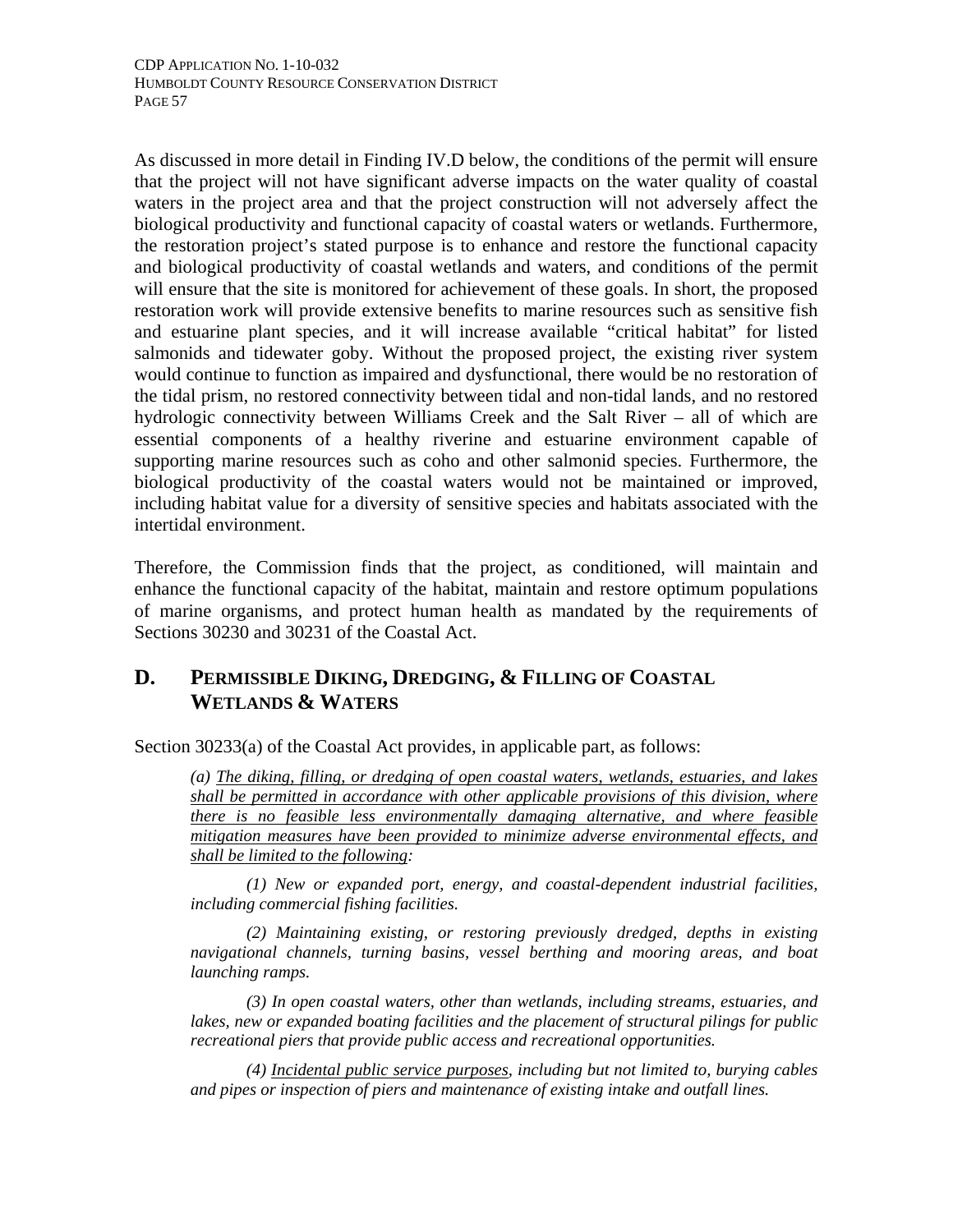As discussed in more detail in Finding IV.D below, the conditions of the permit will ensure that the project will not have significant adverse impacts on the water quality of coastal waters in the project area and that the project construction will not adversely affect the biological productivity and functional capacity of coastal waters or wetlands. Furthermore, the restoration project's stated purpose is to enhance and restore the functional capacity and biological productivity of coastal wetlands and waters, and conditions of the permit will ensure that the site is monitored for achievement of these goals. In short, the proposed restoration work will provide extensive benefits to marine resources such as sensitive fish and estuarine plant species, and it will increase available "critical habitat" for listed salmonids and tidewater goby. Without the proposed project, the existing river system would continue to function as impaired and dysfunctional, there would be no restoration of the tidal prism, no restored connectivity between tidal and non-tidal lands, and no restored hydrologic connectivity between Williams Creek and the Salt River – all of which are essential components of a healthy riverine and estuarine environment capable of supporting marine resources such as coho and other salmonid species. Furthermore, the biological productivity of the coastal waters would not be maintained or improved, including habitat value for a diversity of sensitive species and habitats associated with the intertidal environment.

Therefore, the Commission finds that the project, as conditioned, will maintain and enhance the functional capacity of the habitat, maintain and restore optimum populations of marine organisms, and protect human health as mandated by the requirements of Sections 30230 and 30231 of the Coastal Act.

## D. PERMISSIBLE DIKING, DREDGING, & FILLING OF COASTAL WETLANDS & WATERS

Section 30233(a) of the Coastal Act provides, in applicable part, as follows:

> *(a) <u>The diking, filling, or dredging of open coastal waters, wetlands, estuaries, and lakes shall be permitted in accordance with other applicable provisions of this division, where there is no feasible less environmentally damaging alternative, and where feasible mitigation measures have been provided to minimize adverse environmental effects, and shall be limited to the following</u>:*
>
> *(1) New or expanded port, energy, and coastal-dependent industrial facilities, including commercial fishing facilities.*
>
> *(2) Maintaining existing, or restoring previously dredged, depths in existing navigational channels, turning basins, vessel berthing and mooring areas, and boat launching ramps.*
>
> *(3) In open coastal waters, other than wetlands, including streams, estuaries, and lakes, new or expanded boating facilities and the placement of structural pilings for public recreational piers that provide public access and recreational opportunities.*
>
> *(4) <u>Incidental public service purposes</u>, including but not limited to, burying cables and pipes or inspection of piers and maintenance of existing intake and outfall lines.*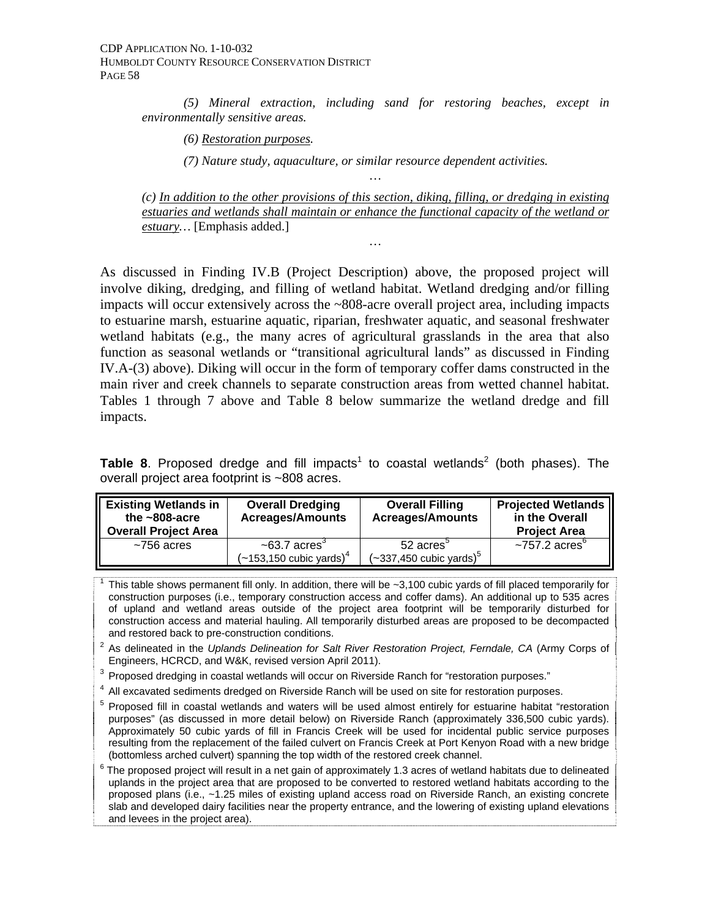*(5) Mineral extraction, including sand for restoring beaches, except in environmentally sensitive areas.*

*(6) Restoration purposes.*

*(7) Nature study, aquaculture, or similar resource dependent activities.*

…

*(c) In addition to the other provisions of this section, diking, filling, or dredging in existing estuaries and wetlands shall maintain or enhance the functional capacity of the wetland or estuary…* [Emphasis added.]

…

As discussed in Finding IV.B (Project Description) above, the proposed project will involve diking, dredging, and filling of wetland habitat. Wetland dredging and/or filling impacts will occur extensively across the ~808-acre overall project area, including impacts to estuarine marsh, estuarine aquatic, riparian, freshwater aquatic, and seasonal freshwater wetland habitats (e.g., the many acres of agricultural grasslands in the area that also function as seasonal wetlands or "transitional agricultural lands" as discussed in Finding IV.A-(3) above). Diking will occur in the form of temporary coffer dams constructed in the main river and creek channels to separate construction areas from wetted channel habitat. Tables 1 through 7 above and Table 8 below summarize the wetland dredge and fill impacts.

**Table 8**. Proposed dredge and fill impacts[1] to coastal wetlands[2] (both phases). The overall project area footprint is ~808 acres.

| Existing Wetlands in the ~808-acre Overall Project Area | Overall Dredging Acreages/Amounts | Overall Filling Acreages/Amounts | Projected Wetlands in the Overall Project Area |
|---|---|---|---|
| ~756 acres | ~63.7 acres[3] (~153,150 cubic yards)[4] | 52 acres[5] (~337,450 cubic yards)[5] | ~757.2 acres[6] |

[1] This table shows permanent fill only. In addition, there will be ~3,100 cubic yards of fill placed temporarily for construction purposes (i.e., temporary construction access and coffer dams). An additional up to 535 acres of upland and wetland areas outside of the project area footprint will be temporarily disturbed for construction access and material hauling. All temporarily disturbed areas are proposed to be decompacted and restored back to pre-construction conditions.

[2] As delineated in the *Uplands Delineation for Salt River Restoration Project, Ferndale, CA* (Army Corps of Engineers, HCRCD, and W&K, revised version April 2011).

[3] Proposed dredging in coastal wetlands will occur on Riverside Ranch for "restoration purposes."

[4] All excavated sediments dredged on Riverside Ranch will be used on site for restoration purposes.

[5] Proposed fill in coastal wetlands and waters will be used almost entirely for estuarine habitat "restoration purposes" (as discussed in more detail below) on Riverside Ranch (approximately 336,500 cubic yards). Approximately 50 cubic yards of fill in Francis Creek will be used for incidental public service purposes resulting from the replacement of the failed culvert on Francis Creek at Port Kenyon Road with a new bridge (bottomless arched culvert) spanning the top width of the restored creek channel.

[6] The proposed project will result in a net gain of approximately 1.3 acres of wetland habitats due to delineated uplands in the project area that are proposed to be converted to restored wetland habitats according to the proposed plans (i.e., ~1.25 miles of existing upland access road on Riverside Ranch, an existing concrete slab and developed dairy facilities near the property entrance, and the lowering of existing upland elevations and levees in the project area).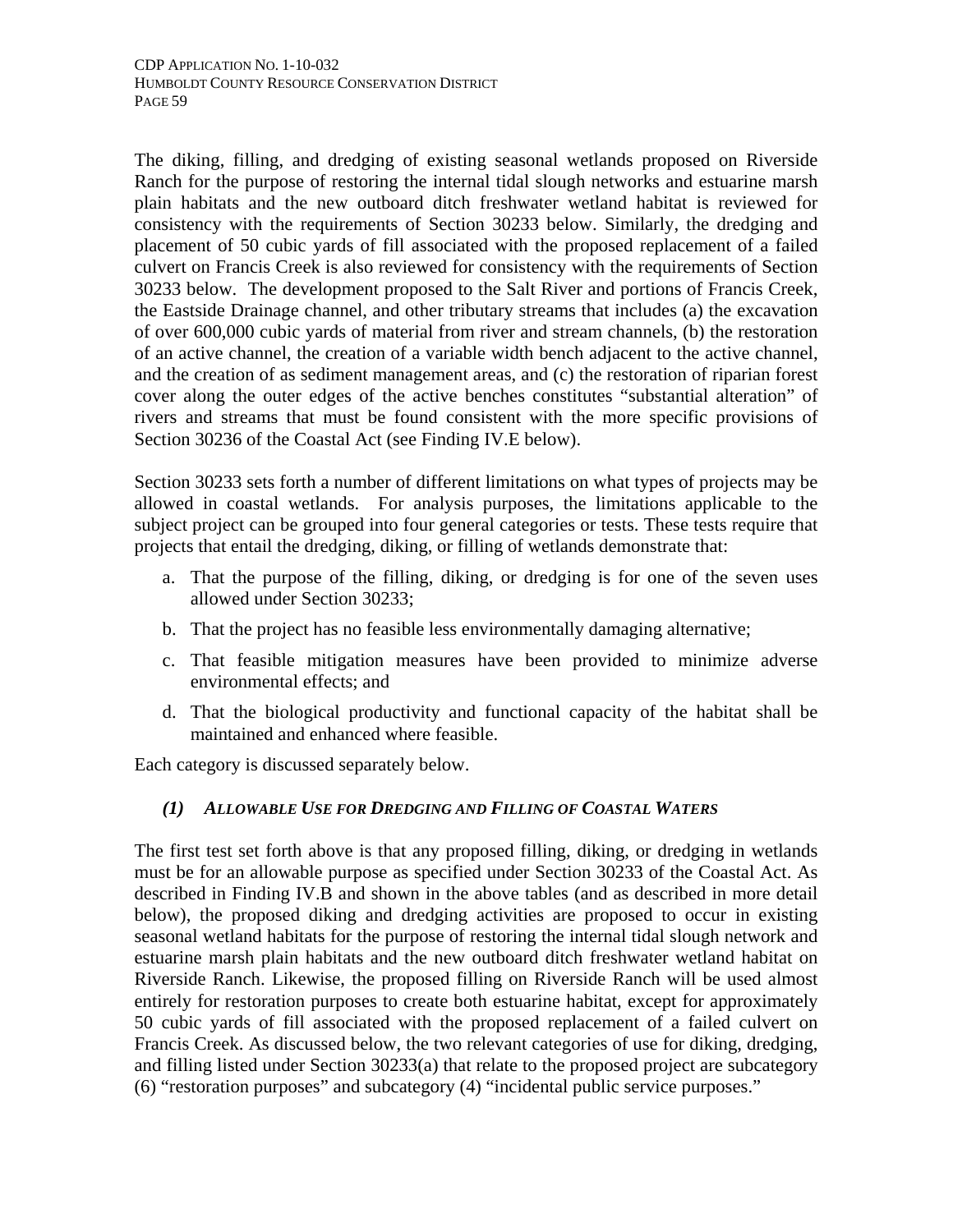The diking, filling, and dredging of existing seasonal wetlands proposed on Riverside Ranch for the purpose of restoring the internal tidal slough networks and estuarine marsh plain habitats and the new outboard ditch freshwater wetland habitat is reviewed for consistency with the requirements of Section 30233 below. Similarly, the dredging and placement of 50 cubic yards of fill associated with the proposed replacement of a failed culvert on Francis Creek is also reviewed for consistency with the requirements of Section 30233 below. The development proposed to the Salt River and portions of Francis Creek, the Eastside Drainage channel, and other tributary streams that includes (a) the excavation of over 600,000 cubic yards of material from river and stream channels, (b) the restoration of an active channel, the creation of a variable width bench adjacent to the active channel, and the creation of as sediment management areas, and (c) the restoration of riparian forest cover along the outer edges of the active benches constitutes "substantial alteration" of rivers and streams that must be found consistent with the more specific provisions of Section 30236 of the Coastal Act (see Finding IV.E below).

Section 30233 sets forth a number of different limitations on what types of projects may be allowed in coastal wetlands. For analysis purposes, the limitations applicable to the subject project can be grouped into four general categories or tests. These tests require that projects that entail the dredging, diking, or filling of wetlands demonstrate that:

a. That the purpose of the filling, diking, or dredging is for one of the seven uses allowed under Section 30233;
b. That the project has no feasible less environmentally damaging alternative;
c. That feasible mitigation measures have been provided to minimize adverse environmental effects; and
d. That the biological productivity and functional capacity of the habitat shall be maintained and enhanced where feasible.

Each category is discussed separately below.

### *(1) Allowable Use for Dredging and Filling of Coastal Waters*

The first test set forth above is that any proposed filling, diking, or dredging in wetlands must be for an allowable purpose as specified under Section 30233 of the Coastal Act. As described in Finding IV.B and shown in the above tables (and as described in more detail below), the proposed diking and dredging activities are proposed to occur in existing seasonal wetland habitats for the purpose of restoring the internal tidal slough network and estuarine marsh plain habitats and the new outboard ditch freshwater wetland habitat on Riverside Ranch. Likewise, the proposed filling on Riverside Ranch will be used almost entirely for restoration purposes to create both estuarine habitat, except for approximately 50 cubic yards of fill associated with the proposed replacement of a failed culvert on Francis Creek. As discussed below, the two relevant categories of use for diking, dredging, and filling listed under Section 30233(a) that relate to the proposed project are subcategory (6) "restoration purposes" and subcategory (4) "incidental public service purposes."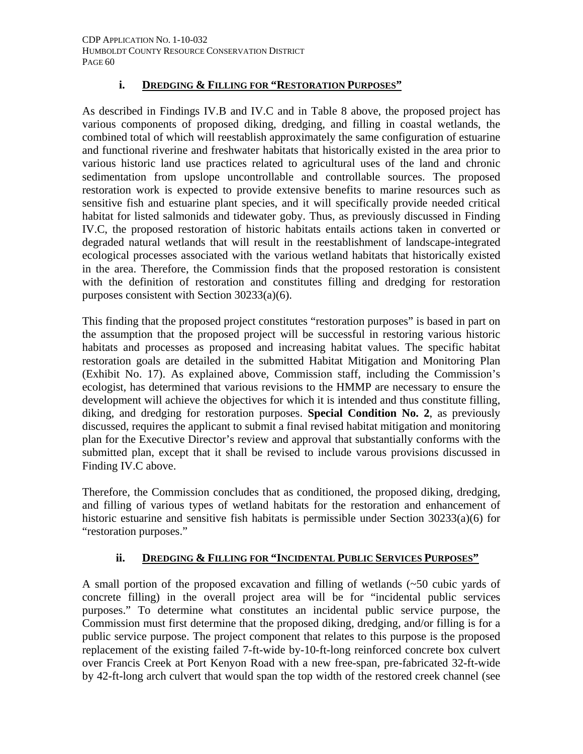### i. DREDGING & FILLING FOR "RESTORATION PURPOSES"

As described in Findings IV.B and IV.C and in Table 8 above, the proposed project has various components of proposed diking, dredging, and filling in coastal wetlands, the combined total of which will reestablish approximately the same configuration of estuarine and functional riverine and freshwater habitats that historically existed in the area prior to various historic land use practices related to agricultural uses of the land and chronic sedimentation from upslope uncontrollable and controllable sources. The proposed restoration work is expected to provide extensive benefits to marine resources such as sensitive fish and estuarine plant species, and it will specifically provide needed critical habitat for listed salmonids and tidewater goby. Thus, as previously discussed in Finding IV.C, the proposed restoration of historic habitats entails actions taken in converted or degraded natural wetlands that will result in the reestablishment of landscape-integrated ecological processes associated with the various wetland habitats that historically existed in the area. Therefore, the Commission finds that the proposed restoration is consistent with the definition of restoration and constitutes filling and dredging for restoration purposes consistent with Section 30233(a)(6).

This finding that the proposed project constitutes "restoration purposes" is based in part on the assumption that the proposed project will be successful in restoring various historic habitats and processes as proposed and increasing habitat values. The specific habitat restoration goals are detailed in the submitted Habitat Mitigation and Monitoring Plan (Exhibit No. 17). As explained above, Commission staff, including the Commission's ecologist, has determined that various revisions to the HMMP are necessary to ensure the development will achieve the objectives for which it is intended and thus constitute filling, diking, and dredging for restoration purposes. **Special Condition No. 2**, as previously discussed, requires the applicant to submit a final revised habitat mitigation and monitoring plan for the Executive Director's review and approval that substantially conforms with the submitted plan, except that it shall be revised to include varous provisions discussed in Finding IV.C above.

Therefore, the Commission concludes that as conditioned, the proposed diking, dredging, and filling of various types of wetland habitats for the restoration and enhancement of historic estuarine and sensitive fish habitats is permissible under Section 30233(a)(6) for "restoration purposes."

### ii. DREDGING & FILLING FOR "INCIDENTAL PUBLIC SERVICES PURPOSES"

A small portion of the proposed excavation and filling of wetlands (~50 cubic yards of concrete filling) in the overall project area will be for "incidental public services purposes." To determine what constitutes an incidental public service purpose, the Commission must first determine that the proposed diking, dredging, and/or filling is for a public service purpose. The project component that relates to this purpose is the proposed replacement of the existing failed 7-ft-wide by-10-ft-long reinforced concrete box culvert over Francis Creek at Port Kenyon Road with a new free-span, pre-fabricated 32-ft-wide by 42-ft-long arch culvert that would span the top width of the restored creek channel (see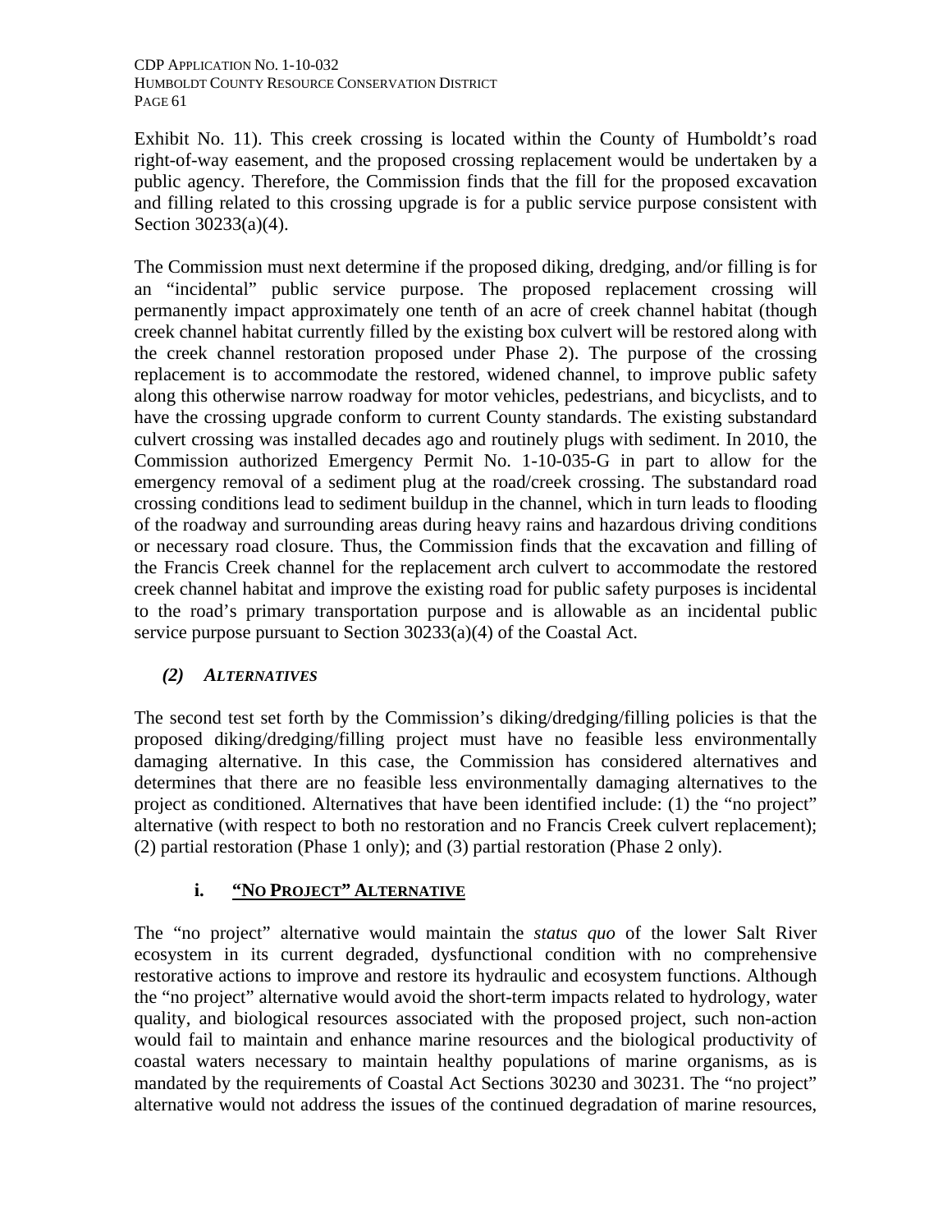Exhibit No. 11). This creek crossing is located within the County of Humboldt's road right-of-way easement, and the proposed crossing replacement would be undertaken by a public agency. Therefore, the Commission finds that the fill for the proposed excavation and filling related to this crossing upgrade is for a public service purpose consistent with Section 30233(a)(4).

The Commission must next determine if the proposed diking, dredging, and/or filling is for an "incidental" public service purpose. The proposed replacement crossing will permanently impact approximately one tenth of an acre of creek channel habitat (though creek channel habitat currently filled by the existing box culvert will be restored along with the creek channel restoration proposed under Phase 2). The purpose of the crossing replacement is to accommodate the restored, widened channel, to improve public safety along this otherwise narrow roadway for motor vehicles, pedestrians, and bicyclists, and to have the crossing upgrade conform to current County standards. The existing substandard culvert crossing was installed decades ago and routinely plugs with sediment. In 2010, the Commission authorized Emergency Permit No. 1-10-035-G in part to allow for the emergency removal of a sediment plug at the road/creek crossing. The substandard road crossing conditions lead to sediment buildup in the channel, which in turn leads to flooding of the roadway and surrounding areas during heavy rains and hazardous driving conditions or necessary road closure. Thus, the Commission finds that the excavation and filling of the Francis Creek channel for the replacement arch culvert to accommodate the restored creek channel habitat and improve the existing road for public safety purposes is incidental to the road's primary transportation purpose and is allowable as an incidental public service purpose pursuant to Section 30233(a)(4) of the Coastal Act.

### *(2) ALTERNATIVES*

The second test set forth by the Commission's diking/dredging/filling policies is that the proposed diking/dredging/filling project must have no feasible less environmentally damaging alternative. In this case, the Commission has considered alternatives and determines that there are no feasible less environmentally damaging alternatives to the project as conditioned. Alternatives that have been identified include: (1) the "no project" alternative (with respect to both no restoration and no Francis Creek culvert replacement); (2) partial restoration (Phase 1 only); and (3) partial restoration (Phase 2 only).

#### i. "NO PROJECT" ALTERNATIVE

The "no project" alternative would maintain the *status quo* of the lower Salt River ecosystem in its current degraded, dysfunctional condition with no comprehensive restorative actions to improve and restore its hydraulic and ecosystem functions. Although the "no project" alternative would avoid the short-term impacts related to hydrology, water quality, and biological resources associated with the proposed project, such non-action would fail to maintain and enhance marine resources and the biological productivity of coastal waters necessary to maintain healthy populations of marine organisms, as is mandated by the requirements of Coastal Act Sections 30230 and 30231. The "no project" alternative would not address the issues of the continued degradation of marine resources,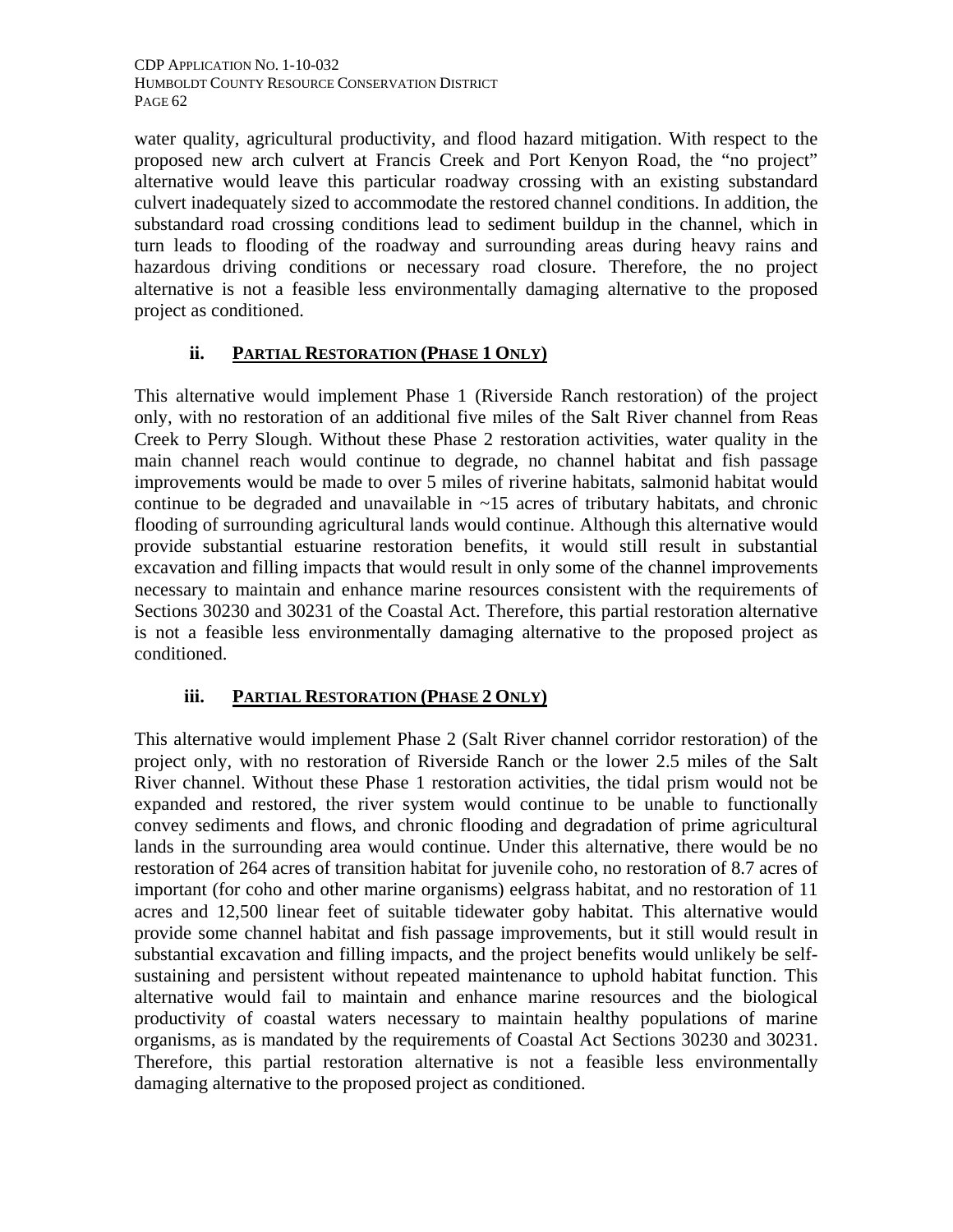water quality, agricultural productivity, and flood hazard mitigation. With respect to the proposed new arch culvert at Francis Creek and Port Kenyon Road, the "no project" alternative would leave this particular roadway crossing with an existing substandard culvert inadequately sized to accommodate the restored channel conditions. In addition, the substandard road crossing conditions lead to sediment buildup in the channel, which in turn leads to flooding of the roadway and surrounding areas during heavy rains and hazardous driving conditions or necessary road closure. Therefore, the no project alternative is not a feasible less environmentally damaging alternative to the proposed project as conditioned.

#### ii. <u>PARTIAL RESTORATION (PHASE 1 ONLY)</u>

This alternative would implement Phase 1 (Riverside Ranch restoration) of the project only, with no restoration of an additional five miles of the Salt River channel from Reas Creek to Perry Slough. Without these Phase 2 restoration activities, water quality in the main channel reach would continue to degrade, no channel habitat and fish passage improvements would be made to over 5 miles of riverine habitats, salmonid habitat would continue to be degraded and unavailable in ~15 acres of tributary habitats, and chronic flooding of surrounding agricultural lands would continue. Although this alternative would provide substantial estuarine restoration benefits, it would still result in substantial excavation and filling impacts that would result in only some of the channel improvements necessary to maintain and enhance marine resources consistent with the requirements of Sections 30230 and 30231 of the Coastal Act. Therefore, this partial restoration alternative is not a feasible less environmentally damaging alternative to the proposed project as conditioned.

#### iii. <u>PARTIAL RESTORATION (PHASE 2 ONLY)</u>

This alternative would implement Phase 2 (Salt River channel corridor restoration) of the project only, with no restoration of Riverside Ranch or the lower 2.5 miles of the Salt River channel. Without these Phase 1 restoration activities, the tidal prism would not be expanded and restored, the river system would continue to be unable to functionally convey sediments and flows, and chronic flooding and degradation of prime agricultural lands in the surrounding area would continue. Under this alternative, there would be no restoration of 264 acres of transition habitat for juvenile coho, no restoration of 8.7 acres of important (for coho and other marine organisms) eelgrass habitat, and no restoration of 11 acres and 12,500 linear feet of suitable tidewater goby habitat. This alternative would provide some channel habitat and fish passage improvements, but it still would result in substantial excavation and filling impacts, and the project benefits would unlikely be self-sustaining and persistent without repeated maintenance to uphold habitat function. This alternative would fail to maintain and enhance marine resources and the biological productivity of coastal waters necessary to maintain healthy populations of marine organisms, as is mandated by the requirements of Coastal Act Sections 30230 and 30231. Therefore, this partial restoration alternative is not a feasible less environmentally damaging alternative to the proposed project as conditioned.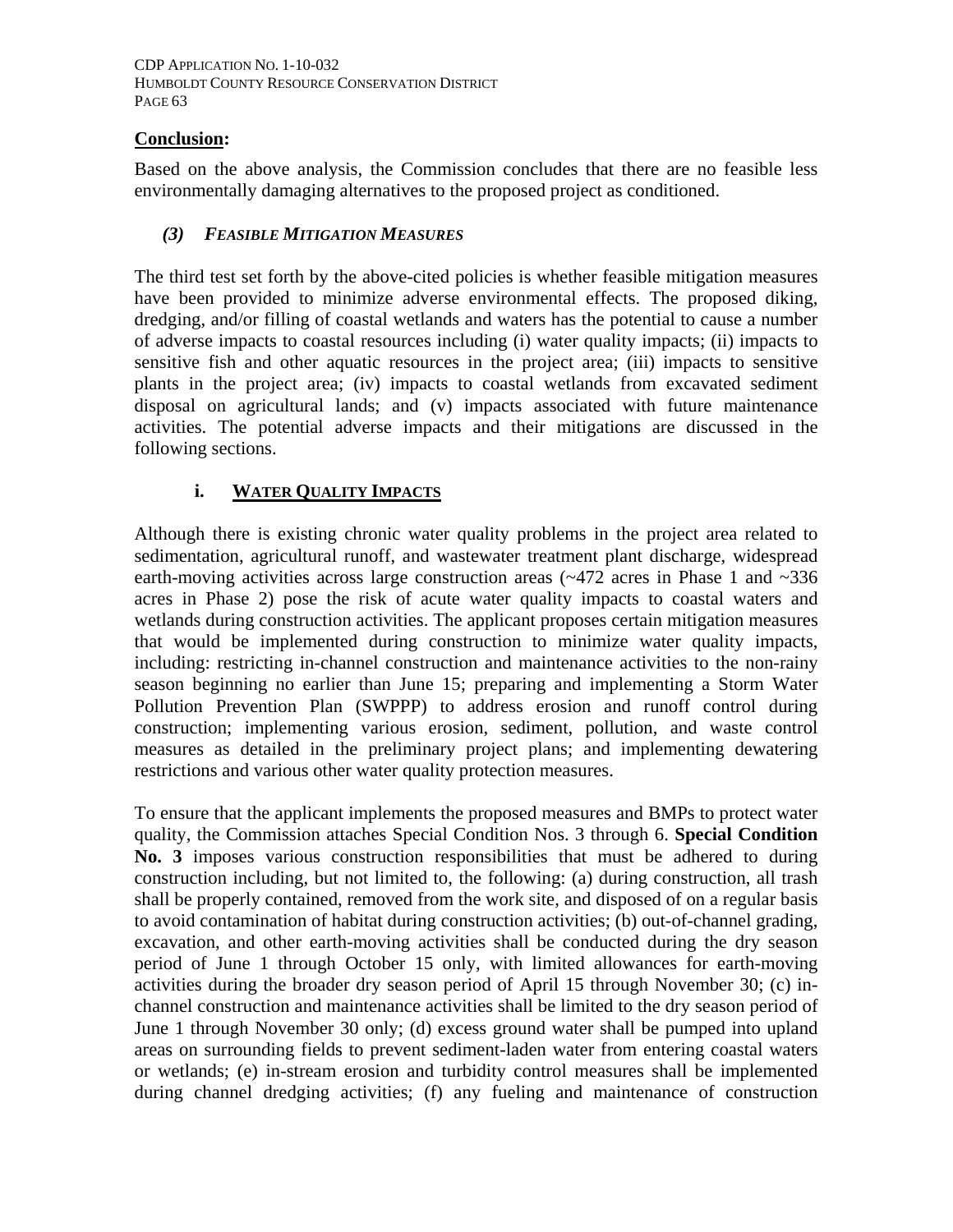## **Conclusion:**

Based on the above analysis, the Commission concludes that there are no feasible less environmentally damaging alternatives to the proposed project as conditioned.

### *(3) FEASIBLE MITIGATION MEASURES*

The third test set forth by the above-cited policies is whether feasible mitigation measures have been provided to minimize adverse environmental effects. The proposed diking, dredging, and/or filling of coastal wetlands and waters has the potential to cause a number of adverse impacts to coastal resources including (i) water quality impacts; (ii) impacts to sensitive fish and other aquatic resources in the project area; (iii) impacts to sensitive plants in the project area; (iv) impacts to coastal wetlands from excavated sediment disposal on agricultural lands; and (v) impacts associated with future maintenance activities. The potential adverse impacts and their mitigations are discussed in the following sections.

#### **i. WATER QUALITY IMPACTS**

Although there is existing chronic water quality problems in the project area related to sedimentation, agricultural runoff, and wastewater treatment plant discharge, widespread earth-moving activities across large construction areas (~472 acres in Phase 1 and ~336 acres in Phase 2) pose the risk of acute water quality impacts to coastal waters and wetlands during construction activities. The applicant proposes certain mitigation measures that would be implemented during construction to minimize water quality impacts, including: restricting in-channel construction and maintenance activities to the non-rainy season beginning no earlier than June 15; preparing and implementing a Storm Water Pollution Prevention Plan (SWPPP) to address erosion and runoff control during construction; implementing various erosion, sediment, pollution, and waste control measures as detailed in the preliminary project plans; and implementing dewatering restrictions and various other water quality protection measures.

To ensure that the applicant implements the proposed measures and BMPs to protect water quality, the Commission attaches Special Condition Nos. 3 through 6. **Special Condition No. 3** imposes various construction responsibilities that must be adhered to during construction including, but not limited to, the following: (a) during construction, all trash shall be properly contained, removed from the work site, and disposed of on a regular basis to avoid contamination of habitat during construction activities; (b) out-of-channel grading, excavation, and other earth-moving activities shall be conducted during the dry season period of June 1 through October 15 only, with limited allowances for earth-moving activities during the broader dry season period of April 15 through November 30; (c) in-channel construction and maintenance activities shall be limited to the dry season period of June 1 through November 30 only; (d) excess ground water shall be pumped into upland areas on surrounding fields to prevent sediment-laden water from entering coastal waters or wetlands; (e) in-stream erosion and turbidity control measures shall be implemented during channel dredging activities; (f) any fueling and maintenance of construction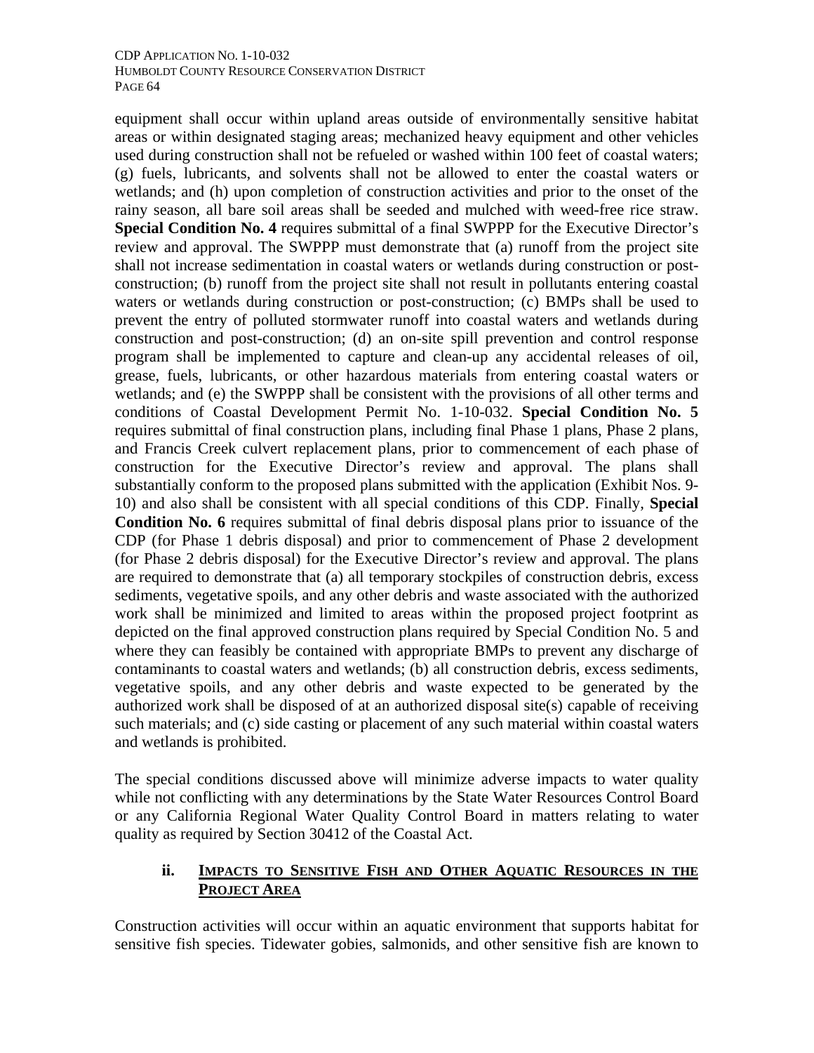equipment shall occur within upland areas outside of environmentally sensitive habitat areas or within designated staging areas; mechanized heavy equipment and other vehicles used during construction shall not be refueled or washed within 100 feet of coastal waters; (g) fuels, lubricants, and solvents shall not be allowed to enter the coastal waters or wetlands; and (h) upon completion of construction activities and prior to the onset of the rainy season, all bare soil areas shall be seeded and mulched with weed-free rice straw. **Special Condition No. 4** requires submittal of a final SWPPP for the Executive Director's review and approval. The SWPPP must demonstrate that (a) runoff from the project site shall not increase sedimentation in coastal waters or wetlands during construction or post-construction; (b) runoff from the project site shall not result in pollutants entering coastal waters or wetlands during construction or post-construction; (c) BMPs shall be used to prevent the entry of polluted stormwater runoff into coastal waters and wetlands during construction and post-construction; (d) an on-site spill prevention and control response program shall be implemented to capture and clean-up any accidental releases of oil, grease, fuels, lubricants, or other hazardous materials from entering coastal waters or wetlands; and (e) the SWPPP shall be consistent with the provisions of all other terms and conditions of Coastal Development Permit No. 1-10-032. **Special Condition No. 5** requires submittal of final construction plans, including final Phase 1 plans, Phase 2 plans, and Francis Creek culvert replacement plans, prior to commencement of each phase of construction for the Executive Director's review and approval. The plans shall substantially conform to the proposed plans submitted with the application (Exhibit Nos. 9-10) and also shall be consistent with all special conditions of this CDP. Finally, **Special Condition No. 6** requires submittal of final debris disposal plans prior to issuance of the CDP (for Phase 1 debris disposal) and prior to commencement of Phase 2 development (for Phase 2 debris disposal) for the Executive Director's review and approval. The plans are required to demonstrate that (a) all temporary stockpiles of construction debris, excess sediments, vegetative spoils, and any other debris and waste associated with the authorized work shall be minimized and limited to areas within the proposed project footprint as depicted on the final approved construction plans required by Special Condition No. 5 and where they can feasibly be contained with appropriate BMPs to prevent any discharge of contaminants to coastal waters and wetlands; (b) all construction debris, excess sediments, vegetative spoils, and any other debris and waste expected to be generated by the authorized work shall be disposed of at an authorized disposal site(s) capable of receiving such materials; and (c) side casting or placement of any such material within coastal waters and wetlands is prohibited.

The special conditions discussed above will minimize adverse impacts to water quality while not conflicting with any determinations by the State Water Resources Control Board or any California Regional Water Quality Control Board in matters relating to water quality as required by Section 30412 of the Coastal Act.

#### ii. IMPACTS TO SENSITIVE FISH AND OTHER AQUATIC RESOURCES IN THE PROJECT AREA

Construction activities will occur within an aquatic environment that supports habitat for sensitive fish species. Tidewater gobies, salmonids, and other sensitive fish are known to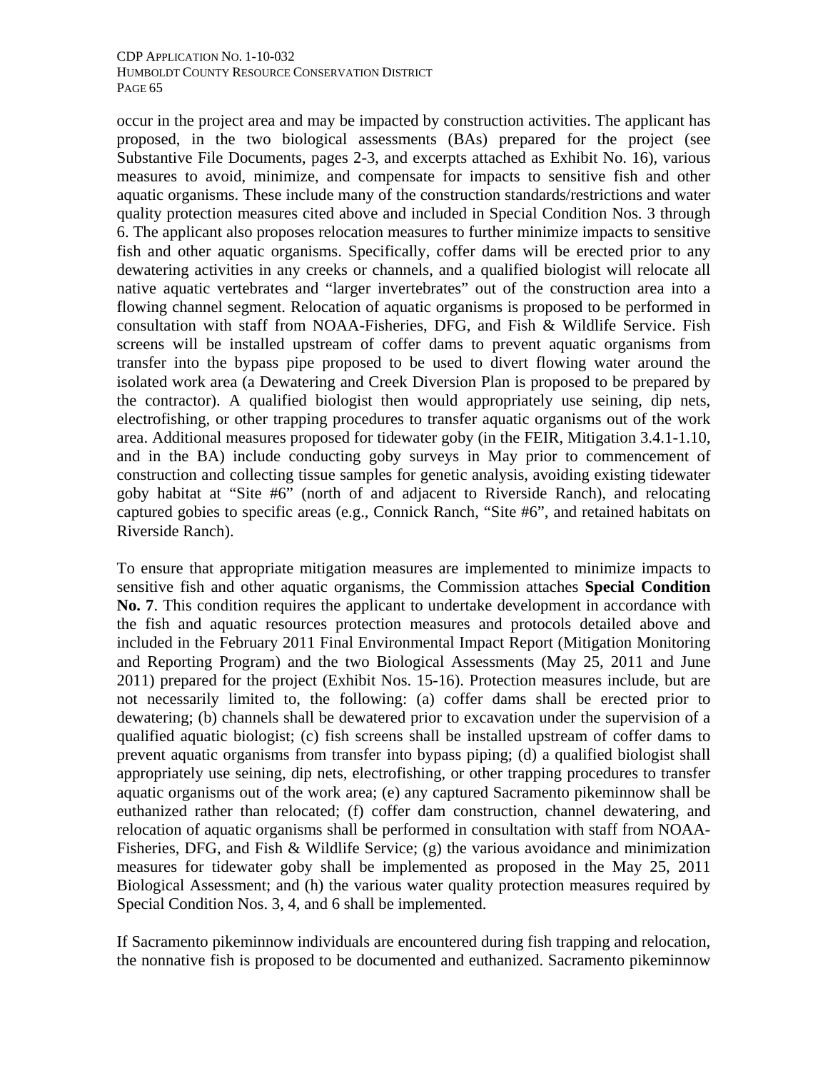occur in the project area and may be impacted by construction activities. The applicant has proposed, in the two biological assessments (BAs) prepared for the project (see Substantive File Documents, pages 2-3, and excerpts attached as Exhibit No. 16), various measures to avoid, minimize, and compensate for impacts to sensitive fish and other aquatic organisms. These include many of the construction standards/restrictions and water quality protection measures cited above and included in Special Condition Nos. 3 through 6. The applicant also proposes relocation measures to further minimize impacts to sensitive fish and other aquatic organisms. Specifically, coffer dams will be erected prior to any dewatering activities in any creeks or channels, and a qualified biologist will relocate all native aquatic vertebrates and "larger invertebrates" out of the construction area into a flowing channel segment. Relocation of aquatic organisms is proposed to be performed in consultation with staff from NOAA-Fisheries, DFG, and Fish & Wildlife Service. Fish screens will be installed upstream of coffer dams to prevent aquatic organisms from transfer into the bypass pipe proposed to be used to divert flowing water around the isolated work area (a Dewatering and Creek Diversion Plan is proposed to be prepared by the contractor). A qualified biologist then would appropriately use seining, dip nets, electrofishing, or other trapping procedures to transfer aquatic organisms out of the work area. Additional measures proposed for tidewater goby (in the FEIR, Mitigation 3.4.1-1.10, and in the BA) include conducting goby surveys in May prior to commencement of construction and collecting tissue samples for genetic analysis, avoiding existing tidewater goby habitat at "Site #6" (north of and adjacent to Riverside Ranch), and relocating captured gobies to specific areas (e.g., Connick Ranch, "Site #6", and retained habitats on Riverside Ranch).

To ensure that appropriate mitigation measures are implemented to minimize impacts to sensitive fish and other aquatic organisms, the Commission attaches **Special Condition No. 7**. This condition requires the applicant to undertake development in accordance with the fish and aquatic resources protection measures and protocols detailed above and included in the February 2011 Final Environmental Impact Report (Mitigation Monitoring and Reporting Program) and the two Biological Assessments (May 25, 2011 and June 2011) prepared for the project (Exhibit Nos. 15-16). Protection measures include, but are not necessarily limited to, the following: (a) coffer dams shall be erected prior to dewatering; (b) channels shall be dewatered prior to excavation under the supervision of a qualified aquatic biologist; (c) fish screens shall be installed upstream of coffer dams to prevent aquatic organisms from transfer into bypass piping; (d) a qualified biologist shall appropriately use seining, dip nets, electrofishing, or other trapping procedures to transfer aquatic organisms out of the work area; (e) any captured Sacramento pikeminnow shall be euthanized rather than relocated; (f) coffer dam construction, channel dewatering, and relocation of aquatic organisms shall be performed in consultation with staff from NOAA-Fisheries, DFG, and Fish & Wildlife Service; (g) the various avoidance and minimization measures for tidewater goby shall be implemented as proposed in the May 25, 2011 Biological Assessment; and (h) the various water quality protection measures required by Special Condition Nos. 3, 4, and 6 shall be implemented.

If Sacramento pikeminnow individuals are encountered during fish trapping and relocation, the nonnative fish is proposed to be documented and euthanized. Sacramento pikeminnow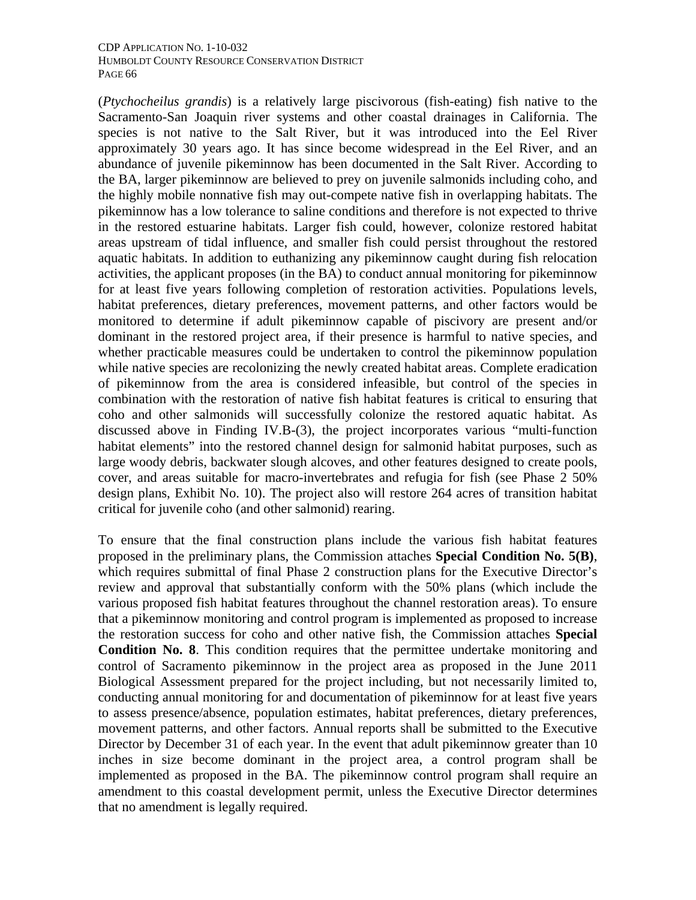(*Ptychocheilus grandis*) is a relatively large piscivorous (fish-eating) fish native to the Sacramento-San Joaquin river systems and other coastal drainages in California. The species is not native to the Salt River, but it was introduced into the Eel River approximately 30 years ago. It has since become widespread in the Eel River, and an abundance of juvenile pikeminnow has been documented in the Salt River. According to the BA, larger pikeminnow are believed to prey on juvenile salmonids including coho, and the highly mobile nonnative fish may out-compete native fish in overlapping habitats. The pikeminnow has a low tolerance to saline conditions and therefore is not expected to thrive in the restored estuarine habitats. Larger fish could, however, colonize restored habitat areas upstream of tidal influence, and smaller fish could persist throughout the restored aquatic habitats. In addition to euthanizing any pikeminnow caught during fish relocation activities, the applicant proposes (in the BA) to conduct annual monitoring for pikeminnow for at least five years following completion of restoration activities. Populations levels, habitat preferences, dietary preferences, movement patterns, and other factors would be monitored to determine if adult pikeminnow capable of piscivory are present and/or dominant in the restored project area, if their presence is harmful to native species, and whether practicable measures could be undertaken to control the pikeminnow population while native species are recolonizing the newly created habitat areas. Complete eradication of pikeminnow from the area is considered infeasible, but control of the species in combination with the restoration of native fish habitat features is critical to ensuring that coho and other salmonids will successfully colonize the restored aquatic habitat. As discussed above in Finding IV.B-(3), the project incorporates various "multi-function habitat elements" into the restored channel design for salmonid habitat purposes, such as large woody debris, backwater slough alcoves, and other features designed to create pools, cover, and areas suitable for macro-invertebrates and refugia for fish (see Phase 2 50% design plans, Exhibit No. 10). The project also will restore 264 acres of transition habitat critical for juvenile coho (and other salmonid) rearing.

To ensure that the final construction plans include the various fish habitat features proposed in the preliminary plans, the Commission attaches **Special Condition No. 5(B)**, which requires submittal of final Phase 2 construction plans for the Executive Director's review and approval that substantially conform with the 50% plans (which include the various proposed fish habitat features throughout the channel restoration areas). To ensure that a pikeminnow monitoring and control program is implemented as proposed to increase the restoration success for coho and other native fish, the Commission attaches **Special Condition No. 8**. This condition requires that the permittee undertake monitoring and control of Sacramento pikeminnow in the project area as proposed in the June 2011 Biological Assessment prepared for the project including, but not necessarily limited to, conducting annual monitoring for and documentation of pikeminnow for at least five years to assess presence/absence, population estimates, habitat preferences, dietary preferences, movement patterns, and other factors. Annual reports shall be submitted to the Executive Director by December 31 of each year. In the event that adult pikeminnow greater than 10 inches in size become dominant in the project area, a control program shall be implemented as proposed in the BA. The pikeminnow control program shall require an amendment to this coastal development permit, unless the Executive Director determines that no amendment is legally required.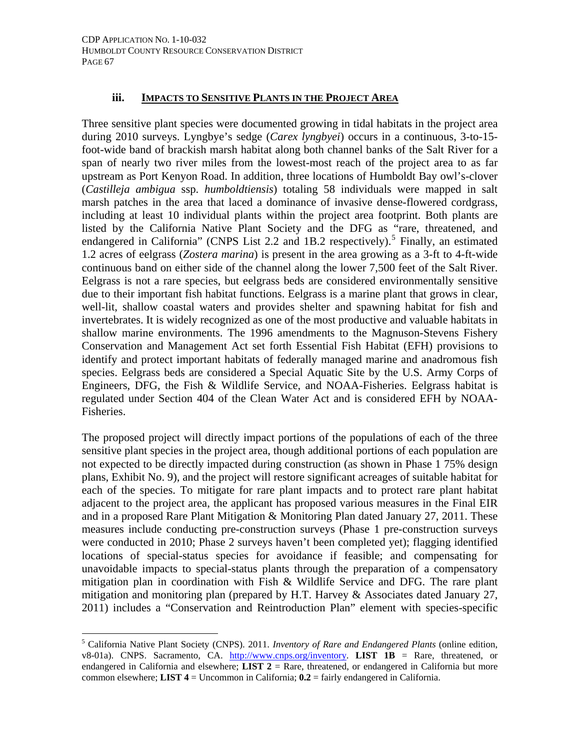### iii. IMPACTS TO SENSITIVE PLANTS IN THE PROJECT AREA

Three sensitive plant species were documented growing in tidal habitats in the project area during 2010 surveys. Lyngbye's sedge (*Carex lyngbyei*) occurs in a continuous, 3-to-15-foot-wide band of brackish marsh habitat along both channel banks of the Salt River for a span of nearly two river miles from the lowest-most reach of the project area to as far upstream as Port Kenyon Road. In addition, three locations of Humboldt Bay owl's-clover (*Castilleja ambigua* ssp. *humboldtiensis*) totaling 58 individuals were mapped in salt marsh patches in the area that laced a dominance of invasive dense-flowered cordgrass, including at least 10 individual plants within the project area footprint. Both plants are listed by the California Native Plant Society and the DFG as "rare, threatened, and endangered in California" (CNPS List 2.2 and 1B.2 respectively).[5] Finally, an estimated 1.2 acres of eelgrass (*Zostera marina*) is present in the area growing as a 3-ft to 4-ft-wide continuous band on either side of the channel along the lower 7,500 feet of the Salt River. Eelgrass is not a rare species, but eelgrass beds are considered environmentally sensitive due to their important fish habitat functions. Eelgrass is a marine plant that grows in clear, well-lit, shallow coastal waters and provides shelter and spawning habitat for fish and invertebrates. It is widely recognized as one of the most productive and valuable habitats in shallow marine environments. The 1996 amendments to the Magnuson-Stevens Fishery Conservation and Management Act set forth Essential Fish Habitat (EFH) provisions to identify and protect important habitats of federally managed marine and anadromous fish species. Eelgrass beds are considered a Special Aquatic Site by the U.S. Army Corps of Engineers, DFG, the Fish & Wildlife Service, and NOAA-Fisheries. Eelgrass habitat is regulated under Section 404 of the Clean Water Act and is considered EFH by NOAA-Fisheries.

The proposed project will directly impact portions of the populations of each of the three sensitive plant species in the project area, though additional portions of each population are not expected to be directly impacted during construction (as shown in Phase 1 75% design plans, Exhibit No. 9), and the project will restore significant acreages of suitable habitat for each of the species. To mitigate for rare plant impacts and to protect rare plant habitat adjacent to the project area, the applicant has proposed various measures in the Final EIR and in a proposed Rare Plant Mitigation & Monitoring Plan dated January 27, 2011. These measures include conducting pre-construction surveys (Phase 1 pre-construction surveys were conducted in 2010; Phase 2 surveys haven't been completed yet); flagging identified locations of special-status species for avoidance if feasible; and compensating for unavoidable impacts to special-status plants through the preparation of a compensatory mitigation plan in coordination with Fish & Wildlife Service and DFG. The rare plant mitigation and monitoring plan (prepared by H.T. Harvey & Associates dated January 27, 2011) includes a "Conservation and Reintroduction Plan" element with species-specific

[5] California Native Plant Society (CNPS). 2011. *Inventory of Rare and Endangered Plants* (online edition, v8-01a). CNPS. Sacramento, CA. http://www.cnps.org/inventory. **LIST 1B** = Rare, threatened, or endangered in California and elsewhere; **LIST 2** = Rare, threatened, or endangered in California but more common elsewhere; **LIST 4** = Uncommon in California; **0.2** = fairly endangered in California.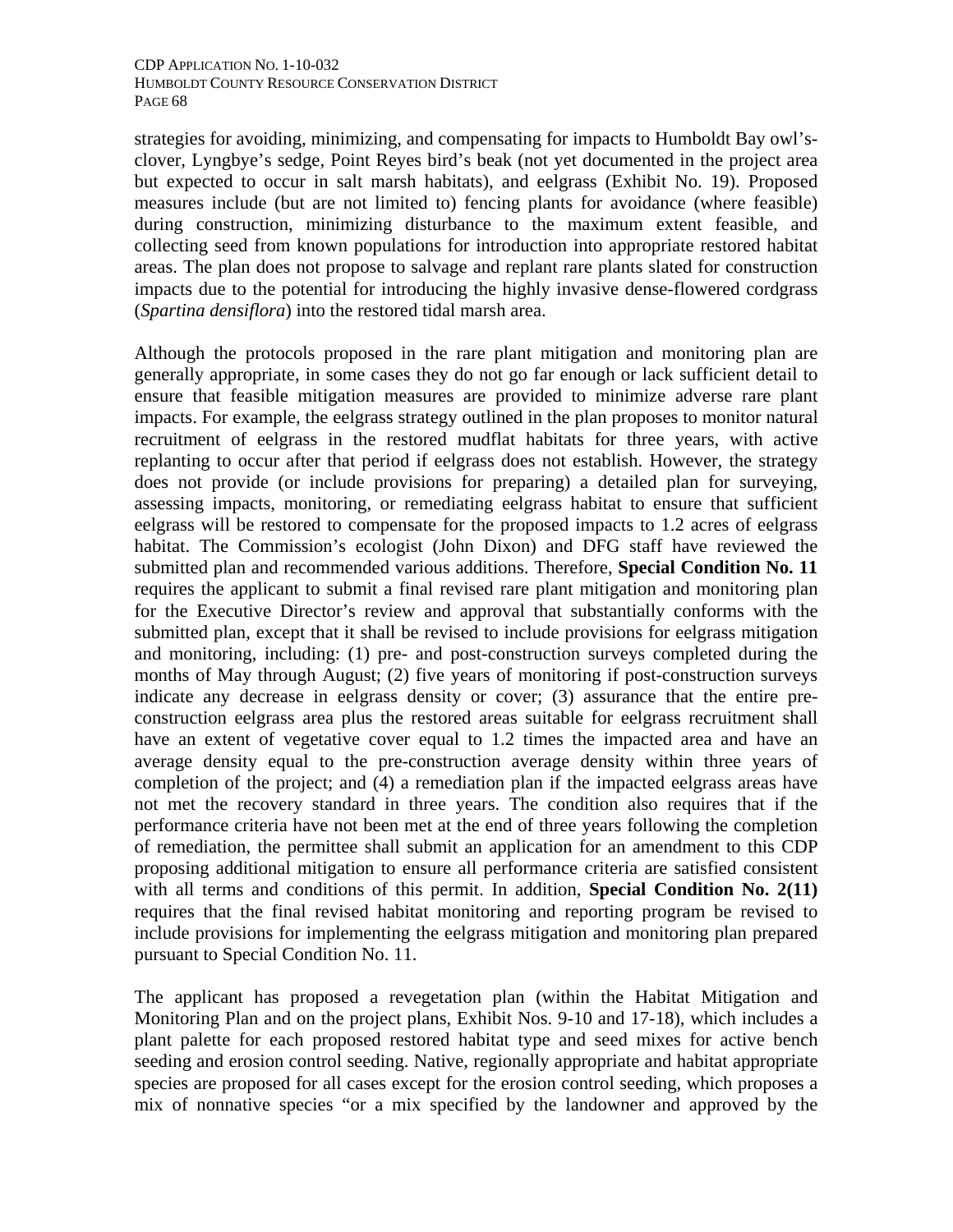strategies for avoiding, minimizing, and compensating for impacts to Humboldt Bay owl's-clover, Lyngbye's sedge, Point Reyes bird's beak (not yet documented in the project area but expected to occur in salt marsh habitats), and eelgrass (Exhibit No. 19). Proposed measures include (but are not limited to) fencing plants for avoidance (where feasible) during construction, minimizing disturbance to the maximum extent feasible, and collecting seed from known populations for introduction into appropriate restored habitat areas. The plan does not propose to salvage and replant rare plants slated for construction impacts due to the potential for introducing the highly invasive dense-flowered cordgrass (*Spartina densiflora*) into the restored tidal marsh area.

Although the protocols proposed in the rare plant mitigation and monitoring plan are generally appropriate, in some cases they do not go far enough or lack sufficient detail to ensure that feasible mitigation measures are provided to minimize adverse rare plant impacts. For example, the eelgrass strategy outlined in the plan proposes to monitor natural recruitment of eelgrass in the restored mudflat habitats for three years, with active replanting to occur after that period if eelgrass does not establish. However, the strategy does not provide (or include provisions for preparing) a detailed plan for surveying, assessing impacts, monitoring, or remediating eelgrass habitat to ensure that sufficient eelgrass will be restored to compensate for the proposed impacts to 1.2 acres of eelgrass habitat. The Commission's ecologist (John Dixon) and DFG staff have reviewed the submitted plan and recommended various additions. Therefore, **Special Condition No. 11** requires the applicant to submit a final revised rare plant mitigation and monitoring plan for the Executive Director's review and approval that substantially conforms with the submitted plan, except that it shall be revised to include provisions for eelgrass mitigation and monitoring, including: (1) pre- and post-construction surveys completed during the months of May through August; (2) five years of monitoring if post-construction surveys indicate any decrease in eelgrass density or cover; (3) assurance that the entire pre-construction eelgrass area plus the restored areas suitable for eelgrass recruitment shall have an extent of vegetative cover equal to 1.2 times the impacted area and have an average density equal to the pre-construction average density within three years of completion of the project; and (4) a remediation plan if the impacted eelgrass areas have not met the recovery standard in three years. The condition also requires that if the performance criteria have not been met at the end of three years following the completion of remediation, the permittee shall submit an application for an amendment to this CDP proposing additional mitigation to ensure all performance criteria are satisfied consistent with all terms and conditions of this permit. In addition, **Special Condition No. 2(11)** requires that the final revised habitat monitoring and reporting program be revised to include provisions for implementing the eelgrass mitigation and monitoring plan prepared pursuant to Special Condition No. 11.

The applicant has proposed a revegetation plan (within the Habitat Mitigation and Monitoring Plan and on the project plans, Exhibit Nos. 9-10 and 17-18), which includes a plant palette for each proposed restored habitat type and seed mixes for active bench seeding and erosion control seeding. Native, regionally appropriate and habitat appropriate species are proposed for all cases except for the erosion control seeding, which proposes a mix of nonnative species "or a mix specified by the landowner and approved by the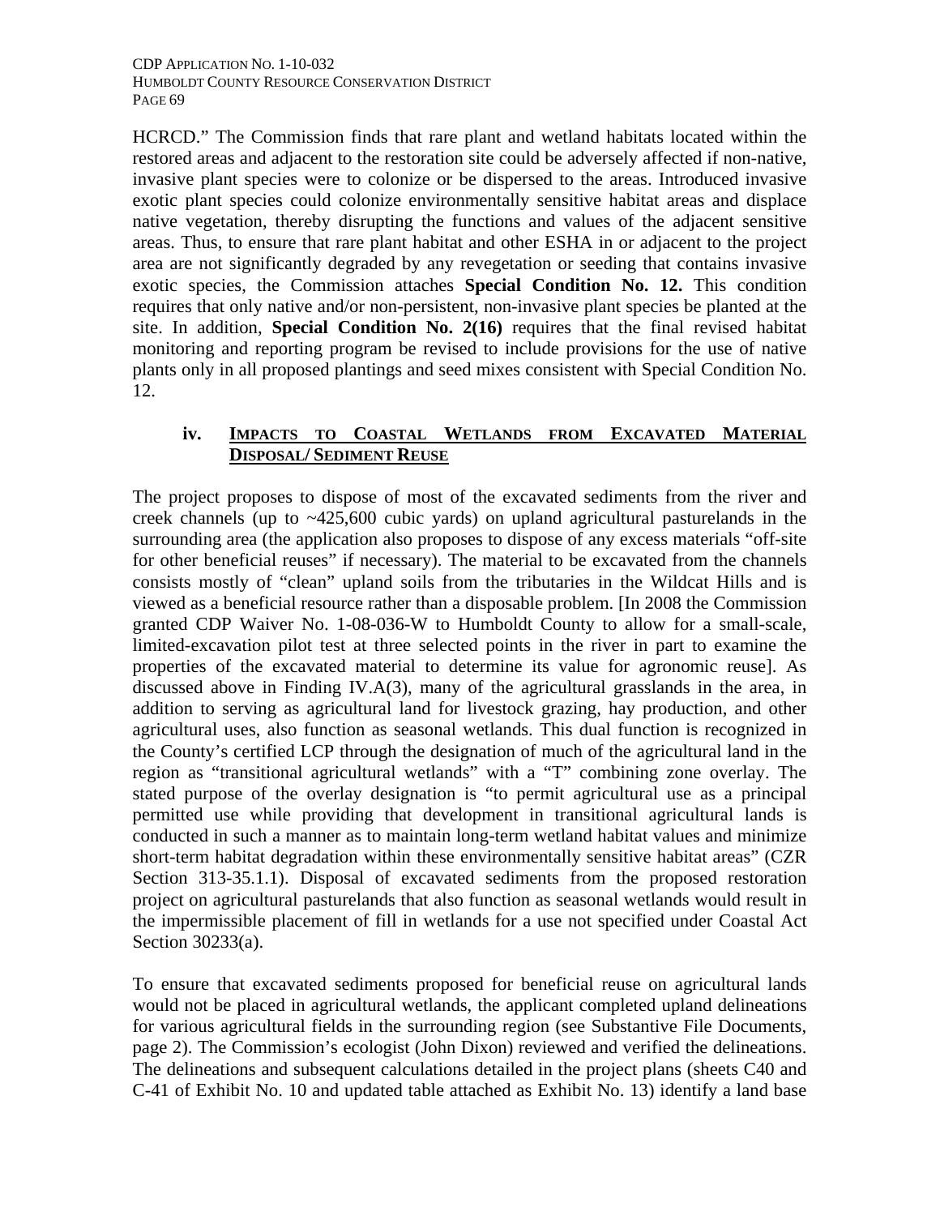HCRCD." The Commission finds that rare plant and wetland habitats located within the restored areas and adjacent to the restoration site could be adversely affected if non-native, invasive plant species were to colonize or be dispersed to the areas. Introduced invasive exotic plant species could colonize environmentally sensitive habitat areas and displace native vegetation, thereby disrupting the functions and values of the adjacent sensitive areas. Thus, to ensure that rare plant habitat and other ESHA in or adjacent to the project area are not significantly degraded by any revegetation or seeding that contains invasive exotic species, the Commission attaches **Special Condition No. 12.** This condition requires that only native and/or non-persistent, non-invasive plant species be planted at the site. In addition, **Special Condition No. 2(16)** requires that the final revised habitat monitoring and reporting program be revised to include provisions for the use of native plants only in all proposed plantings and seed mixes consistent with Special Condition No. 12.

#### iv. IMPACTS TO COASTAL WETLANDS FROM EXCAVATED MATERIAL DISPOSAL/ SEDIMENT REUSE

The project proposes to dispose of most of the excavated sediments from the river and creek channels (up to ~425,600 cubic yards) on upland agricultural pasturelands in the surrounding area (the application also proposes to dispose of any excess materials "off-site for other beneficial reuses" if necessary). The material to be excavated from the channels consists mostly of "clean" upland soils from the tributaries in the Wildcat Hills and is viewed as a beneficial resource rather than a disposable problem. [In 2008 the Commission granted CDP Waiver No. 1-08-036-W to Humboldt County to allow for a small-scale, limited-excavation pilot test at three selected points in the river in part to examine the properties of the excavated material to determine its value for agronomic reuse]. As discussed above in Finding IV.A(3), many of the agricultural grasslands in the area, in addition to serving as agricultural land for livestock grazing, hay production, and other agricultural uses, also function as seasonal wetlands. This dual function is recognized in the County's certified LCP through the designation of much of the agricultural land in the region as "transitional agricultural wetlands" with a "T" combining zone overlay. The stated purpose of the overlay designation is "to permit agricultural use as a principal permitted use while providing that development in transitional agricultural lands is conducted in such a manner as to maintain long-term wetland habitat values and minimize short-term habitat degradation within these environmentally sensitive habitat areas" (CZR Section 313-35.1.1). Disposal of excavated sediments from the proposed restoration project on agricultural pasturelands that also function as seasonal wetlands would result in the impermissible placement of fill in wetlands for a use not specified under Coastal Act Section 30233(a).

To ensure that excavated sediments proposed for beneficial reuse on agricultural lands would not be placed in agricultural wetlands, the applicant completed upland delineations for various agricultural fields in the surrounding region (see Substantive File Documents, page 2). The Commission's ecologist (John Dixon) reviewed and verified the delineations. The delineations and subsequent calculations detailed in the project plans (sheets C40 and C-41 of Exhibit No. 10 and updated table attached as Exhibit No. 13) identify a land base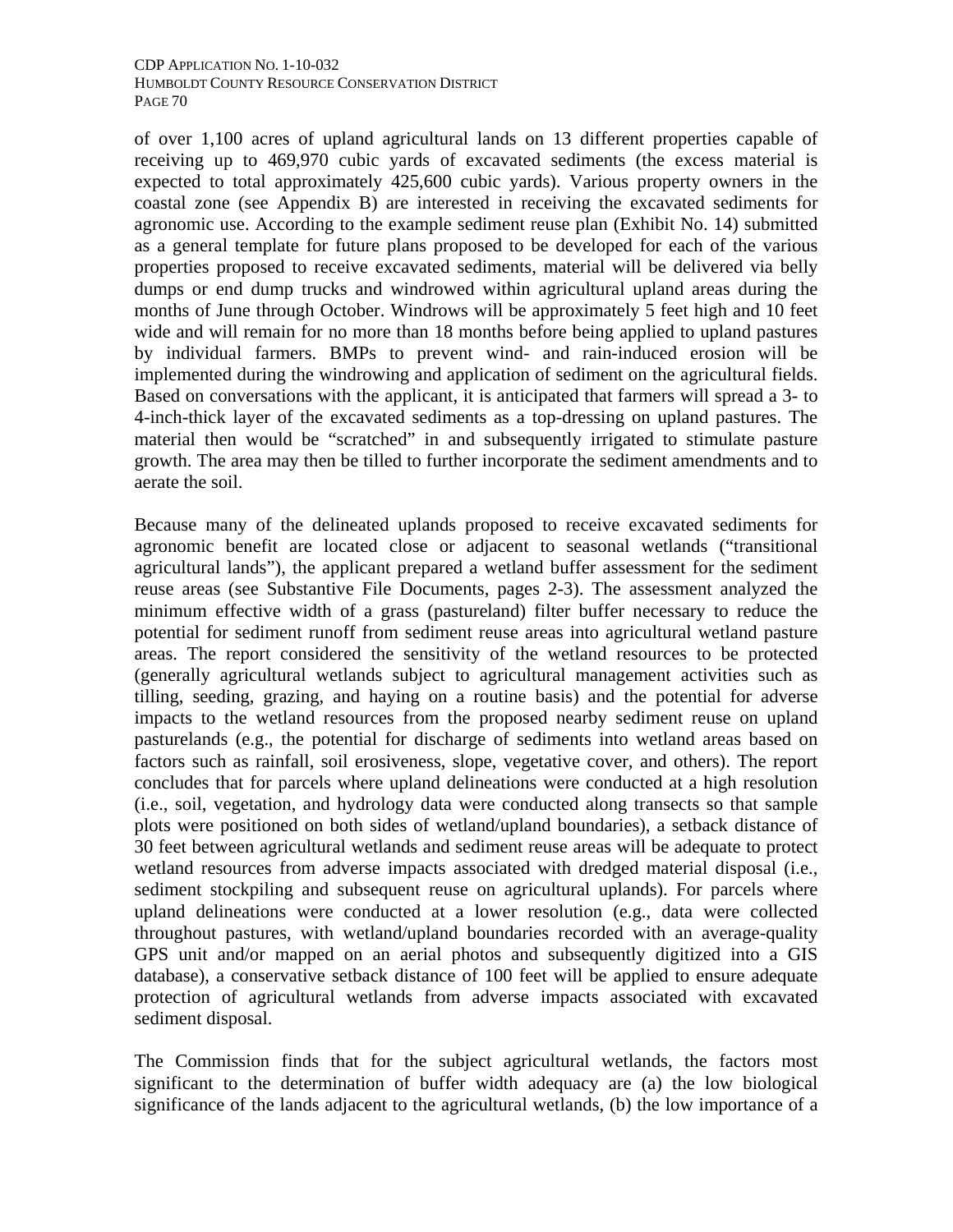of over 1,100 acres of upland agricultural lands on 13 different properties capable of receiving up to 469,970 cubic yards of excavated sediments (the excess material is expected to total approximately 425,600 cubic yards). Various property owners in the coastal zone (see Appendix B) are interested in receiving the excavated sediments for agronomic use. According to the example sediment reuse plan (Exhibit No. 14) submitted as a general template for future plans proposed to be developed for each of the various properties proposed to receive excavated sediments, material will be delivered via belly dumps or end dump trucks and windrowed within agricultural upland areas during the months of June through October. Windrows will be approximately 5 feet high and 10 feet wide and will remain for no more than 18 months before being applied to upland pastures by individual farmers. BMPs to prevent wind- and rain-induced erosion will be implemented during the windrowing and application of sediment on the agricultural fields. Based on conversations with the applicant, it is anticipated that farmers will spread a 3- to 4-inch-thick layer of the excavated sediments as a top-dressing on upland pastures. The material then would be "scratched" in and subsequently irrigated to stimulate pasture growth. The area may then be tilled to further incorporate the sediment amendments and to aerate the soil.

Because many of the delineated uplands proposed to receive excavated sediments for agronomic benefit are located close or adjacent to seasonal wetlands ("transitional agricultural lands"), the applicant prepared a wetland buffer assessment for the sediment reuse areas (see Substantive File Documents, pages 2-3). The assessment analyzed the minimum effective width of a grass (pastureland) filter buffer necessary to reduce the potential for sediment runoff from sediment reuse areas into agricultural wetland pasture areas. The report considered the sensitivity of the wetland resources to be protected (generally agricultural wetlands subject to agricultural management activities such as tilling, seeding, grazing, and haying on a routine basis) and the potential for adverse impacts to the wetland resources from the proposed nearby sediment reuse on upland pasturelands (e.g., the potential for discharge of sediments into wetland areas based on factors such as rainfall, soil erosiveness, slope, vegetative cover, and others). The report concludes that for parcels where upland delineations were conducted at a high resolution (i.e., soil, vegetation, and hydrology data were conducted along transects so that sample plots were positioned on both sides of wetland/upland boundaries), a setback distance of 30 feet between agricultural wetlands and sediment reuse areas will be adequate to protect wetland resources from adverse impacts associated with dredged material disposal (i.e., sediment stockpiling and subsequent reuse on agricultural uplands). For parcels where upland delineations were conducted at a lower resolution (e.g., data were collected throughout pastures, with wetland/upland boundaries recorded with an average-quality GPS unit and/or mapped on an aerial photos and subsequently digitized into a GIS database), a conservative setback distance of 100 feet will be applied to ensure adequate protection of agricultural wetlands from adverse impacts associated with excavated sediment disposal.

The Commission finds that for the subject agricultural wetlands, the factors most significant to the determination of buffer width adequacy are (a) the low biological significance of the lands adjacent to the agricultural wetlands, (b) the low importance of a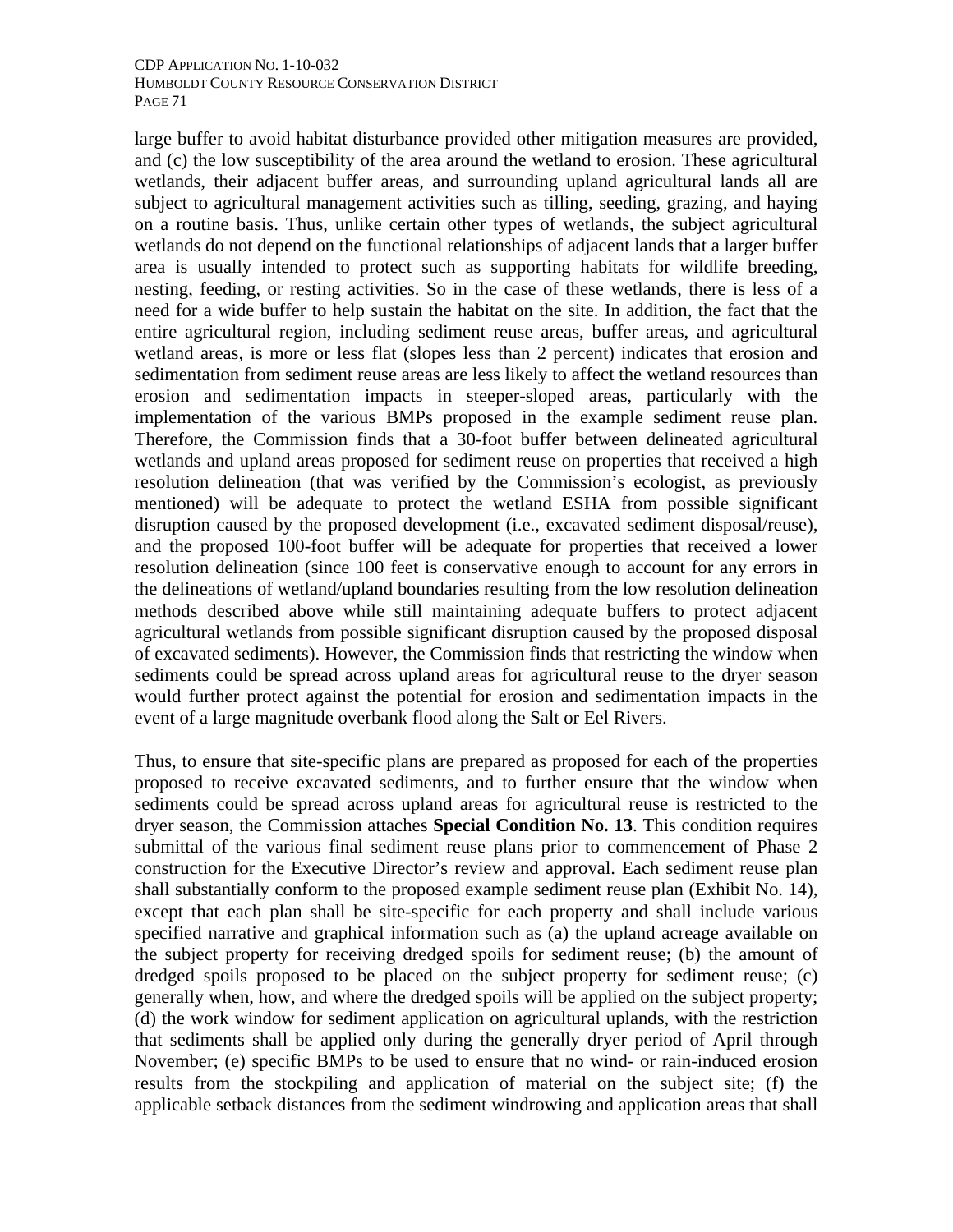large buffer to avoid habitat disturbance provided other mitigation measures are provided, and (c) the low susceptibility of the area around the wetland to erosion. These agricultural wetlands, their adjacent buffer areas, and surrounding upland agricultural lands all are subject to agricultural management activities such as tilling, seeding, grazing, and haying on a routine basis. Thus, unlike certain other types of wetlands, the subject agricultural wetlands do not depend on the functional relationships of adjacent lands that a larger buffer area is usually intended to protect such as supporting habitats for wildlife breeding, nesting, feeding, or resting activities. So in the case of these wetlands, there is less of a need for a wide buffer to help sustain the habitat on the site. In addition, the fact that the entire agricultural region, including sediment reuse areas, buffer areas, and agricultural wetland areas, is more or less flat (slopes less than 2 percent) indicates that erosion and sedimentation from sediment reuse areas are less likely to affect the wetland resources than erosion and sedimentation impacts in steeper-sloped areas, particularly with the implementation of the various BMPs proposed in the example sediment reuse plan. Therefore, the Commission finds that a 30-foot buffer between delineated agricultural wetlands and upland areas proposed for sediment reuse on properties that received a high resolution delineation (that was verified by the Commission's ecologist, as previously mentioned) will be adequate to protect the wetland ESHA from possible significant disruption caused by the proposed development (i.e., excavated sediment disposal/reuse), and the proposed 100-foot buffer will be adequate for properties that received a lower resolution delineation (since 100 feet is conservative enough to account for any errors in the delineations of wetland/upland boundaries resulting from the low resolution delineation methods described above while still maintaining adequate buffers to protect adjacent agricultural wetlands from possible significant disruption caused by the proposed disposal of excavated sediments). However, the Commission finds that restricting the window when sediments could be spread across upland areas for agricultural reuse to the dryer season would further protect against the potential for erosion and sedimentation impacts in the event of a large magnitude overbank flood along the Salt or Eel Rivers.

Thus, to ensure that site-specific plans are prepared as proposed for each of the properties proposed to receive excavated sediments, and to further ensure that the window when sediments could be spread across upland areas for agricultural reuse is restricted to the dryer season, the Commission attaches **Special Condition No. 13**. This condition requires submittal of the various final sediment reuse plans prior to commencement of Phase 2 construction for the Executive Director's review and approval. Each sediment reuse plan shall substantially conform to the proposed example sediment reuse plan (Exhibit No. 14), except that each plan shall be site-specific for each property and shall include various specified narrative and graphical information such as (a) the upland acreage available on the subject property for receiving dredged spoils for sediment reuse; (b) the amount of dredged spoils proposed to be placed on the subject property for sediment reuse; (c) generally when, how, and where the dredged spoils will be applied on the subject property; (d) the work window for sediment application on agricultural uplands, with the restriction that sediments shall be applied only during the generally dryer period of April through November; (e) specific BMPs to be used to ensure that no wind- or rain-induced erosion results from the stockpiling and application of material on the subject site; (f) the applicable setback distances from the sediment windrowing and application areas that shall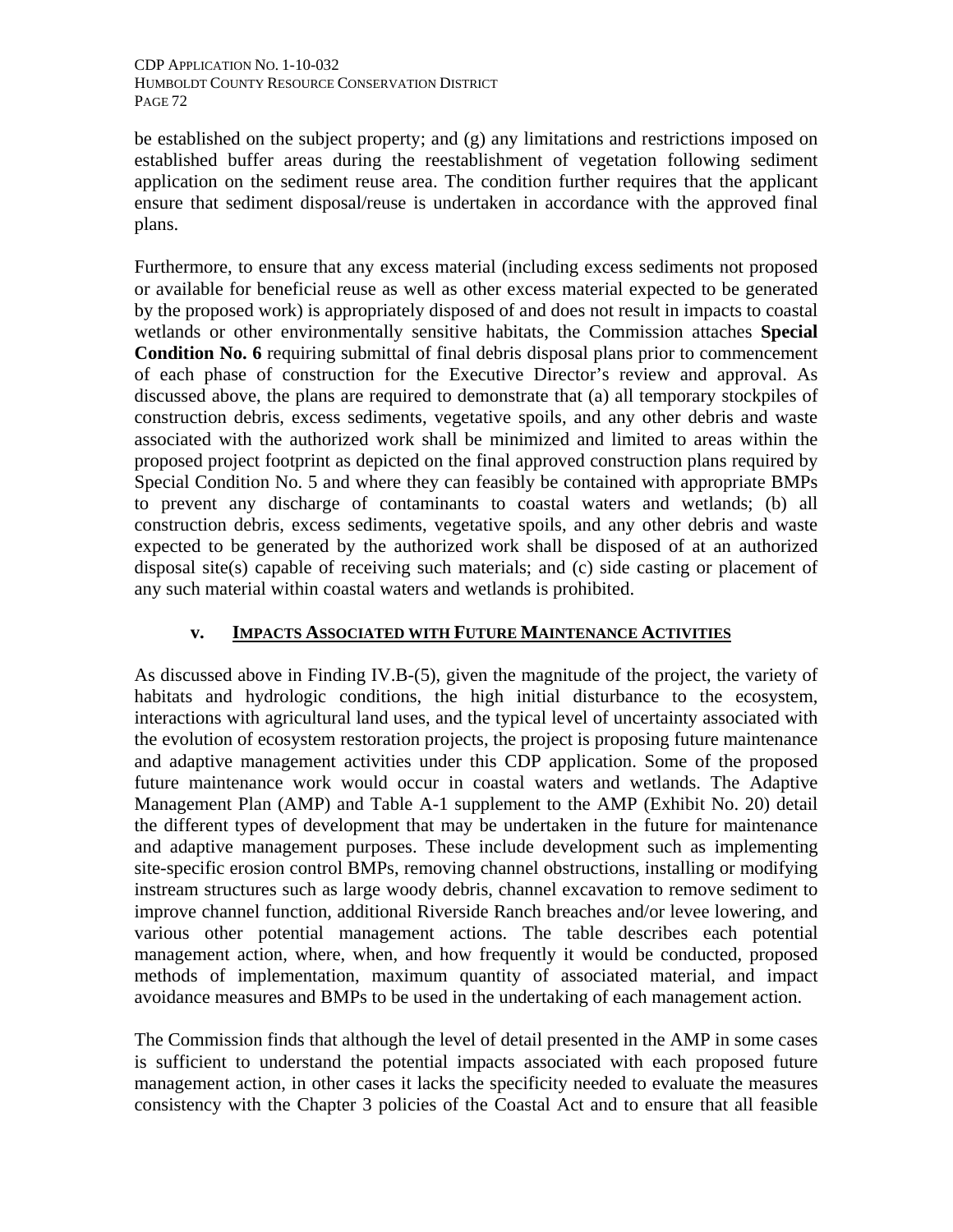be established on the subject property; and (g) any limitations and restrictions imposed on established buffer areas during the reestablishment of vegetation following sediment application on the sediment reuse area. The condition further requires that the applicant ensure that sediment disposal/reuse is undertaken in accordance with the approved final plans.

Furthermore, to ensure that any excess material (including excess sediments not proposed or available for beneficial reuse as well as other excess material expected to be generated by the proposed work) is appropriately disposed of and does not result in impacts to coastal wetlands or other environmentally sensitive habitats, the Commission attaches **Special Condition No. 6** requiring submittal of final debris disposal plans prior to commencement of each phase of construction for the Executive Director's review and approval. As discussed above, the plans are required to demonstrate that (a) all temporary stockpiles of construction debris, excess sediments, vegetative spoils, and any other debris and waste associated with the authorized work shall be minimized and limited to areas within the proposed project footprint as depicted on the final approved construction plans required by Special Condition No. 5 and where they can feasibly be contained with appropriate BMPs to prevent any discharge of contaminants to coastal waters and wetlands; (b) all construction debris, excess sediments, vegetative spoils, and any other debris and waste expected to be generated by the authorized work shall be disposed of at an authorized disposal site(s) capable of receiving such materials; and (c) side casting or placement of any such material within coastal waters and wetlands is prohibited.

#### v. IMPACTS ASSOCIATED WITH FUTURE MAINTENANCE ACTIVITIES

As discussed above in Finding IV.B-(5), given the magnitude of the project, the variety of habitats and hydrologic conditions, the high initial disturbance to the ecosystem, interactions with agricultural land uses, and the typical level of uncertainty associated with the evolution of ecosystem restoration projects, the project is proposing future maintenance and adaptive management activities under this CDP application. Some of the proposed future maintenance work would occur in coastal waters and wetlands. The Adaptive Management Plan (AMP) and Table A-1 supplement to the AMP (Exhibit No. 20) detail the different types of development that may be undertaken in the future for maintenance and adaptive management purposes. These include development such as implementing site-specific erosion control BMPs, removing channel obstructions, installing or modifying instream structures such as large woody debris, channel excavation to remove sediment to improve channel function, additional Riverside Ranch breaches and/or levee lowering, and various other potential management actions. The table describes each potential management action, where, when, and how frequently it would be conducted, proposed methods of implementation, maximum quantity of associated material, and impact avoidance measures and BMPs to be used in the undertaking of each management action.

The Commission finds that although the level of detail presented in the AMP in some cases is sufficient to understand the potential impacts associated with each proposed future management action, in other cases it lacks the specificity needed to evaluate the measures consistency with the Chapter 3 policies of the Coastal Act and to ensure that all feasible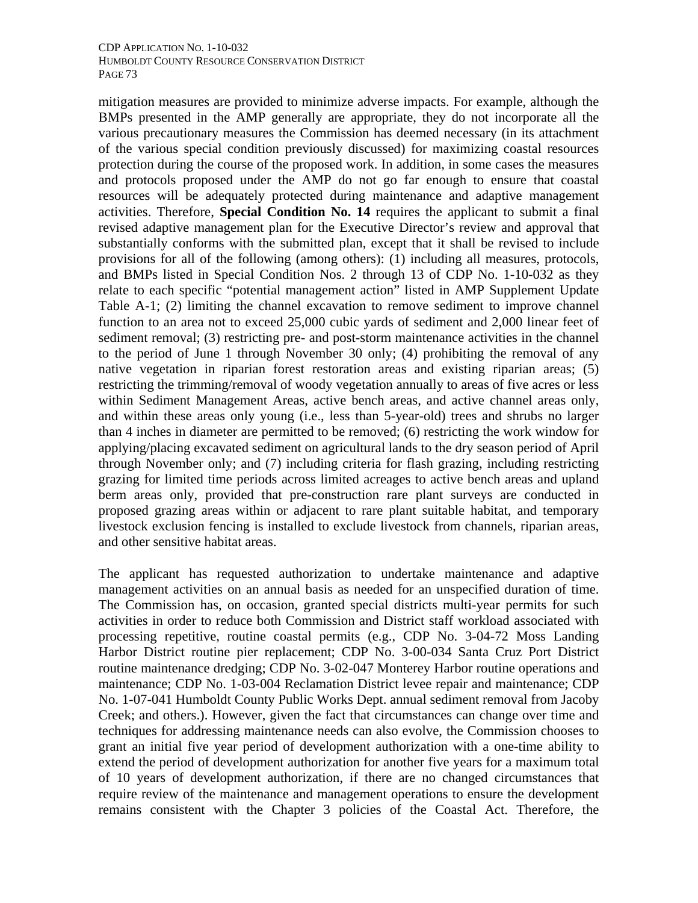mitigation measures are provided to minimize adverse impacts. For example, although the BMPs presented in the AMP generally are appropriate, they do not incorporate all the various precautionary measures the Commission has deemed necessary (in its attachment of the various special condition previously discussed) for maximizing coastal resources protection during the course of the proposed work. In addition, in some cases the measures and protocols proposed under the AMP do not go far enough to ensure that coastal resources will be adequately protected during maintenance and adaptive management activities. Therefore, **Special Condition No. 14** requires the applicant to submit a final revised adaptive management plan for the Executive Director's review and approval that substantially conforms with the submitted plan, except that it shall be revised to include provisions for all of the following (among others): (1) including all measures, protocols, and BMPs listed in Special Condition Nos. 2 through 13 of CDP No. 1-10-032 as they relate to each specific "potential management action" listed in AMP Supplement Update Table A-1; (2) limiting the channel excavation to remove sediment to improve channel function to an area not to exceed 25,000 cubic yards of sediment and 2,000 linear feet of sediment removal; (3) restricting pre- and post-storm maintenance activities in the channel to the period of June 1 through November 30 only; (4) prohibiting the removal of any native vegetation in riparian forest restoration areas and existing riparian areas; (5) restricting the trimming/removal of woody vegetation annually to areas of five acres or less within Sediment Management Areas, active bench areas, and active channel areas only, and within these areas only young (i.e., less than 5-year-old) trees and shrubs no larger than 4 inches in diameter are permitted to be removed; (6) restricting the work window for applying/placing excavated sediment on agricultural lands to the dry season period of April through November only; and (7) including criteria for flash grazing, including restricting grazing for limited time periods across limited acreages to active bench areas and upland berm areas only, provided that pre-construction rare plant surveys are conducted in proposed grazing areas within or adjacent to rare plant suitable habitat, and temporary livestock exclusion fencing is installed to exclude livestock from channels, riparian areas, and other sensitive habitat areas.

The applicant has requested authorization to undertake maintenance and adaptive management activities on an annual basis as needed for an unspecified duration of time. The Commission has, on occasion, granted special districts multi-year permits for such activities in order to reduce both Commission and District staff workload associated with processing repetitive, routine coastal permits (e.g., CDP No. 3-04-72 Moss Landing Harbor District routine pier replacement; CDP No. 3-00-034 Santa Cruz Port District routine maintenance dredging; CDP No. 3-02-047 Monterey Harbor routine operations and maintenance; CDP No. 1-03-004 Reclamation District levee repair and maintenance; CDP No. 1-07-041 Humboldt County Public Works Dept. annual sediment removal from Jacoby Creek; and others.). However, given the fact that circumstances can change over time and techniques for addressing maintenance needs can also evolve, the Commission chooses to grant an initial five year period of development authorization with a one-time ability to extend the period of development authorization for another five years for a maximum total of 10 years of development authorization, if there are no changed circumstances that require review of the maintenance and management operations to ensure the development remains consistent with the Chapter 3 policies of the Coastal Act. Therefore, the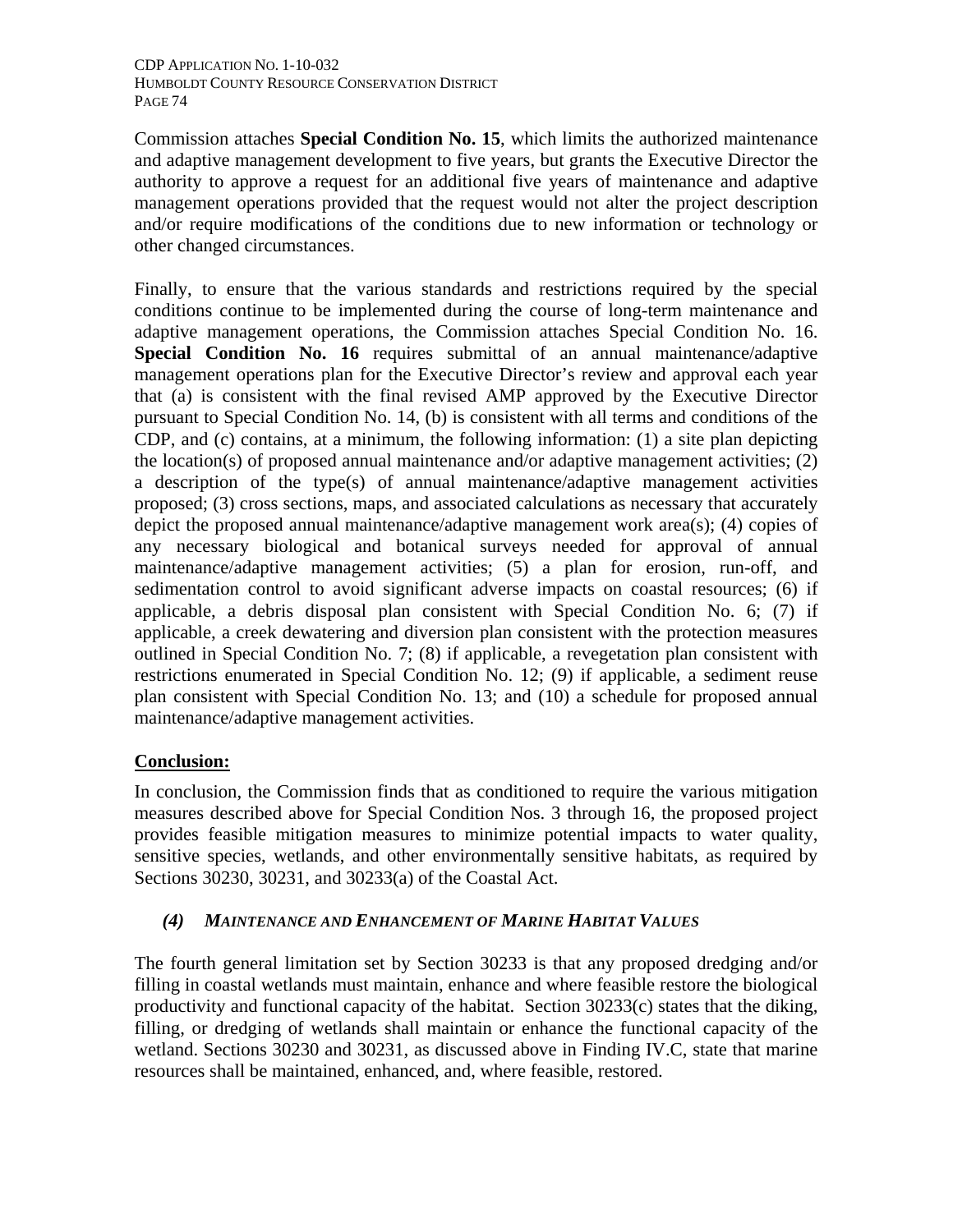Commission attaches **Special Condition No. 15**, which limits the authorized maintenance and adaptive management development to five years, but grants the Executive Director the authority to approve a request for an additional five years of maintenance and adaptive management operations provided that the request would not alter the project description and/or require modifications of the conditions due to new information or technology or other changed circumstances.

Finally, to ensure that the various standards and restrictions required by the special conditions continue to be implemented during the course of long-term maintenance and adaptive management operations, the Commission attaches Special Condition No. 16. **Special Condition No. 16** requires submittal of an annual maintenance/adaptive management operations plan for the Executive Director's review and approval each year that (a) is consistent with the final revised AMP approved by the Executive Director pursuant to Special Condition No. 14, (b) is consistent with all terms and conditions of the CDP, and (c) contains, at a minimum, the following information: (1) a site plan depicting the location(s) of proposed annual maintenance and/or adaptive management activities; (2) a description of the type(s) of annual maintenance/adaptive management activities proposed; (3) cross sections, maps, and associated calculations as necessary that accurately depict the proposed annual maintenance/adaptive management work area(s); (4) copies of any necessary biological and botanical surveys needed for approval of annual maintenance/adaptive management activities; (5) a plan for erosion, run-off, and sedimentation control to avoid significant adverse impacts on coastal resources; (6) if applicable, a debris disposal plan consistent with Special Condition No. 6; (7) if applicable, a creek dewatering and diversion plan consistent with the protection measures outlined in Special Condition No. 7; (8) if applicable, a revegetation plan consistent with restrictions enumerated in Special Condition No. 12; (9) if applicable, a sediment reuse plan consistent with Special Condition No. 13; and (10) a schedule for proposed annual maintenance/adaptive management activities.

**Conclusion:**

In conclusion, the Commission finds that as conditioned to require the various mitigation measures described above for Special Condition Nos. 3 through 16, the proposed project provides feasible mitigation measures to minimize potential impacts to water quality, sensitive species, wetlands, and other environmentally sensitive habitats, as required by Sections 30230, 30231, and 30233(a) of the Coastal Act.

### *(4) MAINTENANCE AND ENHANCEMENT OF MARINE HABITAT VALUES*

The fourth general limitation set by Section 30233 is that any proposed dredging and/or filling in coastal wetlands must maintain, enhance and where feasible restore the biological productivity and functional capacity of the habitat. Section 30233(c) states that the diking, filling, or dredging of wetlands shall maintain or enhance the functional capacity of the wetland. Sections 30230 and 30231, as discussed above in Finding IV.C, state that marine resources shall be maintained, enhanced, and, where feasible, restored.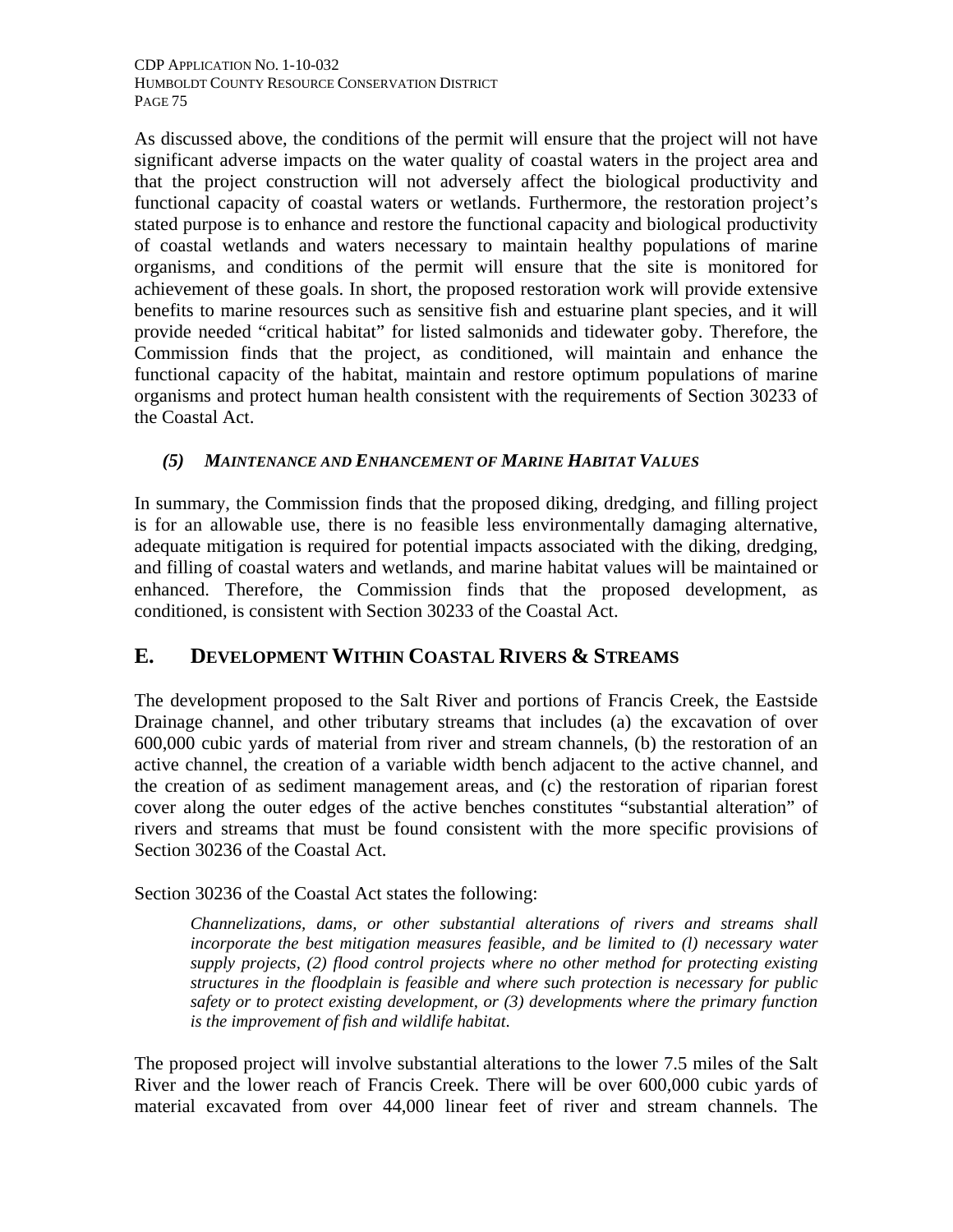As discussed above, the conditions of the permit will ensure that the project will not have significant adverse impacts on the water quality of coastal waters in the project area and that the project construction will not adversely affect the biological productivity and functional capacity of coastal waters or wetlands. Furthermore, the restoration project's stated purpose is to enhance and restore the functional capacity and biological productivity of coastal wetlands and waters necessary to maintain healthy populations of marine organisms, and conditions of the permit will ensure that the site is monitored for achievement of these goals. In short, the proposed restoration work will provide extensive benefits to marine resources such as sensitive fish and estuarine plant species, and it will provide needed "critical habitat" for listed salmonids and tidewater goby. Therefore, the Commission finds that the project, as conditioned, will maintain and enhance the functional capacity of the habitat, maintain and restore optimum populations of marine organisms and protect human health consistent with the requirements of Section 30233 of the Coastal Act.

#### *(5) MAINTENANCE AND ENHANCEMENT OF MARINE HABITAT VALUES*

In summary, the Commission finds that the proposed diking, dredging, and filling project is for an allowable use, there is no feasible less environmentally damaging alternative, adequate mitigation is required for potential impacts associated with the diking, dredging, and filling of coastal waters and wetlands, and marine habitat values will be maintained or enhanced. Therefore, the Commission finds that the proposed development, as conditioned, is consistent with Section 30233 of the Coastal Act.

## E. DEVELOPMENT WITHIN COASTAL RIVERS & STREAMS

The development proposed to the Salt River and portions of Francis Creek, the Eastside Drainage channel, and other tributary streams that includes (a) the excavation of over 600,000 cubic yards of material from river and stream channels, (b) the restoration of an active channel, the creation of a variable width bench adjacent to the active channel, and the creation of as sediment management areas, and (c) the restoration of riparian forest cover along the outer edges of the active benches constitutes "substantial alteration" of rivers and streams that must be found consistent with the more specific provisions of Section 30236 of the Coastal Act.

Section 30236 of the Coastal Act states the following:

> *Channelizations, dams, or other substantial alterations of rivers and streams shall incorporate the best mitigation measures feasible, and be limited to (l) necessary water supply projects, (2) flood control projects where no other method for protecting existing structures in the floodplain is feasible and where such protection is necessary for public safety or to protect existing development, or (3) developments where the primary function is the improvement of fish and wildlife habitat.*

The proposed project will involve substantial alterations to the lower 7.5 miles of the Salt River and the lower reach of Francis Creek. There will be over 600,000 cubic yards of material excavated from over 44,000 linear feet of river and stream channels. The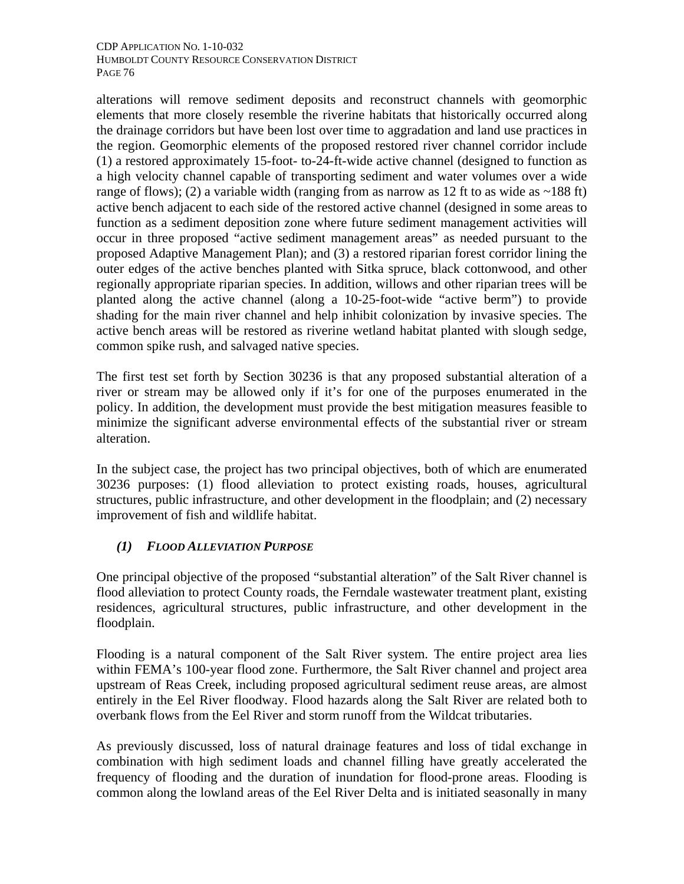alterations will remove sediment deposits and reconstruct channels with geomorphic elements that more closely resemble the riverine habitats that historically occurred along the drainage corridors but have been lost over time to aggradation and land use practices in the region. Geomorphic elements of the proposed restored river channel corridor include (1) a restored approximately 15-foot- to-24-ft-wide active channel (designed to function as a high velocity channel capable of transporting sediment and water volumes over a wide range of flows); (2) a variable width (ranging from as narrow as 12 ft to as wide as ~188 ft) active bench adjacent to each side of the restored active channel (designed in some areas to function as a sediment deposition zone where future sediment management activities will occur in three proposed "active sediment management areas" as needed pursuant to the proposed Adaptive Management Plan); and (3) a restored riparian forest corridor lining the outer edges of the active benches planted with Sitka spruce, black cottonwood, and other regionally appropriate riparian species. In addition, willows and other riparian trees will be planted along the active channel (along a 10-25-foot-wide "active berm") to provide shading for the main river channel and help inhibit colonization by invasive species. The active bench areas will be restored as riverine wetland habitat planted with slough sedge, common spike rush, and salvaged native species.

The first test set forth by Section 30236 is that any proposed substantial alteration of a river or stream may be allowed only if it's for one of the purposes enumerated in the policy. In addition, the development must provide the best mitigation measures feasible to minimize the significant adverse environmental effects of the substantial river or stream alteration.

In the subject case, the project has two principal objectives, both of which are enumerated 30236 purposes: (1) flood alleviation to protect existing roads, houses, agricultural structures, public infrastructure, and other development in the floodplain; and (2) necessary improvement of fish and wildlife habitat.

### *(1) FLOOD ALLEVIATION PURPOSE*

One principal objective of the proposed "substantial alteration" of the Salt River channel is flood alleviation to protect County roads, the Ferndale wastewater treatment plant, existing residences, agricultural structures, public infrastructure, and other development in the floodplain.

Flooding is a natural component of the Salt River system. The entire project area lies within FEMA's 100-year flood zone. Furthermore, the Salt River channel and project area upstream of Reas Creek, including proposed agricultural sediment reuse areas, are almost entirely in the Eel River floodway. Flood hazards along the Salt River are related both to overbank flows from the Eel River and storm runoff from the Wildcat tributaries.

As previously discussed, loss of natural drainage features and loss of tidal exchange in combination with high sediment loads and channel filling have greatly accelerated the frequency of flooding and the duration of inundation for flood-prone areas. Flooding is common along the lowland areas of the Eel River Delta and is initiated seasonally in many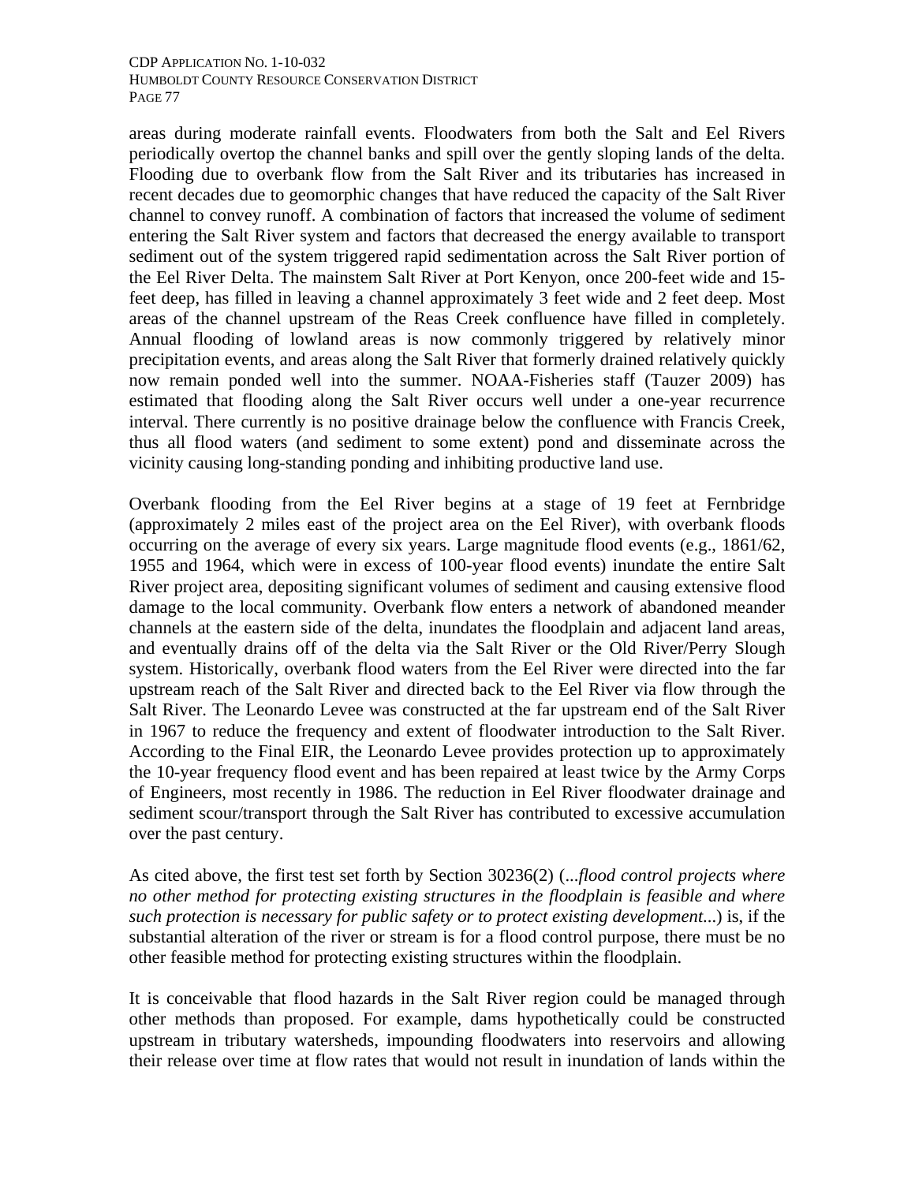areas during moderate rainfall events. Floodwaters from both the Salt and Eel Rivers periodically overtop the channel banks and spill over the gently sloping lands of the delta. Flooding due to overbank flow from the Salt River and its tributaries has increased in recent decades due to geomorphic changes that have reduced the capacity of the Salt River channel to convey runoff. A combination of factors that increased the volume of sediment entering the Salt River system and factors that decreased the energy available to transport sediment out of the system triggered rapid sedimentation across the Salt River portion of the Eel River Delta. The mainstem Salt River at Port Kenyon, once 200-feet wide and 15-feet deep, has filled in leaving a channel approximately 3 feet wide and 2 feet deep. Most areas of the channel upstream of the Reas Creek confluence have filled in completely. Annual flooding of lowland areas is now commonly triggered by relatively minor precipitation events, and areas along the Salt River that formerly drained relatively quickly now remain ponded well into the summer. NOAA-Fisheries staff (Tauzer 2009) has estimated that flooding along the Salt River occurs well under a one-year recurrence interval. There currently is no positive drainage below the confluence with Francis Creek, thus all flood waters (and sediment to some extent) pond and disseminate across the vicinity causing long-standing ponding and inhibiting productive land use.

Overbank flooding from the Eel River begins at a stage of 19 feet at Fernbridge (approximately 2 miles east of the project area on the Eel River), with overbank floods occurring on the average of every six years. Large magnitude flood events (e.g., 1861/62, 1955 and 1964, which were in excess of 100-year flood events) inundate the entire Salt River project area, depositing significant volumes of sediment and causing extensive flood damage to the local community. Overbank flow enters a network of abandoned meander channels at the eastern side of the delta, inundates the floodplain and adjacent land areas, and eventually drains off of the delta via the Salt River or the Old River/Perry Slough system. Historically, overbank flood waters from the Eel River were directed into the far upstream reach of the Salt River and directed back to the Eel River via flow through the Salt River. The Leonardo Levee was constructed at the far upstream end of the Salt River in 1967 to reduce the frequency and extent of floodwater introduction to the Salt River. According to the Final EIR, the Leonardo Levee provides protection up to approximately the 10-year frequency flood event and has been repaired at least twice by the Army Corps of Engineers, most recently in 1986. The reduction in Eel River floodwater drainage and sediment scour/transport through the Salt River has contributed to excessive accumulation over the past century.

As cited above, the first test set forth by Section 30236(2) (...*flood control projects where no other method for protecting existing structures in the floodplain is feasible and where such protection is necessary for public safety or to protect existing development...*) is, if the substantial alteration of the river or stream is for a flood control purpose, there must be no other feasible method for protecting existing structures within the floodplain.

It is conceivable that flood hazards in the Salt River region could be managed through other methods than proposed. For example, dams hypothetically could be constructed upstream in tributary watersheds, impounding floodwaters into reservoirs and allowing their release over time at flow rates that would not result in inundation of lands within the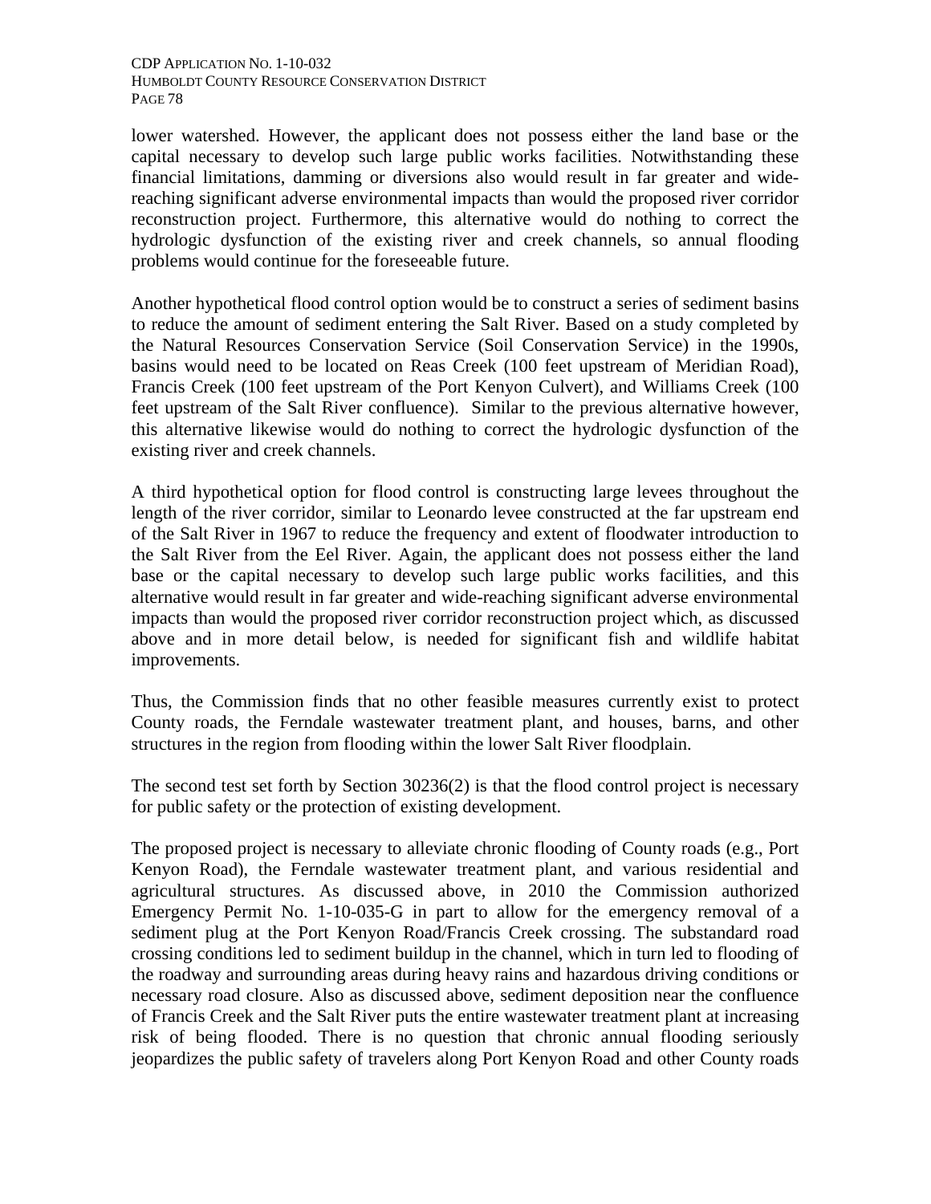lower watershed. However, the applicant does not possess either the land base or the capital necessary to develop such large public works facilities. Notwithstanding these financial limitations, damming or diversions also would result in far greater and wide-reaching significant adverse environmental impacts than would the proposed river corridor reconstruction project. Furthermore, this alternative would do nothing to correct the hydrologic dysfunction of the existing river and creek channels, so annual flooding problems would continue for the foreseeable future.

Another hypothetical flood control option would be to construct a series of sediment basins to reduce the amount of sediment entering the Salt River. Based on a study completed by the Natural Resources Conservation Service (Soil Conservation Service) in the 1990s, basins would need to be located on Reas Creek (100 feet upstream of Meridian Road), Francis Creek (100 feet upstream of the Port Kenyon Culvert), and Williams Creek (100 feet upstream of the Salt River confluence). Similar to the previous alternative however, this alternative likewise would do nothing to correct the hydrologic dysfunction of the existing river and creek channels.

A third hypothetical option for flood control is constructing large levees throughout the length of the river corridor, similar to Leonardo levee constructed at the far upstream end of the Salt River in 1967 to reduce the frequency and extent of floodwater introduction to the Salt River from the Eel River. Again, the applicant does not possess either the land base or the capital necessary to develop such large public works facilities, and this alternative would result in far greater and wide-reaching significant adverse environmental impacts than would the proposed river corridor reconstruction project which, as discussed above and in more detail below, is needed for significant fish and wildlife habitat improvements.

Thus, the Commission finds that no other feasible measures currently exist to protect County roads, the Ferndale wastewater treatment plant, and houses, barns, and other structures in the region from flooding within the lower Salt River floodplain.

The second test set forth by Section 30236(2) is that the flood control project is necessary for public safety or the protection of existing development.

The proposed project is necessary to alleviate chronic flooding of County roads (e.g., Port Kenyon Road), the Ferndale wastewater treatment plant, and various residential and agricultural structures. As discussed above, in 2010 the Commission authorized Emergency Permit No. 1-10-035-G in part to allow for the emergency removal of a sediment plug at the Port Kenyon Road/Francis Creek crossing. The substandard road crossing conditions led to sediment buildup in the channel, which in turn led to flooding of the roadway and surrounding areas during heavy rains and hazardous driving conditions or necessary road closure. Also as discussed above, sediment deposition near the confluence of Francis Creek and the Salt River puts the entire wastewater treatment plant at increasing risk of being flooded. There is no question that chronic annual flooding seriously jeopardizes the public safety of travelers along Port Kenyon Road and other County roads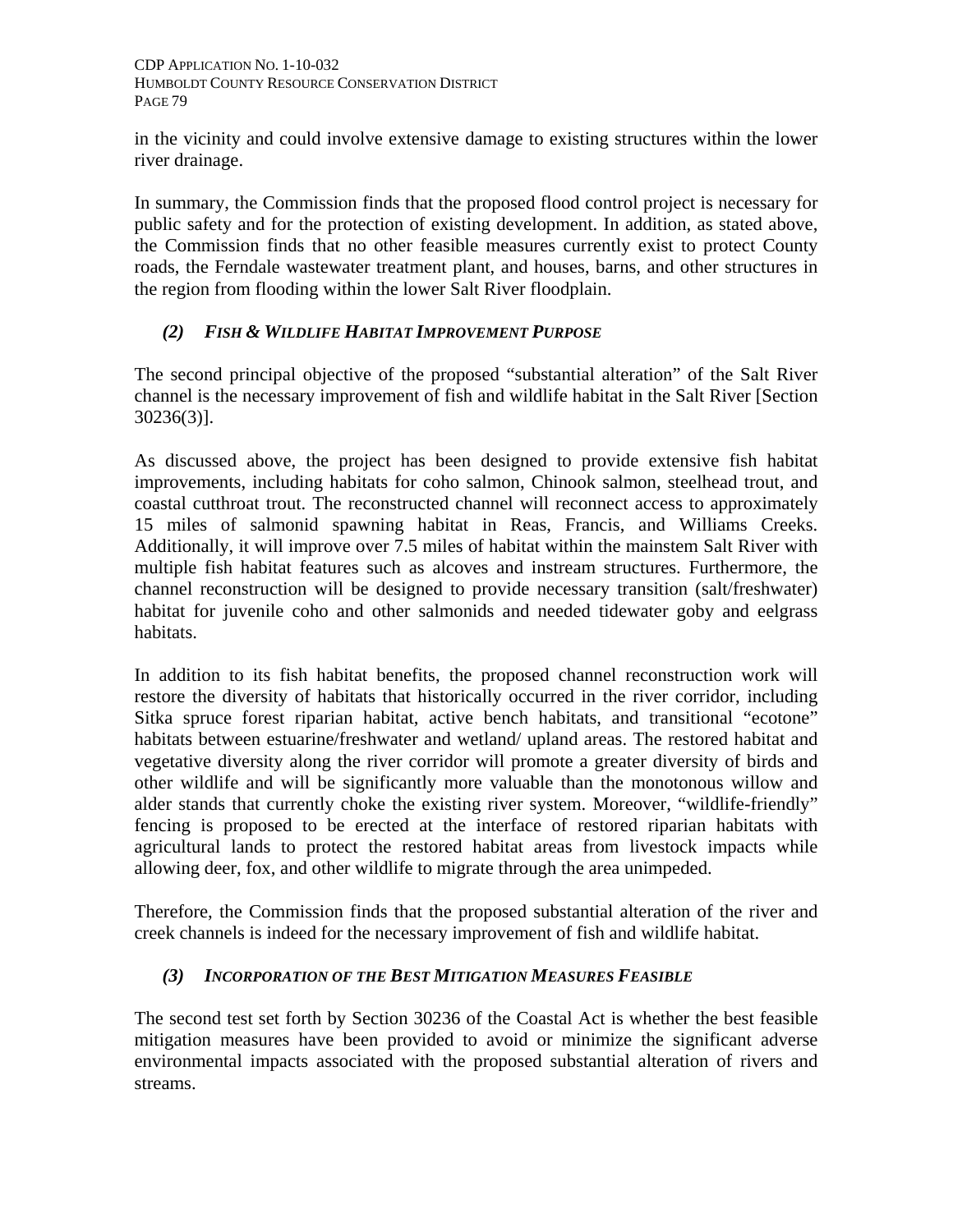in the vicinity and could involve extensive damage to existing structures within the lower river drainage.

In summary, the Commission finds that the proposed flood control project is necessary for public safety and for the protection of existing development. In addition, as stated above, the Commission finds that no other feasible measures currently exist to protect County roads, the Ferndale wastewater treatment plant, and houses, barns, and other structures in the region from flooding within the lower Salt River floodplain.

### *(2) Fish & Wildlife Habitat Improvement Purpose*

The second principal objective of the proposed "substantial alteration" of the Salt River channel is the necessary improvement of fish and wildlife habitat in the Salt River [Section 30236(3)].

As discussed above, the project has been designed to provide extensive fish habitat improvements, including habitats for coho salmon, Chinook salmon, steelhead trout, and coastal cutthroat trout. The reconstructed channel will reconnect access to approximately 15 miles of salmonid spawning habitat in Reas, Francis, and Williams Creeks. Additionally, it will improve over 7.5 miles of habitat within the mainstem Salt River with multiple fish habitat features such as alcoves and instream structures. Furthermore, the channel reconstruction will be designed to provide necessary transition (salt/freshwater) habitat for juvenile coho and other salmonids and needed tidewater goby and eelgrass habitats.

In addition to its fish habitat benefits, the proposed channel reconstruction work will restore the diversity of habitats that historically occurred in the river corridor, including Sitka spruce forest riparian habitat, active bench habitats, and transitional "ecotone" habitats between estuarine/freshwater and wetland/ upland areas. The restored habitat and vegetative diversity along the river corridor will promote a greater diversity of birds and other wildlife and will be significantly more valuable than the monotonous willow and alder stands that currently choke the existing river system. Moreover, "wildlife-friendly" fencing is proposed to be erected at the interface of restored riparian habitats with agricultural lands to protect the restored habitat areas from livestock impacts while allowing deer, fox, and other wildlife to migrate through the area unimpeded.

Therefore, the Commission finds that the proposed substantial alteration of the river and creek channels is indeed for the necessary improvement of fish and wildlife habitat.

### *(3) Incorporation of the Best Mitigation Measures Feasible*

The second test set forth by Section 30236 of the Coastal Act is whether the best feasible mitigation measures have been provided to avoid or minimize the significant adverse environmental impacts associated with the proposed substantial alteration of rivers and streams.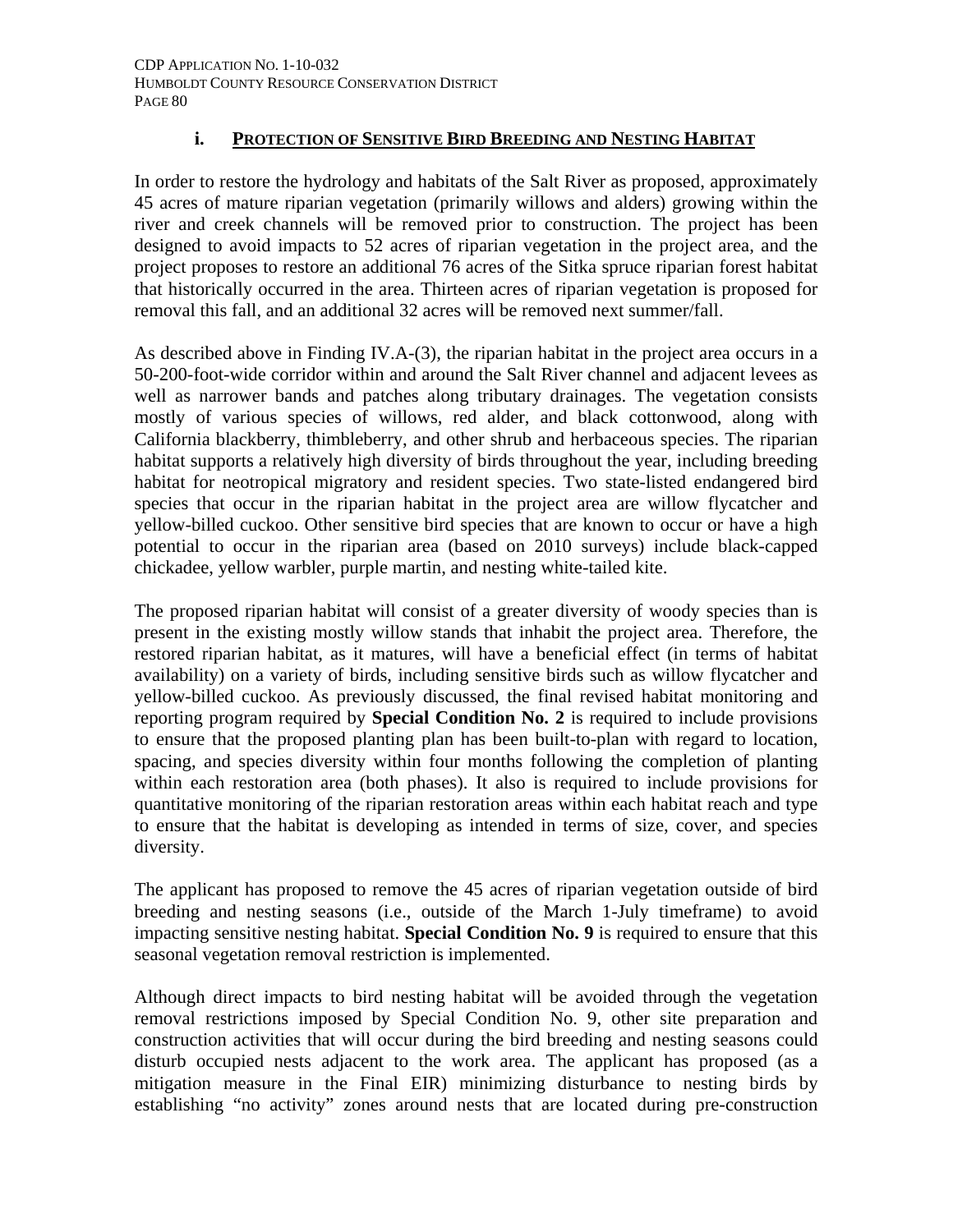### i. PROTECTION OF SENSITIVE BIRD BREEDING AND NESTING HABITAT

In order to restore the hydrology and habitats of the Salt River as proposed, approximately 45 acres of mature riparian vegetation (primarily willows and alders) growing within the river and creek channels will be removed prior to construction. The project has been designed to avoid impacts to 52 acres of riparian vegetation in the project area, and the project proposes to restore an additional 76 acres of the Sitka spruce riparian forest habitat that historically occurred in the area. Thirteen acres of riparian vegetation is proposed for removal this fall, and an additional 32 acres will be removed next summer/fall.

As described above in Finding IV.A-(3), the riparian habitat in the project area occurs in a 50-200-foot-wide corridor within and around the Salt River channel and adjacent levees as well as narrower bands and patches along tributary drainages. The vegetation consists mostly of various species of willows, red alder, and black cottonwood, along with California blackberry, thimbleberry, and other shrub and herbaceous species. The riparian habitat supports a relatively high diversity of birds throughout the year, including breeding habitat for neotropical migratory and resident species. Two state-listed endangered bird species that occur in the riparian habitat in the project area are willow flycatcher and yellow-billed cuckoo. Other sensitive bird species that are known to occur or have a high potential to occur in the riparian area (based on 2010 surveys) include black-capped chickadee, yellow warbler, purple martin, and nesting white-tailed kite.

The proposed riparian habitat will consist of a greater diversity of woody species than is present in the existing mostly willow stands that inhabit the project area. Therefore, the restored riparian habitat, as it matures, will have a beneficial effect (in terms of habitat availability) on a variety of birds, including sensitive birds such as willow flycatcher and yellow-billed cuckoo. As previously discussed, the final revised habitat monitoring and reporting program required by **Special Condition No. 2** is required to include provisions to ensure that the proposed planting plan has been built-to-plan with regard to location, spacing, and species diversity within four months following the completion of planting within each restoration area (both phases). It also is required to include provisions for quantitative monitoring of the riparian restoration areas within each habitat reach and type to ensure that the habitat is developing as intended in terms of size, cover, and species diversity.

The applicant has proposed to remove the 45 acres of riparian vegetation outside of bird breeding and nesting seasons (i.e., outside of the March 1-July timeframe) to avoid impacting sensitive nesting habitat. **Special Condition No. 9** is required to ensure that this seasonal vegetation removal restriction is implemented.

Although direct impacts to bird nesting habitat will be avoided through the vegetation removal restrictions imposed by Special Condition No. 9, other site preparation and construction activities that will occur during the bird breeding and nesting seasons could disturb occupied nests adjacent to the work area. The applicant has proposed (as a mitigation measure in the Final EIR) minimizing disturbance to nesting birds by establishing "no activity" zones around nests that are located during pre-construction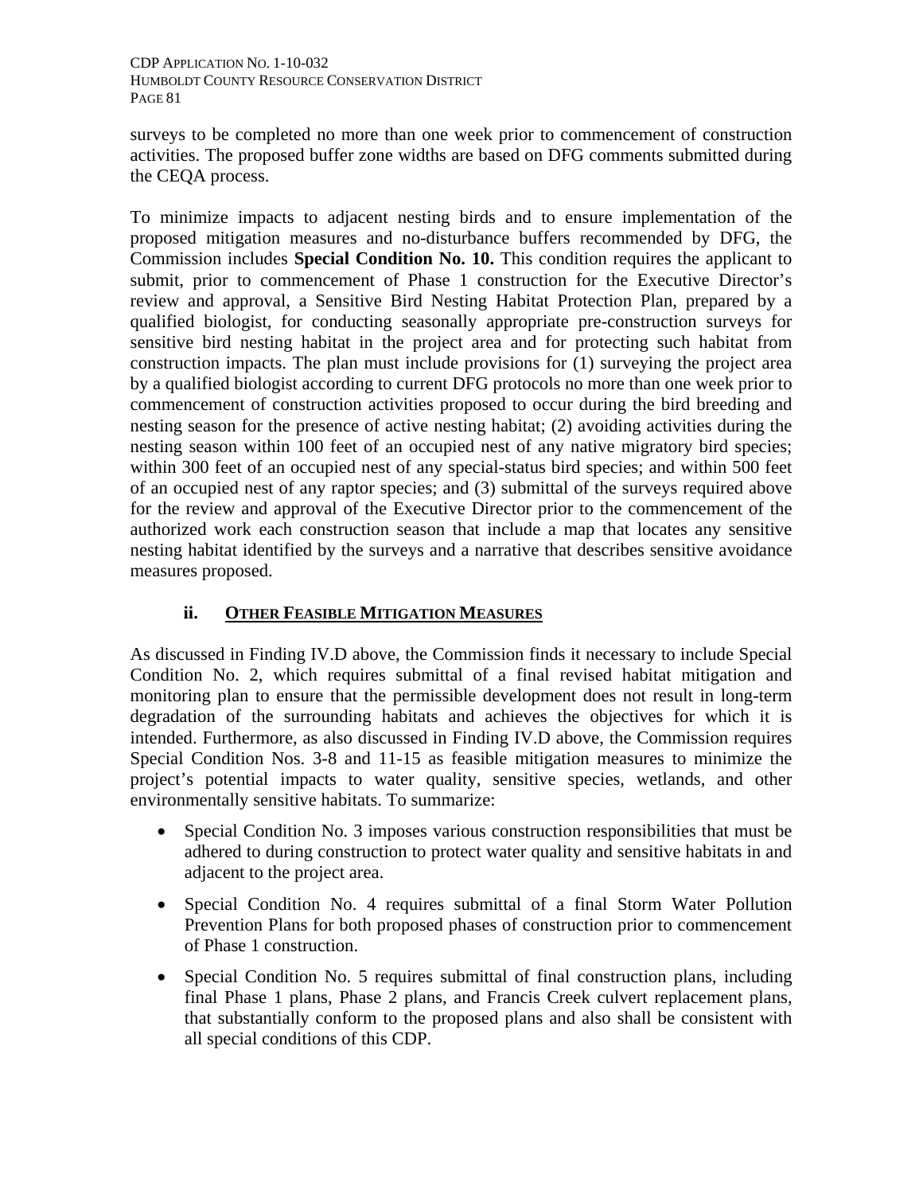surveys to be completed no more than one week prior to commencement of construction activities. The proposed buffer zone widths are based on DFG comments submitted during the CEQA process.

To minimize impacts to adjacent nesting birds and to ensure implementation of the proposed mitigation measures and no-disturbance buffers recommended by DFG, the Commission includes **Special Condition No. 10.** This condition requires the applicant to submit, prior to commencement of Phase 1 construction for the Executive Director's review and approval, a Sensitive Bird Nesting Habitat Protection Plan, prepared by a qualified biologist, for conducting seasonally appropriate pre-construction surveys for sensitive bird nesting habitat in the project area and for protecting such habitat from construction impacts. The plan must include provisions for (1) surveying the project area by a qualified biologist according to current DFG protocols no more than one week prior to commencement of construction activities proposed to occur during the bird breeding and nesting season for the presence of active nesting habitat; (2) avoiding activities during the nesting season within 100 feet of an occupied nest of any native migratory bird species; within 300 feet of an occupied nest of any special-status bird species; and within 500 feet of an occupied nest of any raptor species; and (3) submittal of the surveys required above for the review and approval of the Executive Director prior to the commencement of the authorized work each construction season that include a map that locates any sensitive nesting habitat identified by the surveys and a narrative that describes sensitive avoidance measures proposed.

### ii. OTHER FEASIBLE MITIGATION MEASURES

As discussed in Finding IV.D above, the Commission finds it necessary to include Special Condition No. 2, which requires submittal of a final revised habitat mitigation and monitoring plan to ensure that the permissible development does not result in long-term degradation of the surrounding habitats and achieves the objectives for which it is intended. Furthermore, as also discussed in Finding IV.D above, the Commission requires Special Condition Nos. 3-8 and 11-15 as feasible mitigation measures to minimize the project's potential impacts to water quality, sensitive species, wetlands, and other environmentally sensitive habitats. To summarize:

- Special Condition No. 3 imposes various construction responsibilities that must be adhered to during construction to protect water quality and sensitive habitats in and adjacent to the project area.
- Special Condition No. 4 requires submittal of a final Storm Water Pollution Prevention Plans for both proposed phases of construction prior to commencement of Phase 1 construction.
- Special Condition No. 5 requires submittal of final construction plans, including final Phase 1 plans, Phase 2 plans, and Francis Creek culvert replacement plans, that substantially conform to the proposed plans and also shall be consistent with all special conditions of this CDP.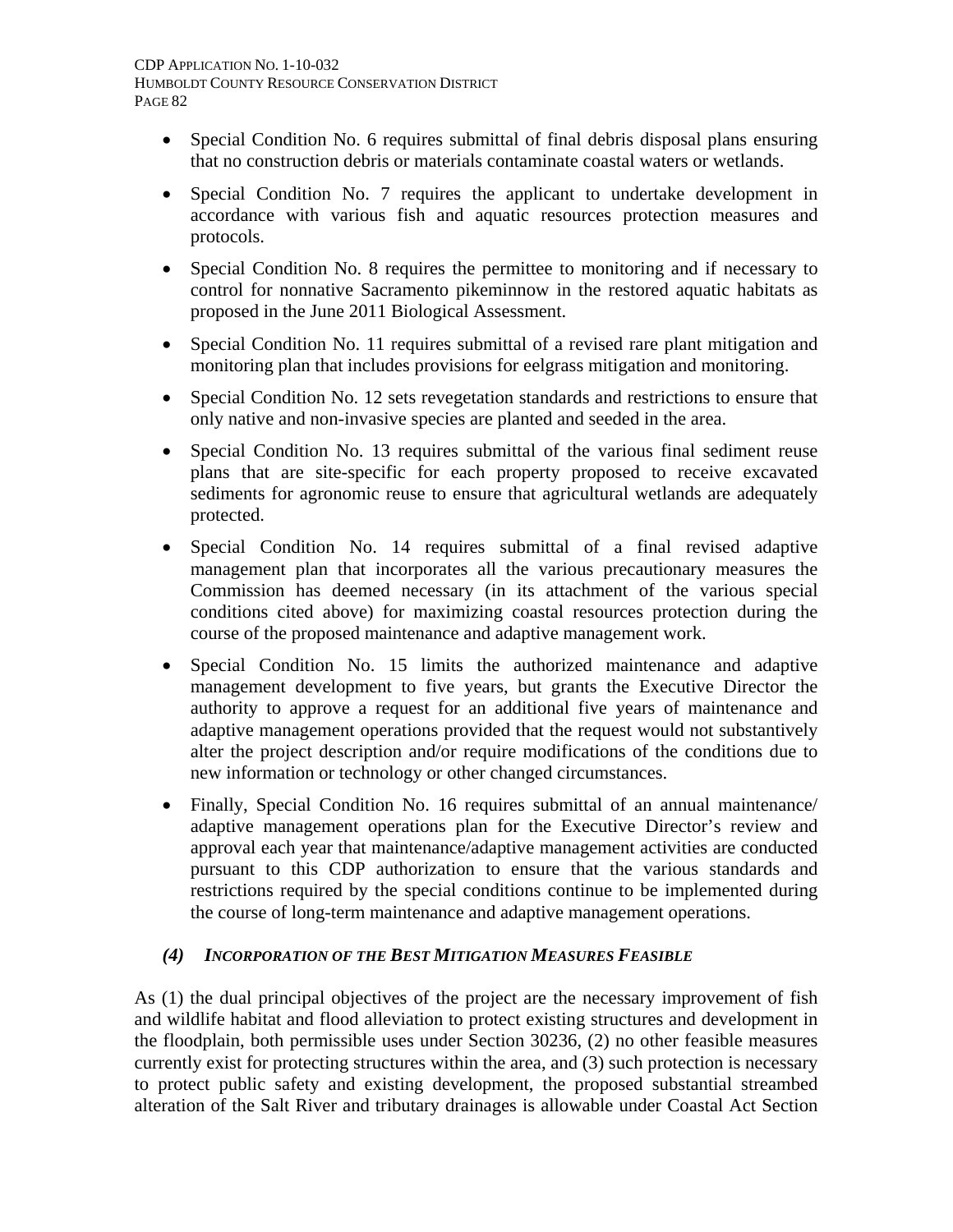- Special Condition No. 6 requires submittal of final debris disposal plans ensuring that no construction debris or materials contaminate coastal waters or wetlands.
- Special Condition No. 7 requires the applicant to undertake development in accordance with various fish and aquatic resources protection measures and protocols.
- Special Condition No. 8 requires the permittee to monitoring and if necessary to control for nonnative Sacramento pikeminnow in the restored aquatic habitats as proposed in the June 2011 Biological Assessment.
- Special Condition No. 11 requires submittal of a revised rare plant mitigation and monitoring plan that includes provisions for eelgrass mitigation and monitoring.
- Special Condition No. 12 sets revegetation standards and restrictions to ensure that only native and non-invasive species are planted and seeded in the area.
- Special Condition No. 13 requires submittal of the various final sediment reuse plans that are site-specific for each property proposed to receive excavated sediments for agronomic reuse to ensure that agricultural wetlands are adequately protected.
- Special Condition No. 14 requires submittal of a final revised adaptive management plan that incorporates all the various precautionary measures the Commission has deemed necessary (in its attachment of the various special conditions cited above) for maximizing coastal resources protection during the course of the proposed maintenance and adaptive management work.
- Special Condition No. 15 limits the authorized maintenance and adaptive management development to five years, but grants the Executive Director the authority to approve a request for an additional five years of maintenance and adaptive management operations provided that the request would not substantively alter the project description and/or require modifications of the conditions due to new information or technology or other changed circumstances.
- Finally, Special Condition No. 16 requires submittal of an annual maintenance/ adaptive management operations plan for the Executive Director's review and approval each year that maintenance/adaptive management activities are conducted pursuant to this CDP authorization to ensure that the various standards and restrictions required by the special conditions continue to be implemented during the course of long-term maintenance and adaptive management operations.

### *(4) Incorporation of the Best Mitigation Measures Feasible*

As (1) the dual principal objectives of the project are the necessary improvement of fish and wildlife habitat and flood alleviation to protect existing structures and development in the floodplain, both permissible uses under Section 30236, (2) no other feasible measures currently exist for protecting structures within the area, and (3) such protection is necessary to protect public safety and existing development, the proposed substantial streambed alteration of the Salt River and tributary drainages is allowable under Coastal Act Section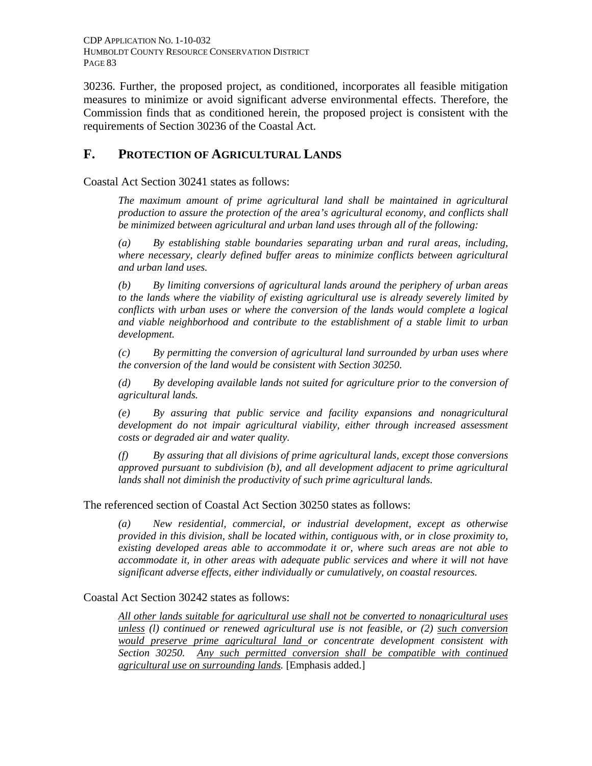30236. Further, the proposed project, as conditioned, incorporates all feasible mitigation measures to minimize or avoid significant adverse environmental effects. Therefore, the Commission finds that as conditioned herein, the proposed project is consistent with the requirements of Section 30236 of the Coastal Act.

## F. PROTECTION OF AGRICULTURAL LANDS

Coastal Act Section 30241 states as follows:

> *The maximum amount of prime agricultural land shall be maintained in agricultural production to assure the protection of the area's agricultural economy, and conflicts shall be minimized between agricultural and urban land uses through all of the following:*
>
> *(a) By establishing stable boundaries separating urban and rural areas, including, where necessary, clearly defined buffer areas to minimize conflicts between agricultural and urban land uses.*
>
> *(b) By limiting conversions of agricultural lands around the periphery of urban areas to the lands where the viability of existing agricultural use is already severely limited by conflicts with urban uses or where the conversion of the lands would complete a logical and viable neighborhood and contribute to the establishment of a stable limit to urban development.*
>
> *(c) By permitting the conversion of agricultural land surrounded by urban uses where the conversion of the land would be consistent with Section 30250.*
>
> *(d) By developing available lands not suited for agriculture prior to the conversion of agricultural lands.*
>
> *(e) By assuring that public service and facility expansions and nonagricultural development do not impair agricultural viability, either through increased assessment costs or degraded air and water quality.*
>
> *(f) By assuring that all divisions of prime agricultural lands, except those conversions approved pursuant to subdivision (b), and all development adjacent to prime agricultural lands shall not diminish the productivity of such prime agricultural lands.*

The referenced section of Coastal Act Section 30250 states as follows:

> *(a) New residential, commercial, or industrial development, except as otherwise provided in this division, shall be located within, contiguous with, or in close proximity to, existing developed areas able to accommodate it or, where such areas are not able to accommodate it, in other areas with adequate public services and where it will not have significant adverse effects, either individually or cumulatively, on coastal resources.*

Coastal Act Section 30242 states as follows:

> *<u>All other lands suitable for agricultural use shall not be converted to nonagricultural uses unless</u> (l) continued or renewed agricultural use is not feasible, or (2) <u>such conversion would preserve prime agricultural land</u> or concentrate development consistent with Section 30250. <u>Any such permitted conversion shall be compatible with continued agricultural use on surrounding lands.</u>* [Emphasis added.]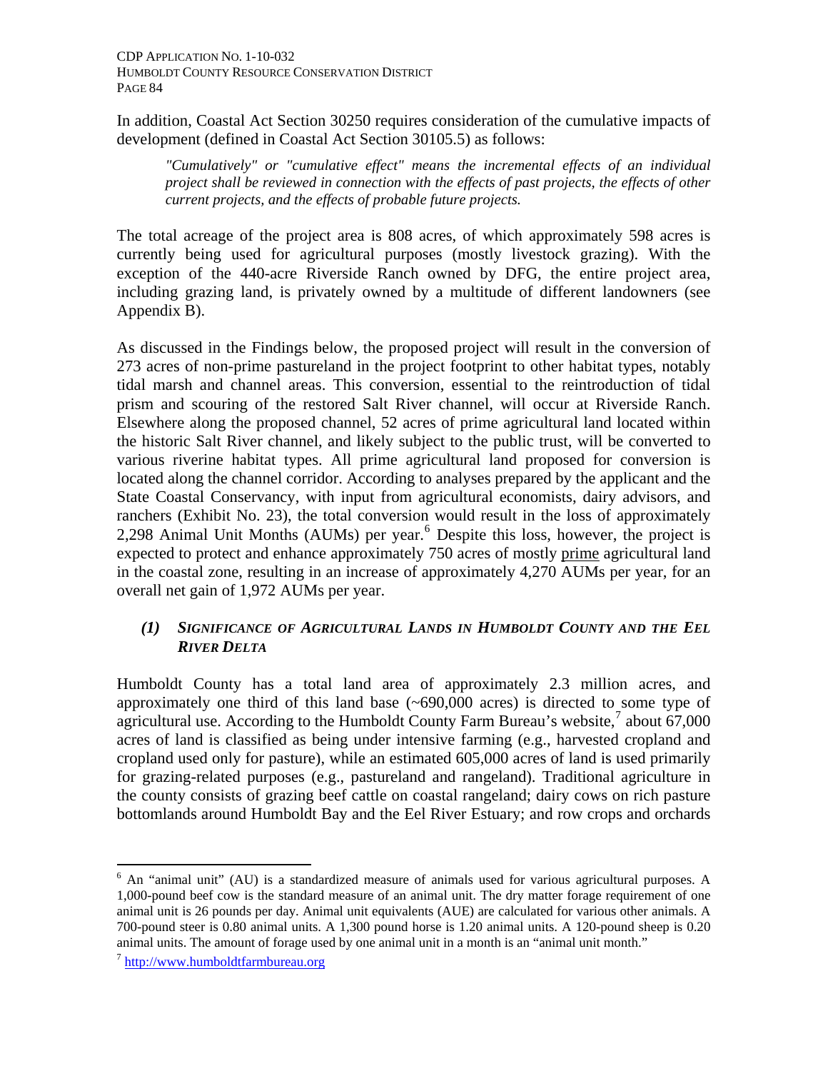In addition, Coastal Act Section 30250 requires consideration of the cumulative impacts of development (defined in Coastal Act Section 30105.5) as follows:

> *"Cumulatively" or "cumulative effect" means the incremental effects of an individual project shall be reviewed in connection with the effects of past projects, the effects of other current projects, and the effects of probable future projects.*

The total acreage of the project area is 808 acres, of which approximately 598 acres is currently being used for agricultural purposes (mostly livestock grazing). With the exception of the 440-acre Riverside Ranch owned by DFG, the entire project area, including grazing land, is privately owned by a multitude of different landowners (see Appendix B).

As discussed in the Findings below, the proposed project will result in the conversion of 273 acres of non-prime pastureland in the project footprint to other habitat types, notably tidal marsh and channel areas. This conversion, essential to the reintroduction of tidal prism and scouring of the restored Salt River channel, will occur at Riverside Ranch. Elsewhere along the proposed channel, 52 acres of prime agricultural land located within the historic Salt River channel, and likely subject to the public trust, will be converted to various riverine habitat types. All prime agricultural land proposed for conversion is located along the channel corridor. According to analyses prepared by the applicant and the State Coastal Conservancy, with input from agricultural economists, dairy advisors, and ranchers (Exhibit No. 23), the total conversion would result in the loss of approximately 2,298 Animal Unit Months (AUMs) per year.[6] Despite this loss, however, the project is expected to protect and enhance approximately 750 acres of mostly prime agricultural land in the coastal zone, resulting in an increase of approximately 4,270 AUMs per year, for an overall net gain of 1,972 AUMs per year.

### *(1) Significance of Agricultural Lands in Humboldt County and the Eel River Delta*

Humboldt County has a total land area of approximately 2.3 million acres, and approximately one third of this land base (~690,000 acres) is directed to some type of agricultural use. According to the Humboldt County Farm Bureau's website,[7] about 67,000 acres of land is classified as being under intensive farming (e.g., harvested cropland and cropland used only for pasture), while an estimated 605,000 acres of land is used primarily for grazing-related purposes (e.g., pastureland and rangeland). Traditional agriculture in the county consists of grazing beef cattle on coastal rangeland; dairy cows on rich pasture bottomlands around Humboldt Bay and the Eel River Estuary; and row crops and orchards

---

[6] An "animal unit" (AU) is a standardized measure of animals used for various agricultural purposes. A 1,000-pound beef cow is the standard measure of an animal unit. The dry matter forage requirement of one animal unit is 26 pounds per day. Animal unit equivalents (AUE) are calculated for various other animals. A 700-pound steer is 0.80 animal units. A 1,300 pound horse is 1.20 animal units. A 120-pound sheep is 0.20 animal units. The amount of forage used by one animal unit in a month is an "animal unit month."

[7] http://www.humboldtfarmbureau.org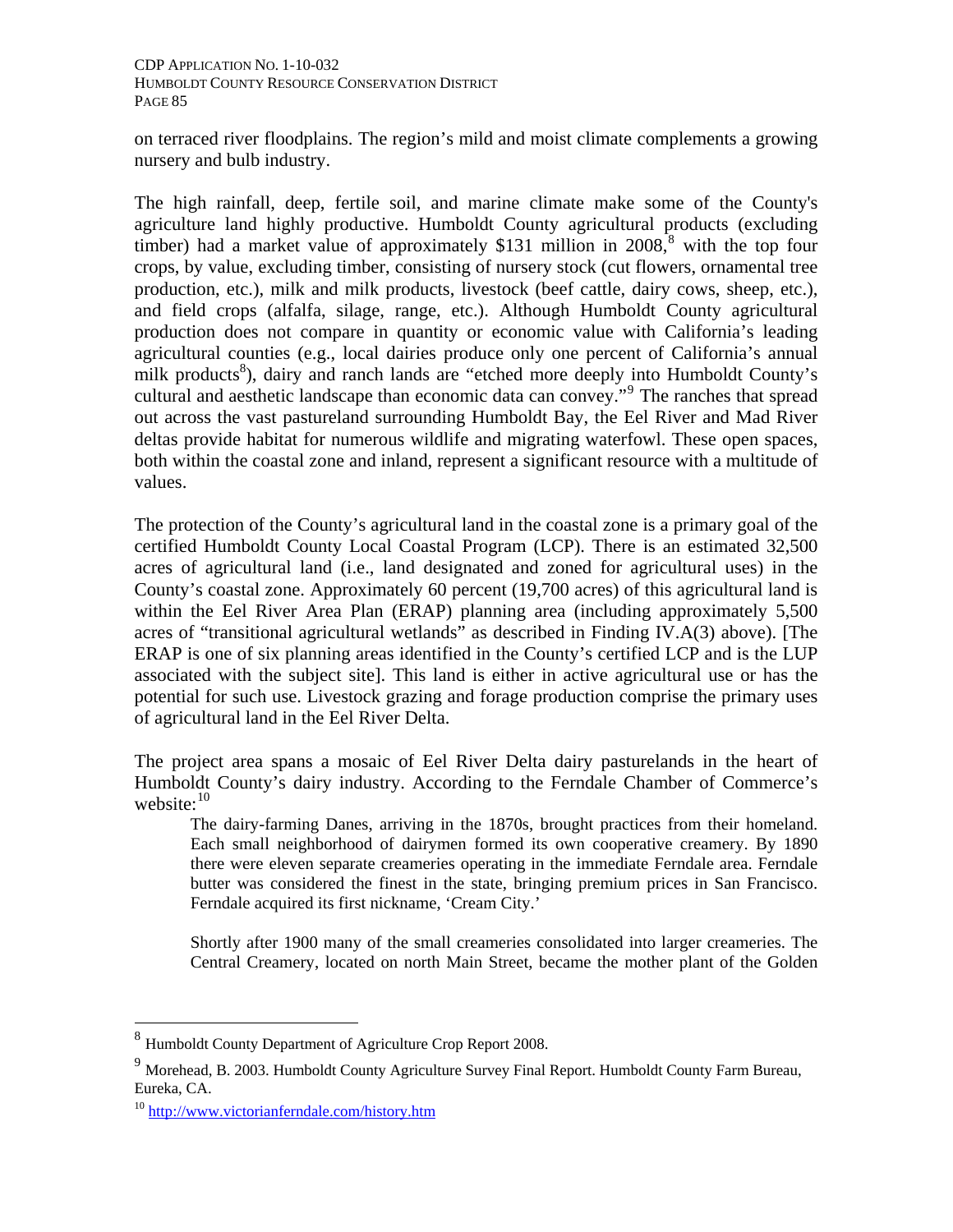on terraced river floodplains. The region's mild and moist climate complements a growing nursery and bulb industry.

The high rainfall, deep, fertile soil, and marine climate make some of the County's agriculture land highly productive. Humboldt County agricultural products (excluding timber) had a market value of approximately $131 million in 2008,[8] with the top four crops, by value, excluding timber, consisting of nursery stock (cut flowers, ornamental tree production, etc.), milk and milk products, livestock (beef cattle, dairy cows, sheep, etc.), and field crops (alfalfa, silage, range, etc.). Although Humboldt County agricultural production does not compare in quantity or economic value with California's leading agricultural counties (e.g., local dairies produce only one percent of California's annual milk products[8]), dairy and ranch lands are "etched more deeply into Humboldt County's cultural and aesthetic landscape than economic data can convey."[9] The ranches that spread out across the vast pastureland surrounding Humboldt Bay, the Eel River and Mad River deltas provide habitat for numerous wildlife and migrating waterfowl. These open spaces, both within the coastal zone and inland, represent a significant resource with a multitude of values.

The protection of the County's agricultural land in the coastal zone is a primary goal of the certified Humboldt County Local Coastal Program (LCP). There is an estimated 32,500 acres of agricultural land (i.e., land designated and zoned for agricultural uses) in the County's coastal zone. Approximately 60 percent (19,700 acres) of this agricultural land is within the Eel River Area Plan (ERAP) planning area (including approximately 5,500 acres of "transitional agricultural wetlands" as described in Finding IV.A(3) above). [The ERAP is one of six planning areas identified in the County's certified LCP and is the LUP associated with the subject site]. This land is either in active agricultural use or has the potential for such use. Livestock grazing and forage production comprise the primary uses of agricultural land in the Eel River Delta.

The project area spans a mosaic of Eel River Delta dairy pasturelands in the heart of Humboldt County's dairy industry. According to the Ferndale Chamber of Commerce's website:[10]

> The dairy-farming Danes, arriving in the 1870s, brought practices from their homeland. Each small neighborhood of dairymen formed its own cooperative creamery. By 1890 there were eleven separate creameries operating in the immediate Ferndale area. Ferndale butter was considered the finest in the state, bringing premium prices in San Francisco. Ferndale acquired its first nickname, 'Cream City.'
>
> Shortly after 1900 many of the small creameries consolidated into larger creameries. The Central Creamery, located on north Main Street, became the mother plant of the Golden

---

[8] Humboldt County Department of Agriculture Crop Report 2008.

[9] Morehead, B. 2003. Humboldt County Agriculture Survey Final Report. Humboldt County Farm Bureau, Eureka, CA.

[10] http://www.victorianferndale.com/history.htm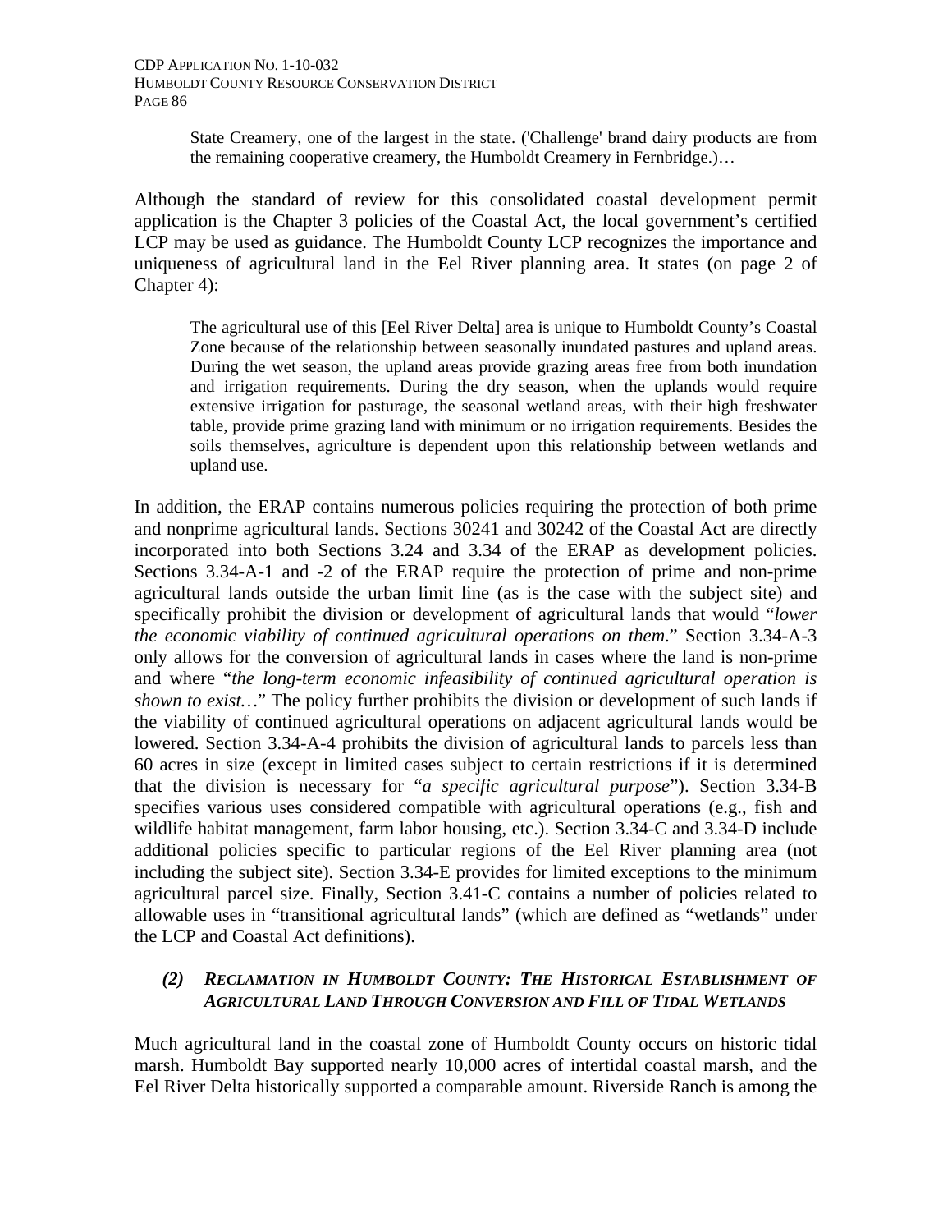> State Creamery, one of the largest in the state. ('Challenge' brand dairy products are from the remaining cooperative creamery, the Humboldt Creamery in Fernbridge.)…

Although the standard of review for this consolidated coastal development permit application is the Chapter 3 policies of the Coastal Act, the local government's certified LCP may be used as guidance. The Humboldt County LCP recognizes the importance and uniqueness of agricultural land in the Eel River planning area. It states (on page 2 of Chapter 4):

> The agricultural use of this [Eel River Delta] area is unique to Humboldt County's Coastal Zone because of the relationship between seasonally inundated pastures and upland areas. During the wet season, the upland areas provide grazing areas free from both inundation and irrigation requirements. During the dry season, when the uplands would require extensive irrigation for pasturage, the seasonal wetland areas, with their high freshwater table, provide prime grazing land with minimum or no irrigation requirements. Besides the soils themselves, agriculture is dependent upon this relationship between wetlands and upland use.

In addition, the ERAP contains numerous policies requiring the protection of both prime and nonprime agricultural lands. Sections 30241 and 30242 of the Coastal Act are directly incorporated into both Sections 3.24 and 3.34 of the ERAP as development policies. Sections 3.34-A-1 and -2 of the ERAP require the protection of prime and non-prime agricultural lands outside the urban limit line (as is the case with the subject site) and specifically prohibit the division or development of agricultural lands that would "*lower the economic viability of continued agricultural operations on them*." Section 3.34-A-3 only allows for the conversion of agricultural lands in cases where the land is non-prime and where "*the long-term economic infeasibility of continued agricultural operation is shown to exist…*" The policy further prohibits the division or development of such lands if the viability of continued agricultural operations on adjacent agricultural lands would be lowered. Section 3.34-A-4 prohibits the division of agricultural lands to parcels less than 60 acres in size (except in limited cases subject to certain restrictions if it is determined that the division is necessary for "*a specific agricultural purpose*"). Section 3.34-B specifies various uses considered compatible with agricultural operations (e.g., fish and wildlife habitat management, farm labor housing, etc.). Section 3.34-C and 3.34-D include additional policies specific to particular regions of the Eel River planning area (not including the subject site). Section 3.34-E provides for limited exceptions to the minimum agricultural parcel size. Finally, Section 3.41-C contains a number of policies related to allowable uses in "transitional agricultural lands" (which are defined as "wetlands" under the LCP and Coastal Act definitions).

### *(2) RECLAMATION IN HUMBOLDT COUNTY: THE HISTORICAL ESTABLISHMENT OF AGRICULTURAL LAND THROUGH CONVERSION AND FILL OF TIDAL WETLANDS*

Much agricultural land in the coastal zone of Humboldt County occurs on historic tidal marsh. Humboldt Bay supported nearly 10,000 acres of intertidal coastal marsh, and the Eel River Delta historically supported a comparable amount. Riverside Ranch is among the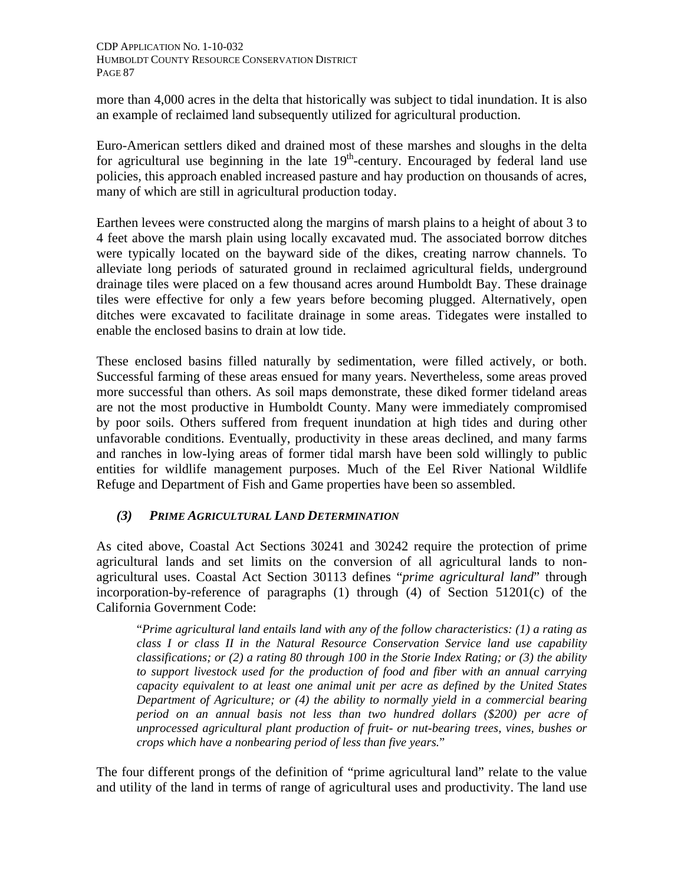more than 4,000 acres in the delta that historically was subject to tidal inundation. It is also an example of reclaimed land subsequently utilized for agricultural production.

Euro-American settlers diked and drained most of these marshes and sloughs in the delta for agricultural use beginning in the late 19th-century. Encouraged by federal land use policies, this approach enabled increased pasture and hay production on thousands of acres, many of which are still in agricultural production today.

Earthen levees were constructed along the margins of marsh plains to a height of about 3 to 4 feet above the marsh plain using locally excavated mud. The associated borrow ditches were typically located on the bayward side of the dikes, creating narrow channels. To alleviate long periods of saturated ground in reclaimed agricultural fields, underground drainage tiles were placed on a few thousand acres around Humboldt Bay. These drainage tiles were effective for only a few years before becoming plugged. Alternatively, open ditches were excavated to facilitate drainage in some areas. Tidegates were installed to enable the enclosed basins to drain at low tide.

These enclosed basins filled naturally by sedimentation, were filled actively, or both. Successful farming of these areas ensued for many years. Nevertheless, some areas proved more successful than others. As soil maps demonstrate, these diked former tideland areas are not the most productive in Humboldt County. Many were immediately compromised by poor soils. Others suffered from frequent inundation at high tides and during other unfavorable conditions. Eventually, productivity in these areas declined, and many farms and ranches in low-lying areas of former tidal marsh have been sold willingly to public entities for wildlife management purposes. Much of the Eel River National Wildlife Refuge and Department of Fish and Game properties have been so assembled.

### *(3) PRIME AGRICULTURAL LAND DETERMINATION*

As cited above, Coastal Act Sections 30241 and 30242 require the protection of prime agricultural lands and set limits on the conversion of all agricultural lands to non-agricultural uses. Coastal Act Section 30113 defines "*prime agricultural land*" through incorporation-by-reference of paragraphs (1) through (4) of Section 51201(c) of the California Government Code:

> "*Prime agricultural land entails land with any of the follow characteristics: (1) a rating as class I or class II in the Natural Resource Conservation Service land use capability classifications; or (2) a rating 80 through 100 in the Storie Index Rating; or (3) the ability to support livestock used for the production of food and fiber with an annual carrying capacity equivalent to at least one animal unit per acre as defined by the United States Department of Agriculture; or (4) the ability to normally yield in a commercial bearing period on an annual basis not less than two hundred dollars ($200) per acre of unprocessed agricultural plant production of fruit- or nut-bearing trees, vines, bushes or crops which have a nonbearing period of less than five years.*"

The four different prongs of the definition of "prime agricultural land" relate to the value and utility of the land in terms of range of agricultural uses and productivity. The land use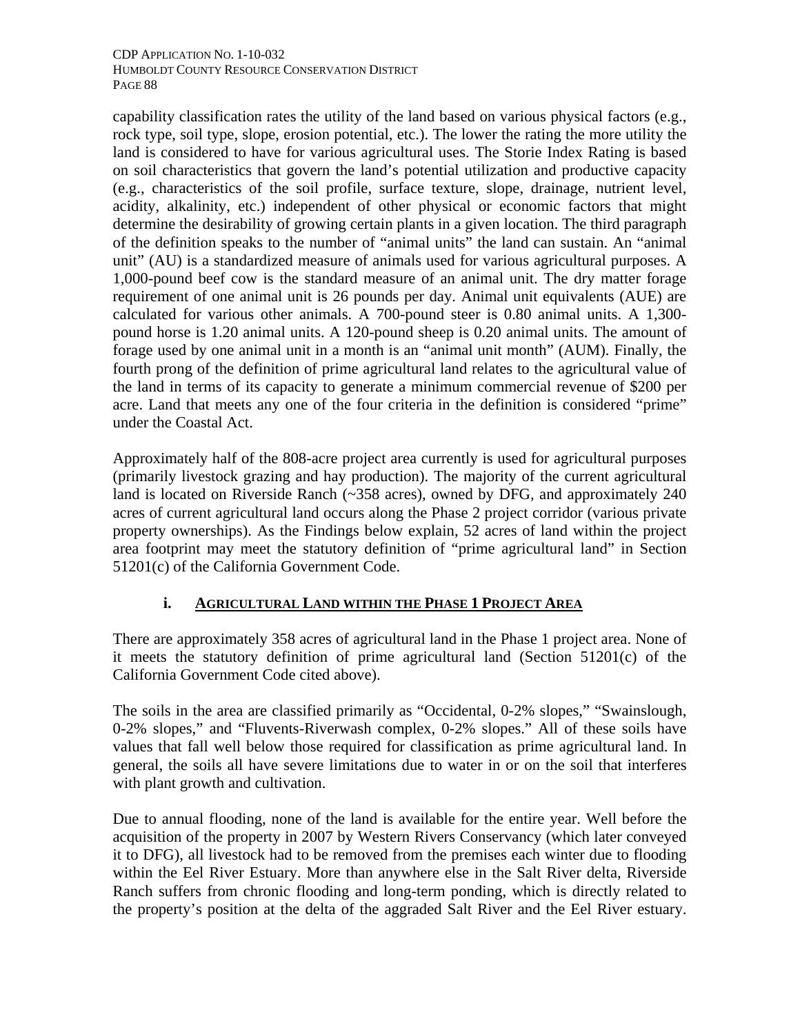capability classification rates the utility of the land based on various physical factors (e.g., rock type, soil type, slope, erosion potential, etc.). The lower the rating the more utility the land is considered to have for various agricultural uses. The Storie Index Rating is based on soil characteristics that govern the land's potential utilization and productive capacity (e.g., characteristics of the soil profile, surface texture, slope, drainage, nutrient level, acidity, alkalinity, etc.) independent of other physical or economic factors that might determine the desirability of growing certain plants in a given location. The third paragraph of the definition speaks to the number of "animal units" the land can sustain. An "animal unit" (AU) is a standardized measure of animals used for various agricultural purposes. A 1,000-pound beef cow is the standard measure of an animal unit. The dry matter forage requirement of one animal unit is 26 pounds per day. Animal unit equivalents (AUE) are calculated for various other animals. A 700-pound steer is 0.80 animal units. A 1,300-pound horse is 1.20 animal units. A 120-pound sheep is 0.20 animal units. The amount of forage used by one animal unit in a month is an "animal unit month" (AUM). Finally, the fourth prong of the definition of prime agricultural land relates to the agricultural value of the land in terms of its capacity to generate a minimum commercial revenue of $200 per acre. Land that meets any one of the four criteria in the definition is considered "prime" under the Coastal Act.

Approximately half of the 808-acre project area currently is used for agricultural purposes (primarily livestock grazing and hay production). The majority of the current agricultural land is located on Riverside Ranch (~358 acres), owned by DFG, and approximately 240 acres of current agricultural land occurs along the Phase 2 project corridor (various private property ownerships). As the Findings below explain, 52 acres of land within the project area footprint may meet the statutory definition of "prime agricultural land" in Section 51201(c) of the California Government Code.

### i. AGRICULTURAL LAND WITHIN THE PHASE 1 PROJECT AREA

There are approximately 358 acres of agricultural land in the Phase 1 project area. None of it meets the statutory definition of prime agricultural land (Section 51201(c) of the California Government Code cited above).

The soils in the area are classified primarily as "Occidental, 0-2% slopes," "Swainslough, 0-2% slopes," and "Fluvents-Riverwash complex, 0-2% slopes." All of these soils have values that fall well below those required for classification as prime agricultural land. In general, the soils all have severe limitations due to water in or on the soil that interferes with plant growth and cultivation.

Due to annual flooding, none of the land is available for the entire year. Well before the acquisition of the property in 2007 by Western Rivers Conservancy (which later conveyed it to DFG), all livestock had to be removed from the premises each winter due to flooding within the Eel River Estuary. More than anywhere else in the Salt River delta, Riverside Ranch suffers from chronic flooding and long-term ponding, which is directly related to the property's position at the delta of the aggraded Salt River and the Eel River estuary.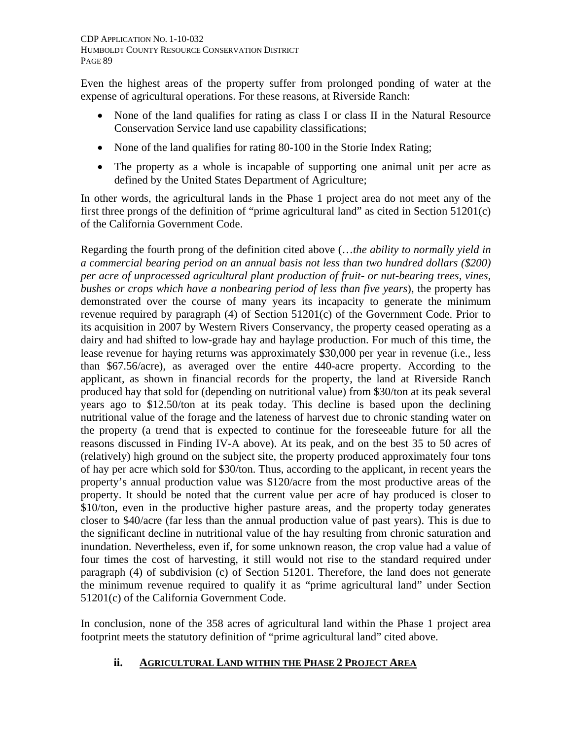Even the highest areas of the property suffer from prolonged ponding of water at the expense of agricultural operations. For these reasons, at Riverside Ranch:

- None of the land qualifies for rating as class I or class II in the Natural Resource Conservation Service land use capability classifications;
- None of the land qualifies for rating 80-100 in the Storie Index Rating;
- The property as a whole is incapable of supporting one animal unit per acre as defined by the United States Department of Agriculture;

In other words, the agricultural lands in the Phase 1 project area do not meet any of the first three prongs of the definition of "prime agricultural land" as cited in Section 51201(c) of the California Government Code.

Regarding the fourth prong of the definition cited above (…*the ability to normally yield in a commercial bearing period on an annual basis not less than two hundred dollars ($200) per acre of unprocessed agricultural plant production of fruit- or nut-bearing trees, vines, bushes or crops which have a nonbearing period of less than five years*), the property has demonstrated over the course of many years its incapacity to generate the minimum revenue required by paragraph (4) of Section 51201(c) of the Government Code. Prior to its acquisition in 2007 by Western Rivers Conservancy, the property ceased operating as a dairy and had shifted to low-grade hay and haylage production. For much of this time, the lease revenue for haying returns was approximately $30,000 per year in revenue (i.e., less than $67.56/acre), as averaged over the entire 440-acre property. According to the applicant, as shown in financial records for the property, the land at Riverside Ranch produced hay that sold for (depending on nutritional value) from $30/ton at its peak several years ago to $12.50/ton at its peak today. This decline is based upon the declining nutritional value of the forage and the lateness of harvest due to chronic standing water on the property (a trend that is expected to continue for the foreseeable future for all the reasons discussed in Finding IV-A above). At its peak, and on the best 35 to 50 acres of (relatively) high ground on the subject site, the property produced approximately four tons of hay per acre which sold for $30/ton. Thus, according to the applicant, in recent years the property's annual production value was $120/acre from the most productive areas of the property. It should be noted that the current value per acre of hay produced is closer to $10/ton, even in the productive higher pasture areas, and the property today generates closer to $40/acre (far less than the annual production value of past years). This is due to the significant decline in nutritional value of the hay resulting from chronic saturation and inundation. Nevertheless, even if, for some unknown reason, the crop value had a value of four times the cost of harvesting, it still would not rise to the standard required under paragraph (4) of subdivision (c) of Section 51201. Therefore, the land does not generate the minimum revenue required to qualify it as "prime agricultural land" under Section 51201(c) of the California Government Code.

In conclusion, none of the 358 acres of agricultural land within the Phase 1 project area footprint meets the statutory definition of "prime agricultural land" cited above.

### ii. <u>AGRICULTURAL LAND WITHIN THE PHASE 2 PROJECT AREA</u>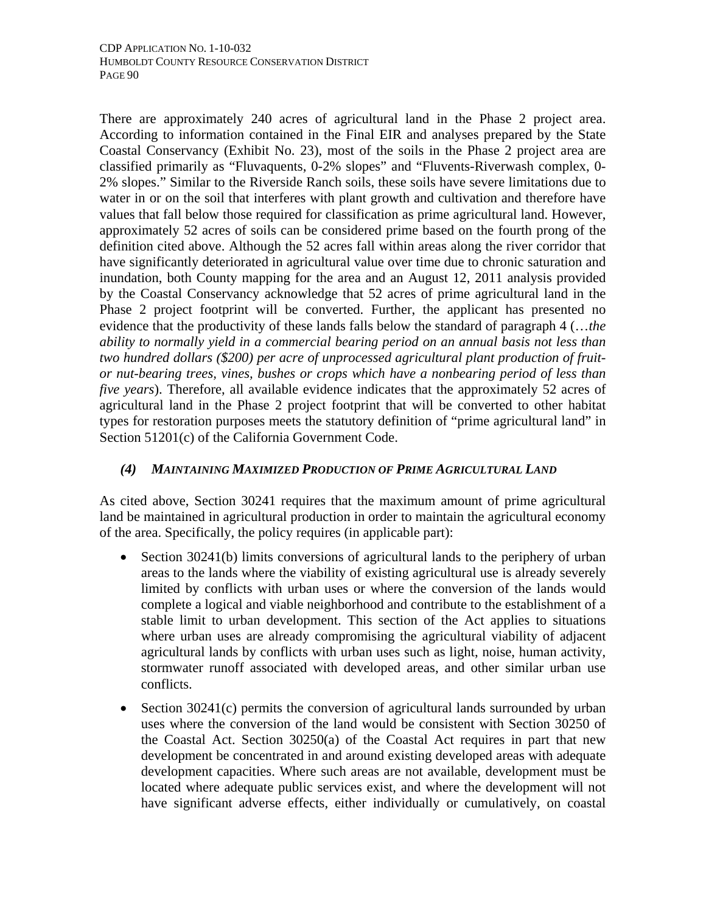There are approximately 240 acres of agricultural land in the Phase 2 project area. According to information contained in the Final EIR and analyses prepared by the State Coastal Conservancy (Exhibit No. 23), most of the soils in the Phase 2 project area are classified primarily as "Fluvaquents, 0-2% slopes" and "Fluvents-Riverwash complex, 0-2% slopes." Similar to the Riverside Ranch soils, these soils have severe limitations due to water in or on the soil that interferes with plant growth and cultivation and therefore have values that fall below those required for classification as prime agricultural land. However, approximately 52 acres of soils can be considered prime based on the fourth prong of the definition cited above. Although the 52 acres fall within areas along the river corridor that have significantly deteriorated in agricultural value over time due to chronic saturation and inundation, both County mapping for the area and an August 12, 2011 analysis provided by the Coastal Conservancy acknowledge that 52 acres of prime agricultural land in the Phase 2 project footprint will be converted. Further, the applicant has presented no evidence that the productivity of these lands falls below the standard of paragraph 4 (…*the ability to normally yield in a commercial bearing period on an annual basis not less than two hundred dollars ($200) per acre of unprocessed agricultural plant production of fruit- or nut-bearing trees, vines, bushes or crops which have a nonbearing period of less than five years*). Therefore, all available evidence indicates that the approximately 52 acres of agricultural land in the Phase 2 project footprint that will be converted to other habitat types for restoration purposes meets the statutory definition of "prime agricultural land" in Section 51201(c) of the California Government Code.

### *(4) MAINTAINING MAXIMIZED PRODUCTION OF PRIME AGRICULTURAL LAND*

As cited above, Section 30241 requires that the maximum amount of prime agricultural land be maintained in agricultural production in order to maintain the agricultural economy of the area. Specifically, the policy requires (in applicable part):

- Section 30241(b) limits conversions of agricultural lands to the periphery of urban areas to the lands where the viability of existing agricultural use is already severely limited by conflicts with urban uses or where the conversion of the lands would complete a logical and viable neighborhood and contribute to the establishment of a stable limit to urban development. This section of the Act applies to situations where urban uses are already compromising the agricultural viability of adjacent agricultural lands by conflicts with urban uses such as light, noise, human activity, stormwater runoff associated with developed areas, and other similar urban use conflicts.
- Section 30241(c) permits the conversion of agricultural lands surrounded by urban uses where the conversion of the land would be consistent with Section 30250 of the Coastal Act. Section 30250(a) of the Coastal Act requires in part that new development be concentrated in and around existing developed areas with adequate development capacities. Where such areas are not available, development must be located where adequate public services exist, and where the development will not have significant adverse effects, either individually or cumulatively, on coastal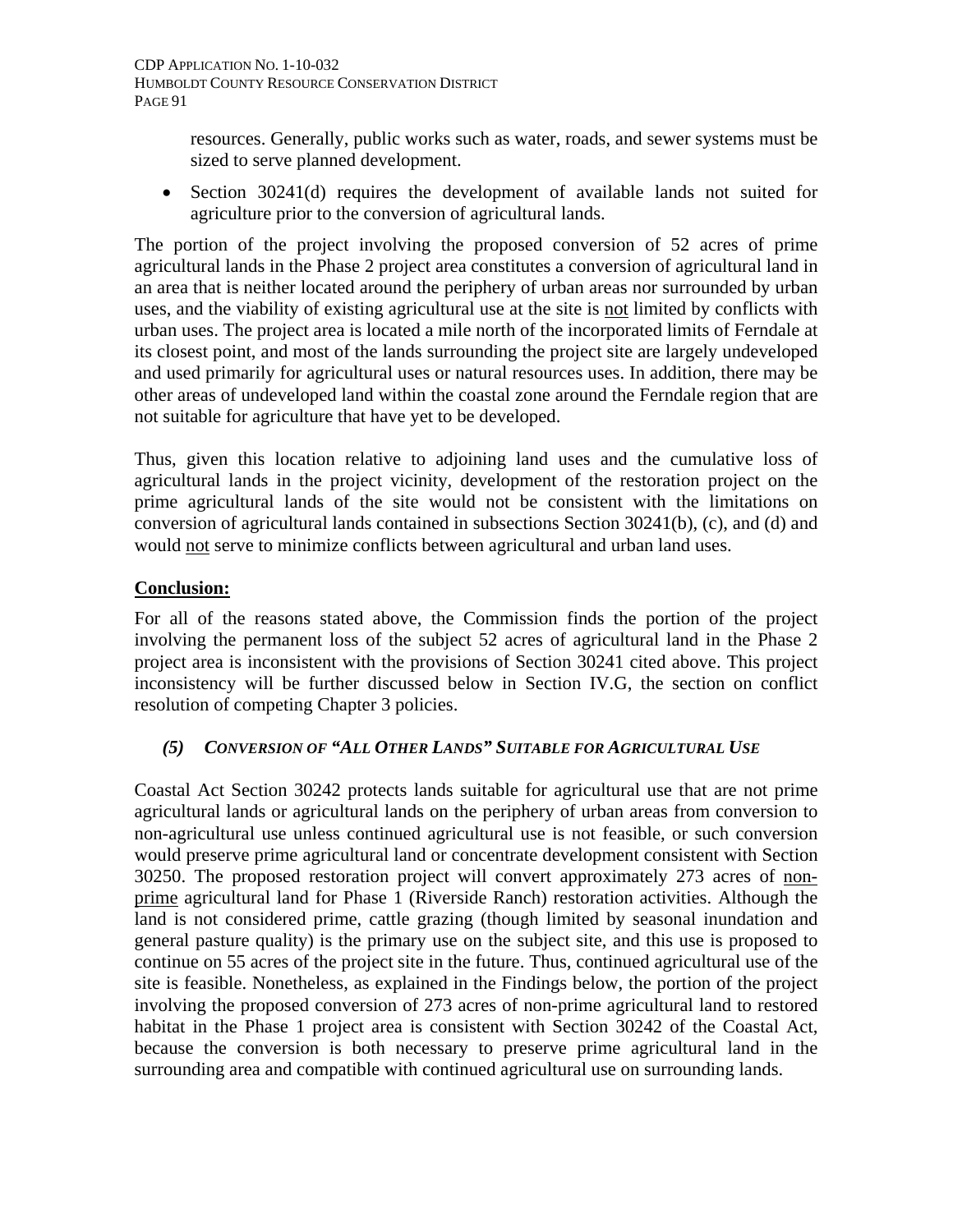resources. Generally, public works such as water, roads, and sewer systems must be sized to serve planned development.

- Section 30241(d) requires the development of available lands not suited for agriculture prior to the conversion of agricultural lands.

The portion of the project involving the proposed conversion of 52 acres of prime agricultural lands in the Phase 2 project area constitutes a conversion of agricultural land in an area that is neither located around the periphery of urban areas nor surrounded by urban uses, and the viability of existing agricultural use at the site is not limited by conflicts with urban uses. The project area is located a mile north of the incorporated limits of Ferndale at its closest point, and most of the lands surrounding the project site are largely undeveloped and used primarily for agricultural uses or natural resources uses. In addition, there may be other areas of undeveloped land within the coastal zone around the Ferndale region that are not suitable for agriculture that have yet to be developed.

Thus, given this location relative to adjoining land uses and the cumulative loss of agricultural lands in the project vicinity, development of the restoration project on the prime agricultural lands of the site would not be consistent with the limitations on conversion of agricultural lands contained in subsections Section 30241(b), (c), and (d) and would not serve to minimize conflicts between agricultural and urban land uses.

**Conclusion:**

For all of the reasons stated above, the Commission finds the portion of the project involving the permanent loss of the subject 52 acres of agricultural land in the Phase 2 project area is inconsistent with the provisions of Section 30241 cited above. This project inconsistency will be further discussed below in Section IV.G, the section on conflict resolution of competing Chapter 3 policies.

### *(5) Conversion of "All Other Lands" Suitable for Agricultural Use*

Coastal Act Section 30242 protects lands suitable for agricultural use that are not prime agricultural lands or agricultural lands on the periphery of urban areas from conversion to non-agricultural use unless continued agricultural use is not feasible, or such conversion would preserve prime agricultural land or concentrate development consistent with Section 30250. The proposed restoration project will convert approximately 273 acres of non-prime agricultural land for Phase 1 (Riverside Ranch) restoration activities. Although the land is not considered prime, cattle grazing (though limited by seasonal inundation and general pasture quality) is the primary use on the subject site, and this use is proposed to continue on 55 acres of the project site in the future. Thus, continued agricultural use of the site is feasible. Nonetheless, as explained in the Findings below, the portion of the project involving the proposed conversion of 273 acres of non-prime agricultural land to restored habitat in the Phase 1 project area is consistent with Section 30242 of the Coastal Act, because the conversion is both necessary to preserve prime agricultural land in the surrounding area and compatible with continued agricultural use on surrounding lands.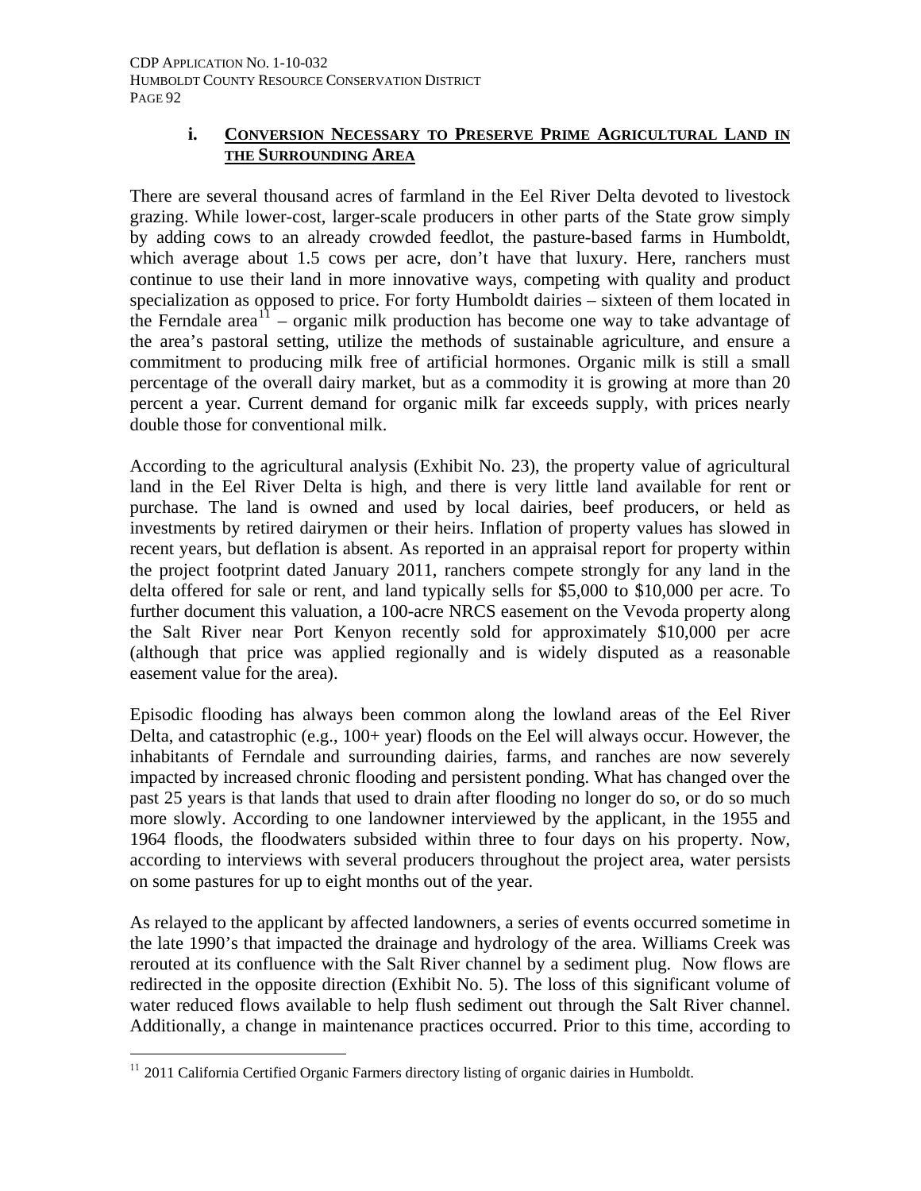### i. CONVERSION NECESSARY TO PRESERVE PRIME AGRICULTURAL LAND IN THE SURROUNDING AREA

There are several thousand acres of farmland in the Eel River Delta devoted to livestock grazing. While lower-cost, larger-scale producers in other parts of the State grow simply by adding cows to an already crowded feedlot, the pasture-based farms in Humboldt, which average about 1.5 cows per acre, don't have that luxury. Here, ranchers must continue to use their land in more innovative ways, competing with quality and product specialization as opposed to price. For forty Humboldt dairies – sixteen of them located in the Ferndale area[11] – organic milk production has become one way to take advantage of the area's pastoral setting, utilize the methods of sustainable agriculture, and ensure a commitment to producing milk free of artificial hormones. Organic milk is still a small percentage of the overall dairy market, but as a commodity it is growing at more than 20 percent a year. Current demand for organic milk far exceeds supply, with prices nearly double those for conventional milk.

According to the agricultural analysis (Exhibit No. 23), the property value of agricultural land in the Eel River Delta is high, and there is very little land available for rent or purchase. The land is owned and used by local dairies, beef producers, or held as investments by retired dairymen or their heirs. Inflation of property values has slowed in recent years, but deflation is absent. As reported in an appraisal report for property within the project footprint dated January 2011, ranchers compete strongly for any land in the delta offered for sale or rent, and land typically sells for $5,000 to $10,000 per acre. To further document this valuation, a 100-acre NRCS easement on the Vevoda property along the Salt River near Port Kenyon recently sold for approximately $10,000 per acre (although that price was applied regionally and is widely disputed as a reasonable easement value for the area).

Episodic flooding has always been common along the lowland areas of the Eel River Delta, and catastrophic (e.g., 100+ year) floods on the Eel will always occur. However, the inhabitants of Ferndale and surrounding dairies, farms, and ranches are now severely impacted by increased chronic flooding and persistent ponding. What has changed over the past 25 years is that lands that used to drain after flooding no longer do so, or do so much more slowly. According to one landowner interviewed by the applicant, in the 1955 and 1964 floods, the floodwaters subsided within three to four days on his property. Now, according to interviews with several producers throughout the project area, water persists on some pastures for up to eight months out of the year.

As relayed to the applicant by affected landowners, a series of events occurred sometime in the late 1990's that impacted the drainage and hydrology of the area. Williams Creek was rerouted at its confluence with the Salt River channel by a sediment plug. Now flows are redirected in the opposite direction (Exhibit No. 5). The loss of this significant volume of water reduced flows available to help flush sediment out through the Salt River channel. Additionally, a change in maintenance practices occurred. Prior to this time, according to

[11] 2011 California Certified Organic Farmers directory listing of organic dairies in Humboldt.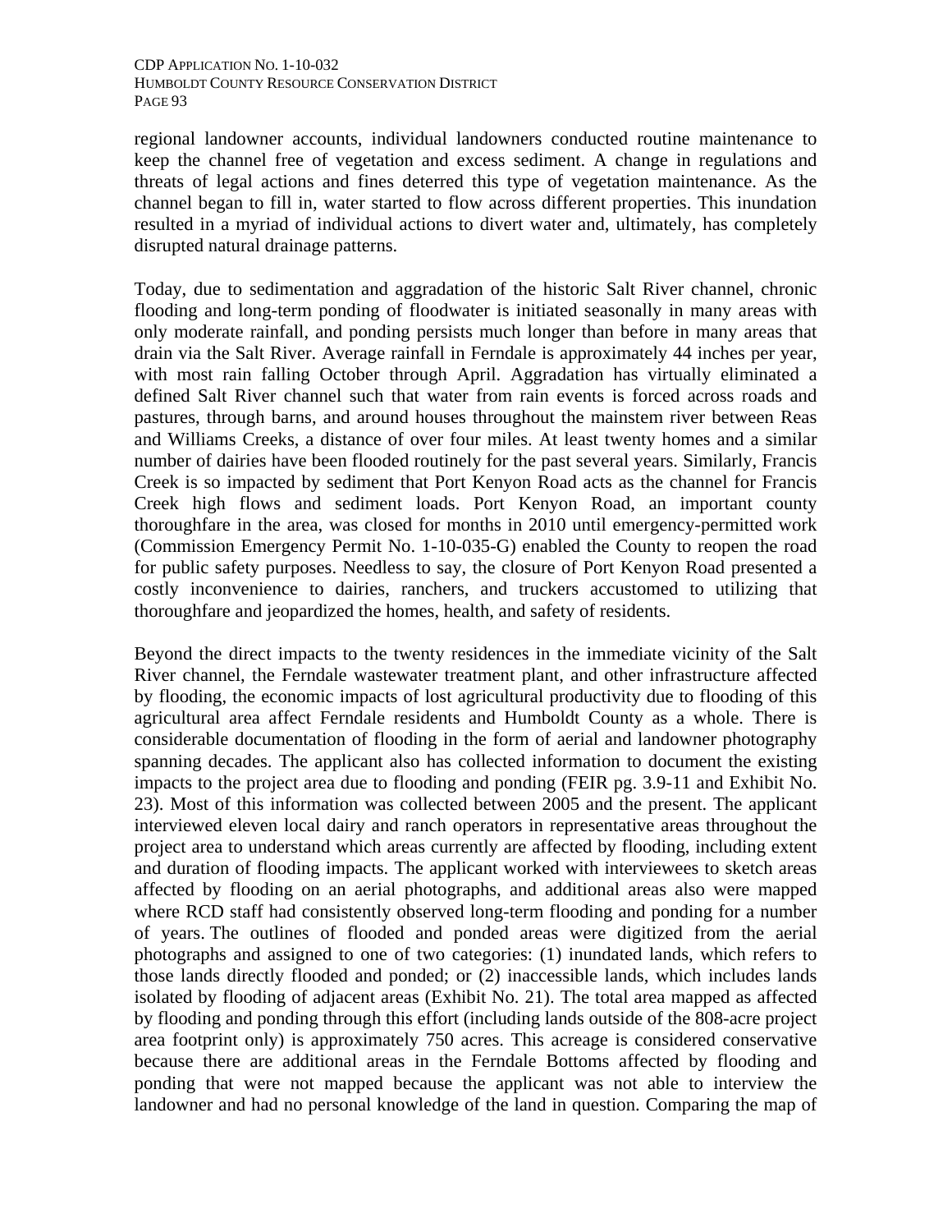regional landowner accounts, individual landowners conducted routine maintenance to keep the channel free of vegetation and excess sediment. A change in regulations and threats of legal actions and fines deterred this type of vegetation maintenance. As the channel began to fill in, water started to flow across different properties. This inundation resulted in a myriad of individual actions to divert water and, ultimately, has completely disrupted natural drainage patterns.

Today, due to sedimentation and aggradation of the historic Salt River channel, chronic flooding and long-term ponding of floodwater is initiated seasonally in many areas with only moderate rainfall, and ponding persists much longer than before in many areas that drain via the Salt River. Average rainfall in Ferndale is approximately 44 inches per year, with most rain falling October through April. Aggradation has virtually eliminated a defined Salt River channel such that water from rain events is forced across roads and pastures, through barns, and around houses throughout the mainstem river between Reas and Williams Creeks, a distance of over four miles. At least twenty homes and a similar number of dairies have been flooded routinely for the past several years. Similarly, Francis Creek is so impacted by sediment that Port Kenyon Road acts as the channel for Francis Creek high flows and sediment loads. Port Kenyon Road, an important county thoroughfare in the area, was closed for months in 2010 until emergency-permitted work (Commission Emergency Permit No. 1-10-035-G) enabled the County to reopen the road for public safety purposes. Needless to say, the closure of Port Kenyon Road presented a costly inconvenience to dairies, ranchers, and truckers accustomed to utilizing that thoroughfare and jeopardized the homes, health, and safety of residents.

Beyond the direct impacts to the twenty residences in the immediate vicinity of the Salt River channel, the Ferndale wastewater treatment plant, and other infrastructure affected by flooding, the economic impacts of lost agricultural productivity due to flooding of this agricultural area affect Ferndale residents and Humboldt County as a whole. There is considerable documentation of flooding in the form of aerial and landowner photography spanning decades. The applicant also has collected information to document the existing impacts to the project area due to flooding and ponding (FEIR pg. 3.9-11 and Exhibit No. 23). Most of this information was collected between 2005 and the present. The applicant interviewed eleven local dairy and ranch operators in representative areas throughout the project area to understand which areas currently are affected by flooding, including extent and duration of flooding impacts. The applicant worked with interviewees to sketch areas affected by flooding on an aerial photographs, and additional areas also were mapped where RCD staff had consistently observed long-term flooding and ponding for a number of years. The outlines of flooded and ponded areas were digitized from the aerial photographs and assigned to one of two categories: (1) inundated lands, which refers to those lands directly flooded and ponded; or (2) inaccessible lands, which includes lands isolated by flooding of adjacent areas (Exhibit No. 21). The total area mapped as affected by flooding and ponding through this effort (including lands outside of the 808-acre project area footprint only) is approximately 750 acres. This acreage is considered conservative because there are additional areas in the Ferndale Bottoms affected by flooding and ponding that were not mapped because the applicant was not able to interview the landowner and had no personal knowledge of the land in question. Comparing the map of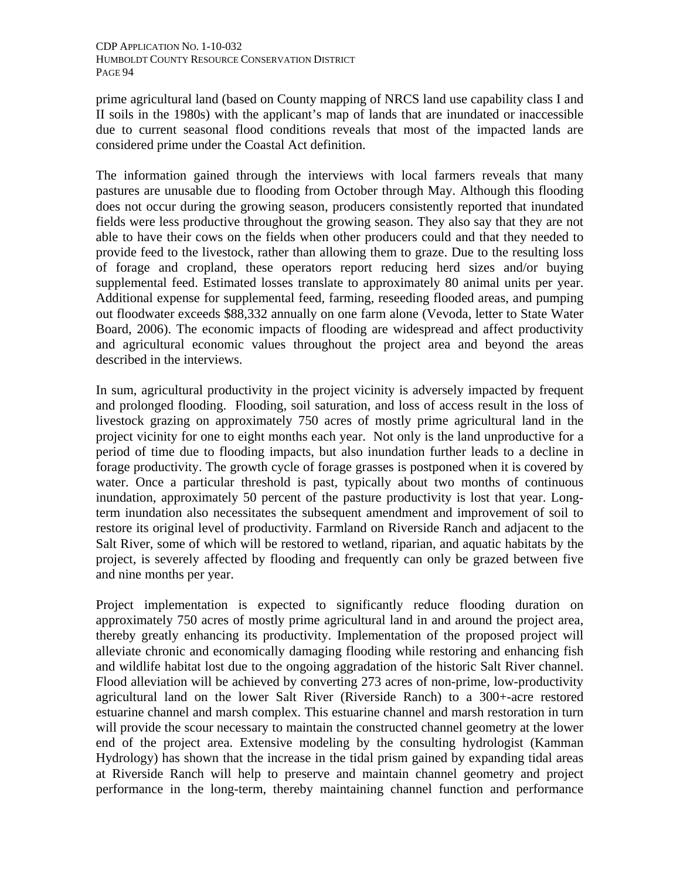prime agricultural land (based on County mapping of NRCS land use capability class I and II soils in the 1980s) with the applicant's map of lands that are inundated or inaccessible due to current seasonal flood conditions reveals that most of the impacted lands are considered prime under the Coastal Act definition.

The information gained through the interviews with local farmers reveals that many pastures are unusable due to flooding from October through May. Although this flooding does not occur during the growing season, producers consistently reported that inundated fields were less productive throughout the growing season. They also say that they are not able to have their cows on the fields when other producers could and that they needed to provide feed to the livestock, rather than allowing them to graze. Due to the resulting loss of forage and cropland, these operators report reducing herd sizes and/or buying supplemental feed. Estimated losses translate to approximately 80 animal units per year. Additional expense for supplemental feed, farming, reseeding flooded areas, and pumping out floodwater exceeds $88,332 annually on one farm alone (Vevoda, letter to State Water Board, 2006). The economic impacts of flooding are widespread and affect productivity and agricultural economic values throughout the project area and beyond the areas described in the interviews.

In sum, agricultural productivity in the project vicinity is adversely impacted by frequent and prolonged flooding. Flooding, soil saturation, and loss of access result in the loss of livestock grazing on approximately 750 acres of mostly prime agricultural land in the project vicinity for one to eight months each year. Not only is the land unproductive for a period of time due to flooding impacts, but also inundation further leads to a decline in forage productivity. The growth cycle of forage grasses is postponed when it is covered by water. Once a particular threshold is past, typically about two months of continuous inundation, approximately 50 percent of the pasture productivity is lost that year. Long-term inundation also necessitates the subsequent amendment and improvement of soil to restore its original level of productivity. Farmland on Riverside Ranch and adjacent to the Salt River, some of which will be restored to wetland, riparian, and aquatic habitats by the project, is severely affected by flooding and frequently can only be grazed between five and nine months per year.

Project implementation is expected to significantly reduce flooding duration on approximately 750 acres of mostly prime agricultural land in and around the project area, thereby greatly enhancing its productivity. Implementation of the proposed project will alleviate chronic and economically damaging flooding while restoring and enhancing fish and wildlife habitat lost due to the ongoing aggradation of the historic Salt River channel. Flood alleviation will be achieved by converting 273 acres of non-prime, low-productivity agricultural land on the lower Salt River (Riverside Ranch) to a 300+-acre restored estuarine channel and marsh complex. This estuarine channel and marsh restoration in turn will provide the scour necessary to maintain the constructed channel geometry at the lower end of the project area. Extensive modeling by the consulting hydrologist (Kamman Hydrology) has shown that the increase in the tidal prism gained by expanding tidal areas at Riverside Ranch will help to preserve and maintain channel geometry and project performance in the long-term, thereby maintaining channel function and performance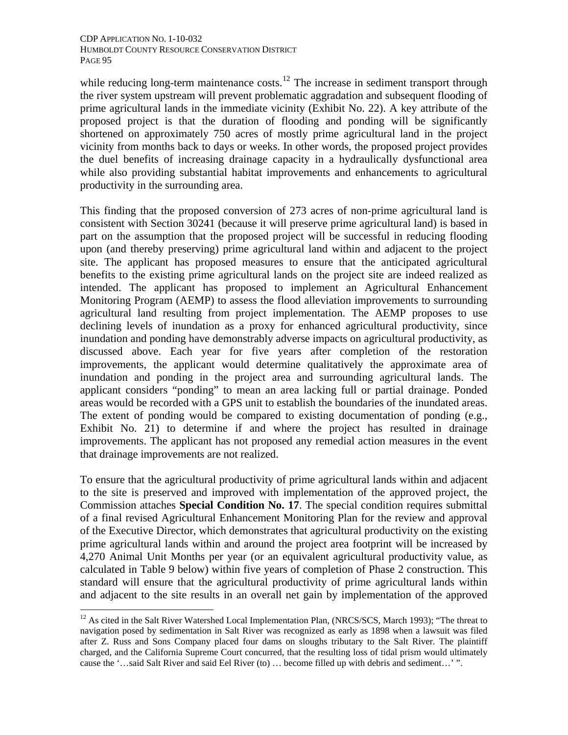while reducing long-term maintenance costs.[12] The increase in sediment transport through the river system upstream will prevent problematic aggradation and subsequent flooding of prime agricultural lands in the immediate vicinity (Exhibit No. 22). A key attribute of the proposed project is that the duration of flooding and ponding will be significantly shortened on approximately 750 acres of mostly prime agricultural land in the project vicinity from months back to days or weeks. In other words, the proposed project provides the duel benefits of increasing drainage capacity in a hydraulically dysfunctional area while also providing substantial habitat improvements and enhancements to agricultural productivity in the surrounding area.

This finding that the proposed conversion of 273 acres of non-prime agricultural land is consistent with Section 30241 (because it will preserve prime agricultural land) is based in part on the assumption that the proposed project will be successful in reducing flooding upon (and thereby preserving) prime agricultural land within and adjacent to the project site. The applicant has proposed measures to ensure that the anticipated agricultural benefits to the existing prime agricultural lands on the project site are indeed realized as intended. The applicant has proposed to implement an Agricultural Enhancement Monitoring Program (AEMP) to assess the flood alleviation improvements to surrounding agricultural land resulting from project implementation. The AEMP proposes to use declining levels of inundation as a proxy for enhanced agricultural productivity, since inundation and ponding have demonstrably adverse impacts on agricultural productivity, as discussed above. Each year for five years after completion of the restoration improvements, the applicant would determine qualitatively the approximate area of inundation and ponding in the project area and surrounding agricultural lands. The applicant considers "ponding" to mean an area lacking full or partial drainage. Ponded areas would be recorded with a GPS unit to establish the boundaries of the inundated areas. The extent of ponding would be compared to existing documentation of ponding (e.g., Exhibit No. 21) to determine if and where the project has resulted in drainage improvements. The applicant has not proposed any remedial action measures in the event that drainage improvements are not realized.

To ensure that the agricultural productivity of prime agricultural lands within and adjacent to the site is preserved and improved with implementation of the approved project, the Commission attaches **Special Condition No. 17**. The special condition requires submittal of a final revised Agricultural Enhancement Monitoring Plan for the review and approval of the Executive Director, which demonstrates that agricultural productivity on the existing prime agricultural lands within and around the project area footprint will be increased by 4,270 Animal Unit Months per year (or an equivalent agricultural productivity value, as calculated in Table 9 below) within five years of completion of Phase 2 construction. This standard will ensure that the agricultural productivity of prime agricultural lands within and adjacent to the site results in an overall net gain by implementation of the approved

---

[12] As cited in the Salt River Watershed Local Implementation Plan, (NRCS/SCS, March 1993); "The threat to navigation posed by sedimentation in Salt River was recognized as early as 1898 when a lawsuit was filed after Z. Russ and Sons Company placed four dams on sloughs tributary to the Salt River. The plaintiff charged, and the California Supreme Court concurred, that the resulting loss of tidal prism would ultimately cause the '…said Salt River and said Eel River (to) … become filled up with debris and sediment…' ".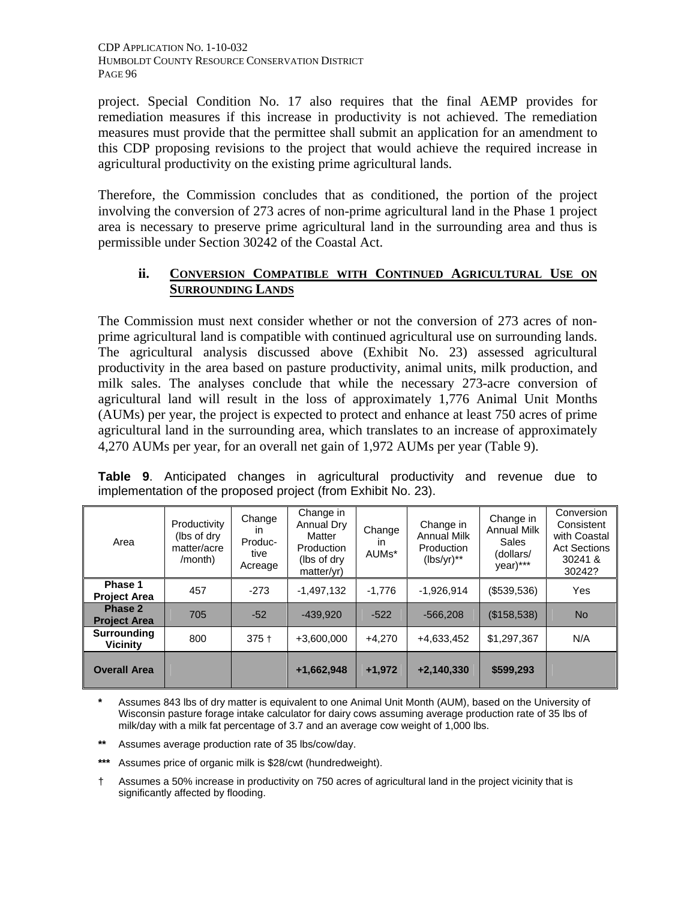project. Special Condition No. 17 also requires that the final AEMP provides for remediation measures if this increase in productivity is not achieved. The remediation measures must provide that the permittee shall submit an application for an amendment to this CDP proposing revisions to the project that would achieve the required increase in agricultural productivity on the existing prime agricultural lands.

Therefore, the Commission concludes that as conditioned, the portion of the project involving the conversion of 273 acres of non-prime agricultural land in the Phase 1 project area is necessary to preserve prime agricultural land in the surrounding area and thus is permissible under Section 30242 of the Coastal Act.

### ii. CONVERSION COMPATIBLE WITH CONTINUED AGRICULTURAL USE ON SURROUNDING LANDS

The Commission must next consider whether or not the conversion of 273 acres of non-prime agricultural land is compatible with continued agricultural use on surrounding lands. The agricultural analysis discussed above (Exhibit No. 23) assessed agricultural productivity in the area based on pasture productivity, animal units, milk production, and milk sales. The analyses conclude that while the necessary 273-acre conversion of agricultural land will result in the loss of approximately 1,776 Animal Unit Months (AUMs) per year, the project is expected to protect and enhance at least 750 acres of prime agricultural land in the surrounding area, which translates to an increase of approximately 4,270 AUMs per year, for an overall net gain of 1,972 AUMs per year (Table 9).

**Table 9**. Anticipated changes in agricultural productivity and revenue due to implementation of the proposed project (from Exhibit No. 23).

| Area | Productivity (lbs of dry matter/acre /month) | Change in Productive Acreage | Change in Annual Dry Matter Production (lbs of dry matter/yr) | Change in AUMs* | Change in Annual Milk Production (lbs/yr)** | Change in Annual Milk Sales (dollars/ year)*** | Conversion Consistent with Coastal Act Sections 30241 & 30242? |
|---|---|---|---|---|---|---|---|
| **Phase 1 Project Area** | 457 | -273 | -1,497,132 | -1,776 | -1,926,914 | ($539,536) | Yes |
| **Phase 2 Project Area** | 705 | -52 | -439,920 | -522 | -566,208 | ($158,538) | No |
| **Surrounding Vicinity** | 800 | 375 † | +3,600,000 | +4,270 | +4,633,452 | $1,297,367 | N/A |
| **Overall Area** | | | **+1,662,948** | **+1,972** | **+2,140,330** | **$599,293** | |

**\*** Assumes 843 lbs of dry matter is equivalent to one Animal Unit Month (AUM), based on the University of Wisconsin pasture forage intake calculator for dairy cows assuming average production rate of 35 lbs of milk/day with a milk fat percentage of 3.7 and an average cow weight of 1,000 lbs.

**\*\*** Assumes average production rate of 35 lbs/cow/day.

**\*\*\*** Assumes price of organic milk is $28/cwt (hundredweight).

† Assumes a 50% increase in productivity on 750 acres of agricultural land in the project vicinity that is significantly affected by flooding.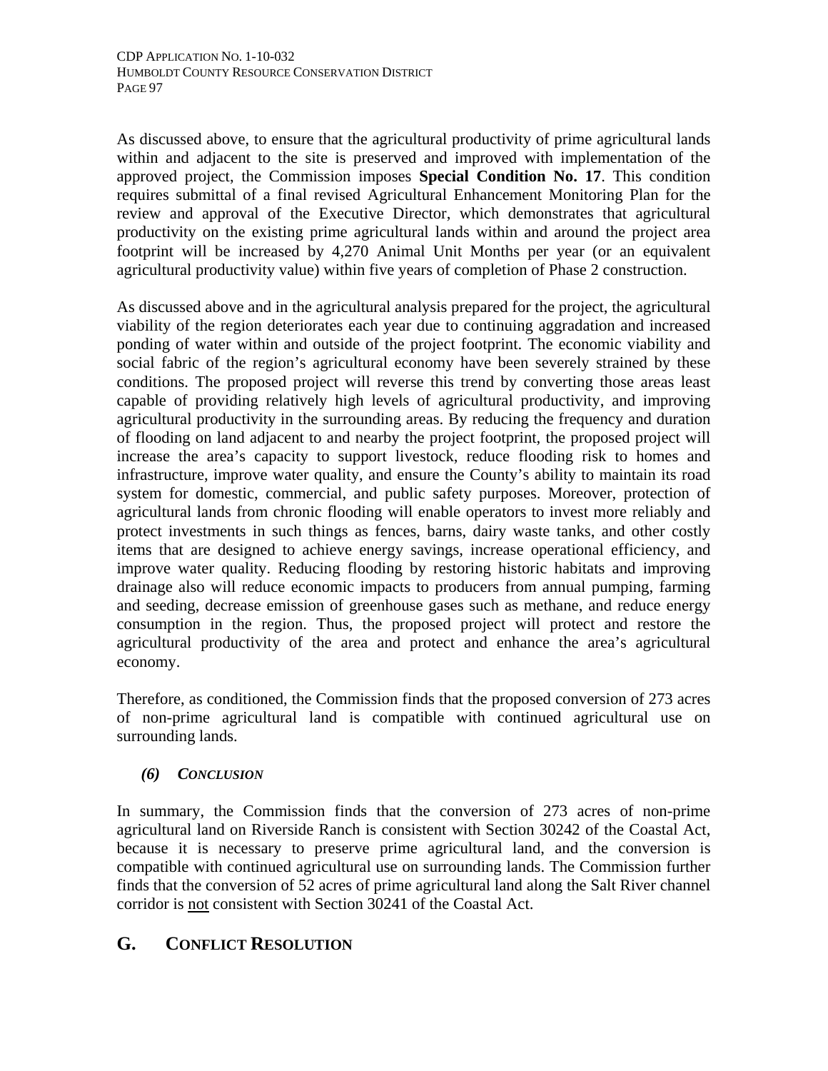As discussed above, to ensure that the agricultural productivity of prime agricultural lands within and adjacent to the site is preserved and improved with implementation of the approved project, the Commission imposes **Special Condition No. 17**. This condition requires submittal of a final revised Agricultural Enhancement Monitoring Plan for the review and approval of the Executive Director, which demonstrates that agricultural productivity on the existing prime agricultural lands within and around the project area footprint will be increased by 4,270 Animal Unit Months per year (or an equivalent agricultural productivity value) within five years of completion of Phase 2 construction.

As discussed above and in the agricultural analysis prepared for the project, the agricultural viability of the region deteriorates each year due to continuing aggradation and increased ponding of water within and outside of the project footprint. The economic viability and social fabric of the region's agricultural economy have been severely strained by these conditions. The proposed project will reverse this trend by converting those areas least capable of providing relatively high levels of agricultural productivity, and improving agricultural productivity in the surrounding areas. By reducing the frequency and duration of flooding on land adjacent to and nearby the project footprint, the proposed project will increase the area's capacity to support livestock, reduce flooding risk to homes and infrastructure, improve water quality, and ensure the County's ability to maintain its road system for domestic, commercial, and public safety purposes. Moreover, protection of agricultural lands from chronic flooding will enable operators to invest more reliably and protect investments in such things as fences, barns, dairy waste tanks, and other costly items that are designed to achieve energy savings, increase operational efficiency, and improve water quality. Reducing flooding by restoring historic habitats and improving drainage also will reduce economic impacts to producers from annual pumping, farming and seeding, decrease emission of greenhouse gases such as methane, and reduce energy consumption in the region. Thus, the proposed project will protect and restore the agricultural productivity of the area and protect and enhance the area's agricultural economy.

Therefore, as conditioned, the Commission finds that the proposed conversion of 273 acres of non-prime agricultural land is compatible with continued agricultural use on surrounding lands.

#### *(6) Conclusion*

In summary, the Commission finds that the conversion of 273 acres of non-prime agricultural land on Riverside Ranch is consistent with Section 30242 of the Coastal Act, because it is necessary to preserve prime agricultural land, and the conversion is compatible with continued agricultural use on surrounding lands. The Commission further finds that the conversion of 52 acres of prime agricultural land along the Salt River channel corridor is <u>not</u> consistent with Section 30241 of the Coastal Act.

## G. Conflict Resolution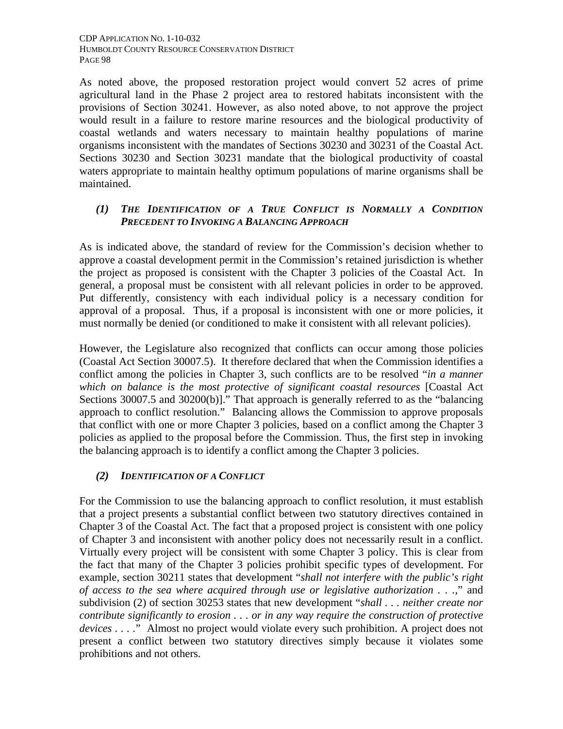As noted above, the proposed restoration project would convert 52 acres of prime agricultural land in the Phase 2 project area to restored habitats inconsistent with the provisions of Section 30241. However, as also noted above, to not approve the project would result in a failure to restore marine resources and the biological productivity of coastal wetlands and waters necessary to maintain healthy populations of marine organisms inconsistent with the mandates of Sections 30230 and 30231 of the Coastal Act. Sections 30230 and Section 30231 mandate that the biological productivity of coastal waters appropriate to maintain healthy optimum populations of marine organisms shall be maintained.

### *(1) The Identification of a True Conflict is Normally a Condition Precedent to Invoking a Balancing Approach*

As is indicated above, the standard of review for the Commission's decision whether to approve a coastal development permit in the Commission's retained jurisdiction is whether the project as proposed is consistent with the Chapter 3 policies of the Coastal Act. In general, a proposal must be consistent with all relevant policies in order to be approved. Put differently, consistency with each individual policy is a necessary condition for approval of a proposal. Thus, if a proposal is inconsistent with one or more policies, it must normally be denied (or conditioned to make it consistent with all relevant policies).

However, the Legislature also recognized that conflicts can occur among those policies (Coastal Act Section 30007.5). It therefore declared that when the Commission identifies a conflict among the policies in Chapter 3, such conflicts are to be resolved "*in a manner which on balance is the most protective of significant coastal resources* [Coastal Act Sections 30007.5 and 30200(b)]." That approach is generally referred to as the "balancing approach to conflict resolution." Balancing allows the Commission to approve proposals that conflict with one or more Chapter 3 policies, based on a conflict among the Chapter 3 policies as applied to the proposal before the Commission. Thus, the first step in invoking the balancing approach is to identify a conflict among the Chapter 3 policies.

### *(2) Identification of a Conflict*

For the Commission to use the balancing approach to conflict resolution, it must establish that a project presents a substantial conflict between two statutory directives contained in Chapter 3 of the Coastal Act. The fact that a proposed project is consistent with one policy of Chapter 3 and inconsistent with another policy does not necessarily result in a conflict. Virtually every project will be consistent with some Chapter 3 policy. This is clear from the fact that many of the Chapter 3 policies prohibit specific types of development. For example, section 30211 states that development "*shall not interfere with the public's right of access to the sea where acquired through use or legislative authorization . . .*," and subdivision (2) of section 30253 states that new development "*shall . . . neither create nor contribute significantly to erosion . . . or in any way require the construction of protective devices . . . .*" Almost no project would violate every such prohibition. A project does not present a conflict between two statutory directives simply because it violates some prohibitions and not others.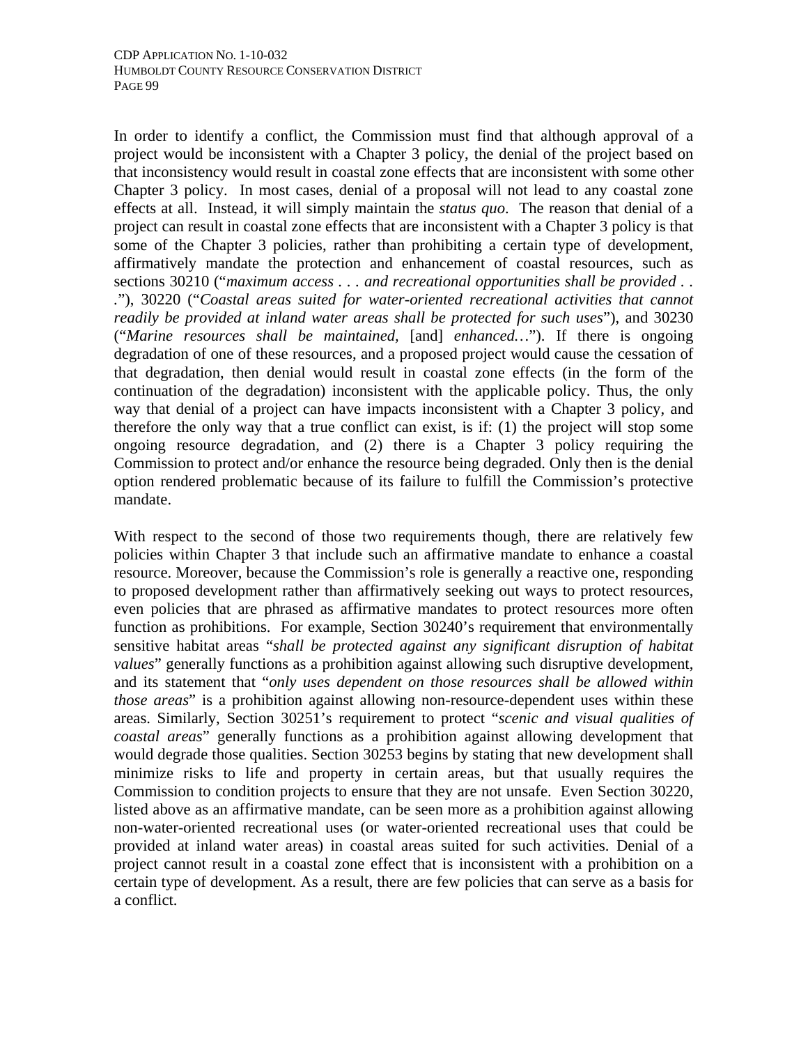In order to identify a conflict, the Commission must find that although approval of a project would be inconsistent with a Chapter 3 policy, the denial of the project based on that inconsistency would result in coastal zone effects that are inconsistent with some other Chapter 3 policy. In most cases, denial of a proposal will not lead to any coastal zone effects at all. Instead, it will simply maintain the *status quo*. The reason that denial of a project can result in coastal zone effects that are inconsistent with a Chapter 3 policy is that some of the Chapter 3 policies, rather than prohibiting a certain type of development, affirmatively mandate the protection and enhancement of coastal resources, such as sections 30210 ("*maximum access . . . and recreational opportunities shall be provided . . .*"), 30220 ("*Coastal areas suited for water-oriented recreational activities that cannot readily be provided at inland water areas shall be protected for such uses*"), and 30230 ("*Marine resources shall be maintained,* [and] *enhanced…*"). If there is ongoing degradation of one of these resources, and a proposed project would cause the cessation of that degradation, then denial would result in coastal zone effects (in the form of the continuation of the degradation) inconsistent with the applicable policy. Thus, the only way that denial of a project can have impacts inconsistent with a Chapter 3 policy, and therefore the only way that a true conflict can exist, is if: (1) the project will stop some ongoing resource degradation, and (2) there is a Chapter 3 policy requiring the Commission to protect and/or enhance the resource being degraded. Only then is the denial option rendered problematic because of its failure to fulfill the Commission's protective mandate.

With respect to the second of those two requirements though, there are relatively few policies within Chapter 3 that include such an affirmative mandate to enhance a coastal resource. Moreover, because the Commission's role is generally a reactive one, responding to proposed development rather than affirmatively seeking out ways to protect resources, even policies that are phrased as affirmative mandates to protect resources more often function as prohibitions. For example, Section 30240's requirement that environmentally sensitive habitat areas "*shall be protected against any significant disruption of habitat values*" generally functions as a prohibition against allowing such disruptive development, and its statement that "*only uses dependent on those resources shall be allowed within those areas*" is a prohibition against allowing non-resource-dependent uses within these areas. Similarly, Section 30251's requirement to protect "*scenic and visual qualities of coastal areas*" generally functions as a prohibition against allowing development that would degrade those qualities. Section 30253 begins by stating that new development shall minimize risks to life and property in certain areas, but that usually requires the Commission to condition projects to ensure that they are not unsafe. Even Section 30220, listed above as an affirmative mandate, can be seen more as a prohibition against allowing non-water-oriented recreational uses (or water-oriented recreational uses that could be provided at inland water areas) in coastal areas suited for such activities. Denial of a project cannot result in a coastal zone effect that is inconsistent with a prohibition on a certain type of development. As a result, there are few policies that can serve as a basis for a conflict.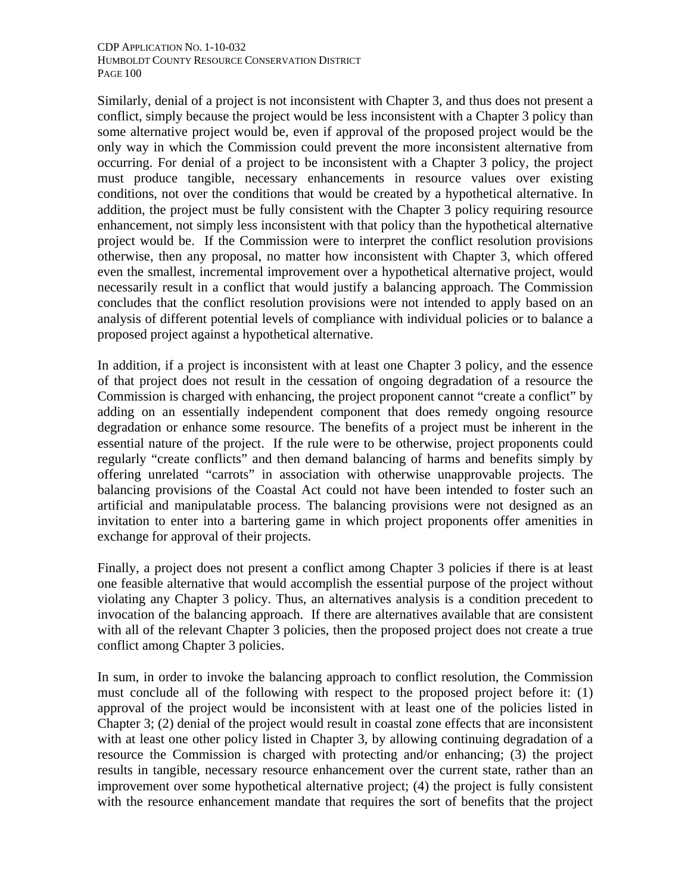Similarly, denial of a project is not inconsistent with Chapter 3, and thus does not present a conflict, simply because the project would be less inconsistent with a Chapter 3 policy than some alternative project would be, even if approval of the proposed project would be the only way in which the Commission could prevent the more inconsistent alternative from occurring. For denial of a project to be inconsistent with a Chapter 3 policy, the project must produce tangible, necessary enhancements in resource values over existing conditions, not over the conditions that would be created by a hypothetical alternative. In addition, the project must be fully consistent with the Chapter 3 policy requiring resource enhancement, not simply less inconsistent with that policy than the hypothetical alternative project would be. If the Commission were to interpret the conflict resolution provisions otherwise, then any proposal, no matter how inconsistent with Chapter 3, which offered even the smallest, incremental improvement over a hypothetical alternative project, would necessarily result in a conflict that would justify a balancing approach. The Commission concludes that the conflict resolution provisions were not intended to apply based on an analysis of different potential levels of compliance with individual policies or to balance a proposed project against a hypothetical alternative.

In addition, if a project is inconsistent with at least one Chapter 3 policy, and the essence of that project does not result in the cessation of ongoing degradation of a resource the Commission is charged with enhancing, the project proponent cannot "create a conflict" by adding on an essentially independent component that does remedy ongoing resource degradation or enhance some resource. The benefits of a project must be inherent in the essential nature of the project. If the rule were to be otherwise, project proponents could regularly "create conflicts" and then demand balancing of harms and benefits simply by offering unrelated "carrots" in association with otherwise unapprovable projects. The balancing provisions of the Coastal Act could not have been intended to foster such an artificial and manipulatable process. The balancing provisions were not designed as an invitation to enter into a bartering game in which project proponents offer amenities in exchange for approval of their projects.

Finally, a project does not present a conflict among Chapter 3 policies if there is at least one feasible alternative that would accomplish the essential purpose of the project without violating any Chapter 3 policy. Thus, an alternatives analysis is a condition precedent to invocation of the balancing approach. If there are alternatives available that are consistent with all of the relevant Chapter 3 policies, then the proposed project does not create a true conflict among Chapter 3 policies.

In sum, in order to invoke the balancing approach to conflict resolution, the Commission must conclude all of the following with respect to the proposed project before it: (1) approval of the project would be inconsistent with at least one of the policies listed in Chapter 3; (2) denial of the project would result in coastal zone effects that are inconsistent with at least one other policy listed in Chapter 3, by allowing continuing degradation of a resource the Commission is charged with protecting and/or enhancing; (3) the project results in tangible, necessary resource enhancement over the current state, rather than an improvement over some hypothetical alternative project; (4) the project is fully consistent with the resource enhancement mandate that requires the sort of benefits that the project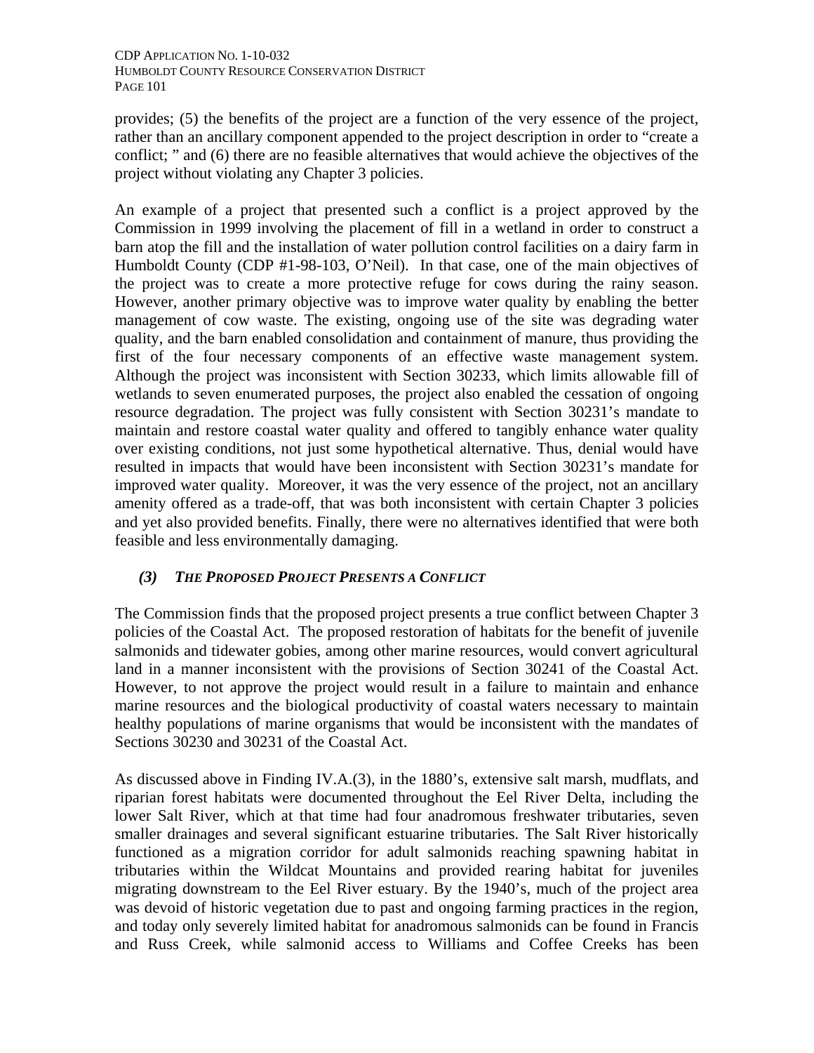provides; (5) the benefits of the project are a function of the very essence of the project, rather than an ancillary component appended to the project description in order to "create a conflict; " and (6) there are no feasible alternatives that would achieve the objectives of the project without violating any Chapter 3 policies.

An example of a project that presented such a conflict is a project approved by the Commission in 1999 involving the placement of fill in a wetland in order to construct a barn atop the fill and the installation of water pollution control facilities on a dairy farm in Humboldt County (CDP #1-98-103, O'Neil). In that case, one of the main objectives of the project was to create a more protective refuge for cows during the rainy season. However, another primary objective was to improve water quality by enabling the better management of cow waste. The existing, ongoing use of the site was degrading water quality, and the barn enabled consolidation and containment of manure, thus providing the first of the four necessary components of an effective waste management system. Although the project was inconsistent with Section 30233, which limits allowable fill of wetlands to seven enumerated purposes, the project also enabled the cessation of ongoing resource degradation. The project was fully consistent with Section 30231's mandate to maintain and restore coastal water quality and offered to tangibly enhance water quality over existing conditions, not just some hypothetical alternative. Thus, denial would have resulted in impacts that would have been inconsistent with Section 30231's mandate for improved water quality. Moreover, it was the very essence of the project, not an ancillary amenity offered as a trade-off, that was both inconsistent with certain Chapter 3 policies and yet also provided benefits. Finally, there were no alternatives identified that were both feasible and less environmentally damaging.

### *(3) The Proposed Project Presents a Conflict*

The Commission finds that the proposed project presents a true conflict between Chapter 3 policies of the Coastal Act. The proposed restoration of habitats for the benefit of juvenile salmonids and tidewater gobies, among other marine resources, would convert agricultural land in a manner inconsistent with the provisions of Section 30241 of the Coastal Act. However, to not approve the project would result in a failure to maintain and enhance marine resources and the biological productivity of coastal waters necessary to maintain healthy populations of marine organisms that would be inconsistent with the mandates of Sections 30230 and 30231 of the Coastal Act.

As discussed above in Finding IV.A.(3), in the 1880's, extensive salt marsh, mudflats, and riparian forest habitats were documented throughout the Eel River Delta, including the lower Salt River, which at that time had four anadromous freshwater tributaries, seven smaller drainages and several significant estuarine tributaries. The Salt River historically functioned as a migration corridor for adult salmonids reaching spawning habitat in tributaries within the Wildcat Mountains and provided rearing habitat for juveniles migrating downstream to the Eel River estuary. By the 1940's, much of the project area was devoid of historic vegetation due to past and ongoing farming practices in the region, and today only severely limited habitat for anadromous salmonids can be found in Francis and Russ Creek, while salmonid access to Williams and Coffee Creeks has been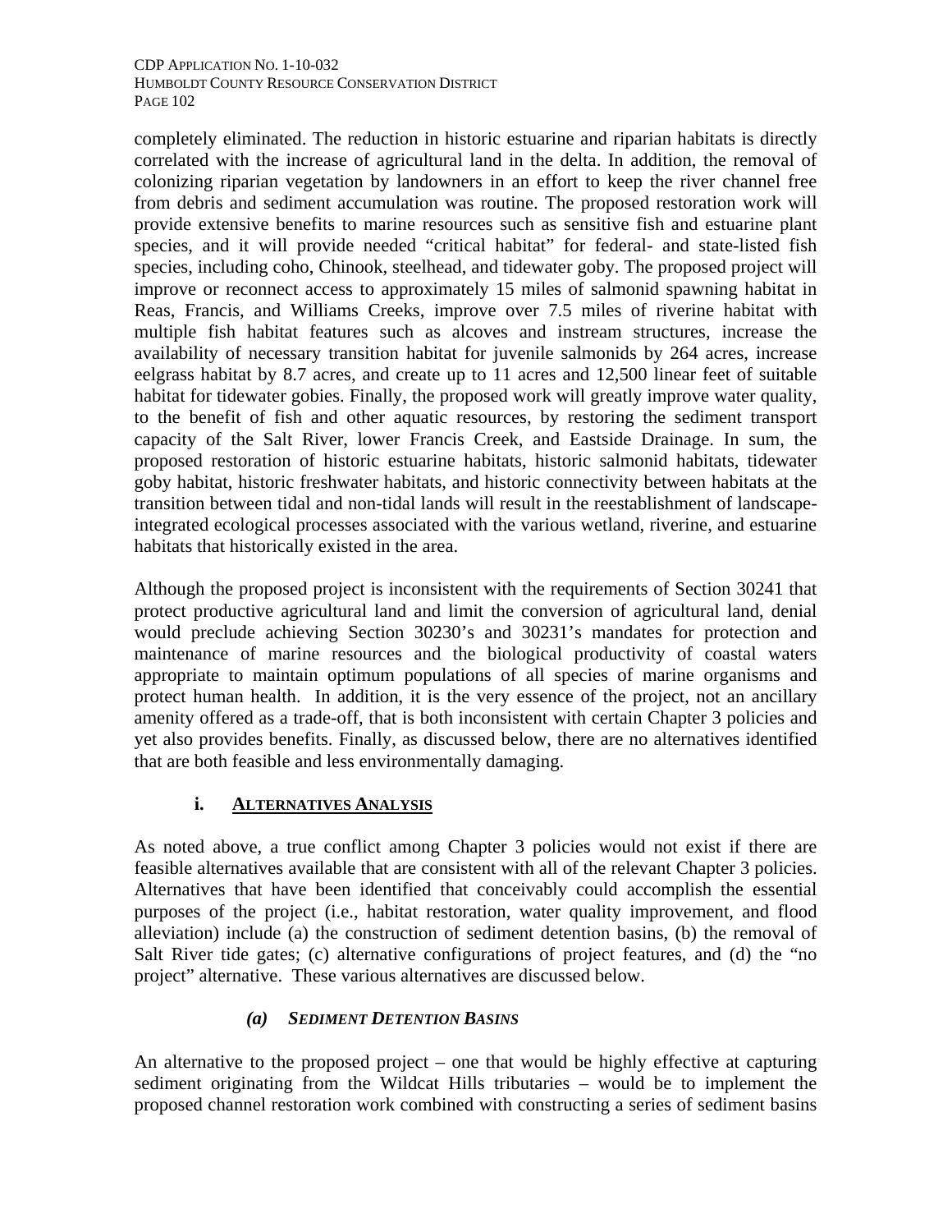completely eliminated. The reduction in historic estuarine and riparian habitats is directly correlated with the increase of agricultural land in the delta. In addition, the removal of colonizing riparian vegetation by landowners in an effort to keep the river channel free from debris and sediment accumulation was routine. The proposed restoration work will provide extensive benefits to marine resources such as sensitive fish and estuarine plant species, and it will provide needed "critical habitat" for federal- and state-listed fish species, including coho, Chinook, steelhead, and tidewater goby. The proposed project will improve or reconnect access to approximately 15 miles of salmonid spawning habitat in Reas, Francis, and Williams Creeks, improve over 7.5 miles of riverine habitat with multiple fish habitat features such as alcoves and instream structures, increase the availability of necessary transition habitat for juvenile salmonids by 264 acres, increase eelgrass habitat by 8.7 acres, and create up to 11 acres and 12,500 linear feet of suitable habitat for tidewater gobies. Finally, the proposed work will greatly improve water quality, to the benefit of fish and other aquatic resources, by restoring the sediment transport capacity of the Salt River, lower Francis Creek, and Eastside Drainage. In sum, the proposed restoration of historic estuarine habitats, historic salmonid habitats, tidewater goby habitat, historic freshwater habitats, and historic connectivity between habitats at the transition between tidal and non-tidal lands will result in the reestablishment of landscape-integrated ecological processes associated with the various wetland, riverine, and estuarine habitats that historically existed in the area.

Although the proposed project is inconsistent with the requirements of Section 30241 that protect productive agricultural land and limit the conversion of agricultural land, denial would preclude achieving Section 30230's and 30231's mandates for protection and maintenance of marine resources and the biological productivity of coastal waters appropriate to maintain optimum populations of all species of marine organisms and protect human health. In addition, it is the very essence of the project, not an ancillary amenity offered as a trade-off, that is both inconsistent with certain Chapter 3 policies and yet also provides benefits. Finally, as discussed below, there are no alternatives identified that are both feasible and less environmentally damaging.

### i. ALTERNATIVES ANALYSIS

As noted above, a true conflict among Chapter 3 policies would not exist if there are feasible alternatives available that are consistent with all of the relevant Chapter 3 policies. Alternatives that have been identified that conceivably could accomplish the essential purposes of the project (i.e., habitat restoration, water quality improvement, and flood alleviation) include (a) the construction of sediment detention basins, (b) the removal of Salt River tide gates; (c) alternative configurations of project features, and (d) the "no project" alternative. These various alternatives are discussed below.

#### *(a) SEDIMENT DETENTION BASINS*

An alternative to the proposed project – one that would be highly effective at capturing sediment originating from the Wildcat Hills tributaries – would be to implement the proposed channel restoration work combined with constructing a series of sediment basins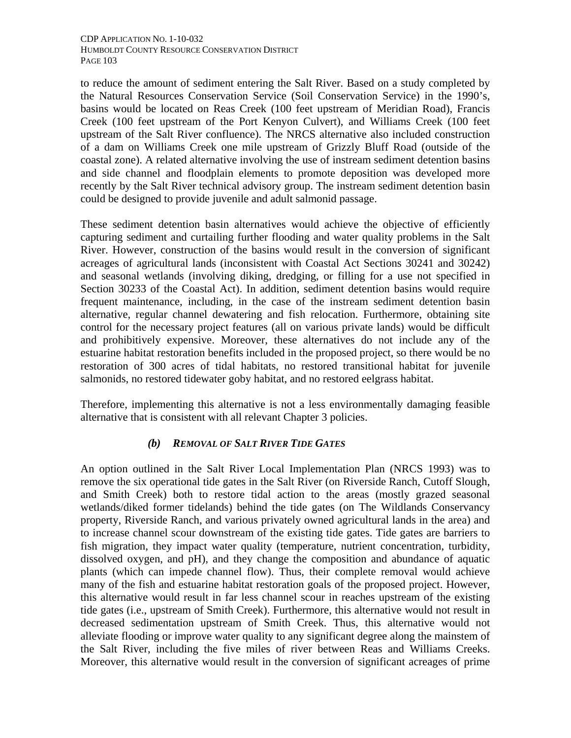to reduce the amount of sediment entering the Salt River. Based on a study completed by the Natural Resources Conservation Service (Soil Conservation Service) in the 1990's, basins would be located on Reas Creek (100 feet upstream of Meridian Road), Francis Creek (100 feet upstream of the Port Kenyon Culvert), and Williams Creek (100 feet upstream of the Salt River confluence). The NRCS alternative also included construction of a dam on Williams Creek one mile upstream of Grizzly Bluff Road (outside of the coastal zone). A related alternative involving the use of instream sediment detention basins and side channel and floodplain elements to promote deposition was developed more recently by the Salt River technical advisory group. The instream sediment detention basin could be designed to provide juvenile and adult salmonid passage.

These sediment detention basin alternatives would achieve the objective of efficiently capturing sediment and curtailing further flooding and water quality problems in the Salt River. However, construction of the basins would result in the conversion of significant acreages of agricultural lands (inconsistent with Coastal Act Sections 30241 and 30242) and seasonal wetlands (involving diking, dredging, or filling for a use not specified in Section 30233 of the Coastal Act). In addition, sediment detention basins would require frequent maintenance, including, in the case of the instream sediment detention basin alternative, regular channel dewatering and fish relocation. Furthermore, obtaining site control for the necessary project features (all on various private lands) would be difficult and prohibitively expensive. Moreover, these alternatives do not include any of the estuarine habitat restoration benefits included in the proposed project, so there would be no restoration of 300 acres of tidal habitats, no restored transitional habitat for juvenile salmonids, no restored tidewater goby habitat, and no restored eelgrass habitat.

Therefore, implementing this alternative is not a less environmentally damaging feasible alternative that is consistent with all relevant Chapter 3 policies.

#### *(b) Removal of Salt River Tide Gates*

An option outlined in the Salt River Local Implementation Plan (NRCS 1993) was to remove the six operational tide gates in the Salt River (on Riverside Ranch, Cutoff Slough, and Smith Creek) both to restore tidal action to the areas (mostly grazed seasonal wetlands/diked former tidelands) behind the tide gates (on The Wildlands Conservancy property, Riverside Ranch, and various privately owned agricultural lands in the area) and to increase channel scour downstream of the existing tide gates. Tide gates are barriers to fish migration, they impact water quality (temperature, nutrient concentration, turbidity, dissolved oxygen, and pH), and they change the composition and abundance of aquatic plants (which can impede channel flow). Thus, their complete removal would achieve many of the fish and estuarine habitat restoration goals of the proposed project. However, this alternative would result in far less channel scour in reaches upstream of the existing tide gates (i.e., upstream of Smith Creek). Furthermore, this alternative would not result in decreased sedimentation upstream of Smith Creek. Thus, this alternative would not alleviate flooding or improve water quality to any significant degree along the mainstem of the Salt River, including the five miles of river between Reas and Williams Creeks. Moreover, this alternative would result in the conversion of significant acreages of prime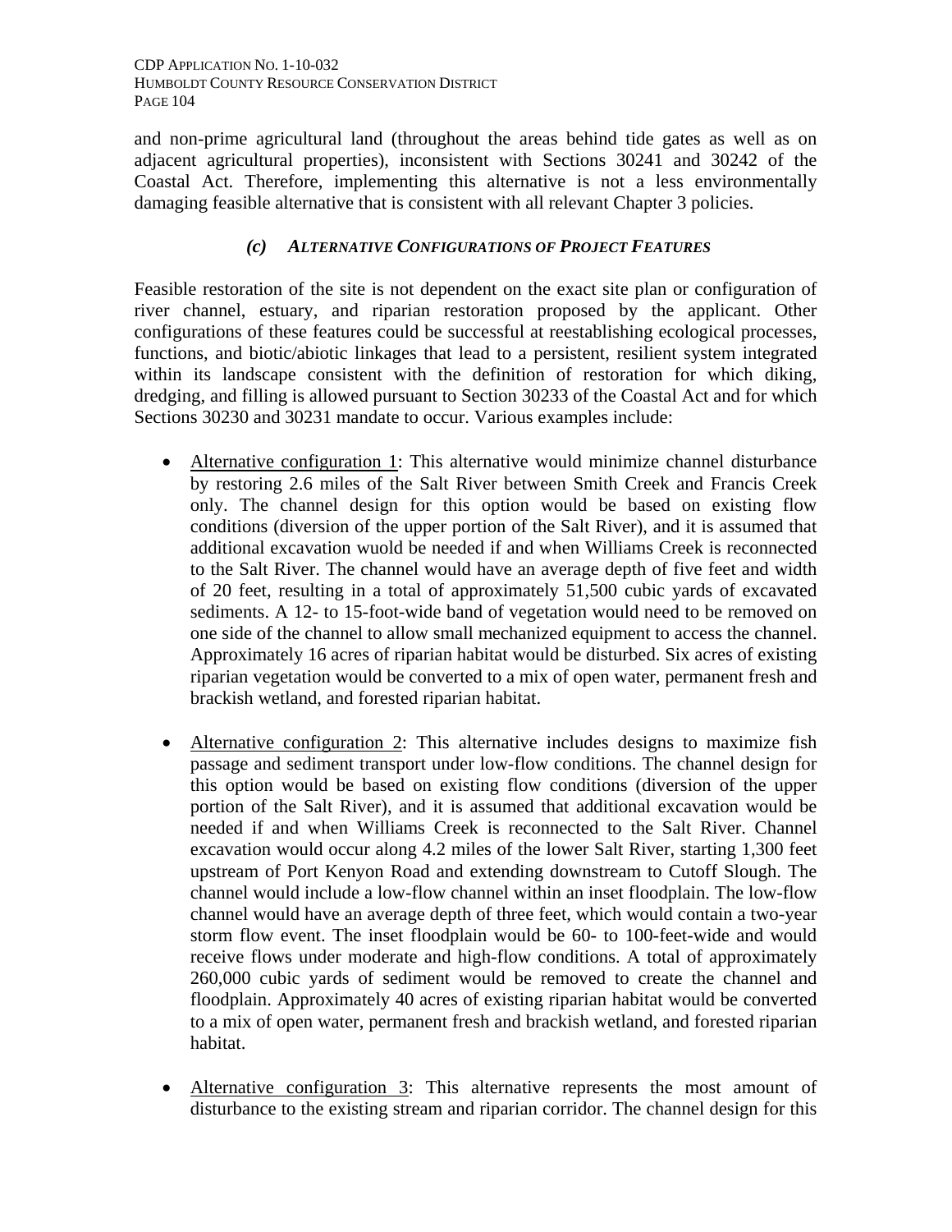and non-prime agricultural land (throughout the areas behind tide gates as well as on adjacent agricultural properties), inconsistent with Sections 30241 and 30242 of the Coastal Act. Therefore, implementing this alternative is not a less environmentally damaging feasible alternative that is consistent with all relevant Chapter 3 policies.

### *(c) ALTERNATIVE CONFIGURATIONS OF PROJECT FEATURES*

Feasible restoration of the site is not dependent on the exact site plan or configuration of river channel, estuary, and riparian restoration proposed by the applicant. Other configurations of these features could be successful at reestablishing ecological processes, functions, and biotic/abiotic linkages that lead to a persistent, resilient system integrated within its landscape consistent with the definition of restoration for which diking, dredging, and filling is allowed pursuant to Section 30233 of the Coastal Act and for which Sections 30230 and 30231 mandate to occur. Various examples include:

- Alternative configuration 1: This alternative would minimize channel disturbance by restoring 2.6 miles of the Salt River between Smith Creek and Francis Creek only. The channel design for this option would be based on existing flow conditions (diversion of the upper portion of the Salt River), and it is assumed that additional excavation wuold be needed if and when Williams Creek is reconnected to the Salt River. The channel would have an average depth of five feet and width of 20 feet, resulting in a total of approximately 51,500 cubic yards of excavated sediments. A 12- to 15-foot-wide band of vegetation would need to be removed on one side of the channel to allow small mechanized equipment to access the channel. Approximately 16 acres of riparian habitat would be disturbed. Six acres of existing riparian vegetation would be converted to a mix of open water, permanent fresh and brackish wetland, and forested riparian habitat.

- Alternative configuration 2: This alternative includes designs to maximize fish passage and sediment transport under low-flow conditions. The channel design for this option would be based on existing flow conditions (diversion of the upper portion of the Salt River), and it is assumed that additional excavation would be needed if and when Williams Creek is reconnected to the Salt River. Channel excavation would occur along 4.2 miles of the lower Salt River, starting 1,300 feet upstream of Port Kenyon Road and extending downstream to Cutoff Slough. The channel would include a low-flow channel within an inset floodplain. The low-flow channel would have an average depth of three feet, which would contain a two-year storm flow event. The inset floodplain would be 60- to 100-feet-wide and would receive flows under moderate and high-flow conditions. A total of approximately 260,000 cubic yards of sediment would be removed to create the channel and floodplain. Approximately 40 acres of existing riparian habitat would be converted to a mix of open water, permanent fresh and brackish wetland, and forested riparian habitat.

- Alternative configuration 3: This alternative represents the most amount of disturbance to the existing stream and riparian corridor. The channel design for this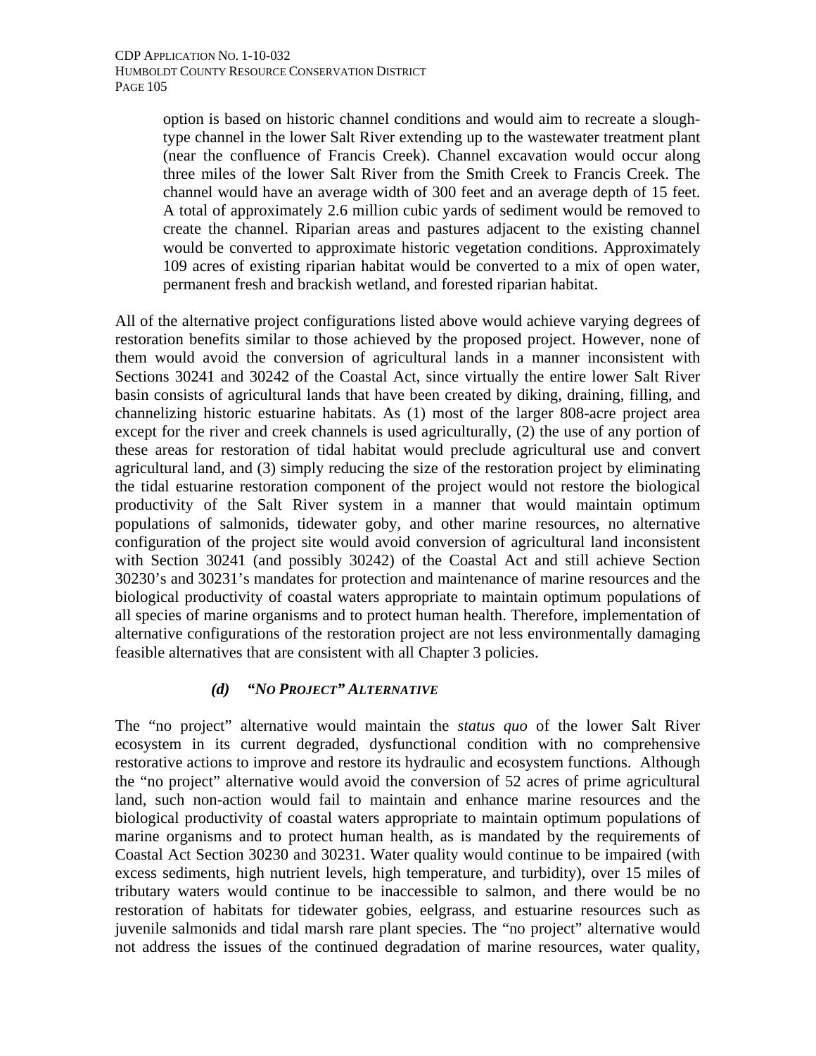option is based on historic channel conditions and would aim to recreate a slough-type channel in the lower Salt River extending up to the wastewater treatment plant (near the confluence of Francis Creek). Channel excavation would occur along three miles of the lower Salt River from the Smith Creek to Francis Creek. The channel would have an average width of 300 feet and an average depth of 15 feet. A total of approximately 2.6 million cubic yards of sediment would be removed to create the channel. Riparian areas and pastures adjacent to the existing channel would be converted to approximate historic vegetation conditions. Approximately 109 acres of existing riparian habitat would be converted to a mix of open water, permanent fresh and brackish wetland, and forested riparian habitat.

All of the alternative project configurations listed above would achieve varying degrees of restoration benefits similar to those achieved by the proposed project. However, none of them would avoid the conversion of agricultural lands in a manner inconsistent with Sections 30241 and 30242 of the Coastal Act, since virtually the entire lower Salt River basin consists of agricultural lands that have been created by diking, draining, filling, and channelizing historic estuarine habitats. As (1) most of the larger 808-acre project area except for the river and creek channels is used agriculturally, (2) the use of any portion of these areas for restoration of tidal habitat would preclude agricultural use and convert agricultural land, and (3) simply reducing the size of the restoration project by eliminating the tidal estuarine restoration component of the project would not restore the biological productivity of the Salt River system in a manner that would maintain optimum populations of salmonids, tidewater goby, and other marine resources, no alternative configuration of the project site would avoid conversion of agricultural land inconsistent with Section 30241 (and possibly 30242) of the Coastal Act and still achieve Section 30230's and 30231's mandates for protection and maintenance of marine resources and the biological productivity of coastal waters appropriate to maintain optimum populations of all species of marine organisms and to protect human health. Therefore, implementation of alternative configurations of the restoration project are not less environmentally damaging feasible alternatives that are consistent with all Chapter 3 policies.

#### *(d) "No Project" Alternative*

The "no project" alternative would maintain the *status quo* of the lower Salt River ecosystem in its current degraded, dysfunctional condition with no comprehensive restorative actions to improve and restore its hydraulic and ecosystem functions. Although the "no project" alternative would avoid the conversion of 52 acres of prime agricultural land, such non-action would fail to maintain and enhance marine resources and the biological productivity of coastal waters appropriate to maintain optimum populations of marine organisms and to protect human health, as is mandated by the requirements of Coastal Act Section 30230 and 30231. Water quality would continue to be impaired (with excess sediments, high nutrient levels, high temperature, and turbidity), over 15 miles of tributary waters would continue to be inaccessible to salmon, and there would be no restoration of habitats for tidewater gobies, eelgrass, and estuarine resources such as juvenile salmonids and tidal marsh rare plant species. The "no project" alternative would not address the issues of the continued degradation of marine resources, water quality,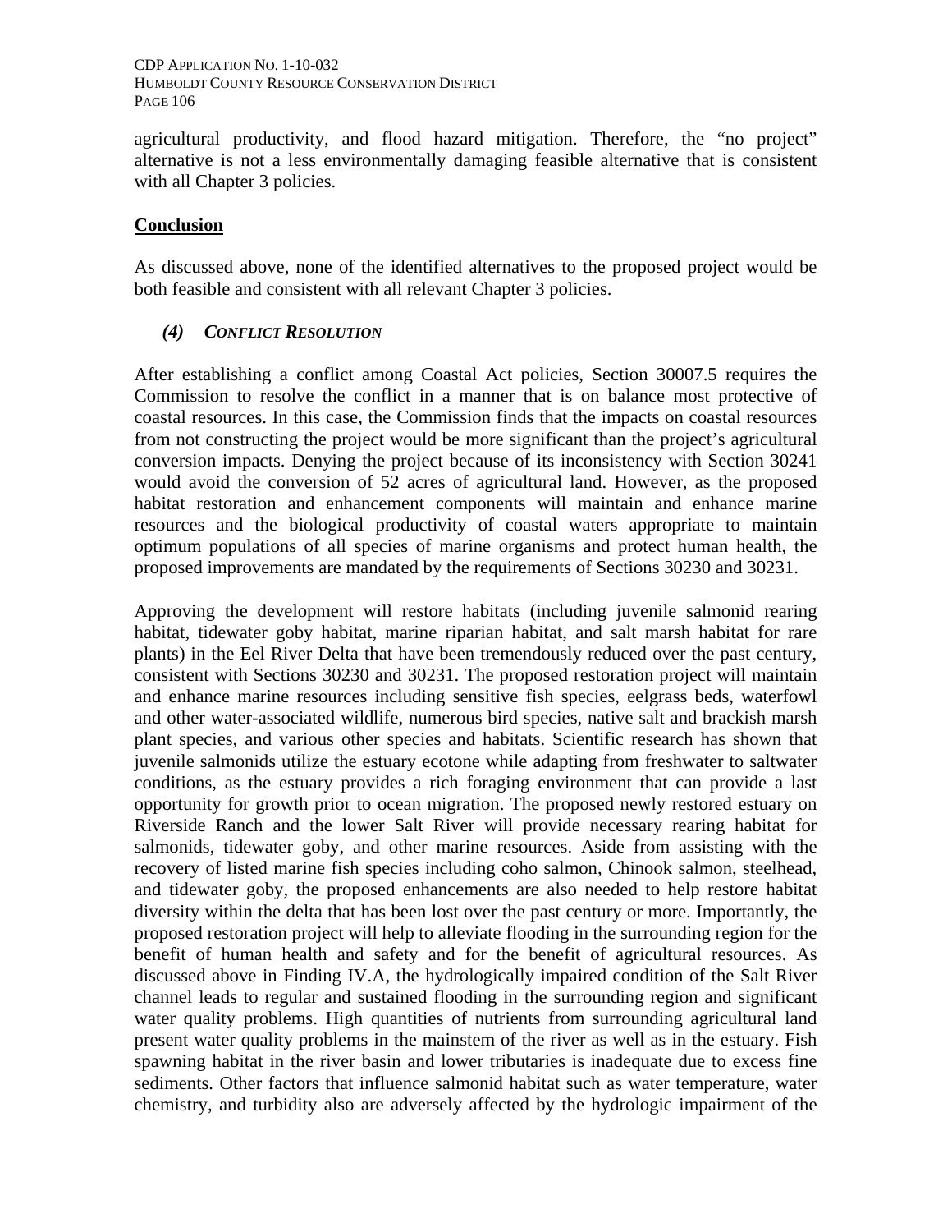agricultural productivity, and flood hazard mitigation. Therefore, the "no project" alternative is not a less environmentally damaging feasible alternative that is consistent with all Chapter 3 policies.

**Conclusion**

As discussed above, none of the identified alternatives to the proposed project would be both feasible and consistent with all relevant Chapter 3 policies.

### *(4) CONFLICT RESOLUTION*

After establishing a conflict among Coastal Act policies, Section 30007.5 requires the Commission to resolve the conflict in a manner that is on balance most protective of coastal resources. In this case, the Commission finds that the impacts on coastal resources from not constructing the project would be more significant than the project's agricultural conversion impacts. Denying the project because of its inconsistency with Section 30241 would avoid the conversion of 52 acres of agricultural land. However, as the proposed habitat restoration and enhancement components will maintain and enhance marine resources and the biological productivity of coastal waters appropriate to maintain optimum populations of all species of marine organisms and protect human health, the proposed improvements are mandated by the requirements of Sections 30230 and 30231.

Approving the development will restore habitats (including juvenile salmonid rearing habitat, tidewater goby habitat, marine riparian habitat, and salt marsh habitat for rare plants) in the Eel River Delta that have been tremendously reduced over the past century, consistent with Sections 30230 and 30231. The proposed restoration project will maintain and enhance marine resources including sensitive fish species, eelgrass beds, waterfowl and other water-associated wildlife, numerous bird species, native salt and brackish marsh plant species, and various other species and habitats. Scientific research has shown that juvenile salmonids utilize the estuary ecotone while adapting from freshwater to saltwater conditions, as the estuary provides a rich foraging environment that can provide a last opportunity for growth prior to ocean migration. The proposed newly restored estuary on Riverside Ranch and the lower Salt River will provide necessary rearing habitat for salmonids, tidewater goby, and other marine resources. Aside from assisting with the recovery of listed marine fish species including coho salmon, Chinook salmon, steelhead, and tidewater goby, the proposed enhancements are also needed to help restore habitat diversity within the delta that has been lost over the past century or more. Importantly, the proposed restoration project will help to alleviate flooding in the surrounding region for the benefit of human health and safety and for the benefit of agricultural resources. As discussed above in Finding IV.A, the hydrologically impaired condition of the Salt River channel leads to regular and sustained flooding in the surrounding region and significant water quality problems. High quantities of nutrients from surrounding agricultural land present water quality problems in the mainstem of the river as well as in the estuary. Fish spawning habitat in the river basin and lower tributaries is inadequate due to excess fine sediments. Other factors that influence salmonid habitat such as water temperature, water chemistry, and turbidity also are adversely affected by the hydrologic impairment of the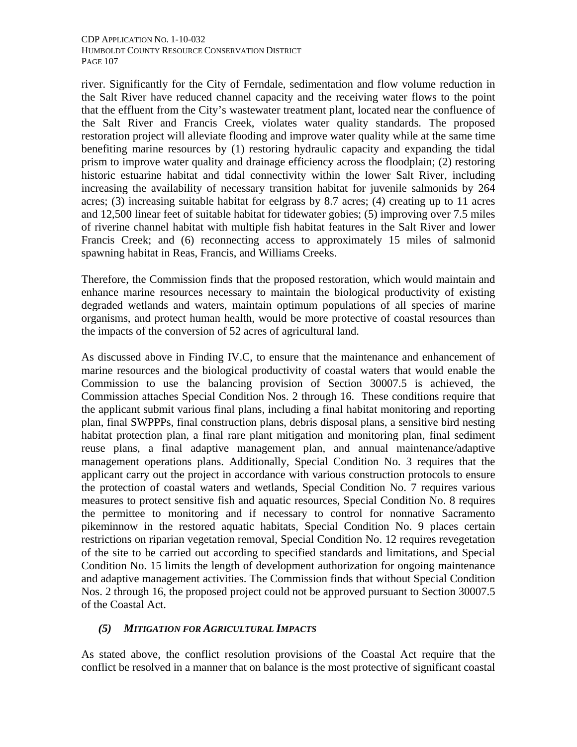river. Significantly for the City of Ferndale, sedimentation and flow volume reduction in the Salt River have reduced channel capacity and the receiving water flows to the point that the effluent from the City's wastewater treatment plant, located near the confluence of the Salt River and Francis Creek, violates water quality standards. The proposed restoration project will alleviate flooding and improve water quality while at the same time benefiting marine resources by (1) restoring hydraulic capacity and expanding the tidal prism to improve water quality and drainage efficiency across the floodplain; (2) restoring historic estuarine habitat and tidal connectivity within the lower Salt River, including increasing the availability of necessary transition habitat for juvenile salmonids by 264 acres; (3) increasing suitable habitat for eelgrass by 8.7 acres; (4) creating up to 11 acres and 12,500 linear feet of suitable habitat for tidewater gobies; (5) improving over 7.5 miles of riverine channel habitat with multiple fish habitat features in the Salt River and lower Francis Creek; and (6) reconnecting access to approximately 15 miles of salmonid spawning habitat in Reas, Francis, and Williams Creeks.

Therefore, the Commission finds that the proposed restoration, which would maintain and enhance marine resources necessary to maintain the biological productivity of existing degraded wetlands and waters, maintain optimum populations of all species of marine organisms, and protect human health, would be more protective of coastal resources than the impacts of the conversion of 52 acres of agricultural land.

As discussed above in Finding IV.C, to ensure that the maintenance and enhancement of marine resources and the biological productivity of coastal waters that would enable the Commission to use the balancing provision of Section 30007.5 is achieved, the Commission attaches Special Condition Nos. 2 through 16. These conditions require that the applicant submit various final plans, including a final habitat monitoring and reporting plan, final SWPPPs, final construction plans, debris disposal plans, a sensitive bird nesting habitat protection plan, a final rare plant mitigation and monitoring plan, final sediment reuse plans, a final adaptive management plan, and annual maintenance/adaptive management operations plans. Additionally, Special Condition No. 3 requires that the applicant carry out the project in accordance with various construction protocols to ensure the protection of coastal waters and wetlands, Special Condition No. 7 requires various measures to protect sensitive fish and aquatic resources, Special Condition No. 8 requires the permittee to monitoring and if necessary to control for nonnative Sacramento pikeminnow in the restored aquatic habitats, Special Condition No. 9 places certain restrictions on riparian vegetation removal, Special Condition No. 12 requires revegetation of the site to be carried out according to specified standards and limitations, and Special Condition No. 15 limits the length of development authorization for ongoing maintenance and adaptive management activities. The Commission finds that without Special Condition Nos. 2 through 16, the proposed project could not be approved pursuant to Section 30007.5 of the Coastal Act.

#### *(5) MITIGATION FOR AGRICULTURAL IMPACTS*

As stated above, the conflict resolution provisions of the Coastal Act require that the conflict be resolved in a manner that on balance is the most protective of significant coastal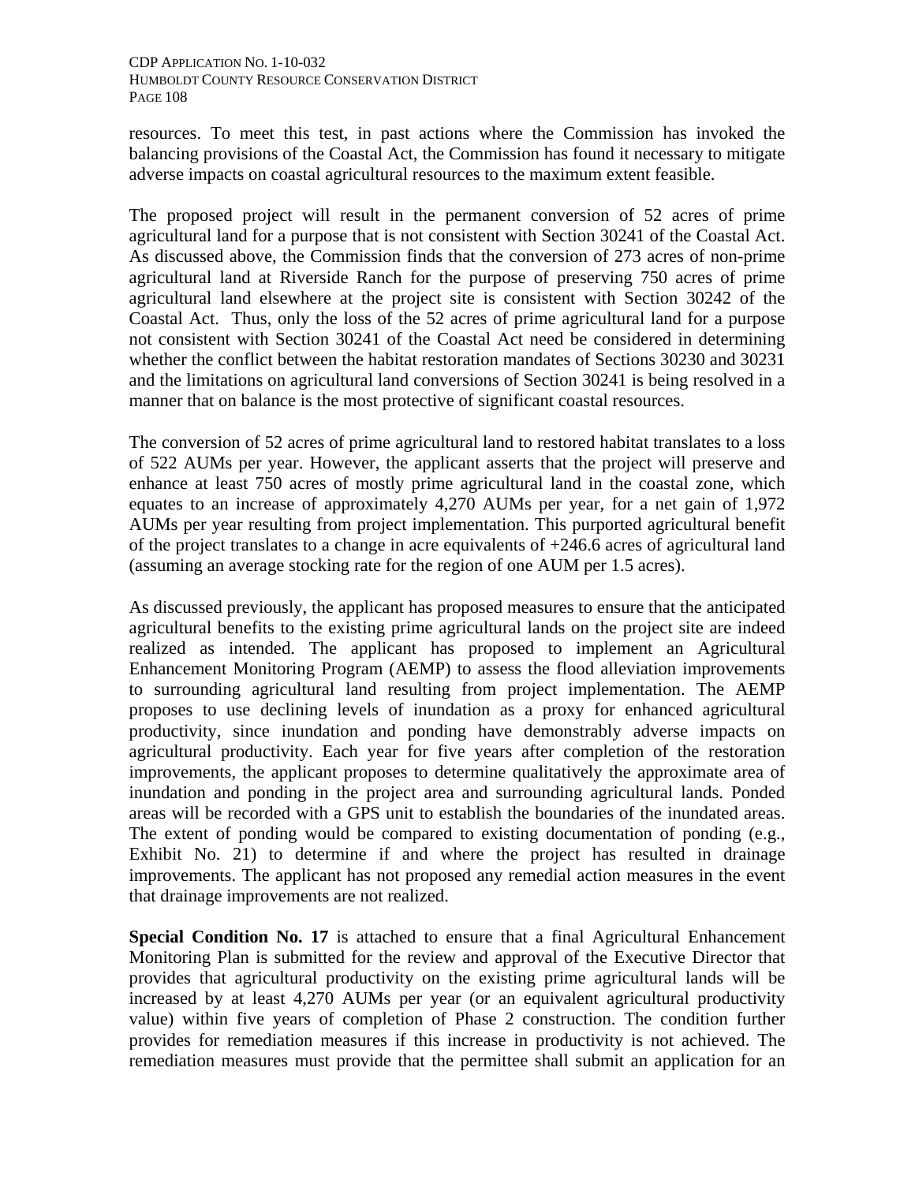resources. To meet this test, in past actions where the Commission has invoked the balancing provisions of the Coastal Act, the Commission has found it necessary to mitigate adverse impacts on coastal agricultural resources to the maximum extent feasible.

The proposed project will result in the permanent conversion of 52 acres of prime agricultural land for a purpose that is not consistent with Section 30241 of the Coastal Act. As discussed above, the Commission finds that the conversion of 273 acres of non-prime agricultural land at Riverside Ranch for the purpose of preserving 750 acres of prime agricultural land elsewhere at the project site is consistent with Section 30242 of the Coastal Act. Thus, only the loss of the 52 acres of prime agricultural land for a purpose not consistent with Section 30241 of the Coastal Act need be considered in determining whether the conflict between the habitat restoration mandates of Sections 30230 and 30231 and the limitations on agricultural land conversions of Section 30241 is being resolved in a manner that on balance is the most protective of significant coastal resources.

The conversion of 52 acres of prime agricultural land to restored habitat translates to a loss of 522 AUMs per year. However, the applicant asserts that the project will preserve and enhance at least 750 acres of mostly prime agricultural land in the coastal zone, which equates to an increase of approximately 4,270 AUMs per year, for a net gain of 1,972 AUMs per year resulting from project implementation. This purported agricultural benefit of the project translates to a change in acre equivalents of +246.6 acres of agricultural land (assuming an average stocking rate for the region of one AUM per 1.5 acres).

As discussed previously, the applicant has proposed measures to ensure that the anticipated agricultural benefits to the existing prime agricultural lands on the project site are indeed realized as intended. The applicant has proposed to implement an Agricultural Enhancement Monitoring Program (AEMP) to assess the flood alleviation improvements to surrounding agricultural land resulting from project implementation. The AEMP proposes to use declining levels of inundation as a proxy for enhanced agricultural productivity, since inundation and ponding have demonstrably adverse impacts on agricultural productivity. Each year for five years after completion of the restoration improvements, the applicant proposes to determine qualitatively the approximate area of inundation and ponding in the project area and surrounding agricultural lands. Ponded areas will be recorded with a GPS unit to establish the boundaries of the inundated areas. The extent of ponding would be compared to existing documentation of ponding (e.g., Exhibit No. 21) to determine if and where the project has resulted in drainage improvements. The applicant has not proposed any remedial action measures in the event that drainage improvements are not realized.

**Special Condition No. 17** is attached to ensure that a final Agricultural Enhancement Monitoring Plan is submitted for the review and approval of the Executive Director that provides that agricultural productivity on the existing prime agricultural lands will be increased by at least 4,270 AUMs per year (or an equivalent agricultural productivity value) within five years of completion of Phase 2 construction. The condition further provides for remediation measures if this increase in productivity is not achieved. The remediation measures must provide that the permittee shall submit an application for an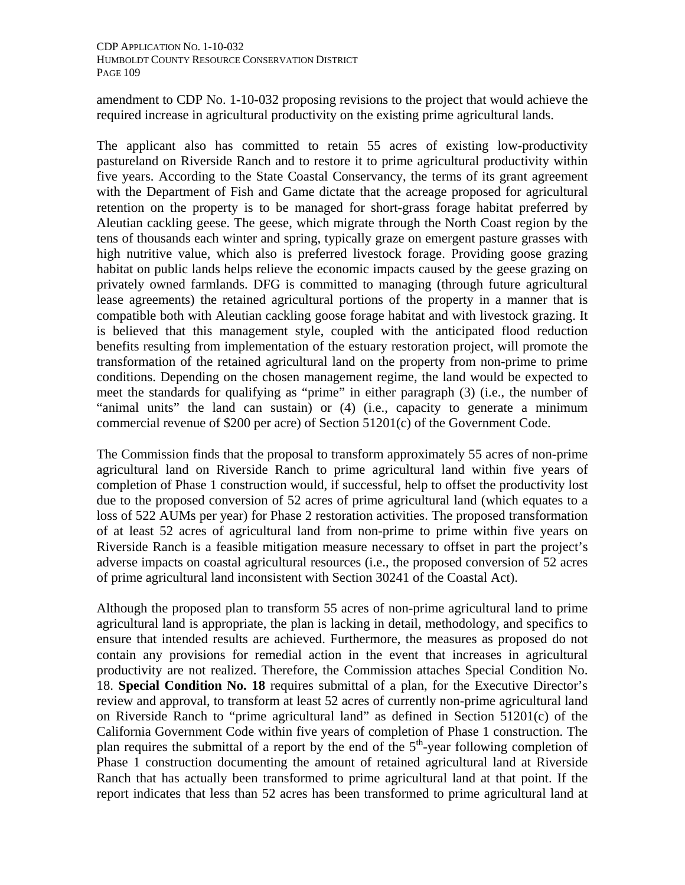amendment to CDP No. 1-10-032 proposing revisions to the project that would achieve the required increase in agricultural productivity on the existing prime agricultural lands.

The applicant also has committed to retain 55 acres of existing low-productivity pastureland on Riverside Ranch and to restore it to prime agricultural productivity within five years. According to the State Coastal Conservancy, the terms of its grant agreement with the Department of Fish and Game dictate that the acreage proposed for agricultural retention on the property is to be managed for short-grass forage habitat preferred by Aleutian cackling geese. The geese, which migrate through the North Coast region by the tens of thousands each winter and spring, typically graze on emergent pasture grasses with high nutritive value, which also is preferred livestock forage. Providing goose grazing habitat on public lands helps relieve the economic impacts caused by the geese grazing on privately owned farmlands. DFG is committed to managing (through future agricultural lease agreements) the retained agricultural portions of the property in a manner that is compatible both with Aleutian cackling goose forage habitat and with livestock grazing. It is believed that this management style, coupled with the anticipated flood reduction benefits resulting from implementation of the estuary restoration project, will promote the transformation of the retained agricultural land on the property from non-prime to prime conditions. Depending on the chosen management regime, the land would be expected to meet the standards for qualifying as "prime" in either paragraph (3) (i.e., the number of "animal units" the land can sustain) or (4) (i.e., capacity to generate a minimum commercial revenue of $200 per acre) of Section 51201(c) of the Government Code.

The Commission finds that the proposal to transform approximately 55 acres of non-prime agricultural land on Riverside Ranch to prime agricultural land within five years of completion of Phase 1 construction would, if successful, help to offset the productivity lost due to the proposed conversion of 52 acres of prime agricultural land (which equates to a loss of 522 AUMs per year) for Phase 2 restoration activities. The proposed transformation of at least 52 acres of agricultural land from non-prime to prime within five years on Riverside Ranch is a feasible mitigation measure necessary to offset in part the project's adverse impacts on coastal agricultural resources (i.e., the proposed conversion of 52 acres of prime agricultural land inconsistent with Section 30241 of the Coastal Act).

Although the proposed plan to transform 55 acres of non-prime agricultural land to prime agricultural land is appropriate, the plan is lacking in detail, methodology, and specifics to ensure that intended results are achieved. Furthermore, the measures as proposed do not contain any provisions for remedial action in the event that increases in agricultural productivity are not realized. Therefore, the Commission attaches Special Condition No. 18. **Special Condition No. 18** requires submittal of a plan, for the Executive Director's review and approval, to transform at least 52 acres of currently non-prime agricultural land on Riverside Ranch to "prime agricultural land" as defined in Section 51201(c) of the California Government Code within five years of completion of Phase 1 construction. The plan requires the submittal of a report by the end of the 5th-year following completion of Phase 1 construction documenting the amount of retained agricultural land at Riverside Ranch that has actually been transformed to prime agricultural land at that point. If the report indicates that less than 52 acres has been transformed to prime agricultural land at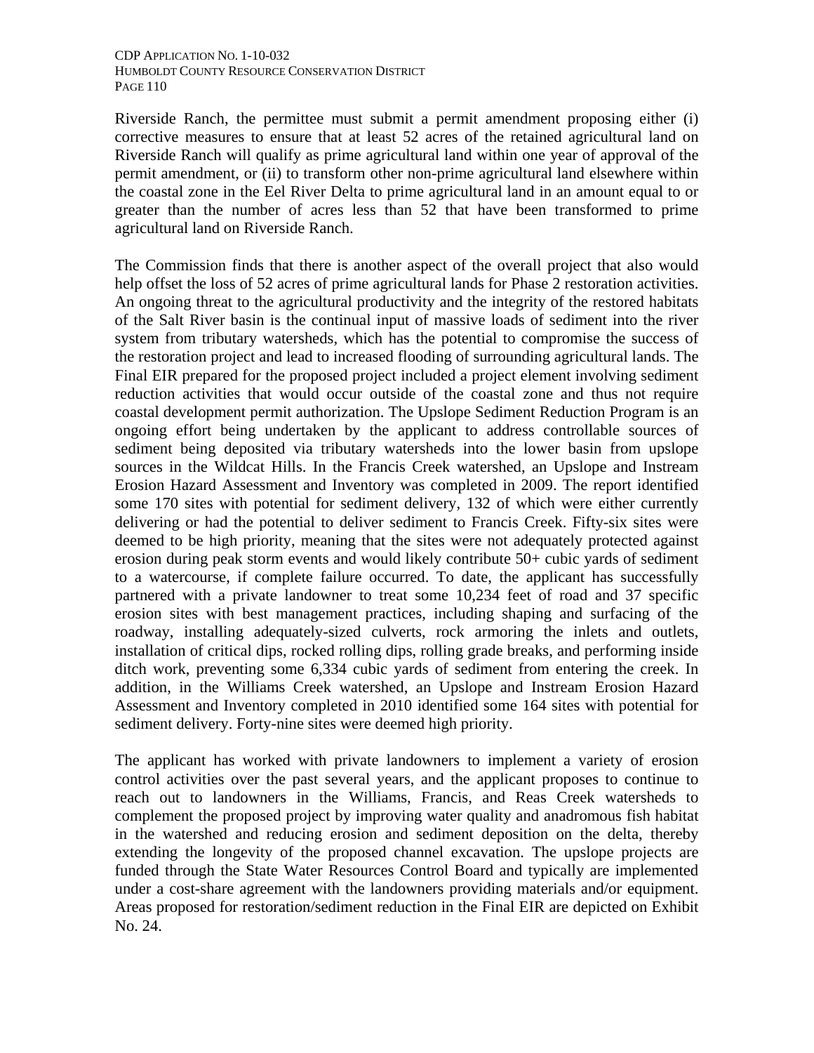Riverside Ranch, the permittee must submit a permit amendment proposing either (i) corrective measures to ensure that at least 52 acres of the retained agricultural land on Riverside Ranch will qualify as prime agricultural land within one year of approval of the permit amendment, or (ii) to transform other non-prime agricultural land elsewhere within the coastal zone in the Eel River Delta to prime agricultural land in an amount equal to or greater than the number of acres less than 52 that have been transformed to prime agricultural land on Riverside Ranch.

The Commission finds that there is another aspect of the overall project that also would help offset the loss of 52 acres of prime agricultural lands for Phase 2 restoration activities. An ongoing threat to the agricultural productivity and the integrity of the restored habitats of the Salt River basin is the continual input of massive loads of sediment into the river system from tributary watersheds, which has the potential to compromise the success of the restoration project and lead to increased flooding of surrounding agricultural lands. The Final EIR prepared for the proposed project included a project element involving sediment reduction activities that would occur outside of the coastal zone and thus not require coastal development permit authorization. The Upslope Sediment Reduction Program is an ongoing effort being undertaken by the applicant to address controllable sources of sediment being deposited via tributary watersheds into the lower basin from upslope sources in the Wildcat Hills. In the Francis Creek watershed, an Upslope and Instream Erosion Hazard Assessment and Inventory was completed in 2009. The report identified some 170 sites with potential for sediment delivery, 132 of which were either currently delivering or had the potential to deliver sediment to Francis Creek. Fifty-six sites were deemed to be high priority, meaning that the sites were not adequately protected against erosion during peak storm events and would likely contribute 50+ cubic yards of sediment to a watercourse, if complete failure occurred. To date, the applicant has successfully partnered with a private landowner to treat some 10,234 feet of road and 37 specific erosion sites with best management practices, including shaping and surfacing of the roadway, installing adequately-sized culverts, rock armoring the inlets and outlets, installation of critical dips, rocked rolling dips, rolling grade breaks, and performing inside ditch work, preventing some 6,334 cubic yards of sediment from entering the creek. In addition, in the Williams Creek watershed, an Upslope and Instream Erosion Hazard Assessment and Inventory completed in 2010 identified some 164 sites with potential for sediment delivery. Forty-nine sites were deemed high priority.

The applicant has worked with private landowners to implement a variety of erosion control activities over the past several years, and the applicant proposes to continue to reach out to landowners in the Williams, Francis, and Reas Creek watersheds to complement the proposed project by improving water quality and anadromous fish habitat in the watershed and reducing erosion and sediment deposition on the delta, thereby extending the longevity of the proposed channel excavation. The upslope projects are funded through the State Water Resources Control Board and typically are implemented under a cost-share agreement with the landowners providing materials and/or equipment. Areas proposed for restoration/sediment reduction in the Final EIR are depicted on Exhibit No. 24.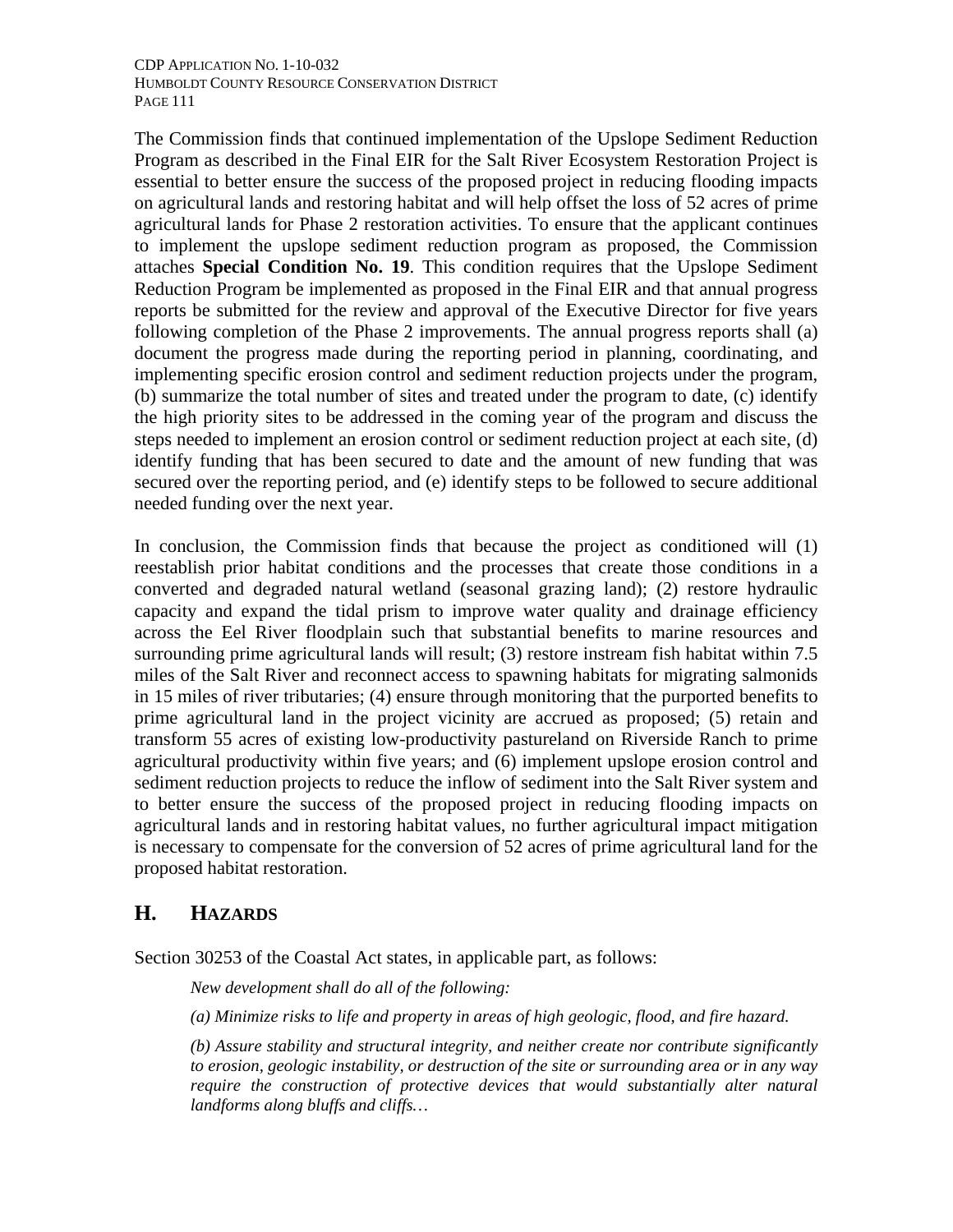The Commission finds that continued implementation of the Upslope Sediment Reduction Program as described in the Final EIR for the Salt River Ecosystem Restoration Project is essential to better ensure the success of the proposed project in reducing flooding impacts on agricultural lands and restoring habitat and will help offset the loss of 52 acres of prime agricultural lands for Phase 2 restoration activities. To ensure that the applicant continues to implement the upslope sediment reduction program as proposed, the Commission attaches **Special Condition No. 19**. This condition requires that the Upslope Sediment Reduction Program be implemented as proposed in the Final EIR and that annual progress reports be submitted for the review and approval of the Executive Director for five years following completion of the Phase 2 improvements. The annual progress reports shall (a) document the progress made during the reporting period in planning, coordinating, and implementing specific erosion control and sediment reduction projects under the program, (b) summarize the total number of sites and treated under the program to date, (c) identify the high priority sites to be addressed in the coming year of the program and discuss the steps needed to implement an erosion control or sediment reduction project at each site, (d) identify funding that has been secured to date and the amount of new funding that was secured over the reporting period, and (e) identify steps to be followed to secure additional needed funding over the next year.

In conclusion, the Commission finds that because the project as conditioned will (1) reestablish prior habitat conditions and the processes that create those conditions in a converted and degraded natural wetland (seasonal grazing land); (2) restore hydraulic capacity and expand the tidal prism to improve water quality and drainage efficiency across the Eel River floodplain such that substantial benefits to marine resources and surrounding prime agricultural lands will result; (3) restore instream fish habitat within 7.5 miles of the Salt River and reconnect access to spawning habitats for migrating salmonids in 15 miles of river tributaries; (4) ensure through monitoring that the purported benefits to prime agricultural land in the project vicinity are accrued as proposed; (5) retain and transform 55 acres of existing low-productivity pastureland on Riverside Ranch to prime agricultural productivity within five years; and (6) implement upslope erosion control and sediment reduction projects to reduce the inflow of sediment into the Salt River system and to better ensure the success of the proposed project in reducing flooding impacts on agricultural lands and in restoring habitat values, no further agricultural impact mitigation is necessary to compensate for the conversion of 52 acres of prime agricultural land for the proposed habitat restoration.

## H. HAZARDS

Section 30253 of the Coastal Act states, in applicable part, as follows:

> *New development shall do all of the following:*
>
> *(a) Minimize risks to life and property in areas of high geologic, flood, and fire hazard.*
>
> *(b) Assure stability and structural integrity, and neither create nor contribute significantly to erosion, geologic instability, or destruction of the site or surrounding area or in any way require the construction of protective devices that would substantially alter natural landforms along bluffs and cliffs…*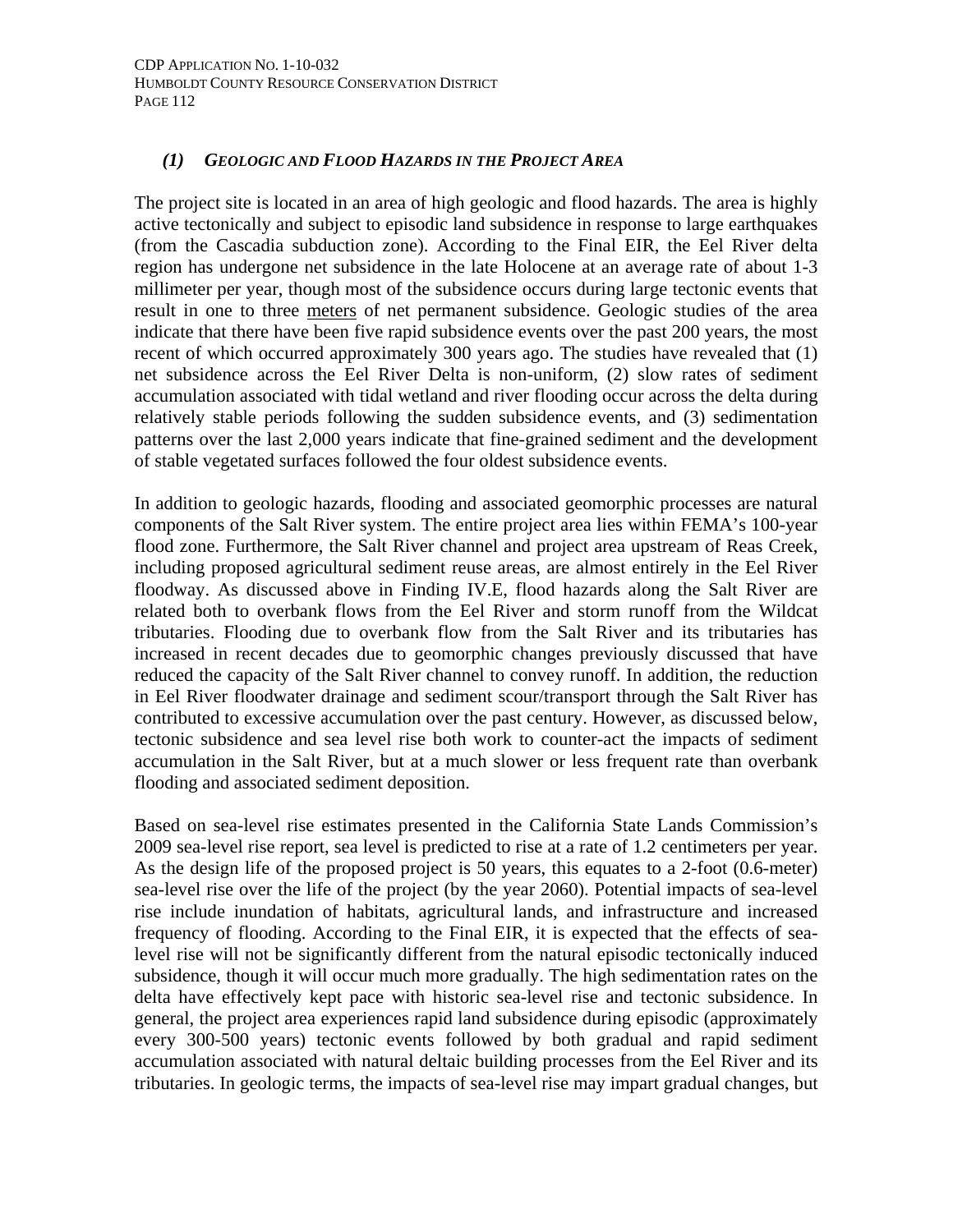### *(1) GEOLOGIC AND FLOOD HAZARDS IN THE PROJECT AREA*

The project site is located in an area of high geologic and flood hazards. The area is highly active tectonically and subject to episodic land subsidence in response to large earthquakes (from the Cascadia subduction zone). According to the Final EIR, the Eel River delta region has undergone net subsidence in the late Holocene at an average rate of about 1-3 millimeter per year, though most of the subsidence occurs during large tectonic events that result in one to three meters of net permanent subsidence. Geologic studies of the area indicate that there have been five rapid subsidence events over the past 200 years, the most recent of which occurred approximately 300 years ago. The studies have revealed that (1) net subsidence across the Eel River Delta is non-uniform, (2) slow rates of sediment accumulation associated with tidal wetland and river flooding occur across the delta during relatively stable periods following the sudden subsidence events, and (3) sedimentation patterns over the last 2,000 years indicate that fine-grained sediment and the development of stable vegetated surfaces followed the four oldest subsidence events.

In addition to geologic hazards, flooding and associated geomorphic processes are natural components of the Salt River system. The entire project area lies within FEMA's 100-year flood zone. Furthermore, the Salt River channel and project area upstream of Reas Creek, including proposed agricultural sediment reuse areas, are almost entirely in the Eel River floodway. As discussed above in Finding IV.E, flood hazards along the Salt River are related both to overbank flows from the Eel River and storm runoff from the Wildcat tributaries. Flooding due to overbank flow from the Salt River and its tributaries has increased in recent decades due to geomorphic changes previously discussed that have reduced the capacity of the Salt River channel to convey runoff. In addition, the reduction in Eel River floodwater drainage and sediment scour/transport through the Salt River has contributed to excessive accumulation over the past century. However, as discussed below, tectonic subsidence and sea level rise both work to counter-act the impacts of sediment accumulation in the Salt River, but at a much slower or less frequent rate than overbank flooding and associated sediment deposition.

Based on sea-level rise estimates presented in the California State Lands Commission's 2009 sea-level rise report, sea level is predicted to rise at a rate of 1.2 centimeters per year. As the design life of the proposed project is 50 years, this equates to a 2-foot (0.6-meter) sea-level rise over the life of the project (by the year 2060). Potential impacts of sea-level rise include inundation of habitats, agricultural lands, and infrastructure and increased frequency of flooding. According to the Final EIR, it is expected that the effects of sea-level rise will not be significantly different from the natural episodic tectonically induced subsidence, though it will occur much more gradually. The high sedimentation rates on the delta have effectively kept pace with historic sea-level rise and tectonic subsidence. In general, the project area experiences rapid land subsidence during episodic (approximately every 300-500 years) tectonic events followed by both gradual and rapid sediment accumulation associated with natural deltaic building processes from the Eel River and its tributaries. In geologic terms, the impacts of sea-level rise may impart gradual changes, but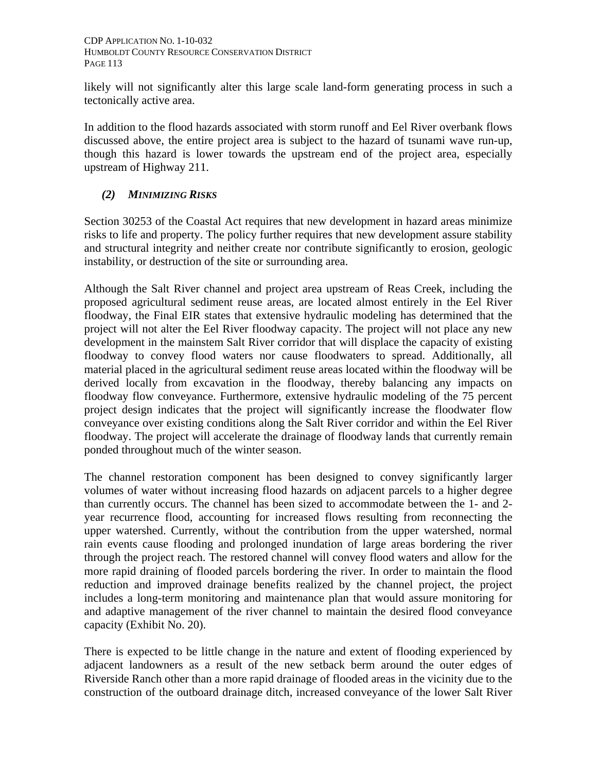likely will not significantly alter this large scale land-form generating process in such a tectonically active area.

In addition to the flood hazards associated with storm runoff and Eel River overbank flows discussed above, the entire project area is subject to the hazard of tsunami wave run-up, though this hazard is lower towards the upstream end of the project area, especially upstream of Highway 211.

### *(2) Minimizing Risks*

Section 30253 of the Coastal Act requires that new development in hazard areas minimize risks to life and property. The policy further requires that new development assure stability and structural integrity and neither create nor contribute significantly to erosion, geologic instability, or destruction of the site or surrounding area.

Although the Salt River channel and project area upstream of Reas Creek, including the proposed agricultural sediment reuse areas, are located almost entirely in the Eel River floodway, the Final EIR states that extensive hydraulic modeling has determined that the project will not alter the Eel River floodway capacity. The project will not place any new development in the mainstem Salt River corridor that will displace the capacity of existing floodway to convey flood waters nor cause floodwaters to spread. Additionally, all material placed in the agricultural sediment reuse areas located within the floodway will be derived locally from excavation in the floodway, thereby balancing any impacts on floodway flow conveyance. Furthermore, extensive hydraulic modeling of the 75 percent project design indicates that the project will significantly increase the floodwater flow conveyance over existing conditions along the Salt River corridor and within the Eel River floodway. The project will accelerate the drainage of floodway lands that currently remain ponded throughout much of the winter season.

The channel restoration component has been designed to convey significantly larger volumes of water without increasing flood hazards on adjacent parcels to a higher degree than currently occurs. The channel has been sized to accommodate between the 1- and 2-year recurrence flood, accounting for increased flows resulting from reconnecting the upper watershed. Currently, without the contribution from the upper watershed, normal rain events cause flooding and prolonged inundation of large areas bordering the river through the project reach. The restored channel will convey flood waters and allow for the more rapid draining of flooded parcels bordering the river. In order to maintain the flood reduction and improved drainage benefits realized by the channel project, the project includes a long-term monitoring and maintenance plan that would assure monitoring for and adaptive management of the river channel to maintain the desired flood conveyance capacity (Exhibit No. 20).

There is expected to be little change in the nature and extent of flooding experienced by adjacent landowners as a result of the new setback berm around the outer edges of Riverside Ranch other than a more rapid drainage of flooded areas in the vicinity due to the construction of the outboard drainage ditch, increased conveyance of the lower Salt River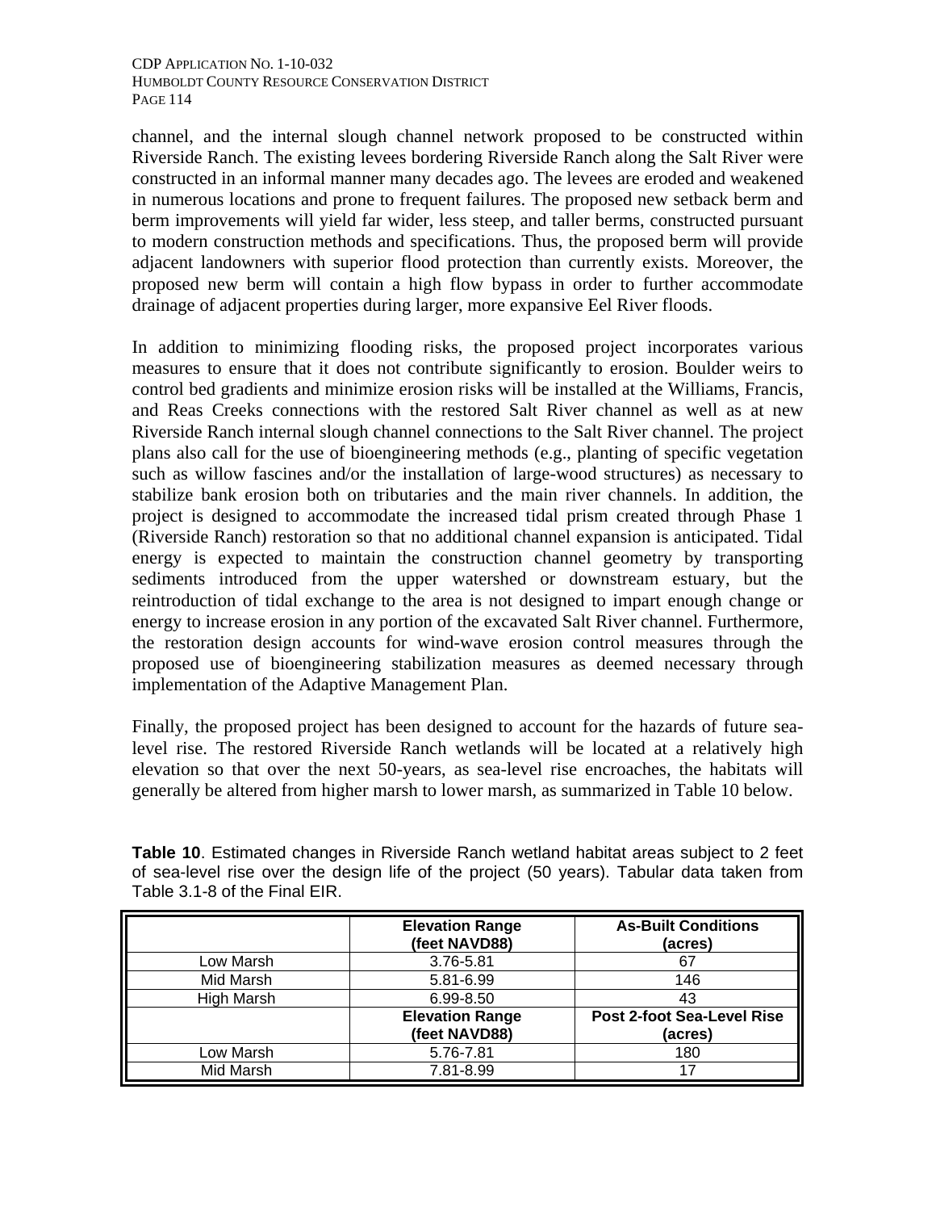channel, and the internal slough channel network proposed to be constructed within Riverside Ranch. The existing levees bordering Riverside Ranch along the Salt River were constructed in an informal manner many decades ago. The levees are eroded and weakened in numerous locations and prone to frequent failures. The proposed new setback berm and berm improvements will yield far wider, less steep, and taller berms, constructed pursuant to modern construction methods and specifications. Thus, the proposed berm will provide adjacent landowners with superior flood protection than currently exists. Moreover, the proposed new berm will contain a high flow bypass in order to further accommodate drainage of adjacent properties during larger, more expansive Eel River floods.

In addition to minimizing flooding risks, the proposed project incorporates various measures to ensure that it does not contribute significantly to erosion. Boulder weirs to control bed gradients and minimize erosion risks will be installed at the Williams, Francis, and Reas Creeks connections with the restored Salt River channel as well as at new Riverside Ranch internal slough channel connections to the Salt River channel. The project plans also call for the use of bioengineering methods (e.g., planting of specific vegetation such as willow fascines and/or the installation of large-wood structures) as necessary to stabilize bank erosion both on tributaries and the main river channels. In addition, the project is designed to accommodate the increased tidal prism created through Phase 1 (Riverside Ranch) restoration so that no additional channel expansion is anticipated. Tidal energy is expected to maintain the construction channel geometry by transporting sediments introduced from the upper watershed or downstream estuary, but the reintroduction of tidal exchange to the area is not designed to impart enough change or energy to increase erosion in any portion of the excavated Salt River channel. Furthermore, the restoration design accounts for wind-wave erosion control measures through the proposed use of bioengineering stabilization measures as deemed necessary through implementation of the Adaptive Management Plan.

Finally, the proposed project has been designed to account for the hazards of future sea-level rise. The restored Riverside Ranch wetlands will be located at a relatively high elevation so that over the next 50-years, as sea-level rise encroaches, the habitats will generally be altered from higher marsh to lower marsh, as summarized in Table 10 below.

**Table 10**. Estimated changes in Riverside Ranch wetland habitat areas subject to 2 feet of sea-level rise over the design life of the project (50 years). Tabular data taken from Table 3.1-8 of the Final EIR.

| | **Elevation Range (feet NAVD88)** | **As-Built Conditions (acres)** |
|---|---|---|
| Low Marsh | 3.76-5.81 | 67 |
| Mid Marsh | 5.81-6.99 | 146 |
| High Marsh | 6.99-8.50 | 43 |
| | **Elevation Range (feet NAVD88)** | **Post 2-foot Sea-Level Rise (acres)** |
| Low Marsh | 5.76-7.81 | 180 |
| Mid Marsh | 7.81-8.99 | 17 |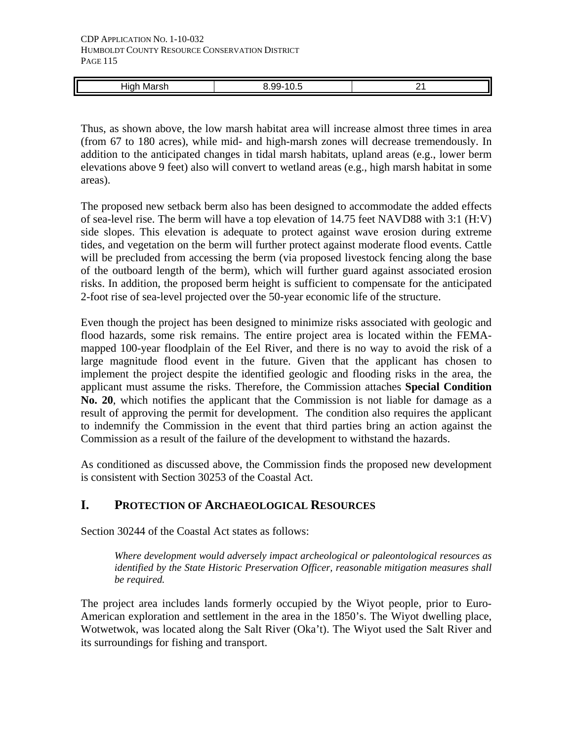| | | |
|---|---|---|
| High Marsh | 8.99-10.5 | 21 |

Thus, as shown above, the low marsh habitat area will increase almost three times in area (from 67 to 180 acres), while mid- and high-marsh zones will decrease tremendously. In addition to the anticipated changes in tidal marsh habitats, upland areas (e.g., lower berm elevations above 9 feet) also will convert to wetland areas (e.g., high marsh habitat in some areas).

The proposed new setback berm also has been designed to accommodate the added effects of sea-level rise. The berm will have a top elevation of 14.75 feet NAVD88 with 3:1 (H:V) side slopes. This elevation is adequate to protect against wave erosion during extreme tides, and vegetation on the berm will further protect against moderate flood events. Cattle will be precluded from accessing the berm (via proposed livestock fencing along the base of the outboard length of the berm), which will further guard against associated erosion risks. In addition, the proposed berm height is sufficient to compensate for the anticipated 2-foot rise of sea-level projected over the 50-year economic life of the structure.

Even though the project has been designed to minimize risks associated with geologic and flood hazards, some risk remains. The entire project area is located within the FEMA-mapped 100-year floodplain of the Eel River, and there is no way to avoid the risk of a large magnitude flood event in the future. Given that the applicant has chosen to implement the project despite the identified geologic and flooding risks in the area, the applicant must assume the risks. Therefore, the Commission attaches **Special Condition No. 20**, which notifies the applicant that the Commission is not liable for damage as a result of approving the permit for development. The condition also requires the applicant to indemnify the Commission in the event that third parties bring an action against the Commission as a result of the failure of the development to withstand the hazards.

As conditioned as discussed above, the Commission finds the proposed new development is consistent with Section 30253 of the Coastal Act.

## I. PROTECTION OF ARCHAEOLOGICAL RESOURCES

Section 30244 of the Coastal Act states as follows:

> *Where development would adversely impact archeological or paleontological resources as identified by the State Historic Preservation Officer, reasonable mitigation measures shall be required.*

The project area includes lands formerly occupied by the Wiyot people, prior to Euro-American exploration and settlement in the area in the 1850's. The Wiyot dwelling place, Wotwetwok, was located along the Salt River (Oka't). The Wiyot used the Salt River and its surroundings for fishing and transport.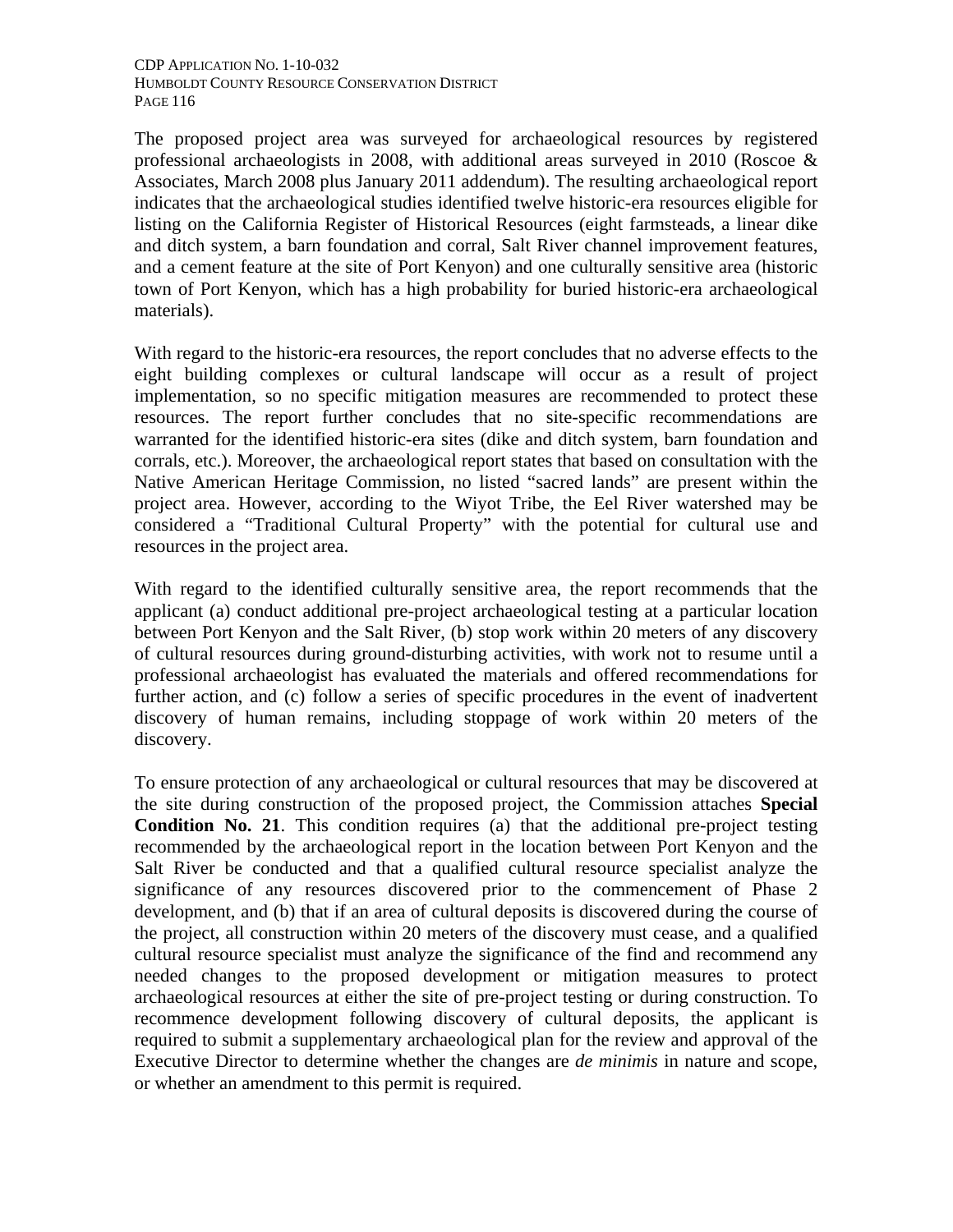The proposed project area was surveyed for archaeological resources by registered professional archaeologists in 2008, with additional areas surveyed in 2010 (Roscoe & Associates, March 2008 plus January 2011 addendum). The resulting archaeological report indicates that the archaeological studies identified twelve historic-era resources eligible for listing on the California Register of Historical Resources (eight farmsteads, a linear dike and ditch system, a barn foundation and corral, Salt River channel improvement features, and a cement feature at the site of Port Kenyon) and one culturally sensitive area (historic town of Port Kenyon, which has a high probability for buried historic-era archaeological materials).

With regard to the historic-era resources, the report concludes that no adverse effects to the eight building complexes or cultural landscape will occur as a result of project implementation, so no specific mitigation measures are recommended to protect these resources. The report further concludes that no site-specific recommendations are warranted for the identified historic-era sites (dike and ditch system, barn foundation and corrals, etc.). Moreover, the archaeological report states that based on consultation with the Native American Heritage Commission, no listed "sacred lands" are present within the project area. However, according to the Wiyot Tribe, the Eel River watershed may be considered a "Traditional Cultural Property" with the potential for cultural use and resources in the project area.

With regard to the identified culturally sensitive area, the report recommends that the applicant (a) conduct additional pre-project archaeological testing at a particular location between Port Kenyon and the Salt River, (b) stop work within 20 meters of any discovery of cultural resources during ground-disturbing activities, with work not to resume until a professional archaeologist has evaluated the materials and offered recommendations for further action, and (c) follow a series of specific procedures in the event of inadvertent discovery of human remains, including stoppage of work within 20 meters of the discovery.

To ensure protection of any archaeological or cultural resources that may be discovered at the site during construction of the proposed project, the Commission attaches **Special Condition No. 21**. This condition requires (a) that the additional pre-project testing recommended by the archaeological report in the location between Port Kenyon and the Salt River be conducted and that a qualified cultural resource specialist analyze the significance of any resources discovered prior to the commencement of Phase 2 development, and (b) that if an area of cultural deposits is discovered during the course of the project, all construction within 20 meters of the discovery must cease, and a qualified cultural resource specialist must analyze the significance of the find and recommend any needed changes to the proposed development or mitigation measures to protect archaeological resources at either the site of pre-project testing or during construction. To recommence development following discovery of cultural deposits, the applicant is required to submit a supplementary archaeological plan for the review and approval of the Executive Director to determine whether the changes are *de minimis* in nature and scope, or whether an amendment to this permit is required.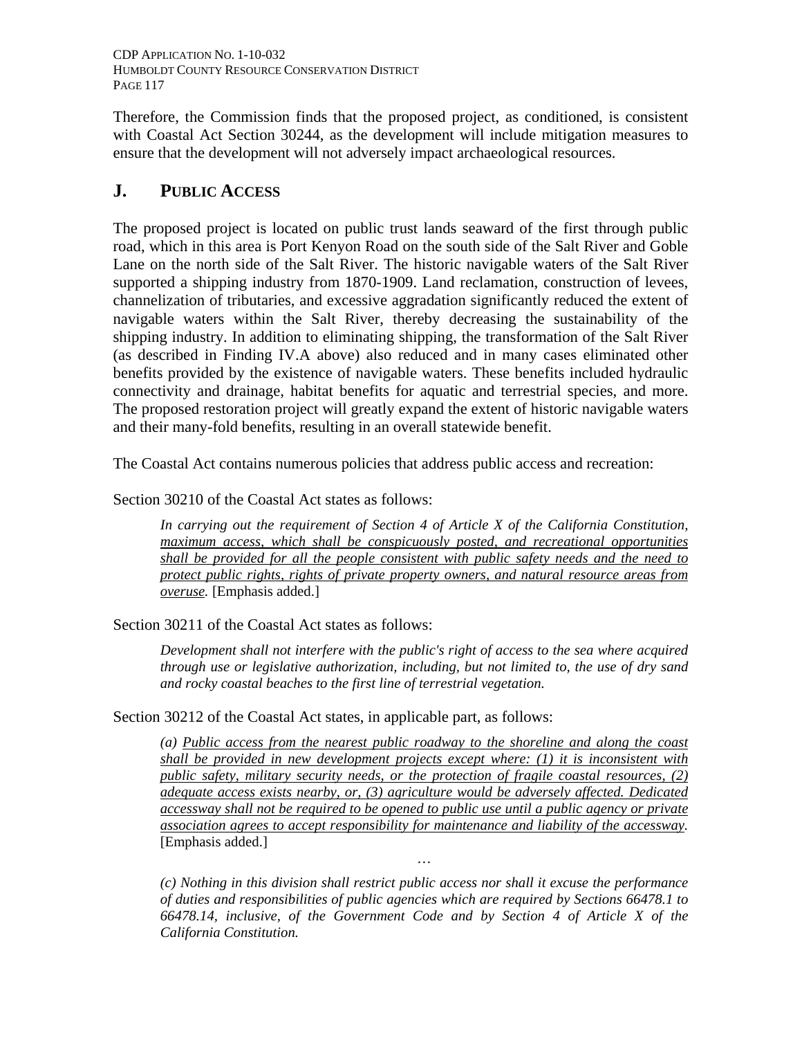Therefore, the Commission finds that the proposed project, as conditioned, is consistent with Coastal Act Section 30244, as the development will include mitigation measures to ensure that the development will not adversely impact archaeological resources.

## J. PUBLIC ACCESS

The proposed project is located on public trust lands seaward of the first through public road, which in this area is Port Kenyon Road on the south side of the Salt River and Goble Lane on the north side of the Salt River. The historic navigable waters of the Salt River supported a shipping industry from 1870-1909. Land reclamation, construction of levees, channelization of tributaries, and excessive aggradation significantly reduced the extent of navigable waters within the Salt River, thereby decreasing the sustainability of the shipping industry. In addition to eliminating shipping, the transformation of the Salt River (as described in Finding IV.A above) also reduced and in many cases eliminated other benefits provided by the existence of navigable waters. These benefits included hydraulic connectivity and drainage, habitat benefits for aquatic and terrestrial species, and more. The proposed restoration project will greatly expand the extent of historic navigable waters and their many-fold benefits, resulting in an overall statewide benefit.

The Coastal Act contains numerous policies that address public access and recreation:

Section 30210 of the Coastal Act states as follows:

> *In carrying out the requirement of Section 4 of Article X of the California Constitution, <u>maximum access, which shall be conspicuously posted, and recreational opportunities shall be provided for all the people consistent with public safety needs and the need to protect public rights, rights of private property owners, and natural resource areas from overuse</u>.* [Emphasis added.]

Section 30211 of the Coastal Act states as follows:

> *Development shall not interfere with the public's right of access to the sea where acquired through use or legislative authorization, including, but not limited to, the use of dry sand and rocky coastal beaches to the first line of terrestrial vegetation.*

Section 30212 of the Coastal Act states, in applicable part, as follows:

> *(a) <u>Public access from the nearest public roadway to the shoreline and along the coast shall be provided in new development projects except where: (1) it is inconsistent with public safety, military security needs, or the protection of fragile coastal resources, (2) adequate access exists nearby, or, (3) agriculture would be adversely affected. Dedicated accessway shall not be required to be opened to public use until a public agency or private association agrees to accept responsibility for maintenance and liability of the accessway</u>.* [Emphasis added.]
>
> …
>
> *(c) Nothing in this division shall restrict public access nor shall it excuse the performance of duties and responsibilities of public agencies which are required by Sections 66478.1 to 66478.14, inclusive, of the Government Code and by Section 4 of Article X of the California Constitution.*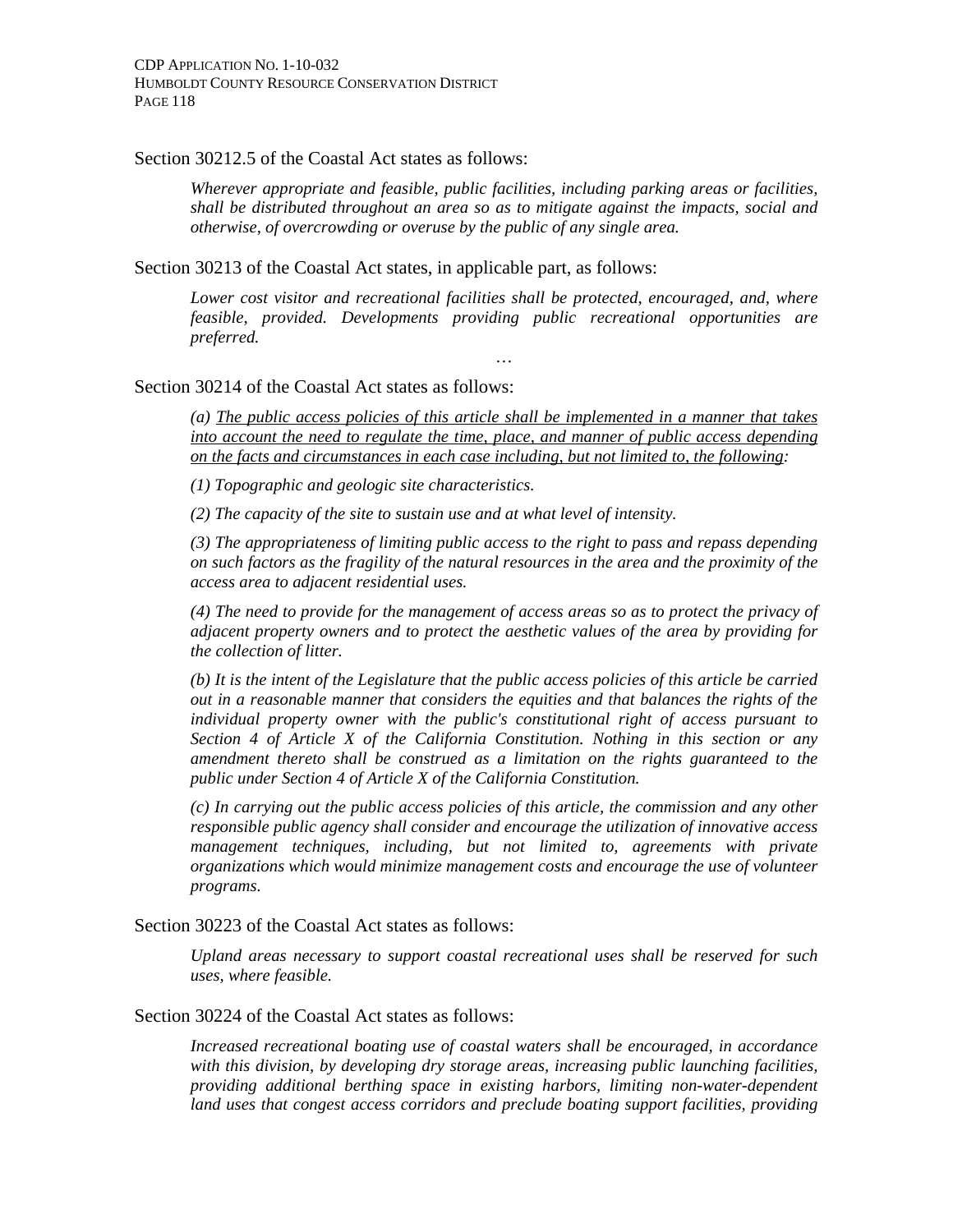Section 30212.5 of the Coastal Act states as follows:

> *Wherever appropriate and feasible, public facilities, including parking areas or facilities, shall be distributed throughout an area so as to mitigate against the impacts, social and otherwise, of overcrowding or overuse by the public of any single area.*

Section 30213 of the Coastal Act states, in applicable part, as follows:

> *Lower cost visitor and recreational facilities shall be protected, encouraged, and, where feasible, provided. Developments providing public recreational opportunities are preferred.*
>
> …

Section 30214 of the Coastal Act states as follows:

> *(a) <u>The public access policies of this article shall be implemented in a manner that takes into account the need to regulate the time, place, and manner of public access depending on the facts and circumstances in each case including, but not limited to, the following</u>:*
>
> *(1) Topographic and geologic site characteristics.*
>
> *(2) The capacity of the site to sustain use and at what level of intensity.*
>
> *(3) The appropriateness of limiting public access to the right to pass and repass depending on such factors as the fragility of the natural resources in the area and the proximity of the access area to adjacent residential uses.*
>
> *(4) The need to provide for the management of access areas so as to protect the privacy of adjacent property owners and to protect the aesthetic values of the area by providing for the collection of litter.*
>
> *(b) It is the intent of the Legislature that the public access policies of this article be carried out in a reasonable manner that considers the equities and that balances the rights of the individual property owner with the public's constitutional right of access pursuant to Section 4 of Article X of the California Constitution. Nothing in this section or any amendment thereto shall be construed as a limitation on the rights guaranteed to the public under Section 4 of Article X of the California Constitution.*
>
> *(c) In carrying out the public access policies of this article, the commission and any other responsible public agency shall consider and encourage the utilization of innovative access management techniques, including, but not limited to, agreements with private organizations which would minimize management costs and encourage the use of volunteer programs.*

Section 30223 of the Coastal Act states as follows:

> *Upland areas necessary to support coastal recreational uses shall be reserved for such uses, where feasible.*

Section 30224 of the Coastal Act states as follows:

> *Increased recreational boating use of coastal waters shall be encouraged, in accordance with this division, by developing dry storage areas, increasing public launching facilities, providing additional berthing space in existing harbors, limiting non-water-dependent land uses that congest access corridors and preclude boating support facilities, providing*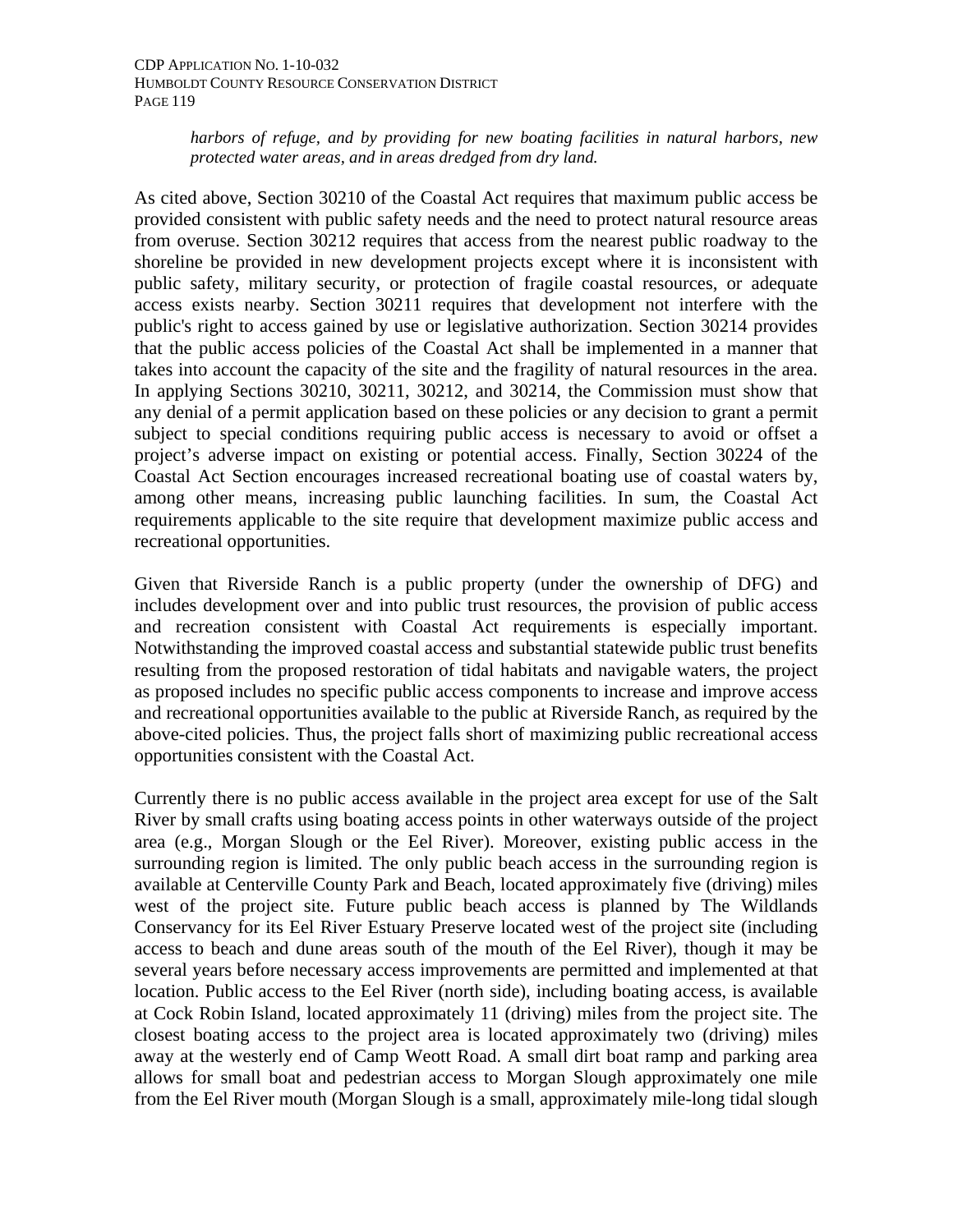*harbors of refuge, and by providing for new boating facilities in natural harbors, new protected water areas, and in areas dredged from dry land.*

As cited above, Section 30210 of the Coastal Act requires that maximum public access be provided consistent with public safety needs and the need to protect natural resource areas from overuse. Section 30212 requires that access from the nearest public roadway to the shoreline be provided in new development projects except where it is inconsistent with public safety, military security, or protection of fragile coastal resources, or adequate access exists nearby. Section 30211 requires that development not interfere with the public's right to access gained by use or legislative authorization. Section 30214 provides that the public access policies of the Coastal Act shall be implemented in a manner that takes into account the capacity of the site and the fragility of natural resources in the area. In applying Sections 30210, 30211, 30212, and 30214, the Commission must show that any denial of a permit application based on these policies or any decision to grant a permit subject to special conditions requiring public access is necessary to avoid or offset a project's adverse impact on existing or potential access. Finally, Section 30224 of the Coastal Act Section encourages increased recreational boating use of coastal waters by, among other means, increasing public launching facilities. In sum, the Coastal Act requirements applicable to the site require that development maximize public access and recreational opportunities.

Given that Riverside Ranch is a public property (under the ownership of DFG) and includes development over and into public trust resources, the provision of public access and recreation consistent with Coastal Act requirements is especially important. Notwithstanding the improved coastal access and substantial statewide public trust benefits resulting from the proposed restoration of tidal habitats and navigable waters, the project as proposed includes no specific public access components to increase and improve access and recreational opportunities available to the public at Riverside Ranch, as required by the above-cited policies. Thus, the project falls short of maximizing public recreational access opportunities consistent with the Coastal Act.

Currently there is no public access available in the project area except for use of the Salt River by small crafts using boating access points in other waterways outside of the project area (e.g., Morgan Slough or the Eel River). Moreover, existing public access in the surrounding region is limited. The only public beach access in the surrounding region is available at Centerville County Park and Beach, located approximately five (driving) miles west of the project site. Future public beach access is planned by The Wildlands Conservancy for its Eel River Estuary Preserve located west of the project site (including access to beach and dune areas south of the mouth of the Eel River), though it may be several years before necessary access improvements are permitted and implemented at that location. Public access to the Eel River (north side), including boating access, is available at Cock Robin Island, located approximately 11 (driving) miles from the project site. The closest boating access to the project area is located approximately two (driving) miles away at the westerly end of Camp Weott Road. A small dirt boat ramp and parking area allows for small boat and pedestrian access to Morgan Slough approximately one mile from the Eel River mouth (Morgan Slough is a small, approximately mile-long tidal slough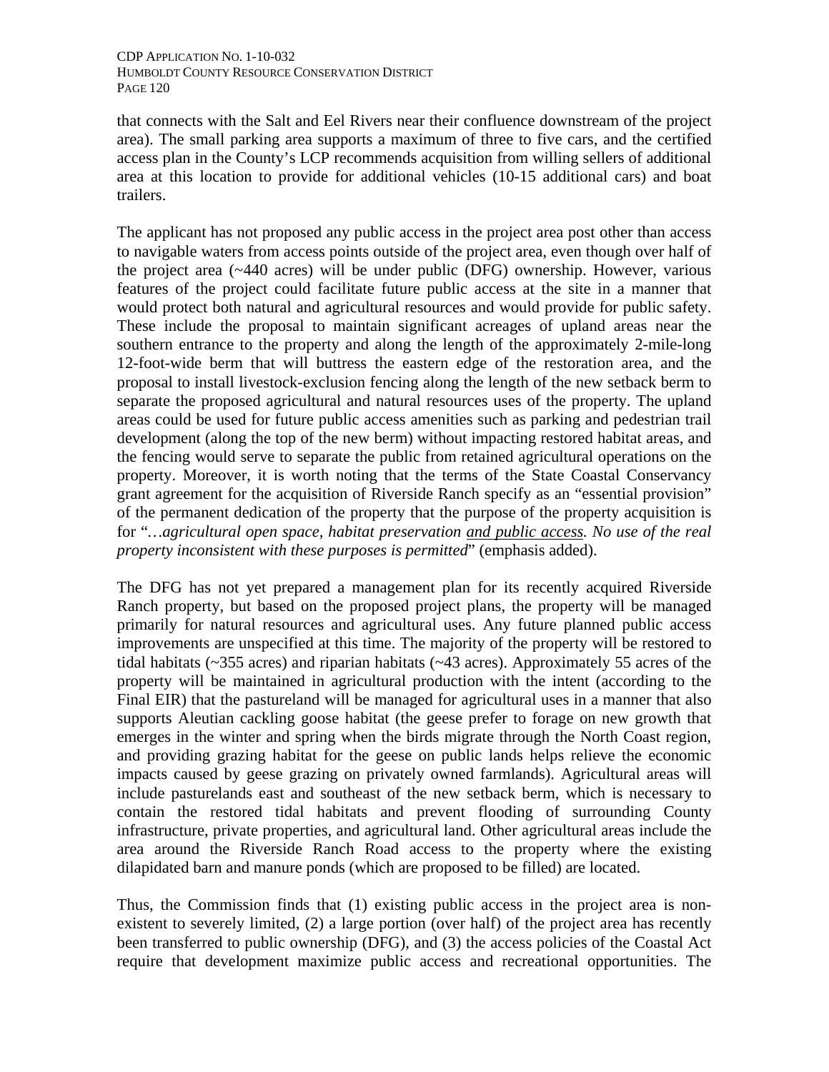that connects with the Salt and Eel Rivers near their confluence downstream of the project area). The small parking area supports a maximum of three to five cars, and the certified access plan in the County's LCP recommends acquisition from willing sellers of additional area at this location to provide for additional vehicles (10-15 additional cars) and boat trailers.

The applicant has not proposed any public access in the project area post other than access to navigable waters from access points outside of the project area, even though over half of the project area (~440 acres) will be under public (DFG) ownership. However, various features of the project could facilitate future public access at the site in a manner that would protect both natural and agricultural resources and would provide for public safety. These include the proposal to maintain significant acreages of upland areas near the southern entrance to the property and along the length of the approximately 2-mile-long 12-foot-wide berm that will buttress the eastern edge of the restoration area, and the proposal to install livestock-exclusion fencing along the length of the new setback berm to separate the proposed agricultural and natural resources uses of the property. The upland areas could be used for future public access amenities such as parking and pedestrian trail development (along the top of the new berm) without impacting restored habitat areas, and the fencing would serve to separate the public from retained agricultural operations on the property. Moreover, it is worth noting that the terms of the State Coastal Conservancy grant agreement for the acquisition of Riverside Ranch specify as an "essential provision" of the permanent dedication of the property that the purpose of the property acquisition is for "*…agricultural open space, habitat preservation <u>and public access</u>. No use of the real property inconsistent with these purposes is permitted*" (emphasis added).

The DFG has not yet prepared a management plan for its recently acquired Riverside Ranch property, but based on the proposed project plans, the property will be managed primarily for natural resources and agricultural uses. Any future planned public access improvements are unspecified at this time. The majority of the property will be restored to tidal habitats (~355 acres) and riparian habitats (~43 acres). Approximately 55 acres of the property will be maintained in agricultural production with the intent (according to the Final EIR) that the pastureland will be managed for agricultural uses in a manner that also supports Aleutian cackling goose habitat (the geese prefer to forage on new growth that emerges in the winter and spring when the birds migrate through the North Coast region, and providing grazing habitat for the geese on public lands helps relieve the economic impacts caused by geese grazing on privately owned farmlands). Agricultural areas will include pasturelands east and southeast of the new setback berm, which is necessary to contain the restored tidal habitats and prevent flooding of surrounding County infrastructure, private properties, and agricultural land. Other agricultural areas include the area around the Riverside Ranch Road access to the property where the existing dilapidated barn and manure ponds (which are proposed to be filled) are located.

Thus, the Commission finds that (1) existing public access in the project area is non-existent to severely limited, (2) a large portion (over half) of the project area has recently been transferred to public ownership (DFG), and (3) the access policies of the Coastal Act require that development maximize public access and recreational opportunities. The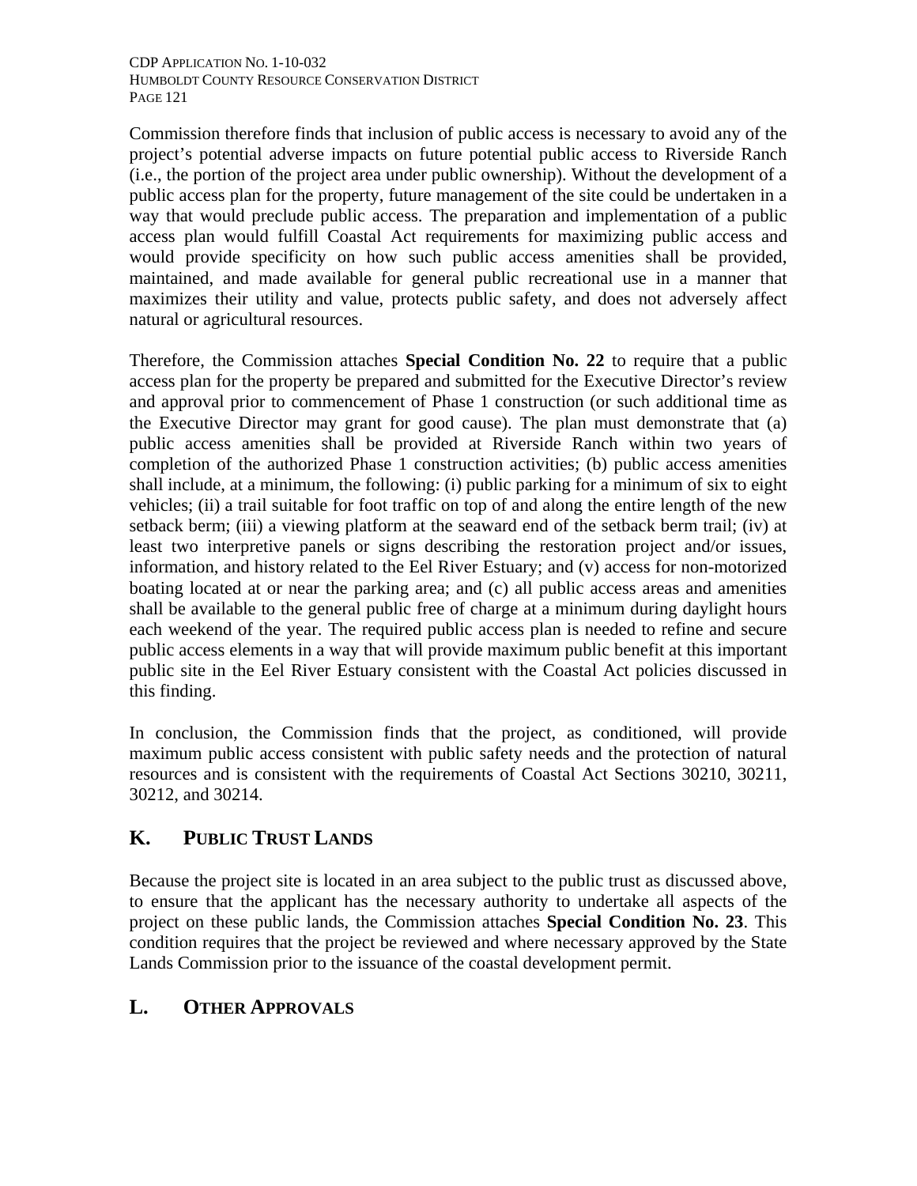Commission therefore finds that inclusion of public access is necessary to avoid any of the project's potential adverse impacts on future potential public access to Riverside Ranch (i.e., the portion of the project area under public ownership). Without the development of a public access plan for the property, future management of the site could be undertaken in a way that would preclude public access. The preparation and implementation of a public access plan would fulfill Coastal Act requirements for maximizing public access and would provide specificity on how such public access amenities shall be provided, maintained, and made available for general public recreational use in a manner that maximizes their utility and value, protects public safety, and does not adversely affect natural or agricultural resources.

Therefore, the Commission attaches **Special Condition No. 22** to require that a public access plan for the property be prepared and submitted for the Executive Director's review and approval prior to commencement of Phase 1 construction (or such additional time as the Executive Director may grant for good cause). The plan must demonstrate that (a) public access amenities shall be provided at Riverside Ranch within two years of completion of the authorized Phase 1 construction activities; (b) public access amenities shall include, at a minimum, the following: (i) public parking for a minimum of six to eight vehicles; (ii) a trail suitable for foot traffic on top of and along the entire length of the new setback berm; (iii) a viewing platform at the seaward end of the setback berm trail; (iv) at least two interpretive panels or signs describing the restoration project and/or issues, information, and history related to the Eel River Estuary; and (v) access for non-motorized boating located at or near the parking area; and (c) all public access areas and amenities shall be available to the general public free of charge at a minimum during daylight hours each weekend of the year. The required public access plan is needed to refine and secure public access elements in a way that will provide maximum public benefit at this important public site in the Eel River Estuary consistent with the Coastal Act policies discussed in this finding.

In conclusion, the Commission finds that the project, as conditioned, will provide maximum public access consistent with public safety needs and the protection of natural resources and is consistent with the requirements of Coastal Act Sections 30210, 30211, 30212, and 30214.

## K. PUBLIC TRUST LANDS

Because the project site is located in an area subject to the public trust as discussed above, to ensure that the applicant has the necessary authority to undertake all aspects of the project on these public lands, the Commission attaches **Special Condition No. 23**. This condition requires that the project be reviewed and where necessary approved by the State Lands Commission prior to the issuance of the coastal development permit.

## L. OTHER APPROVALS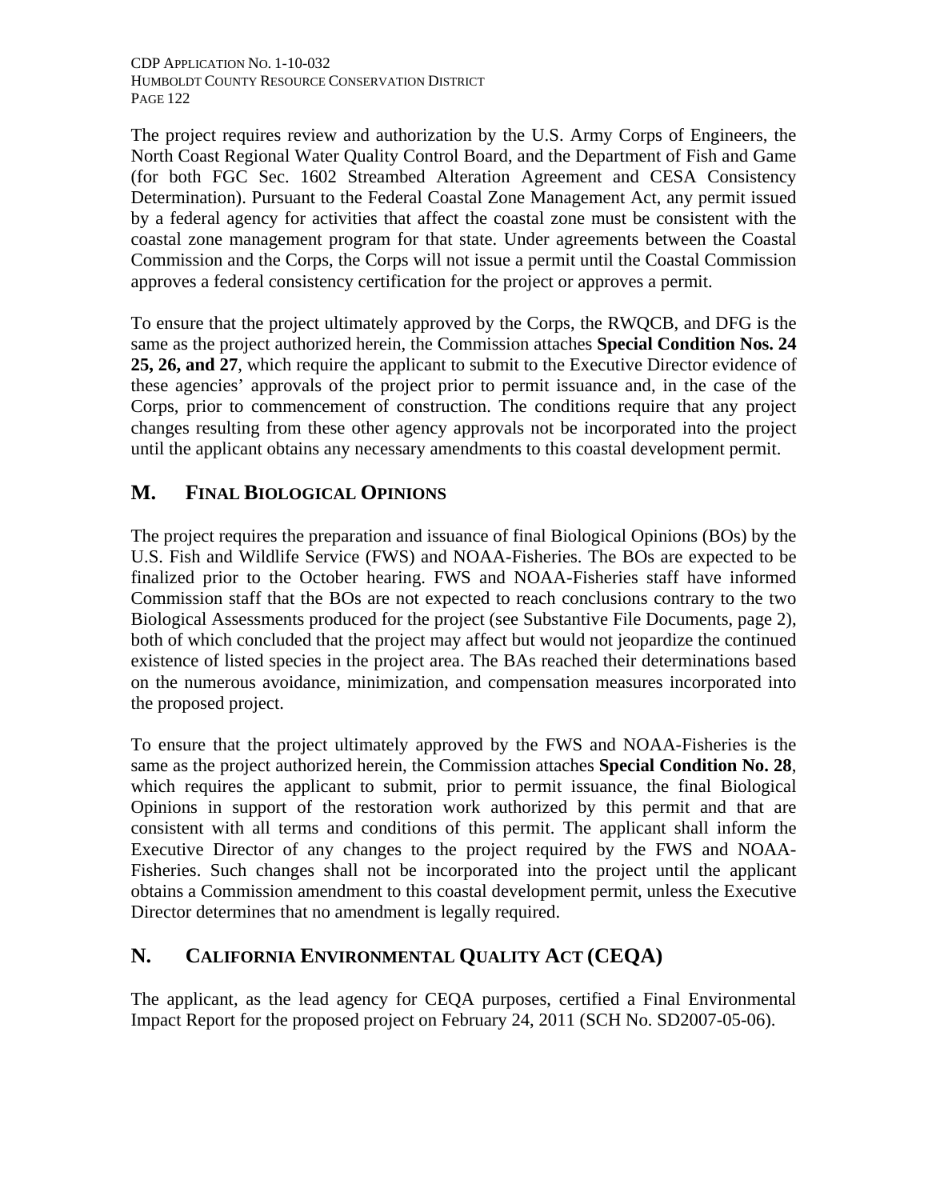The project requires review and authorization by the U.S. Army Corps of Engineers, the North Coast Regional Water Quality Control Board, and the Department of Fish and Game (for both FGC Sec. 1602 Streambed Alteration Agreement and CESA Consistency Determination). Pursuant to the Federal Coastal Zone Management Act, any permit issued by a federal agency for activities that affect the coastal zone must be consistent with the coastal zone management program for that state. Under agreements between the Coastal Commission and the Corps, the Corps will not issue a permit until the Coastal Commission approves a federal consistency certification for the project or approves a permit.

To ensure that the project ultimately approved by the Corps, the RWQCB, and DFG is the same as the project authorized herein, the Commission attaches **Special Condition Nos. 24 25, 26, and 27**, which require the applicant to submit to the Executive Director evidence of these agencies' approvals of the project prior to permit issuance and, in the case of the Corps, prior to commencement of construction. The conditions require that any project changes resulting from these other agency approvals not be incorporated into the project until the applicant obtains any necessary amendments to this coastal development permit.

## M. FINAL BIOLOGICAL OPINIONS

The project requires the preparation and issuance of final Biological Opinions (BOs) by the U.S. Fish and Wildlife Service (FWS) and NOAA-Fisheries. The BOs are expected to be finalized prior to the October hearing. FWS and NOAA-Fisheries staff have informed Commission staff that the BOs are not expected to reach conclusions contrary to the two Biological Assessments produced for the project (see Substantive File Documents, page 2), both of which concluded that the project may affect but would not jeopardize the continued existence of listed species in the project area. The BAs reached their determinations based on the numerous avoidance, minimization, and compensation measures incorporated into the proposed project.

To ensure that the project ultimately approved by the FWS and NOAA-Fisheries is the same as the project authorized herein, the Commission attaches **Special Condition No. 28**, which requires the applicant to submit, prior to permit issuance, the final Biological Opinions in support of the restoration work authorized by this permit and that are consistent with all terms and conditions of this permit. The applicant shall inform the Executive Director of any changes to the project required by the FWS and NOAA-Fisheries. Such changes shall not be incorporated into the project until the applicant obtains a Commission amendment to this coastal development permit, unless the Executive Director determines that no amendment is legally required.

## N. CALIFORNIA ENVIRONMENTAL QUALITY ACT (CEQA)

The applicant, as the lead agency for CEQA purposes, certified a Final Environmental Impact Report for the proposed project on February 24, 2011 (SCH No. SD2007-05-06).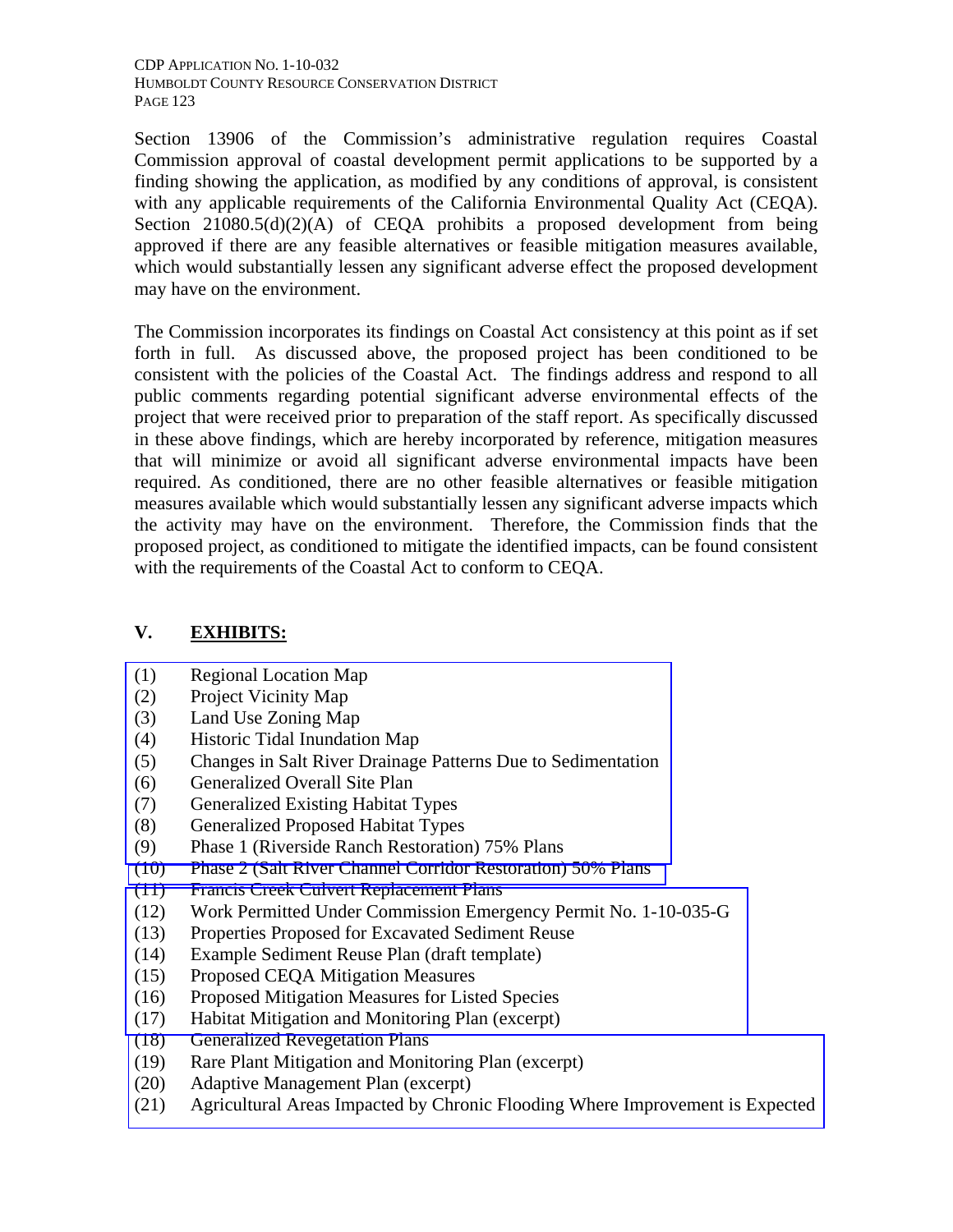Section 13906 of the Commission's administrative regulation requires Coastal Commission approval of coastal development permit applications to be supported by a finding showing the application, as modified by any conditions of approval, is consistent with any applicable requirements of the California Environmental Quality Act (CEQA). Section 21080.5(d)(2)(A) of CEQA prohibits a proposed development from being approved if there are any feasible alternatives or feasible mitigation measures available, which would substantially lessen any significant adverse effect the proposed development may have on the environment.

The Commission incorporates its findings on Coastal Act consistency at this point as if set forth in full. As discussed above, the proposed project has been conditioned to be consistent with the policies of the Coastal Act. The findings address and respond to all public comments regarding potential significant adverse environmental effects of the project that were received prior to preparation of the staff report. As specifically discussed in these above findings, which are hereby incorporated by reference, mitigation measures that will minimize or avoid all significant adverse environmental impacts have been required. As conditioned, there are no other feasible alternatives or feasible mitigation measures available which would substantially lessen any significant adverse impacts which the activity may have on the environment. Therefore, the Commission finds that the proposed project, as conditioned to mitigate the identified impacts, can be found consistent with the requirements of the Coastal Act to conform to CEQA.

## V. **EXHIBITS:**

(1) Regional Location Map
(2) Project Vicinity Map
(3) Land Use Zoning Map
(4) Historic Tidal Inundation Map
(5) Changes in Salt River Drainage Patterns Due to Sedimentation
(6) Generalized Overall Site Plan
(7) Generalized Existing Habitat Types
(8) Generalized Proposed Habitat Types
(9) Phase 1 (Riverside Ranch Restoration) 75% Plans
(10) Phase 2 (Salt River Channel Corridor Restoration) 50% Plans
(11) Francis Creek Culvert Replacement Plans
(12) Work Permitted Under Commission Emergency Permit No. 1-10-035-G
(13) Properties Proposed for Excavated Sediment Reuse
(14) Example Sediment Reuse Plan (draft template)
(15) Proposed CEQA Mitigation Measures
(16) Proposed Mitigation Measures for Listed Species
(17) Habitat Mitigation and Monitoring Plan (excerpt)
(18) Generalized Revegetation Plans
(19) Rare Plant Mitigation and Monitoring Plan (excerpt)
(20) Adaptive Management Plan (excerpt)
(21) Agricultural Areas Impacted by Chronic Flooding Where Improvement is Expected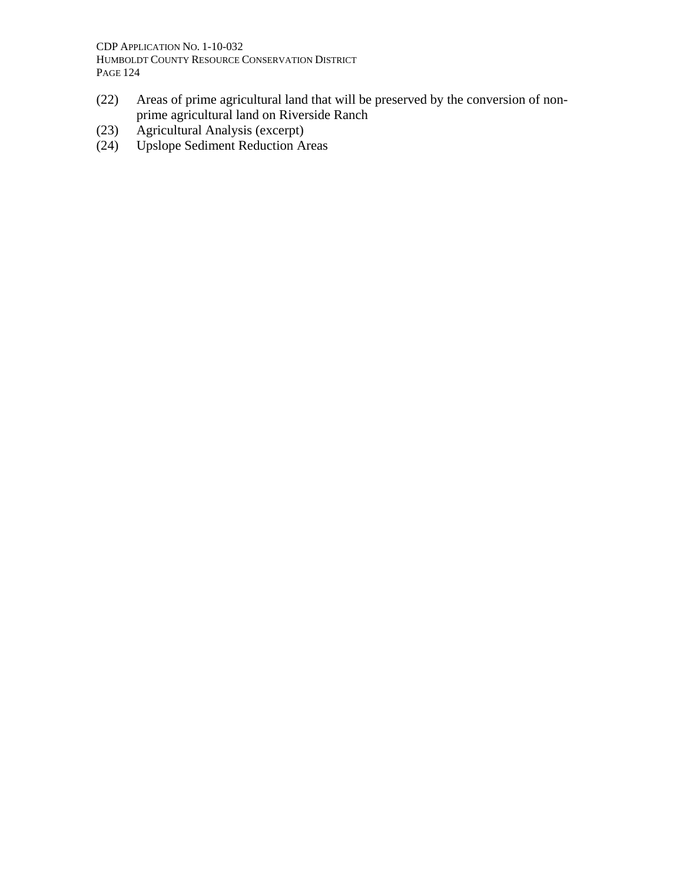(22) Areas of prime agricultural land that will be preserved by the conversion of non-prime agricultural land on Riverside Ranch
(23) Agricultural Analysis (excerpt)
(24) Upslope Sediment Reduction Areas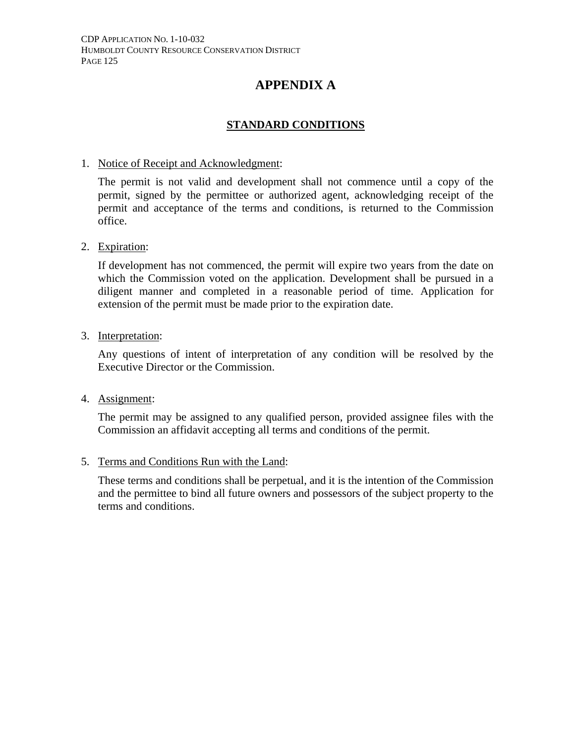# APPENDIX A

## STANDARD CONDITIONS

1. Notice of Receipt and Acknowledgment:

   The permit is not valid and development shall not commence until a copy of the permit, signed by the permittee or authorized agent, acknowledging receipt of the permit and acceptance of the terms and conditions, is returned to the Commission office.

2. Expiration:

   If development has not commenced, the permit will expire two years from the date on which the Commission voted on the application. Development shall be pursued in a diligent manner and completed in a reasonable period of time. Application for extension of the permit must be made prior to the expiration date.

3. Interpretation:

   Any questions of intent of interpretation of any condition will be resolved by the Executive Director or the Commission.

4. Assignment:

   The permit may be assigned to any qualified person, provided assignee files with the Commission an affidavit accepting all terms and conditions of the permit.

5. Terms and Conditions Run with the Land:

   These terms and conditions shall be perpetual, and it is the intention of the Commission and the permittee to bind all future owners and possessors of the subject property to the terms and conditions.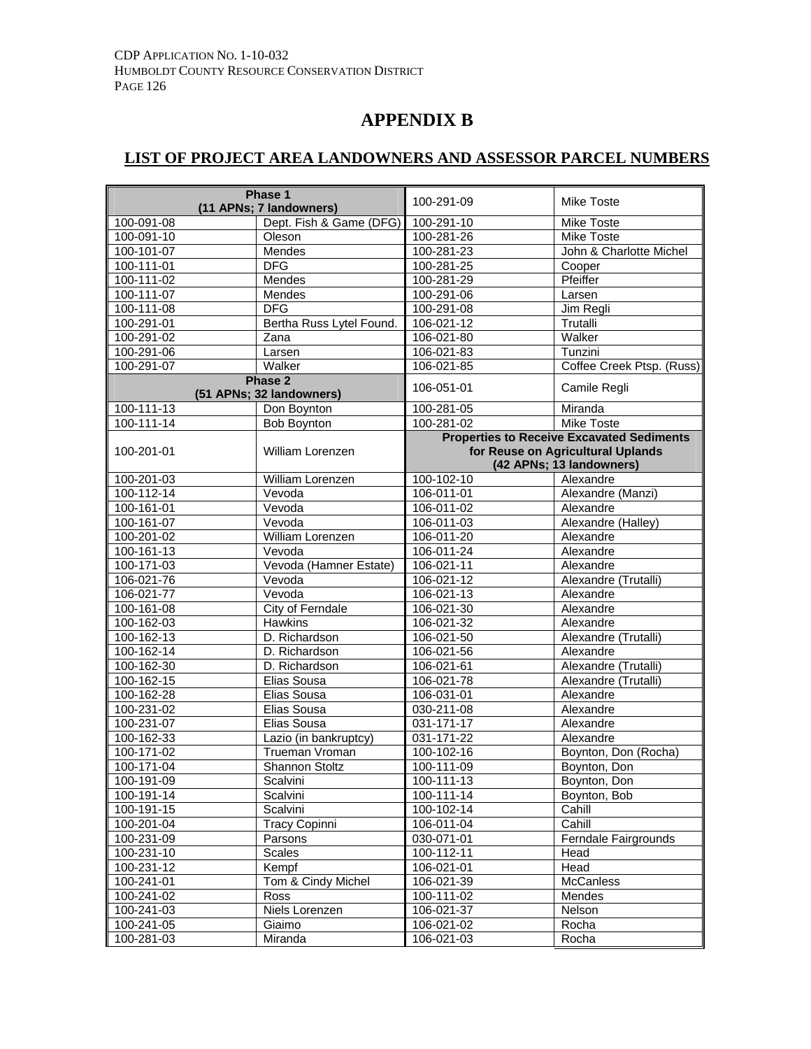# APPENDIX B

## LIST OF PROJECT AREA LANDOWNERS AND ASSESSOR PARCEL NUMBERS

| | | | |
|---|---|---|---|
| **Phase 1 (11 APNs; 7 landowners)** | | 100-291-09 | Mike Toste |
| 100-091-08 | Dept. Fish & Game (DFG) | 100-291-10 | Mike Toste |
| 100-091-10 | Oleson | 100-281-26 | Mike Toste |
| 100-101-07 | Mendes | 100-281-23 | John & Charlotte Michel |
| 100-111-01 | DFG | 100-281-25 | Cooper |
| 100-111-02 | Mendes | 100-281-29 | Pfeiffer |
| 100-111-07 | Mendes | 100-291-06 | Larsen |
| 100-111-08 | DFG | 100-291-08 | Jim Regli |
| 100-291-01 | Bertha Russ Lytel Found. | 106-021-12 | Trutalli |
| 100-291-02 | Zana | 106-021-80 | Walker |
| 100-291-06 | Larsen | 106-021-83 | Tunzini |
| 100-291-07 | Walker | 106-021-85 | Coffee Creek Ptsp. (Russ) |
| **Phase 2 (51 APNs; 32 landowners)** | | 106-051-01 | Camile Regli |
| 100-111-13 | Don Boynton | 100-281-05 | Miranda |
| 100-111-14 | Bob Boynton | 100-281-02 | Mike Toste |
| 100-201-01 | William Lorenzen | **Properties to Receive Excavated Sediments for Reuse on Agricultural Uplands (42 APNs; 13 landowners)** | |
| 100-201-03 | William Lorenzen | 100-102-10 | Alexandre |
| 100-112-14 | Vevoda | 106-011-01 | Alexandre (Manzi) |
| 100-161-01 | Vevoda | 106-011-02 | Alexandre |
| 100-161-07 | Vevoda | 106-011-03 | Alexandre (Halley) |
| 100-201-02 | William Lorenzen | 106-011-20 | Alexandre |
| 100-161-13 | Vevoda | 106-011-24 | Alexandre |
| 100-171-03 | Vevoda (Hamner Estate) | 106-021-11 | Alexandre |
| 106-021-76 | Vevoda | 106-021-12 | Alexandre (Trutalli) |
| 106-021-77 | Vevoda | 106-021-13 | Alexandre |
| 100-161-08 | City of Ferndale | 106-021-30 | Alexandre |
| 100-162-03 | Hawkins | 106-021-32 | Alexandre |
| 100-162-13 | D. Richardson | 106-021-50 | Alexandre (Trutalli) |
| 100-162-14 | D. Richardson | 106-021-56 | Alexandre |
| 100-162-30 | D. Richardson | 106-021-61 | Alexandre (Trutalli) |
| 100-162-15 | Elias Sousa | 106-021-78 | Alexandre (Trutalli) |
| 100-162-28 | Elias Sousa | 106-031-01 | Alexandre |
| 100-231-02 | Elias Sousa | 030-211-08 | Alexandre |
| 100-231-07 | Elias Sousa | 031-171-17 | Alexandre |
| 100-162-33 | Lazio (in bankruptcy) | 031-171-22 | Alexandre |
| 100-171-02 | Trueman Vroman | 100-102-16 | Boynton, Don (Rocha) |
| 100-171-04 | Shannon Stoltz | 100-111-09 | Boynton, Don |
| 100-191-09 | Scalvini | 100-111-13 | Boynton, Don |
| 100-191-14 | Scalvini | 100-111-14 | Boynton, Bob |
| 100-191-15 | Scalvini | 100-102-14 | Cahill |
| 100-201-04 | Tracy Copinni | 106-011-04 | Cahill |
| 100-231-09 | Parsons | 030-071-01 | Ferndale Fairgrounds |
| 100-231-10 | Scales | 100-112-11 | Head |
| 100-231-12 | Kempf | 106-021-01 | Head |
| 100-241-01 | Tom & Cindy Michel | 106-021-39 | McCanless |
| 100-241-02 | Ross | 100-111-02 | Mendes |
| 100-241-03 | Niels Lorenzen | 106-021-37 | Nelson |
| 100-241-05 | Giaimo | 106-021-02 | Rocha |
| 100-281-03 | Miranda | 106-021-03 | Rocha |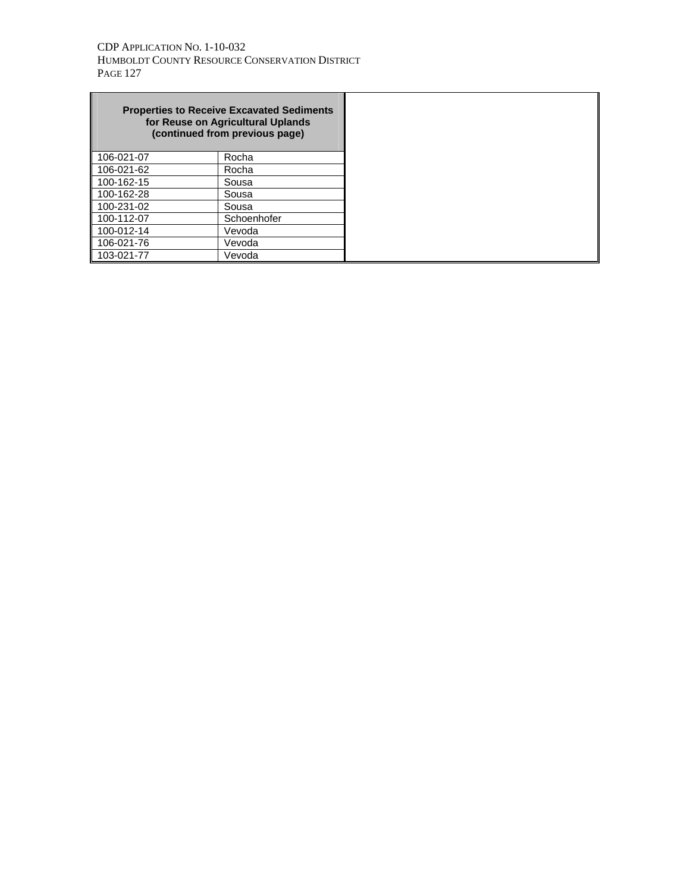| Properties to Receive Excavated Sediments for Reuse on Agricultural Uplands (continued from previous page) | | |
|---|---|---|
| 106-021-07 | Rocha | |
| 106-021-62 | Rocha | |
| 100-162-15 | Sousa | |
| 100-162-28 | Sousa | |
| 100-231-02 | Sousa | |
| 100-112-07 | Schoenhofer | |
| 100-012-14 | Vevoda | |
| 106-021-76 | Vevoda | |
| 103-021-77 | Vevoda | |